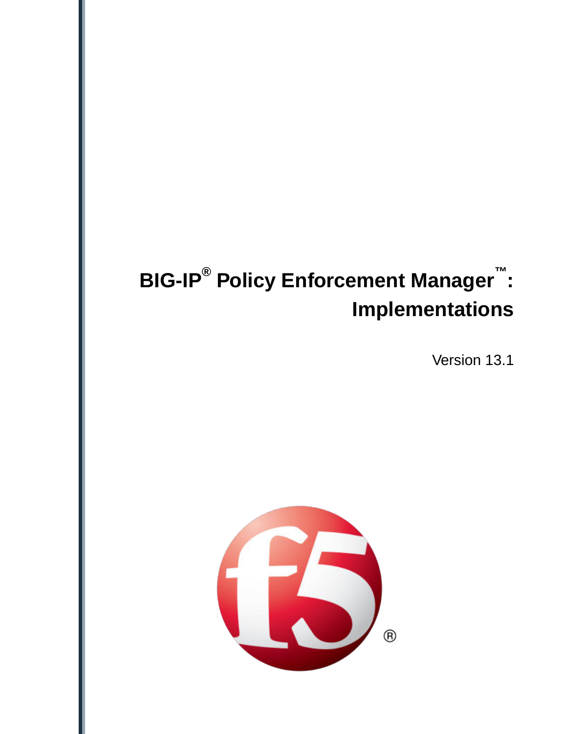# BIG-IP® Policy Enforcement Manager™: Implementations

Version 13.1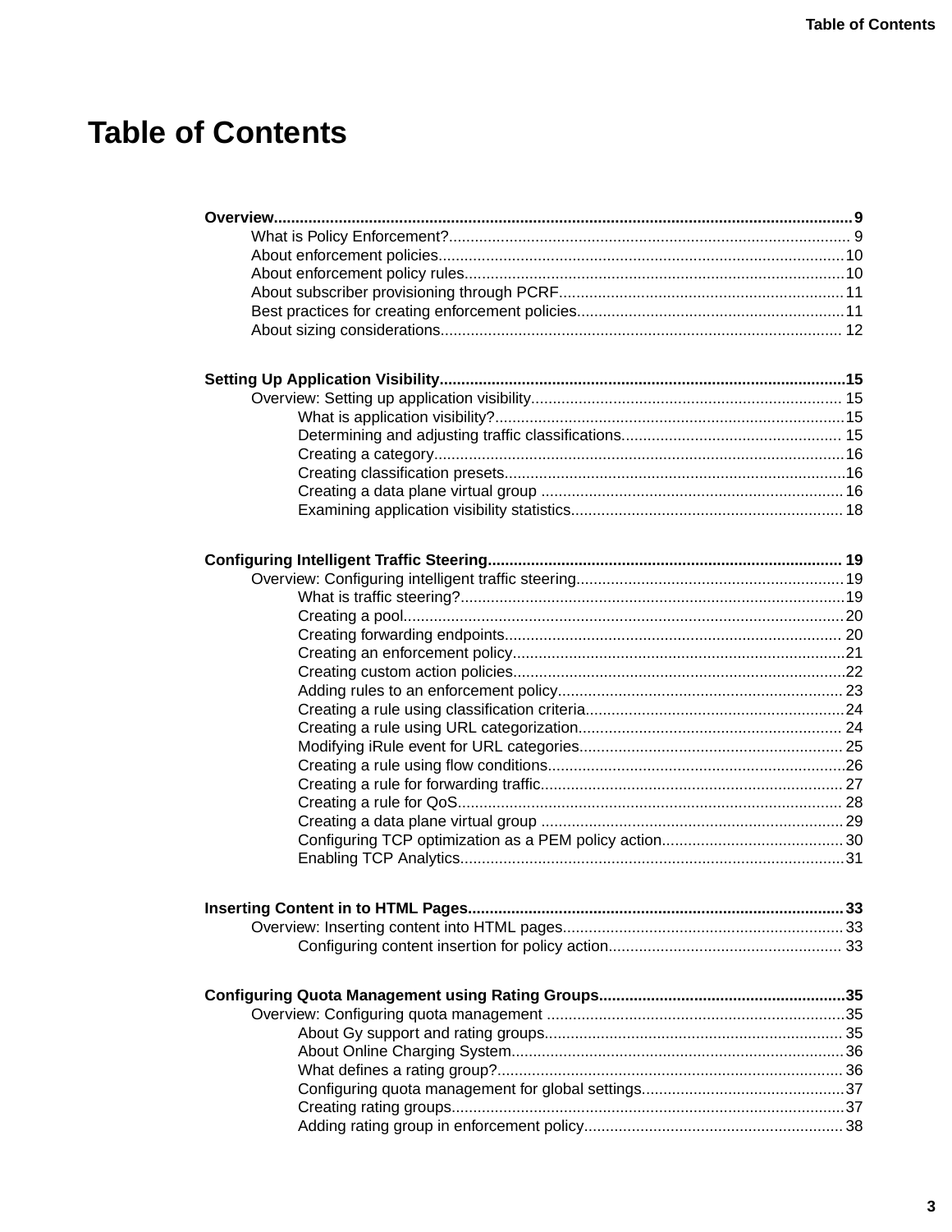# Table of Contents

**Overview....9**

- What is Policy Enforcement?....9
- About enforcement policies....10
- About enforcement policy rules....10
- About subscriber provisioning through PCRF....11
- Best practices for creating enforcement policies....11
- About sizing considerations....12

**Setting Up Application Visibility....15**

- Overview: Setting up application visibility....15
  - What is application visibility?....15
  - Determining and adjusting traffic classifications....15
  - Creating a category....16
  - Creating classification presets....16
  - Creating a data plane virtual group....16
  - Examining application visibility statistics....18

**Configuring Intelligent Traffic Steering....19**

- Overview: Configuring intelligent traffic steering....19
  - What is traffic steering?....19
  - Creating a pool....20
  - Creating forwarding endpoints....20
  - Creating an enforcement policy....21
  - Creating custom action policies....22
  - Adding rules to an enforcement policy....23
  - Creating a rule using classification criteria....24
  - Creating a rule using URL categorization....24
  - Modifying iRule event for URL categories....25
  - Creating a rule using flow conditions....26
  - Creating a rule for forwarding traffic....27
  - Creating a rule for QoS....28
  - Creating a data plane virtual group....29
  - Configuring TCP optimization as a PEM policy action....30
  - Enabling TCP Analytics....31

**Inserting Content in to HTML Pages....33**

- Overview: Inserting content into HTML pages....33
  - Configuring content insertion for policy action....33

**Configuring Quota Management using Rating Groups....35**

- Overview: Configuring quota management....35
  - About Gy support and rating groups....35
  - About Online Charging System....36
  - What defines a rating group?....36
  - Configuring quota management for global settings....37
  - Creating rating groups....37
  - Adding rating group in enforcement policy....38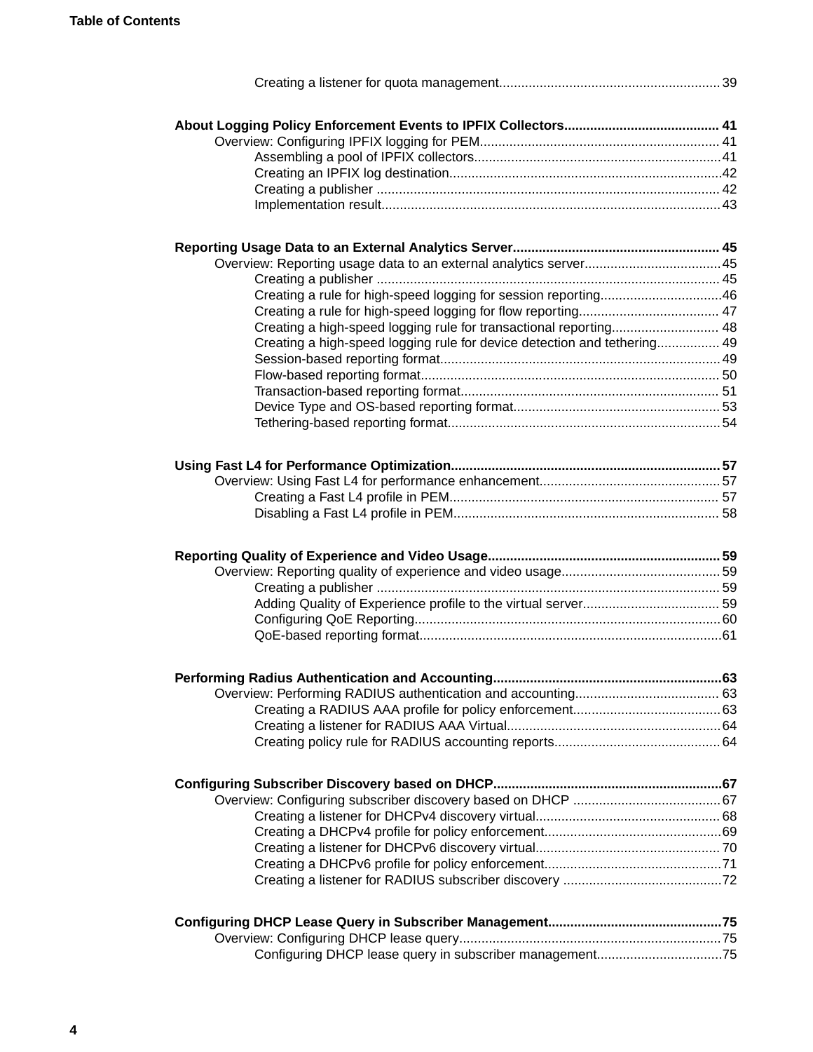Creating a listener for quota management............................................................39

**About Logging Policy Enforcement Events to IPFIX Collectors.......................................... 41**

Overview: Configuring IPFIX logging for PEM................................................................. 41

Assembling a pool of IPFIX collectors...................................................................41

Creating an IPFIX log destination..........................................................................42

Creating a publisher ............................................................................................. 42

Implementation result............................................................................................43

**Reporting Usage Data to an External Analytics Server........................................................ 45**

Overview: Reporting usage data to an external analytics server.....................................45

Creating a publisher ............................................................................................. 45

Creating a rule for high-speed logging for session reporting.................................46

Creating a rule for high-speed logging for flow reporting...................................... 47

Creating a high-speed logging rule for transactional reporting............................. 48

Creating a high-speed logging rule for device detection and tethering................. 49

Session-based reporting format............................................................................49

Flow-based reporting format................................................................................. 50

Transaction-based reporting format...................................................................... 51

Device Type and OS-based reporting format........................................................53

Tethering-based reporting format..........................................................................54

**Using Fast L4 for Performance Optimization.........................................................................57**

Overview: Using Fast L4 for performance enhancement.................................................57

Creating a Fast L4 profile in PEM......................................................................... 57

Disabling a Fast L4 profile in PEM........................................................................ 58

**Reporting Quality of Experience and Video Usage...............................................................59**

Overview: Reporting quality of experience and video usage...........................................59

Creating a publisher ............................................................................................. 59

Adding Quality of Experience profile to the virtual server..................................... 59

Configuring QoE Reporting...................................................................................60

QoE-based reporting format..................................................................................61

**Performing Radius Authentication and Accounting..............................................................63**

Overview: Performing RADIUS authentication and accounting....................................... 63

Creating a RADIUS AAA profile for policy enforcement........................................63

Creating a listener for RADIUS AAA Virtual..........................................................64

Creating policy rule for RADIUS accounting reports.............................................64

**Configuring Subscriber Discovery based on DHCP..............................................................67**

Overview: Configuring subscriber discovery based on DHCP ........................................67

Creating a listener for DHCPv4 discovery virtual.................................................. 68

Creating a DHCPv4 profile for policy enforcement................................................69

Creating a listener for DHCPv6 discovery virtual.................................................. 70

Creating a DHCPv6 profile for policy enforcement................................................71

Creating a listener for RADIUS subscriber discovery ...........................................72

**Configuring DHCP Lease Query in Subscriber Management...............................................75**

Overview: Configuring DHCP lease query.......................................................................75

Configuring DHCP lease query in subscriber management..................................75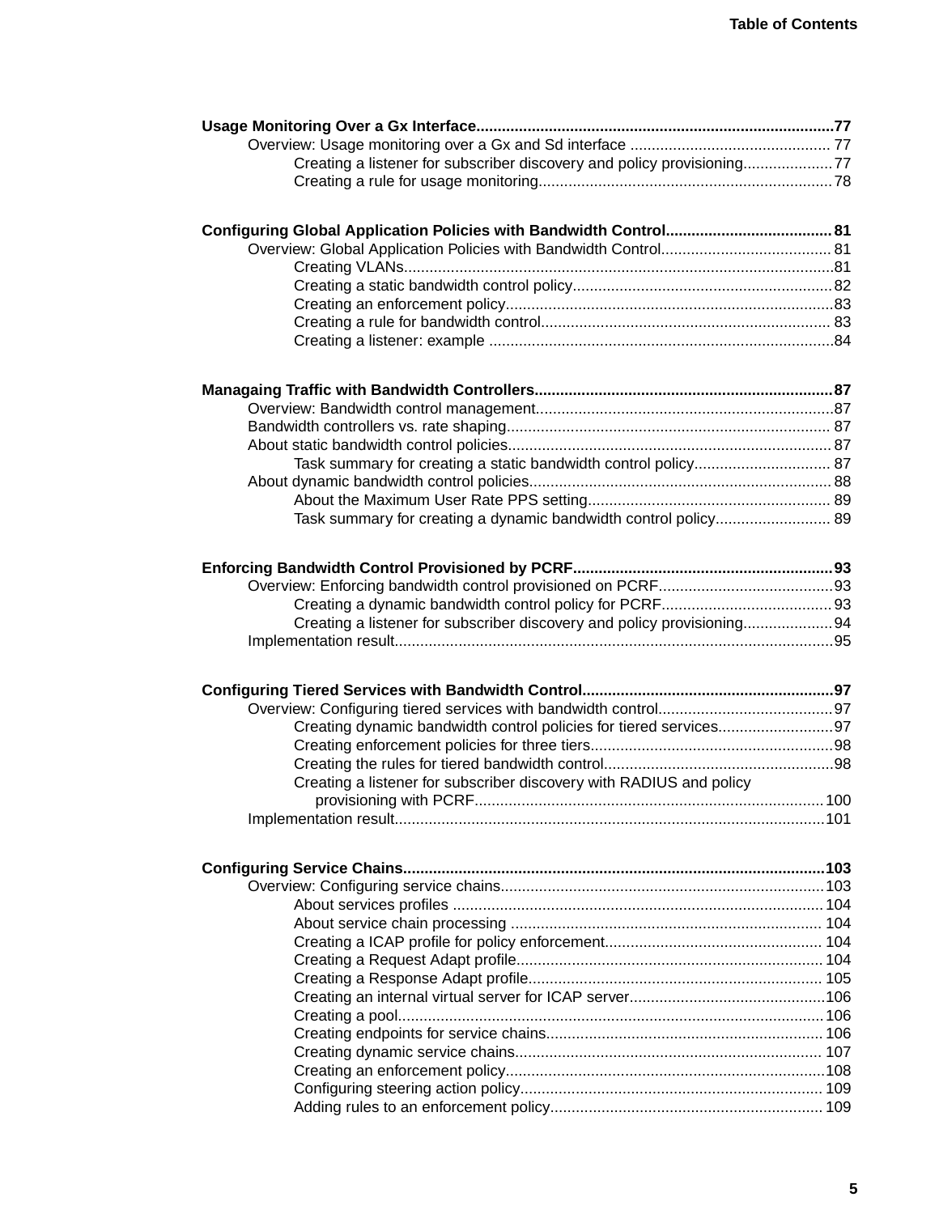**Usage Monitoring Over a Gx Interface....................................................................................77**

- Overview: Usage monitoring over a Gx and Sd interface ............................................... 77
  - Creating a listener for subscriber discovery and policy provisioning.....................77
  - Creating a rule for usage monitoring.....................................................................78

**Configuring Global Application Policies with Bandwidth Control....................................... 81**

- Overview: Global Application Policies with Bandwidth Control........................................ 81
  - Creating VLANs.....................................................................................................81
  - Creating a static bandwidth control policy.............................................................82
  - Creating an enforcement policy.............................................................................83
  - Creating a rule for bandwidth control.................................................................... 83
  - Creating a listener: example .................................................................................84

**Managaing Traffic with Bandwidth Controllers......................................................................87**

- Overview: Bandwidth control management......................................................................87
- Bandwidth controllers vs. rate shaping............................................................................ 87
- About static bandwidth control policies............................................................................ 87
  - Task summary for creating a static bandwidth control policy................................ 87
- About dynamic bandwidth control policies....................................................................... 88
  - About the Maximum User Rate PPS setting......................................................... 89
  - Task summary for creating a dynamic bandwidth control policy........................... 89

**Enforcing Bandwidth Control Provisioned by PCRF.............................................................93**

- Overview: Enforcing bandwidth control provisioned on PCRF.........................................93
  - Creating a dynamic bandwidth control policy for PCRF........................................ 93
  - Creating a listener for subscriber discovery and policy provisioning.....................94
- Implementation result.......................................................................................................95

**Configuring Tiered Services with Bandwidth Control...........................................................97**

- Overview: Configuring tiered services with bandwidth control.........................................97
  - Creating dynamic bandwidth control policies for tiered services...........................97
  - Creating enforcement policies for three tiers.........................................................98
  - Creating the rules for tiered bandwidth control......................................................98
  - Creating a listener for subscriber discovery with RADIUS and policy provisioning with PCRF..................................................................................100
- Implementation result.....................................................................................................101

**Configuring Service Chains...................................................................................................103**

- Overview: Configuring service chains............................................................................103
  - About services profiles ....................................................................................... 104
  - About service chain processing ......................................................................... 104
  - Creating a ICAP profile for policy enforcement................................................... 104
  - Creating a Request Adapt profile........................................................................ 104
  - Creating a Response Adapt profile..................................................................... 105
  - Creating an internal virtual server for ICAP server..............................................106
  - Creating a pool....................................................................................................106
  - Creating endpoints for service chains................................................................. 106
  - Creating dynamic service chains........................................................................ 107
  - Creating an enforcement policy...........................................................................108
  - Configuring steering action policy....................................................................... 109
  - Adding rules to an enforcement policy................................................................ 109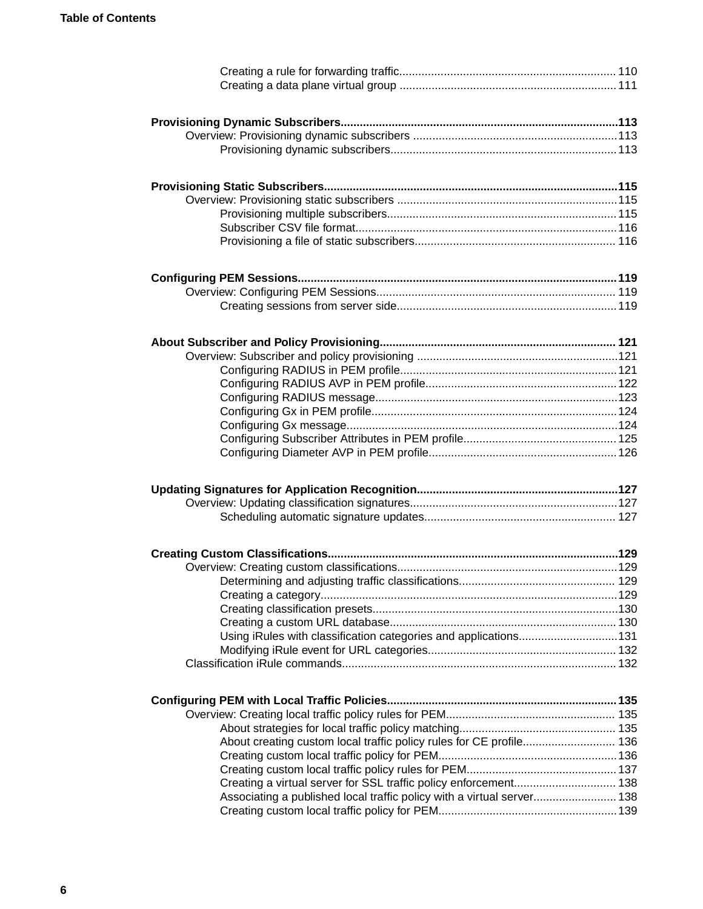Creating a rule for forwarding traffic....................................................................110
Creating a data plane virtual group ....................................................................111

**Provisioning Dynamic Subscribers.......................................................................................113**
Overview: Provisioning dynamic subscribers ................................................................113
Provisioning dynamic subscribers.......................................................................113

**Provisioning Static Subscribers...........................................................................................115**
Overview: Provisioning static subscribers .....................................................................115
Provisioning multiple subscribers........................................................................115
Subscriber CSV file format..................................................................................116
Provisioning a file of static subscribers...............................................................116

**Configuring PEM Sessions....................................................................................................119**
Overview: Configuring PEM Sessions...........................................................................119
Creating sessions from server side.....................................................................119

**About Subscriber and Policy Provisioning..........................................................................121**
Overview: Subscriber and policy provisioning ...............................................................121
Configuring RADIUS in PEM profile....................................................................121
Configuring RADIUS AVP in PEM profile............................................................122
Configuring RADIUS message............................................................................123
Configuring Gx in PEM profile.............................................................................124
Configuring Gx message.....................................................................................124
Configuring Subscriber Attributes in PEM profile................................................125
Configuring Diameter AVP in PEM profile...........................................................126

**Updating Signatures for Application Recognition...............................................................127**
Overview: Updating classification signatures.................................................................127
Scheduling automatic signature updates............................................................127

**Creating Custom Classifications...........................................................................................129**
Overview: Creating custom classifications.....................................................................129
Determining and adjusting traffic classifications.................................................129
Creating a category.............................................................................................129
Creating classification presets.............................................................................130
Creating a custom URL database.......................................................................130
Using iRules with classification categories and applications...............................131
Modifying iRule event for URL categories...........................................................132
Classification iRule commands.....................................................................................132

**Configuring PEM with Local Traffic Policies........................................................................135**
Overview: Creating local traffic policy rules for PEM.....................................................135
About strategies for local traffic policy matching.................................................135
About creating custom local traffic policy rules for CE profile.............................136
Creating custom local traffic policy for PEM........................................................136
Creating custom local traffic policy rules for PEM...............................................137
Creating a virtual server for SSL traffic policy enforcement................................138
Associating a published local traffic policy with a virtual server..........................138
Creating custom local traffic policy for PEM........................................................139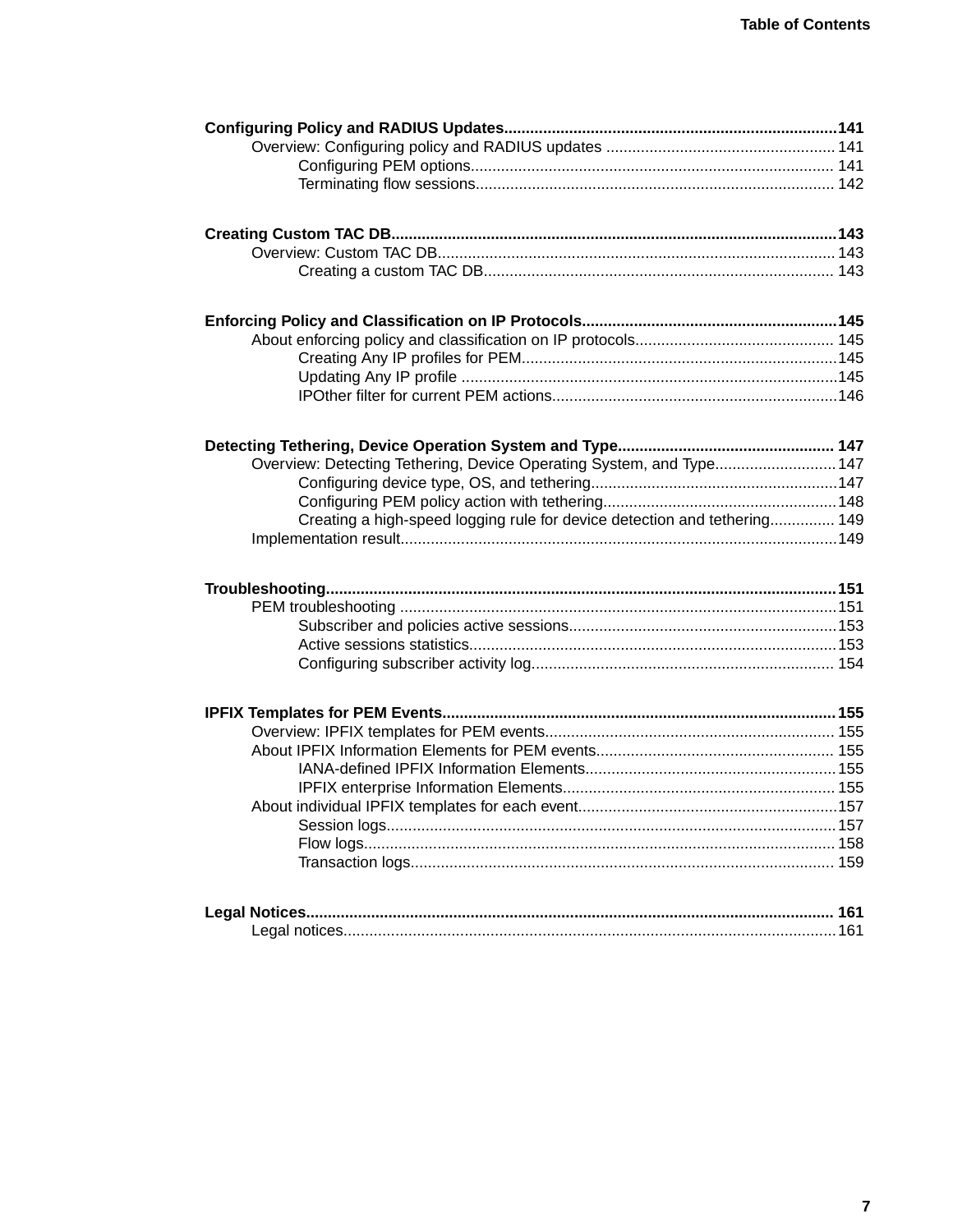**Configuring Policy and RADIUS Updates**......141

- Overview: Configuring policy and RADIUS updates......141
    - Configuring PEM options......141
    - Terminating flow sessions......142

**Creating Custom TAC DB**......143

- Overview: Custom TAC DB......143
    - Creating a custom TAC DB......143

**Enforcing Policy and Classification on IP Protocols**......145

- About enforcing policy and classification on IP protocols......145
    - Creating Any IP profiles for PEM......145
    - Updating Any IP profile......145
    - IPOther filter for current PEM actions......146

**Detecting Tethering, Device Operation System and Type**......147

- Overview: Detecting Tethering, Device Operating System, and Type......147
    - Configuring device type, OS, and tethering......147
    - Configuring PEM policy action with tethering......148
    - Creating a high-speed logging rule for device detection and tethering......149
- Implementation result......149

**Troubleshooting**......151

- PEM troubleshooting......151
    - Subscriber and policies active sessions......153
    - Active sessions statistics......153
    - Configuring subscriber activity log......154

**IPFIX Templates for PEM Events**......155

- Overview: IPFIX templates for PEM events......155
- About IPFIX Information Elements for PEM events......155
    - IANA-defined IPFIX Information Elements......155
    - IPFIX enterprise Information Elements......155
- About individual IPFIX templates for each event......157
    - Session logs......157
    - Flow logs......158
    - Transaction logs......159

**Legal Notices**......161

- Legal notices......161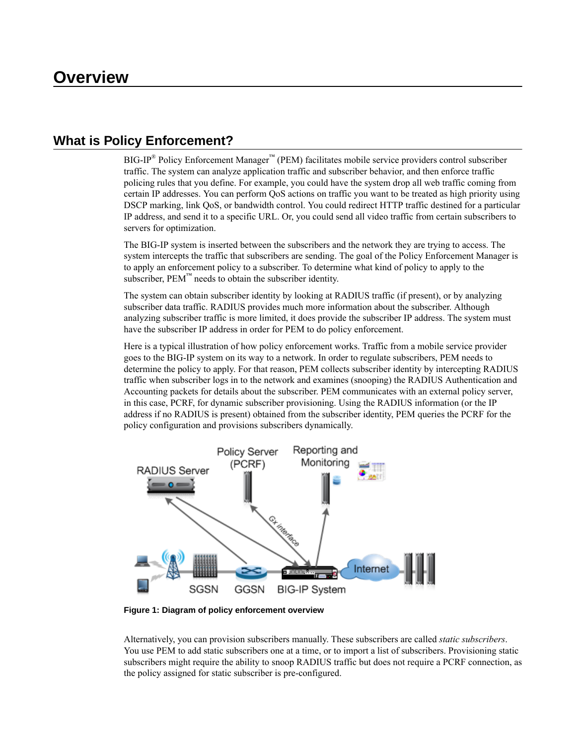# Overview

## What is Policy Enforcement?

BIG-IP® Policy Enforcement Manager™ (PEM) facilitates mobile service providers control subscriber traffic. The system can analyze application traffic and subscriber behavior, and then enforce traffic policing rules that you define. For example, you could have the system drop all web traffic coming from certain IP addresses. You can perform QoS actions on traffic you want to be treated as high priority using DSCP marking, link QoS, or bandwidth control. You could redirect HTTP traffic destined for a particular IP address, and send it to a specific URL. Or, you could send all video traffic from certain subscribers to servers for optimization.

The BIG-IP system is inserted between the subscribers and the network they are trying to access. The system intercepts the traffic that subscribers are sending. The goal of the Policy Enforcement Manager is to apply an enforcement policy to a subscriber. To determine what kind of policy to apply to the subscriber, PEM™ needs to obtain the subscriber identity.

The system can obtain subscriber identity by looking at RADIUS traffic (if present), or by analyzing subscriber data traffic. RADIUS provides much more information about the subscriber. Although analyzing subscriber traffic is more limited, it does provide the subscriber IP address. The system must have the subscriber IP address in order for PEM to do policy enforcement.

Here is a typical illustration of how policy enforcement works. Traffic from a mobile service provider goes to the BIG-IP system on its way to a network. In order to regulate subscribers, PEM needs to determine the policy to apply. For that reason, PEM collects subscriber identity by intercepting RADIUS traffic when subscriber logs in to the network and examines (snooping) the RADIUS Authentication and Accounting packets for details about the subscriber. PEM communicates with an external policy server, in this case, PCRF, for dynamic subscriber provisioning. Using the RADIUS information (or the IP address if no RADIUS is present) obtained from the subscriber identity, PEM queries the PCRF for the policy configuration and provisions subscribers dynamically.

**Figure 1: Diagram of policy enforcement overview**

Alternatively, you can provision subscribers manually. These subscribers are called *static subscribers*. You use PEM to add static subscribers one at a time, or to import a list of subscribers. Provisioning static subscribers might require the ability to snoop RADIUS traffic but does not require a PCRF connection, as the policy assigned for static subscriber is pre-configured.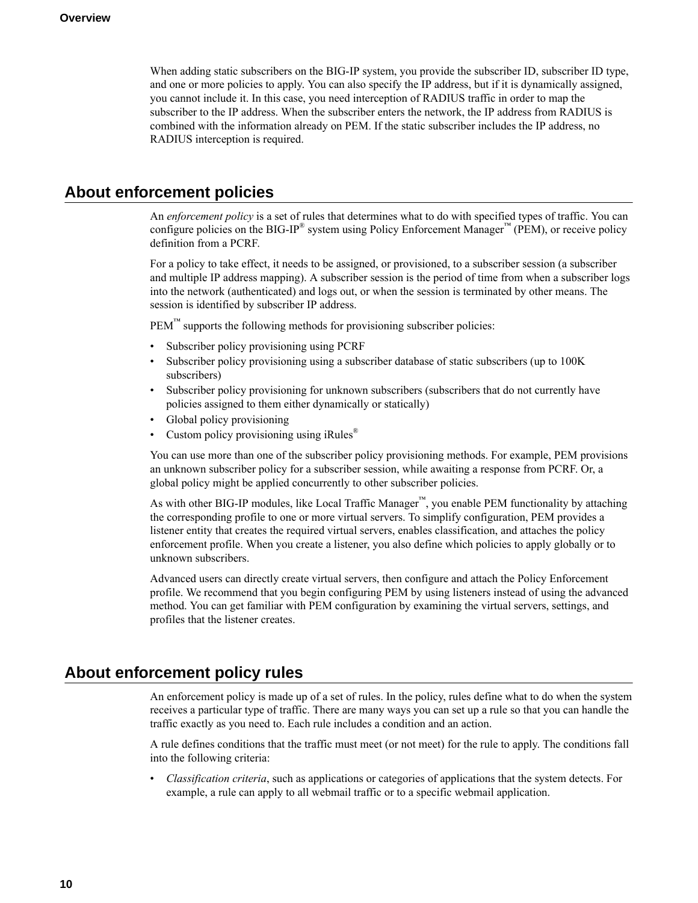When adding static subscribers on the BIG-IP system, you provide the subscriber ID, subscriber ID type, and one or more policies to apply. You can also specify the IP address, but if it is dynamically assigned, you cannot include it. In this case, you need interception of RADIUS traffic in order to map the subscriber to the IP address. When the subscriber enters the network, the IP address from RADIUS is combined with the information already on PEM. If the static subscriber includes the IP address, no RADIUS interception is required.

## About enforcement policies

An *enforcement policy* is a set of rules that determines what to do with specified types of traffic. You can configure policies on the BIG-IP® system using Policy Enforcement Manager™ (PEM), or receive policy definition from a PCRF.

For a policy to take effect, it needs to be assigned, or provisioned, to a subscriber session (a subscriber and multiple IP address mapping). A subscriber session is the period of time from when a subscriber logs into the network (authenticated) and logs out, or when the session is terminated by other means. The session is identified by subscriber IP address.

PEM™ supports the following methods for provisioning subscriber policies:

- Subscriber policy provisioning using PCRF
- Subscriber policy provisioning using a subscriber database of static subscribers (up to 100K subscribers)
- Subscriber policy provisioning for unknown subscribers (subscribers that do not currently have policies assigned to them either dynamically or statically)
- Global policy provisioning
- Custom policy provisioning using iRules®

You can use more than one of the subscriber policy provisioning methods. For example, PEM provisions an unknown subscriber policy for a subscriber session, while awaiting a response from PCRF. Or, a global policy might be applied concurrently to other subscriber policies.

As with other BIG-IP modules, like Local Traffic Manager™, you enable PEM functionality by attaching the corresponding profile to one or more virtual servers. To simplify configuration, PEM provides a listener entity that creates the required virtual servers, enables classification, and attaches the policy enforcement profile. When you create a listener, you also define which policies to apply globally or to unknown subscribers.

Advanced users can directly create virtual servers, then configure and attach the Policy Enforcement profile. We recommend that you begin configuring PEM by using listeners instead of using the advanced method. You can get familiar with PEM configuration by examining the virtual servers, settings, and profiles that the listener creates.

## About enforcement policy rules

An enforcement policy is made up of a set of rules. In the policy, rules define what to do when the system receives a particular type of traffic. There are many ways you can set up a rule so that you can handle the traffic exactly as you need to. Each rule includes a condition and an action.

A rule defines conditions that the traffic must meet (or not meet) for the rule to apply. The conditions fall into the following criteria:

- *Classification criteria*, such as applications or categories of applications that the system detects. For example, a rule can apply to all webmail traffic or to a specific webmail application.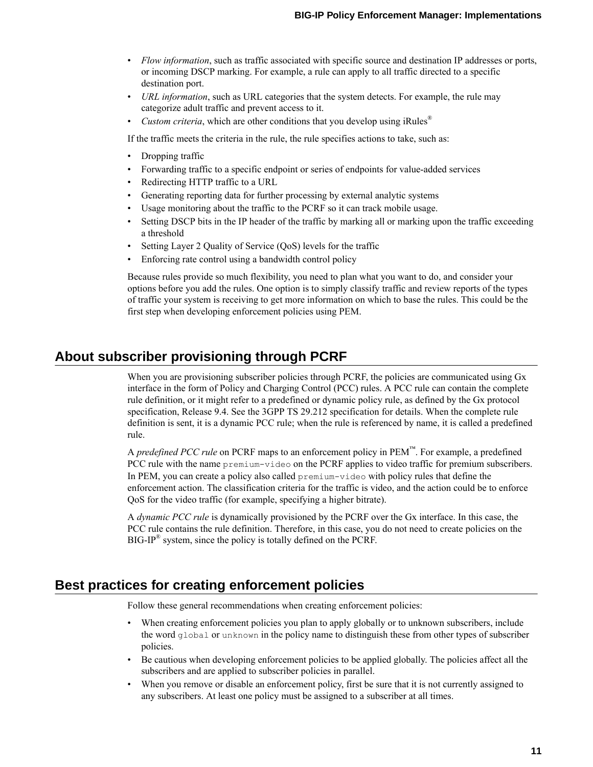- *Flow information*, such as traffic associated with specific source and destination IP addresses or ports, or incoming DSCP marking. For example, a rule can apply to all traffic directed to a specific destination port.
- *URL information*, such as URL categories that the system detects. For example, the rule may categorize adult traffic and prevent access to it.
- *Custom criteria*, which are other conditions that you develop using iRules®

If the traffic meets the criteria in the rule, the rule specifies actions to take, such as:

- Dropping traffic
- Forwarding traffic to a specific endpoint or series of endpoints for value-added services
- Redirecting HTTP traffic to a URL
- Generating reporting data for further processing by external analytic systems
- Usage monitoring about the traffic to the PCRF so it can track mobile usage.
- Setting DSCP bits in the IP header of the traffic by marking all or marking upon the traffic exceeding a threshold
- Setting Layer 2 Quality of Service (QoS) levels for the traffic
- Enforcing rate control using a bandwidth control policy

Because rules provide so much flexibility, you need to plan what you want to do, and consider your options before you add the rules. One option is to simply classify traffic and review reports of the types of traffic your system is receiving to get more information on which to base the rules. This could be the first step when developing enforcement policies using PEM.

## About subscriber provisioning through PCRF

When you are provisioning subscriber policies through PCRF, the policies are communicated using Gx interface in the form of Policy and Charging Control (PCC) rules. A PCC rule can contain the complete rule definition, or it might refer to a predefined or dynamic policy rule, as defined by the Gx protocol specification, Release 9.4. See the 3GPP TS 29.212 specification for details. When the complete rule definition is sent, it is a dynamic PCC rule; when the rule is referenced by name, it is called a predefined rule.

A *predefined PCC rule* on PCRF maps to an enforcement policy in PEM™. For example, a predefined PCC rule with the name `premium-video` on the PCRF applies to video traffic for premium subscribers. In PEM, you can create a policy also called `premium-video` with policy rules that define the enforcement action. The classification criteria for the traffic is video, and the action could be to enforce QoS for the video traffic (for example, specifying a higher bitrate).

A *dynamic PCC rule* is dynamically provisioned by the PCRF over the Gx interface. In this case, the PCC rule contains the rule definition. Therefore, in this case, you do not need to create policies on the BIG-IP® system, since the policy is totally defined on the PCRF.

## Best practices for creating enforcement policies

Follow these general recommendations when creating enforcement policies:

- When creating enforcement policies you plan to apply globally or to unknown subscribers, include the word `global` or `unknown` in the policy name to distinguish these from other types of subscriber policies.
- Be cautious when developing enforcement policies to be applied globally. The policies affect all the subscribers and are applied to subscriber policies in parallel.
- When you remove or disable an enforcement policy, first be sure that it is not currently assigned to any subscribers. At least one policy must be assigned to a subscriber at all times.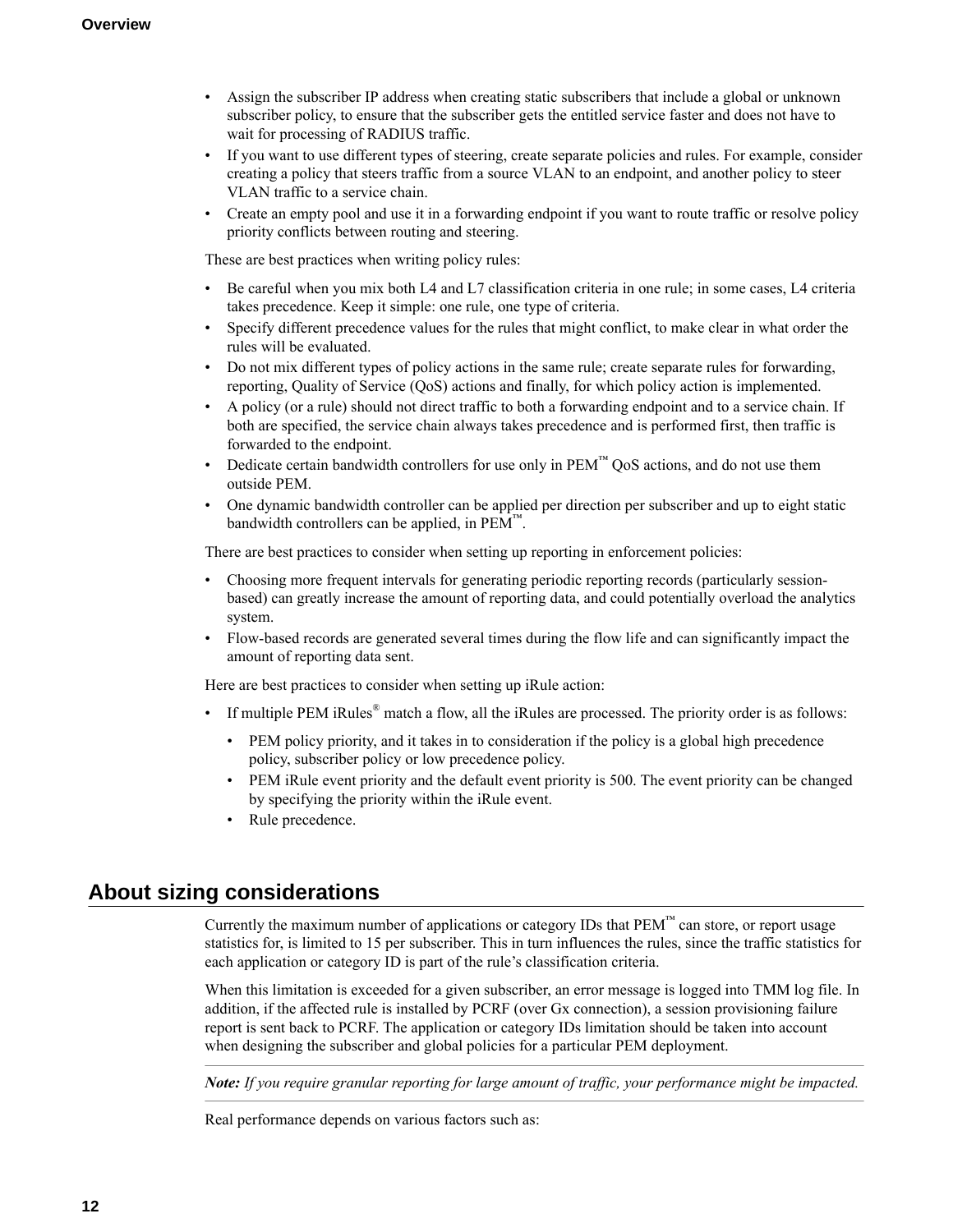- Assign the subscriber IP address when creating static subscribers that include a global or unknown subscriber policy, to ensure that the subscriber gets the entitled service faster and does not have to wait for processing of RADIUS traffic.
- If you want to use different types of steering, create separate policies and rules. For example, consider creating a policy that steers traffic from a source VLAN to an endpoint, and another policy to steer VLAN traffic to a service chain.
- Create an empty pool and use it in a forwarding endpoint if you want to route traffic or resolve policy priority conflicts between routing and steering.

These are best practices when writing policy rules:

- Be careful when you mix both L4 and L7 classification criteria in one rule; in some cases, L4 criteria takes precedence. Keep it simple: one rule, one type of criteria.
- Specify different precedence values for the rules that might conflict, to make clear in what order the rules will be evaluated.
- Do not mix different types of policy actions in the same rule; create separate rules for forwarding, reporting, Quality of Service (QoS) actions and finally, for which policy action is implemented.
- A policy (or a rule) should not direct traffic to both a forwarding endpoint and to a service chain. If both are specified, the service chain always takes precedence and is performed first, then traffic is forwarded to the endpoint.
- Dedicate certain bandwidth controllers for use only in PEM™ QoS actions, and do not use them outside PEM.
- One dynamic bandwidth controller can be applied per direction per subscriber and up to eight static bandwidth controllers can be applied, in PEM™.

There are best practices to consider when setting up reporting in enforcement policies:

- Choosing more frequent intervals for generating periodic reporting records (particularly session-based) can greatly increase the amount of reporting data, and could potentially overload the analytics system.
- Flow-based records are generated several times during the flow life and can significantly impact the amount of reporting data sent.

Here are best practices to consider when setting up iRule action:

- If multiple PEM iRules® match a flow, all the iRules are processed. The priority order is as follows:
  - PEM policy priority, and it takes in to consideration if the policy is a global high precedence policy, subscriber policy or low precedence policy.
  - PEM iRule event priority and the default event priority is 500. The event priority can be changed by specifying the priority within the iRule event.
  - Rule precedence.

## About sizing considerations

Currently the maximum number of applications or category IDs that PEM™ can store, or report usage statistics for, is limited to 15 per subscriber. This in turn influences the rules, since the traffic statistics for each application or category ID is part of the rule's classification criteria.

When this limitation is exceeded for a given subscriber, an error message is logged into TMM log file. In addition, if the affected rule is installed by PCRF (over Gx connection), a session provisioning failure report is sent back to PCRF. The application or category IDs limitation should be taken into account when designing the subscriber and global policies for a particular PEM deployment.

***Note:*** *If you require granular reporting for large amount of traffic, your performance might be impacted.*

Real performance depends on various factors such as: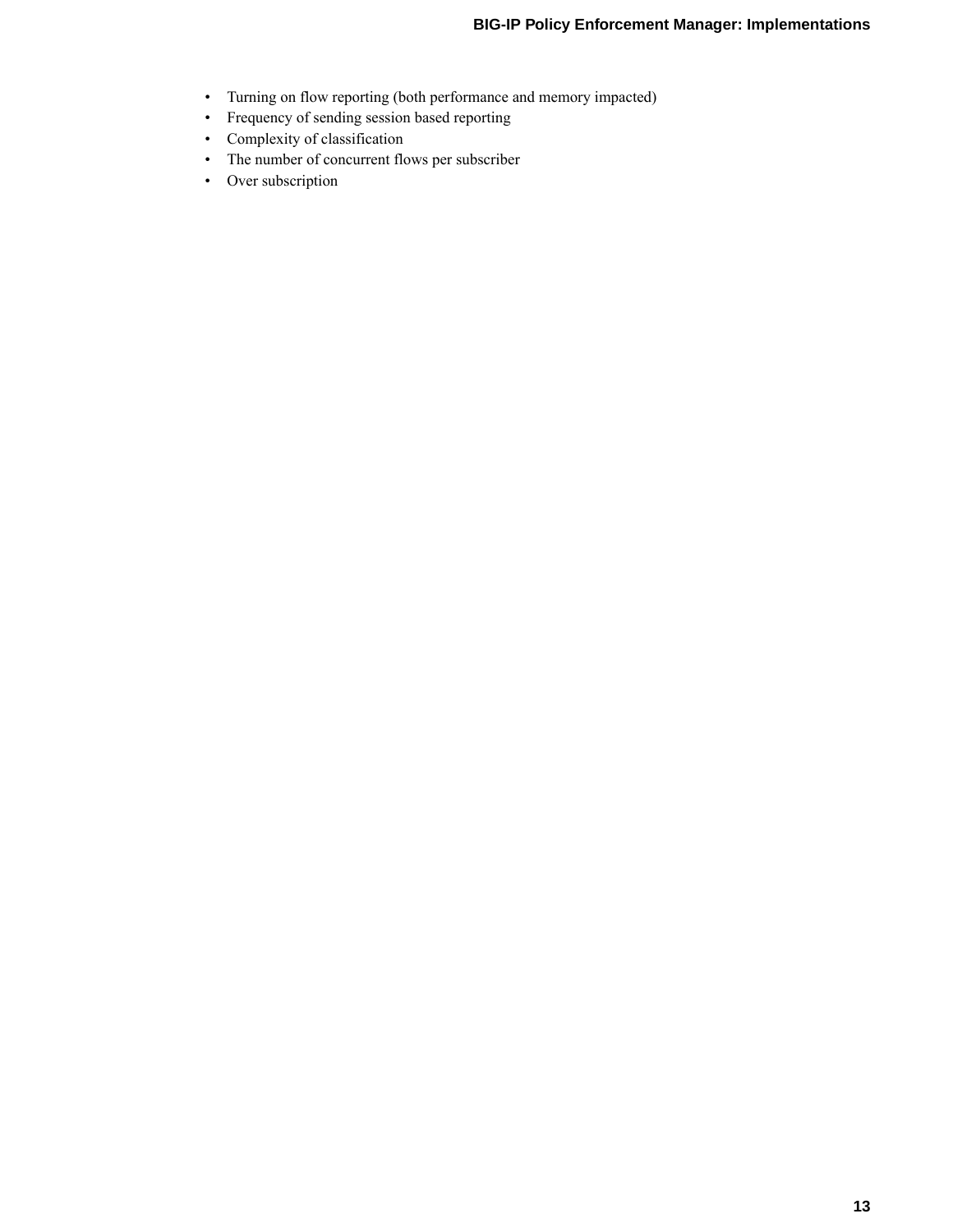- Turning on flow reporting (both performance and memory impacted)
- Frequency of sending session based reporting
- Complexity of classification
- The number of concurrent flows per subscriber
- Over subscription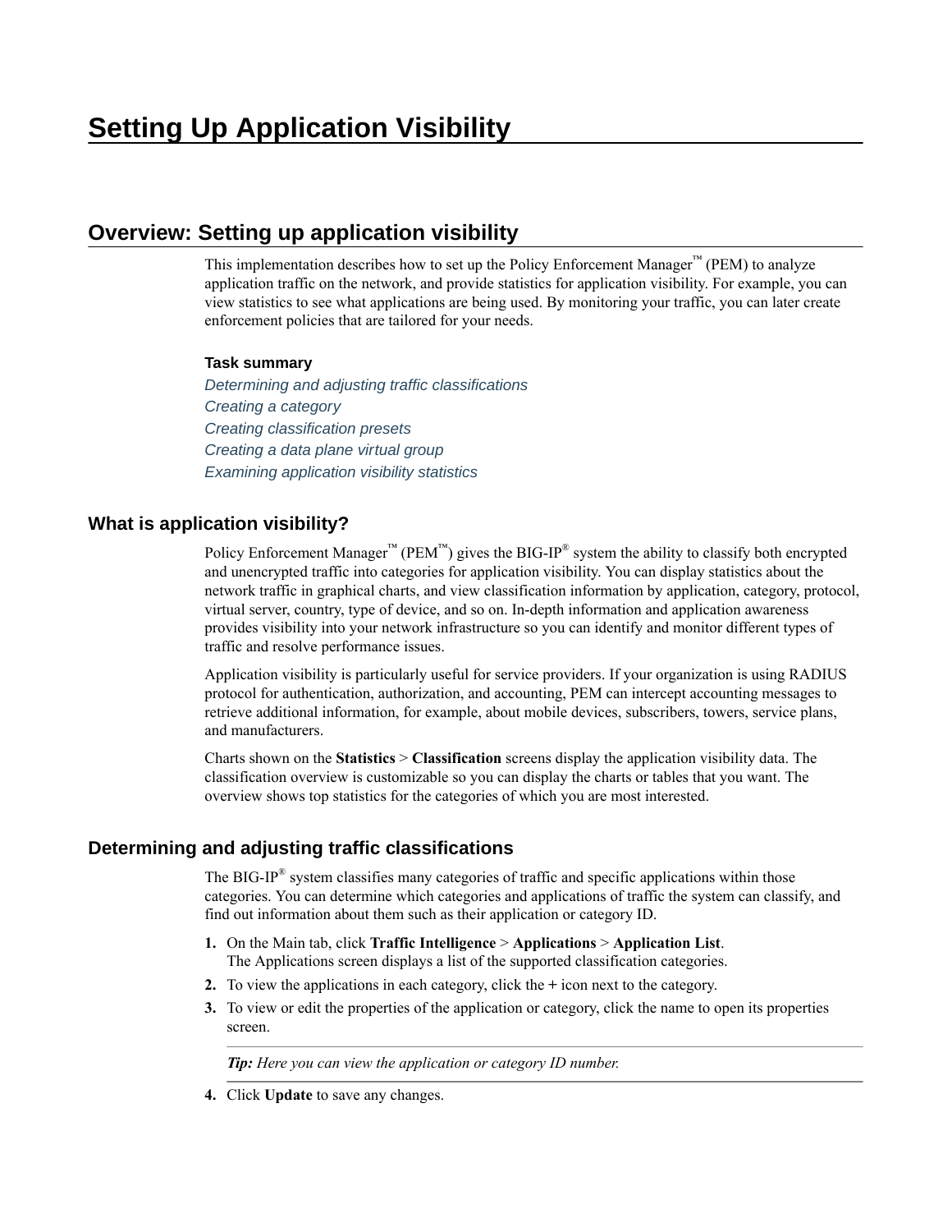# Setting Up Application Visibility

## Overview: Setting up application visibility

This implementation describes how to set up the Policy Enforcement Manager™ (PEM) to analyze application traffic on the network, and provide statistics for application visibility. For example, you can view statistics to see what applications are being used. By monitoring your traffic, you can later create enforcement policies that are tailored for your needs.

**Task summary**

*Determining and adjusting traffic classifications*
*Creating a category*
*Creating classification presets*
*Creating a data plane virtual group*
*Examining application visibility statistics*

### What is application visibility?

Policy Enforcement Manager™ (PEM™) gives the BIG-IP® system the ability to classify both encrypted and unencrypted traffic into categories for application visibility. You can display statistics about the network traffic in graphical charts, and view classification information by application, category, protocol, virtual server, country, type of device, and so on. In-depth information and application awareness provides visibility into your network infrastructure so you can identify and monitor different types of traffic and resolve performance issues.

Application visibility is particularly useful for service providers. If your organization is using RADIUS protocol for authentication, authorization, and accounting, PEM can intercept accounting messages to retrieve additional information, for example, about mobile devices, subscribers, towers, service plans, and manufacturers.

Charts shown on the **Statistics** > **Classification** screens display the application visibility data. The classification overview is customizable so you can display the charts or tables that you want. The overview shows top statistics for the categories of which you are most interested.

### Determining and adjusting traffic classifications

The BIG-IP® system classifies many categories of traffic and specific applications within those categories. You can determine which categories and applications of traffic the system can classify, and find out information about them such as their application or category ID.

1. On the Main tab, click **Traffic Intelligence** > **Applications** > **Application List**.
   The Applications screen displays a list of the supported classification categories.
2. To view the applications in each category, click the **+** icon next to the category.
3. To view or edit the properties of the application or category, click the name to open its properties screen.

   ***Tip:*** *Here you can view the application or category ID number.*

4. Click **Update** to save any changes.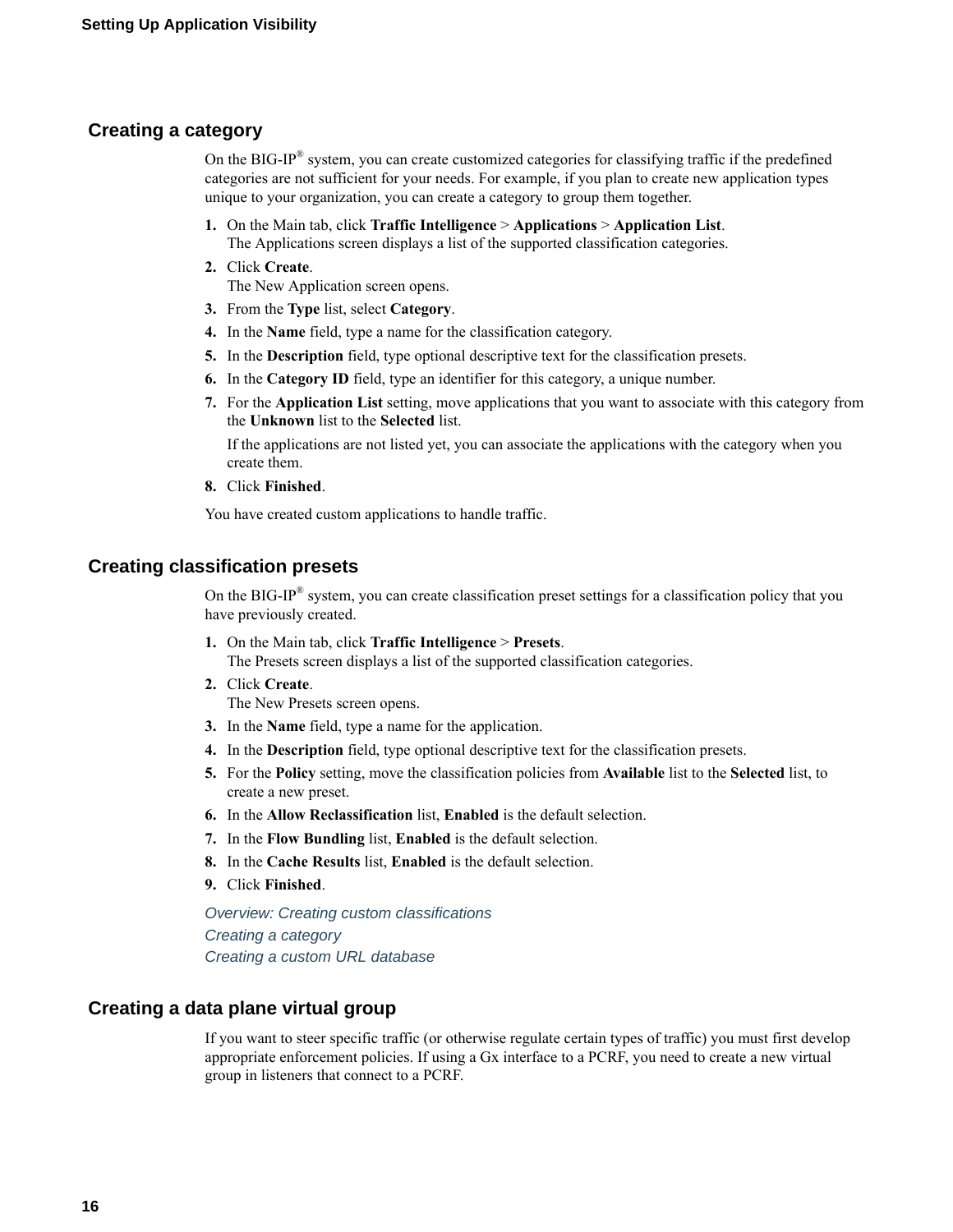## Creating a category

On the BIG-IP® system, you can create customized categories for classifying traffic if the predefined categories are not sufficient for your needs. For example, if you plan to create new application types unique to your organization, you can create a category to group them together.

1. On the Main tab, click **Traffic Intelligence** > **Applications** > **Application List**.
   The Applications screen displays a list of the supported classification categories.
2. Click **Create**.
   The New Application screen opens.
3. From the **Type** list, select **Category**.
4. In the **Name** field, type a name for the classification category.
5. In the **Description** field, type optional descriptive text for the classification presets.
6. In the **Category ID** field, type an identifier for this category, a unique number.
7. For the **Application List** setting, move applications that you want to associate with this category from the **Unknown** list to the **Selected** list.

   If the applications are not listed yet, you can associate the applications with the category when you create them.
8. Click **Finished**.

You have created custom applications to handle traffic.

## Creating classification presets

On the BIG-IP® system, you can create classification preset settings for a classification policy that you have previously created.

1. On the Main tab, click **Traffic Intelligence** > **Presets**.
   The Presets screen displays a list of the supported classification categories.
2. Click **Create**.
   The New Presets screen opens.
3. In the **Name** field, type a name for the application.
4. In the **Description** field, type optional descriptive text for the classification presets.
5. For the **Policy** setting, move the classification policies from **Available** list to the **Selected** list, to create a new preset.
6. In the **Allow Reclassification** list, **Enabled** is the default selection.
7. In the **Flow Bundling** list, **Enabled** is the default selection.
8. In the **Cache Results** list, **Enabled** is the default selection.
9. Click **Finished**.

*Overview: Creating custom classifications*
*Creating a category*
*Creating a custom URL database*

## Creating a data plane virtual group

If you want to steer specific traffic (or otherwise regulate certain types of traffic) you must first develop appropriate enforcement policies. If using a Gx interface to a PCRF, you need to create a new virtual group in listeners that connect to a PCRF.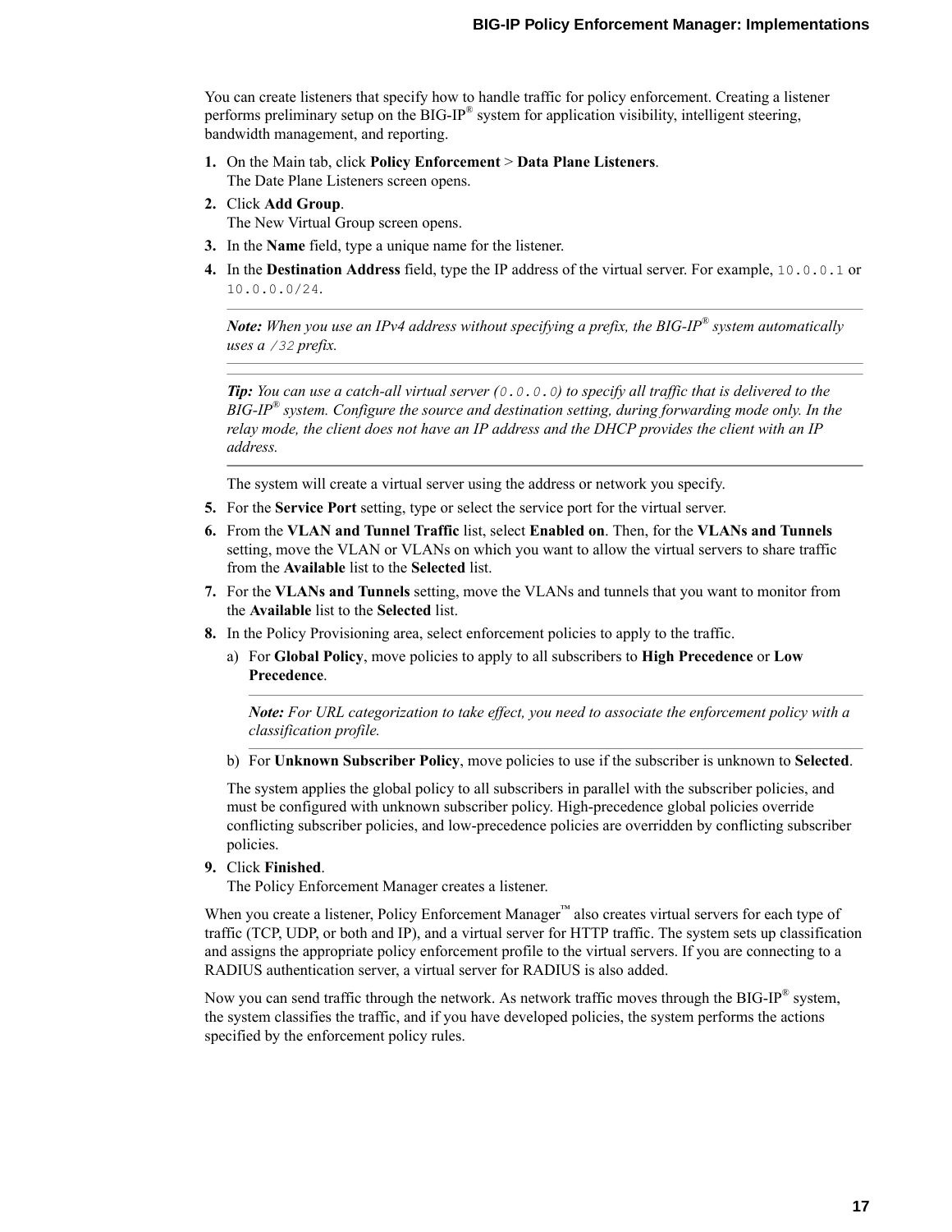You can create listeners that specify how to handle traffic for policy enforcement. Creating a listener performs preliminary setup on the BIG-IP® system for application visibility, intelligent steering, bandwidth management, and reporting.

1. On the Main tab, click **Policy Enforcement** > **Data Plane Listeners**.
   The Date Plane Listeners screen opens.
2. Click **Add Group**.
   The New Virtual Group screen opens.
3. In the **Name** field, type a unique name for the listener.
4. In the **Destination Address** field, type the IP address of the virtual server. For example, `10.0.0.1` or `10.0.0.0/24`.

   ---

   ***Note:*** *When you use an IPv4 address without specifying a prefix, the BIG-IP® system automatically uses a* `/32` *prefix.*

   ---

   ***Tip:*** *You can use a catch-all virtual server (*`0.0.0.0`*) to specify all traffic that is delivered to the BIG-IP® system. Configure the source and destination setting, during forwarding mode only. In the relay mode, the client does not have an IP address and the DHCP provides the client with an IP address.*

   ---

   The system will create a virtual server using the address or network you specify.
5. For the **Service Port** setting, type or select the service port for the virtual server.
6. From the **VLAN and Tunnel Traffic** list, select **Enabled on**. Then, for the **VLANs and Tunnels** setting, move the VLAN or VLANs on which you want to allow the virtual servers to share traffic from the **Available** list to the **Selected** list.
7. For the **VLANs and Tunnels** setting, move the VLANs and tunnels that you want to monitor from the **Available** list to the **Selected** list.
8. In the Policy Provisioning area, select enforcement policies to apply to the traffic.
   a) For **Global Policy**, move policies to apply to all subscribers to **High Precedence** or **Low Precedence**.

      ---

      ***Note:*** *For URL categorization to take effect, you need to associate the enforcement policy with a classification profile.*

      ---

   b) For **Unknown Subscriber Policy**, move policies to use if the subscriber is unknown to **Selected**.

   The system applies the global policy to all subscribers in parallel with the subscriber policies, and must be configured with unknown subscriber policy. High-precedence global policies override conflicting subscriber policies, and low-precedence policies are overridden by conflicting subscriber policies.
9. Click **Finished**.
   The Policy Enforcement Manager creates a listener.

When you create a listener, Policy Enforcement Manager™ also creates virtual servers for each type of traffic (TCP, UDP, or both and IP), and a virtual server for HTTP traffic. The system sets up classification and assigns the appropriate policy enforcement profile to the virtual servers. If you are connecting to a RADIUS authentication server, a virtual server for RADIUS is also added.

Now you can send traffic through the network. As network traffic moves through the BIG-IP® system, the system classifies the traffic, and if you have developed policies, the system performs the actions specified by the enforcement policy rules.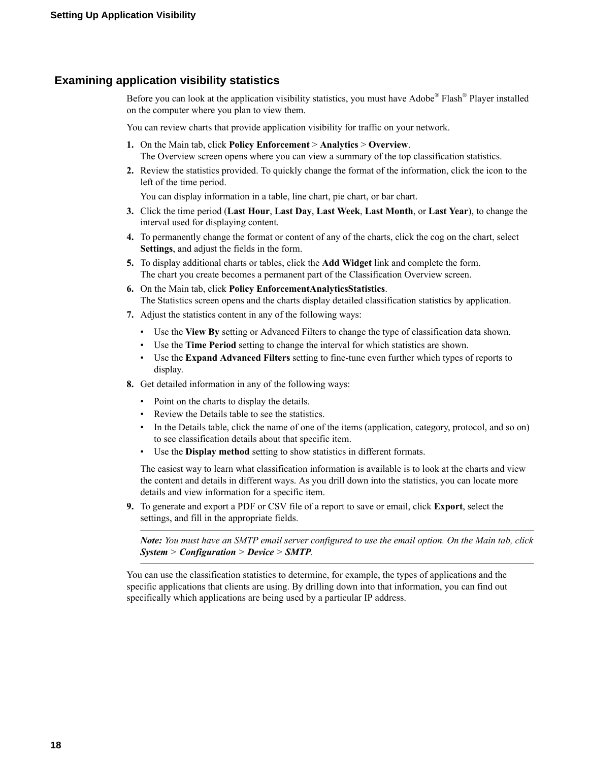## Examining application visibility statistics

Before you can look at the application visibility statistics, you must have Adobe® Flash® Player installed on the computer where you plan to view them.

You can review charts that provide application visibility for traffic on your network.

1. On the Main tab, click **Policy Enforcement** > **Analytics** > **Overview**.
   The Overview screen opens where you can view a summary of the top classification statistics.
2. Review the statistics provided. To quickly change the format of the information, click the icon to the left of the time period.

   You can display information in a table, line chart, pie chart, or bar chart.
3. Click the time period (**Last Hour**, **Last Day**, **Last Week**, **Last Month**, or **Last Year**), to change the interval used for displaying content.
4. To permanently change the format or content of any of the charts, click the cog on the chart, select **Settings**, and adjust the fields in the form.
5. To display additional charts or tables, click the **Add Widget** link and complete the form.
   The chart you create becomes a permanent part of the Classification Overview screen.
6. On the Main tab, click **Policy EnforcementAnalyticsStatistics**.
   The Statistics screen opens and the charts display detailed classification statistics by application.
7. Adjust the statistics content in any of the following ways:
   - Use the **View By** setting or Advanced Filters to change the type of classification data shown.
   - Use the **Time Period** setting to change the interval for which statistics are shown.
   - Use the **Expand Advanced Filters** setting to fine-tune even further which types of reports to display.
8. Get detailed information in any of the following ways:
   - Point on the charts to display the details.
   - Review the Details table to see the statistics.
   - In the Details table, click the name of one of the items (application, category, protocol, and so on) to see classification details about that specific item.
   - Use the **Display method** setting to show statistics in different formats.

   The easiest way to learn what classification information is available is to look at the charts and view the content and details in different ways. As you drill down into the statistics, you can locate more details and view information for a specific item.
9. To generate and export a PDF or CSV file of a report to save or email, click **Export**, select the settings, and fill in the appropriate fields.

   ***Note:*** *You must have an SMTP email server configured to use the email option. On the Main tab, click* ***System*** *>* ***Configuration*** *>* ***Device*** *>* ***SMTP****.*

You can use the classification statistics to determine, for example, the types of applications and the specific applications that clients are using. By drilling down into that information, you can find out specifically which applications are being used by a particular IP address.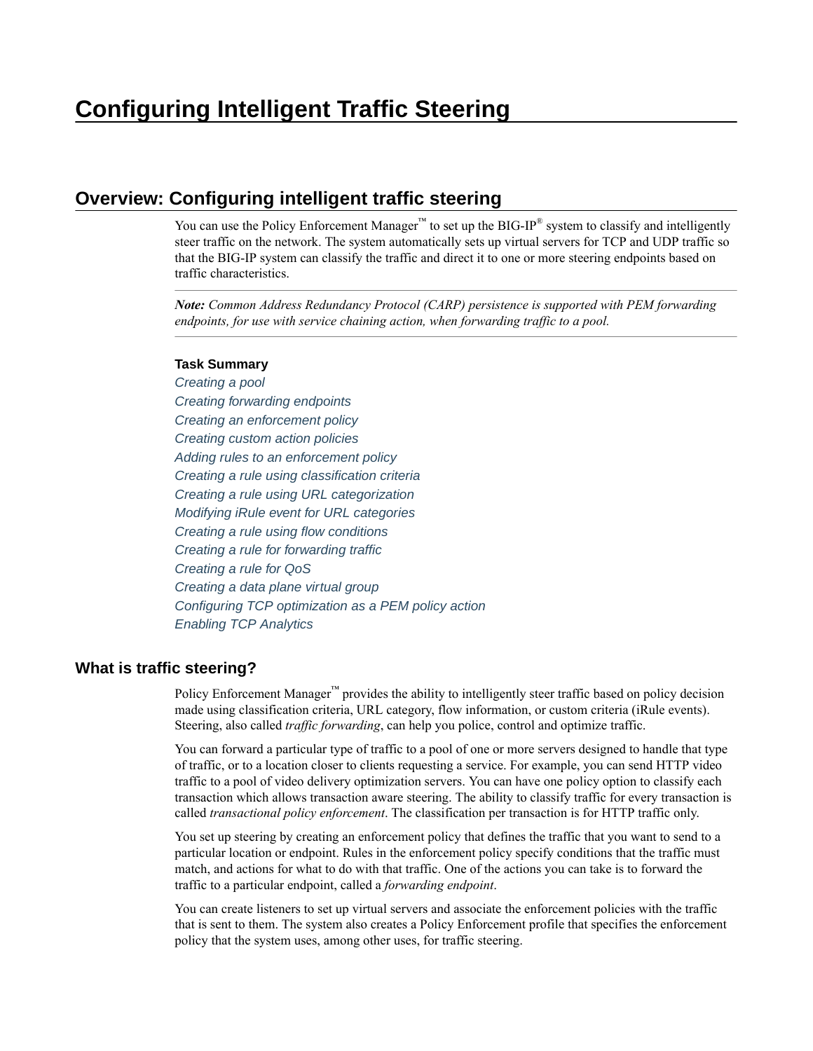# Configuring Intelligent Traffic Steering

## Overview: Configuring intelligent traffic steering

You can use the Policy Enforcement Manager™ to set up the BIG-IP® system to classify and intelligently steer traffic on the network. The system automatically sets up virtual servers for TCP and UDP traffic so that the BIG-IP system can classify the traffic and direct it to one or more steering endpoints based on traffic characteristics.

---

***Note:*** *Common Address Redundancy Protocol (CARP) persistence is supported with PEM forwarding endpoints, for use with service chaining action, when forwarding traffic to a pool.*

---

**Task Summary**

*Creating a pool*
*Creating forwarding endpoints*
*Creating an enforcement policy*
*Creating custom action policies*
*Adding rules to an enforcement policy*
*Creating a rule using classification criteria*
*Creating a rule using URL categorization*
*Modifying iRule event for URL categories*
*Creating a rule using flow conditions*
*Creating a rule for forwarding traffic*
*Creating a rule for QoS*
*Creating a data plane virtual group*
*Configuring TCP optimization as a PEM policy action*
*Enabling TCP Analytics*

### What is traffic steering?

Policy Enforcement Manager™ provides the ability to intelligently steer traffic based on policy decision made using classification criteria, URL category, flow information, or custom criteria (iRule events). Steering, also called *traffic forwarding*, can help you police, control and optimize traffic.

You can forward a particular type of traffic to a pool of one or more servers designed to handle that type of traffic, or to a location closer to clients requesting a service. For example, you can send HTTP video traffic to a pool of video delivery optimization servers. You can have one policy option to classify each transaction which allows transaction aware steering. The ability to classify traffic for every transaction is called *transactional policy enforcement*. The classification per transaction is for HTTP traffic only.

You set up steering by creating an enforcement policy that defines the traffic that you want to send to a particular location or endpoint. Rules in the enforcement policy specify conditions that the traffic must match, and actions for what to do with that traffic. One of the actions you can take is to forward the traffic to a particular endpoint, called a *forwarding endpoint*.

You can create listeners to set up virtual servers and associate the enforcement policies with the traffic that is sent to them. The system also creates a Policy Enforcement profile that specifies the enforcement policy that the system uses, among other uses, for traffic steering.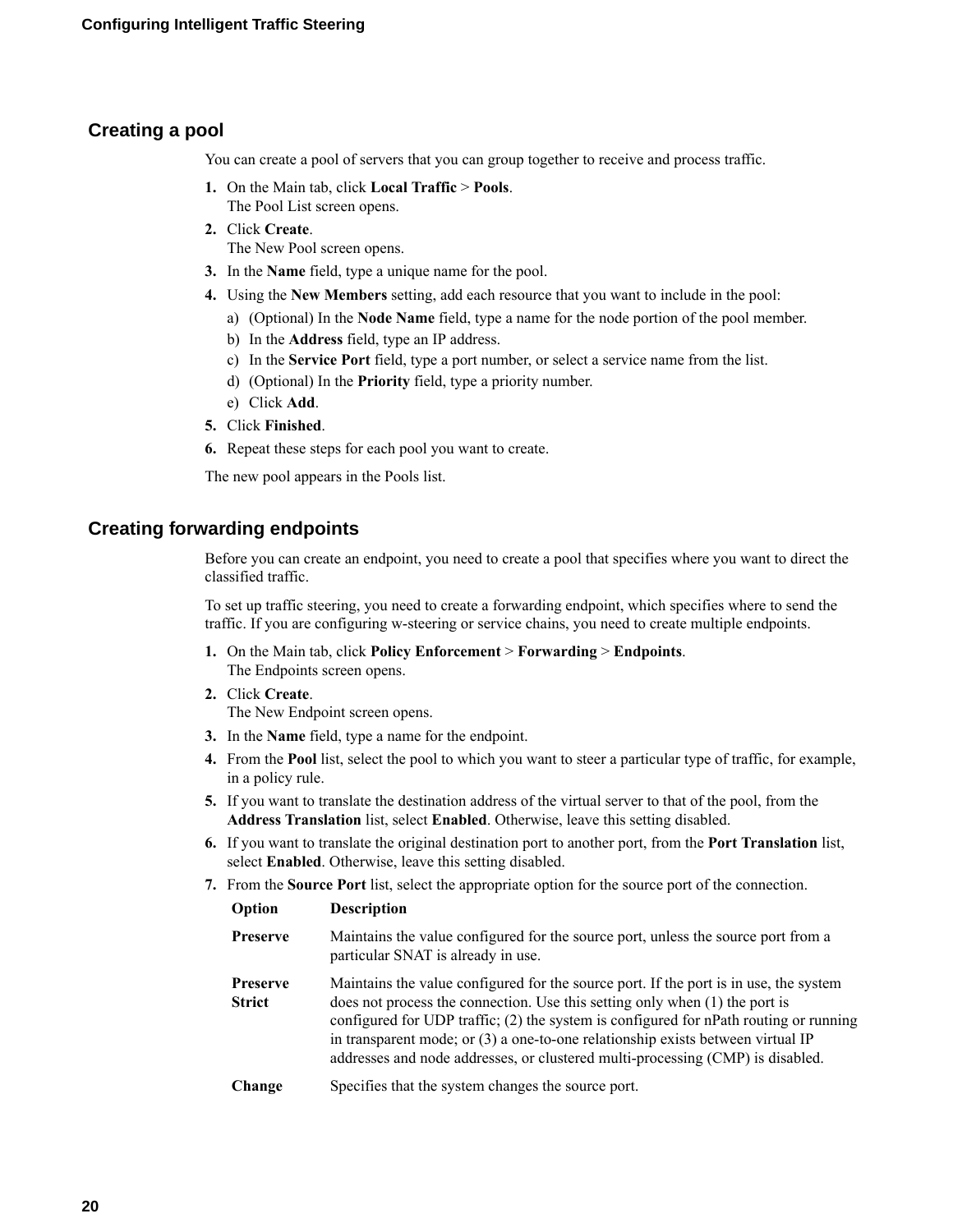## Creating a pool

You can create a pool of servers that you can group together to receive and process traffic.

1. On the Main tab, click **Local Traffic** > **Pools**.
   The Pool List screen opens.
2. Click **Create**.
   The New Pool screen opens.
3. In the **Name** field, type a unique name for the pool.
4. Using the **New Members** setting, add each resource that you want to include in the pool:
   a) (Optional) In the **Node Name** field, type a name for the node portion of the pool member.
   b) In the **Address** field, type an IP address.
   c) In the **Service Port** field, type a port number, or select a service name from the list.
   d) (Optional) In the **Priority** field, type a priority number.
   e) Click **Add**.
5. Click **Finished**.
6. Repeat these steps for each pool you want to create.

The new pool appears in the Pools list.

## Creating forwarding endpoints

Before you can create an endpoint, you need to create a pool that specifies where you want to direct the classified traffic.

To set up traffic steering, you need to create a forwarding endpoint, which specifies where to send the traffic. If you are configuring w-steering or service chains, you need to create multiple endpoints.

1. On the Main tab, click **Policy Enforcement** > **Forwarding** > **Endpoints**.
   The Endpoints screen opens.
2. Click **Create**.
   The New Endpoint screen opens.
3. In the **Name** field, type a name for the endpoint.
4. From the **Pool** list, select the pool to which you want to steer a particular type of traffic, for example, in a policy rule.
5. If you want to translate the destination address of the virtual server to that of the pool, from the **Address Translation** list, select **Enabled**. Otherwise, leave this setting disabled.
6. If you want to translate the original destination port to another port, from the **Port Translation** list, select **Enabled**. Otherwise, leave this setting disabled.
7. From the **Source Port** list, select the appropriate option for the source port of the connection.

| Option | Description |
|---|---|
| **Preserve** | Maintains the value configured for the source port, unless the source port from a particular SNAT is already in use. |
| **Preserve Strict** | Maintains the value configured for the source port. If the port is in use, the system does not process the connection. Use this setting only when (1) the port is configured for UDP traffic; (2) the system is configured for nPath routing or running in transparent mode; or (3) a one-to-one relationship exists between virtual IP addresses and node addresses, or clustered multi-processing (CMP) is disabled. |
| **Change** | Specifies that the system changes the source port. |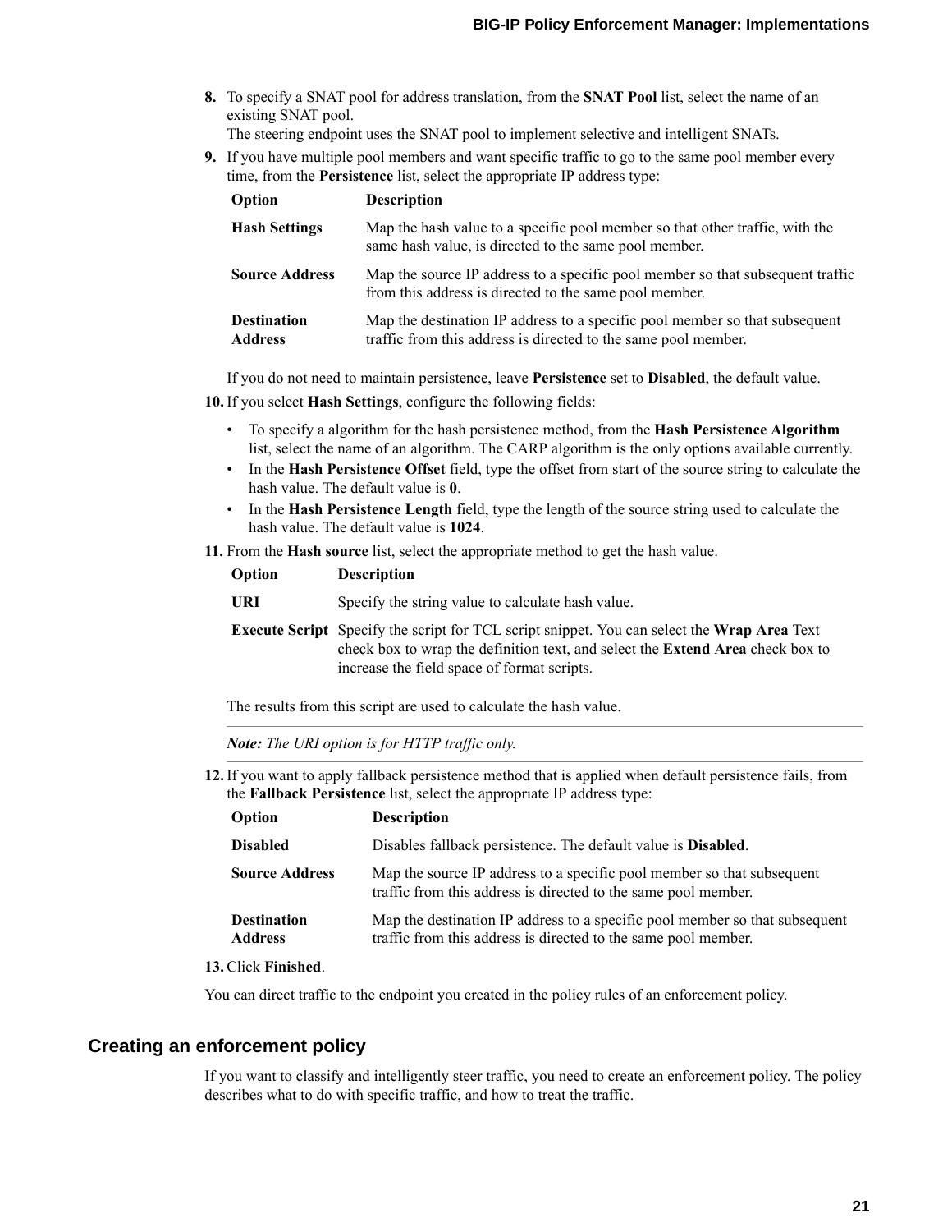8. To specify a SNAT pool for address translation, from the **SNAT Pool** list, select the name of an existing SNAT pool.
   The steering endpoint uses the SNAT pool to implement selective and intelligent SNATs.
9. If you have multiple pool members and want specific traffic to go to the same pool member every time, from the **Persistence** list, select the appropriate IP address type:

   | Option | Description |
   | --- | --- |
   | **Hash Settings** | Map the hash value to a specific pool member so that other traffic, with the same hash value, is directed to the same pool member. |
   | **Source Address** | Map the source IP address to a specific pool member so that subsequent traffic from this address is directed to the same pool member. |
   | **Destination Address** | Map the destination IP address to a specific pool member so that subsequent traffic from this address is directed to the same pool member. |

   If you do not need to maintain persistence, leave **Persistence** set to **Disabled**, the default value.
10. If you select **Hash Settings**, configure the following fields:
    - To specify a algorithm for the hash persistence method, from the **Hash Persistence Algorithm** list, select the name of an algorithm. The CARP algorithm is the only options available currently.
    - In the **Hash Persistence Offset** field, type the offset from start of the source string to calculate the hash value. The default value is **0**.
    - In the **Hash Persistence Length** field, type the length of the source string used to calculate the hash value. The default value is **1024**.
11. From the **Hash source** list, select the appropriate method to get the hash value.

    | Option | Description |
    | --- | --- |
    | **URI** | Specify the string value to calculate hash value. |
    | **Execute Script** | Specify the script for TCL script snippet. You can select the **Wrap Area** Text check box to wrap the definition text, and select the **Extend Area** check box to increase the field space of format scripts. |

    The results from this script are used to calculate the hash value.

    ---

    ***Note:*** *The URI option is for HTTP traffic only.*

    ---
12. If you want to apply fallback persistence method that is applied when default persistence fails, from the **Fallback Persistence** list, select the appropriate IP address type:

    | Option | Description |
    | --- | --- |
    | **Disabled** | Disables fallback persistence. The default value is **Disabled**. |
    | **Source Address** | Map the source IP address to a specific pool member so that subsequent traffic from this address is directed to the same pool member. |
    | **Destination Address** | Map the destination IP address to a specific pool member so that subsequent traffic from this address is directed to the same pool member. |
13. Click **Finished**.

You can direct traffic to the endpoint you created in the policy rules of an enforcement policy.

## Creating an enforcement policy

If you want to classify and intelligently steer traffic, you need to create an enforcement policy. The policy describes what to do with specific traffic, and how to treat the traffic.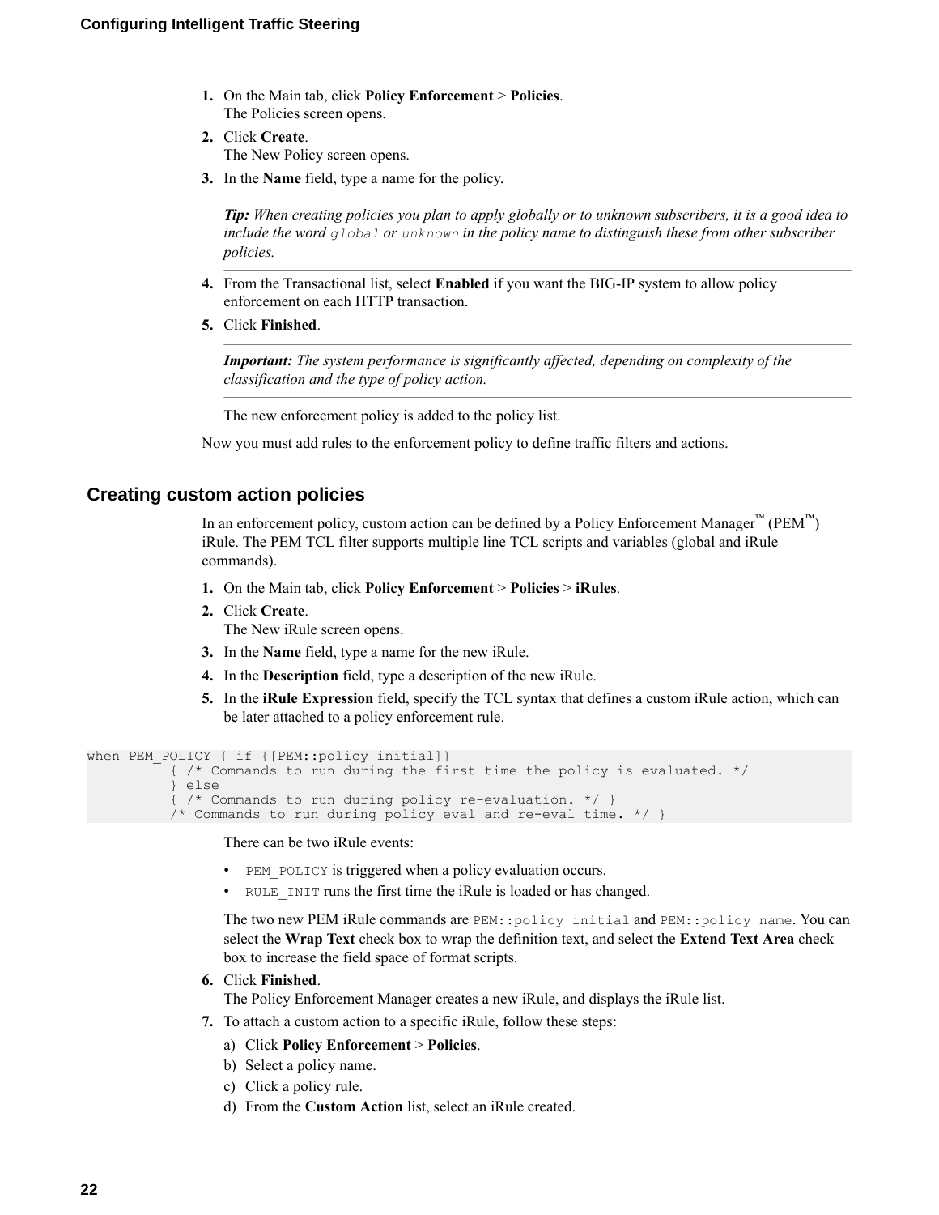1. On the Main tab, click **Policy Enforcement** > **Policies**.
   The Policies screen opens.
2. Click **Create**.
   The New Policy screen opens.
3. In the **Name** field, type a name for the policy.

   ***Tip:*** *When creating policies you plan to apply globally or to unknown subscribers, it is a good idea to include the word `global` or `unknown` in the policy name to distinguish these from other subscriber policies.*

4. From the Transactional list, select **Enabled** if you want the BIG-IP system to allow policy enforcement on each HTTP transaction.
5. Click **Finished**.

   ***Important:*** *The system performance is significantly affected, depending on complexity of the classification and the type of policy action.*

   The new enforcement policy is added to the policy list.

Now you must add rules to the enforcement policy to define traffic filters and actions.

## Creating custom action policies

In an enforcement policy, custom action can be defined by a Policy Enforcement Manager™ (PEM™) iRule. The PEM TCL filter supports multiple line TCL scripts and variables (global and iRule commands).

1. On the Main tab, click **Policy Enforcement** > **Policies** > **iRules**.
2. Click **Create**.
   The New iRule screen opens.
3. In the **Name** field, type a name for the new iRule.
4. In the **Description** field, type a description of the new iRule.
5. In the **iRule Expression** field, specify the TCL syntax that defines a custom iRule action, which can be later attached to a policy enforcement rule.

```
when PEM_POLICY { if {[PEM::policy initial]}
          { /* Commands to run during the first time the policy is evaluated. */
          } else
          { /* Commands to run during policy re-evaluation. */ }
          /* Commands to run during policy eval and re-eval time. */ }
```

   There can be two iRule events:

   - `PEM_POLICY` is triggered when a policy evaluation occurs.
   - `RULE_INIT` runs the first time the iRule is loaded or has changed.

   The two new PEM iRule commands are `PEM::policy initial` and `PEM::policy name`. You can select the **Wrap Text** check box to wrap the definition text, and select the **Extend Text Area** check box to increase the field space of format scripts.
6. Click **Finished**.
   The Policy Enforcement Manager creates a new iRule, and displays the iRule list.
7. To attach a custom action to a specific iRule, follow these steps:
   a) Click **Policy Enforcement** > **Policies**.
   b) Select a policy name.
   c) Click a policy rule.
   d) From the **Custom Action** list, select an iRule created.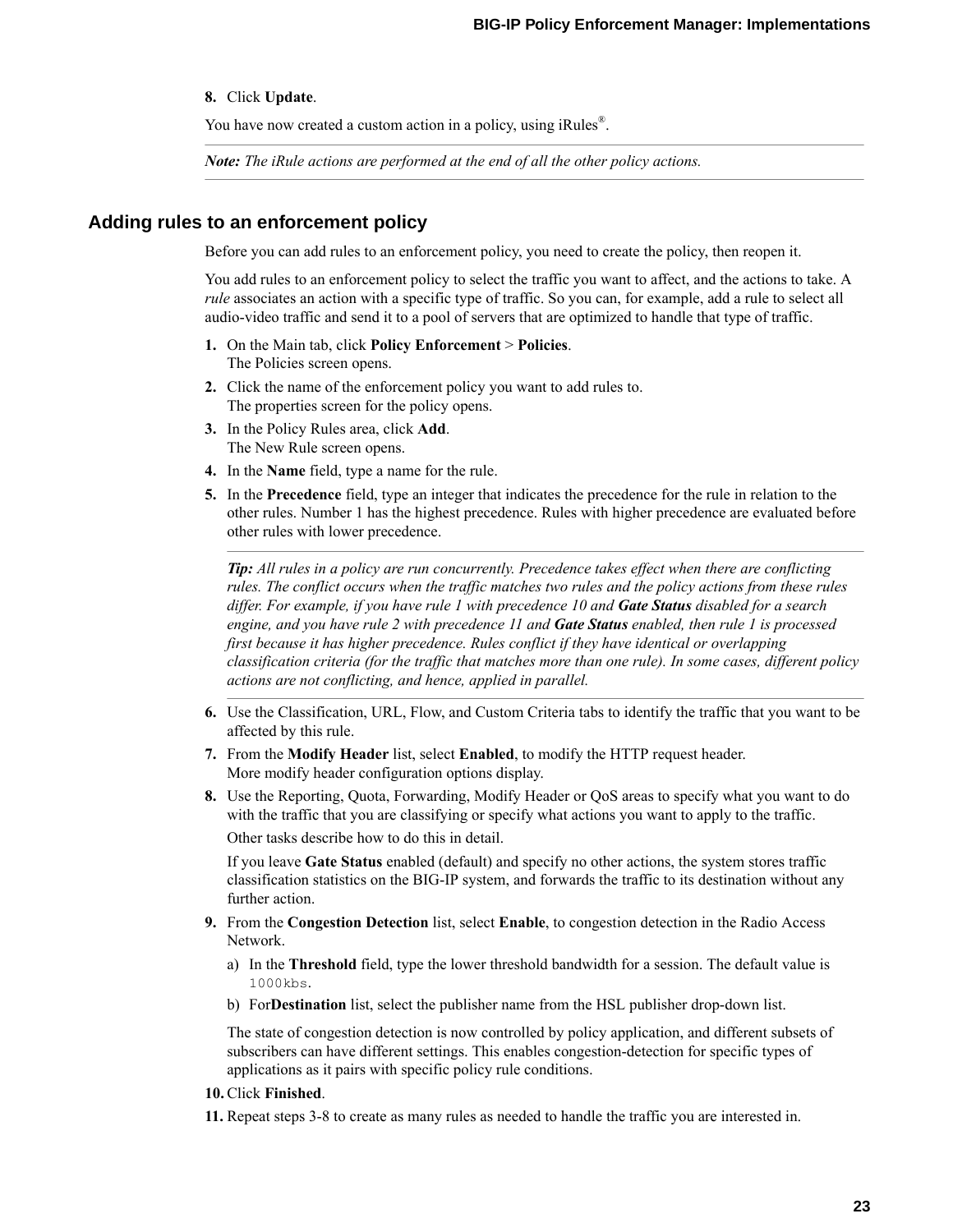8. Click **Update**.

You have now created a custom action in a policy, using iRules®.

---

***Note:*** *The iRule actions are performed at the end of all the other policy actions.*

---

## Adding rules to an enforcement policy

Before you can add rules to an enforcement policy, you need to create the policy, then reopen it.

You add rules to an enforcement policy to select the traffic you want to affect, and the actions to take. A *rule* associates an action with a specific type of traffic. So you can, for example, add a rule to select all audio-video traffic and send it to a pool of servers that are optimized to handle that type of traffic.

1. On the Main tab, click **Policy Enforcement** > **Policies**.
   The Policies screen opens.
2. Click the name of the enforcement policy you want to add rules to.
   The properties screen for the policy opens.
3. In the Policy Rules area, click **Add**.
   The New Rule screen opens.
4. In the **Name** field, type a name for the rule.
5. In the **Precedence** field, type an integer that indicates the precedence for the rule in relation to the other rules. Number 1 has the highest precedence. Rules with higher precedence are evaluated before other rules with lower precedence.

   ---

   ***Tip:*** *All rules in a policy are run concurrently. Precedence takes effect when there are conflicting rules. The conflict occurs when the traffic matches two rules and the policy actions from these rules differ. For example, if you have rule 1 with precedence 10 and* ***Gate Status*** *disabled for a search engine, and you have rule 2 with precedence 11 and* ***Gate Status*** *enabled, then rule 1 is processed first because it has higher precedence. Rules conflict if they have identical or overlapping classification criteria (for the traffic that matches more than one rule). In some cases, different policy actions are not conflicting, and hence, applied in parallel.*

   ---

6. Use the Classification, URL, Flow, and Custom Criteria tabs to identify the traffic that you want to be affected by this rule.
7. From the **Modify Header** list, select **Enabled**, to modify the HTTP request header.
   More modify header configuration options display.
8. Use the Reporting, Quota, Forwarding, Modify Header or QoS areas to specify what you want to do with the traffic that you are classifying or specify what actions you want to apply to the traffic.

   Other tasks describe how to do this in detail.

   If you leave **Gate Status** enabled (default) and specify no other actions, the system stores traffic classification statistics on the BIG-IP system, and forwards the traffic to its destination without any further action.
9. From the **Congestion Detection** list, select **Enable**, to congestion detection in the Radio Access Network.
   a) In the **Threshold** field, type the lower threshold bandwidth for a session. The default value is `1000kbs`.
   b) For**Destination** list, select the publisher name from the HSL publisher drop-down list.

   The state of congestion detection is now controlled by policy application, and different subsets of subscribers can have different settings. This enables congestion-detection for specific types of applications as it pairs with specific policy rule conditions.
10. Click **Finished**.
11. Repeat steps 3-8 to create as many rules as needed to handle the traffic you are interested in.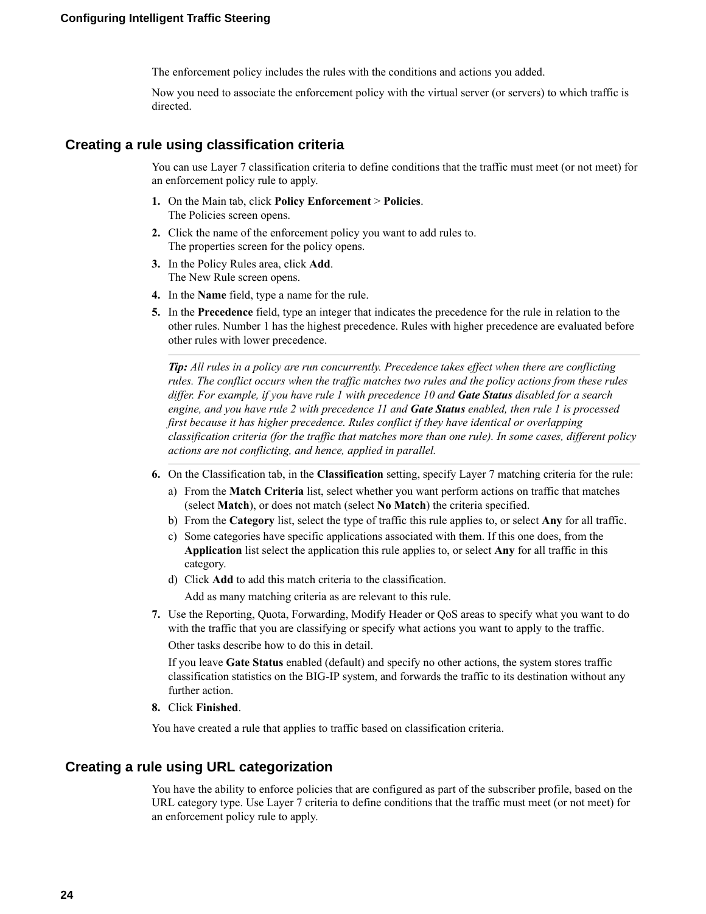The enforcement policy includes the rules with the conditions and actions you added.

Now you need to associate the enforcement policy with the virtual server (or servers) to which traffic is directed.

## Creating a rule using classification criteria

You can use Layer 7 classification criteria to define conditions that the traffic must meet (or not meet) for an enforcement policy rule to apply.

1. On the Main tab, click **Policy Enforcement** > **Policies**.
   The Policies screen opens.
2. Click the name of the enforcement policy you want to add rules to.
   The properties screen for the policy opens.
3. In the Policy Rules area, click **Add**.
   The New Rule screen opens.
4. In the **Name** field, type a name for the rule.
5. In the **Precedence** field, type an integer that indicates the precedence for the rule in relation to the other rules. Number 1 has the highest precedence. Rules with higher precedence are evaluated before other rules with lower precedence.

   ---

   ***Tip:*** *All rules in a policy are run concurrently. Precedence takes effect when there are conflicting rules. The conflict occurs when the traffic matches two rules and the policy actions from these rules differ. For example, if you have rule 1 with precedence 10 and* ***Gate Status*** *disabled for a search engine, and you have rule 2 with precedence 11 and* ***Gate Status*** *enabled, then rule 1 is processed first because it has higher precedence. Rules conflict if they have identical or overlapping classification criteria (for the traffic that matches more than one rule). In some cases, different policy actions are not conflicting, and hence, applied in parallel.*

   ---

6. On the Classification tab, in the **Classification** setting, specify Layer 7 matching criteria for the rule:
   a) From the **Match Criteria** list, select whether you want perform actions on traffic that matches (select **Match**), or does not match (select **No Match**) the criteria specified.
   b) From the **Category** list, select the type of traffic this rule applies to, or select **Any** for all traffic.
   c) Some categories have specific applications associated with them. If this one does, from the **Application** list select the application this rule applies to, or select **Any** for all traffic in this category.
   d) Click **Add** to add this match criteria to the classification.

      Add as many matching criteria as are relevant to this rule.
7. Use the Reporting, Quota, Forwarding, Modify Header or QoS areas to specify what you want to do with the traffic that you are classifying or specify what actions you want to apply to the traffic.

   Other tasks describe how to do this in detail.

   If you leave **Gate Status** enabled (default) and specify no other actions, the system stores traffic classification statistics on the BIG-IP system, and forwards the traffic to its destination without any further action.
8. Click **Finished**.

You have created a rule that applies to traffic based on classification criteria.

## Creating a rule using URL categorization

You have the ability to enforce policies that are configured as part of the subscriber profile, based on the URL category type. Use Layer 7 criteria to define conditions that the traffic must meet (or not meet) for an enforcement policy rule to apply.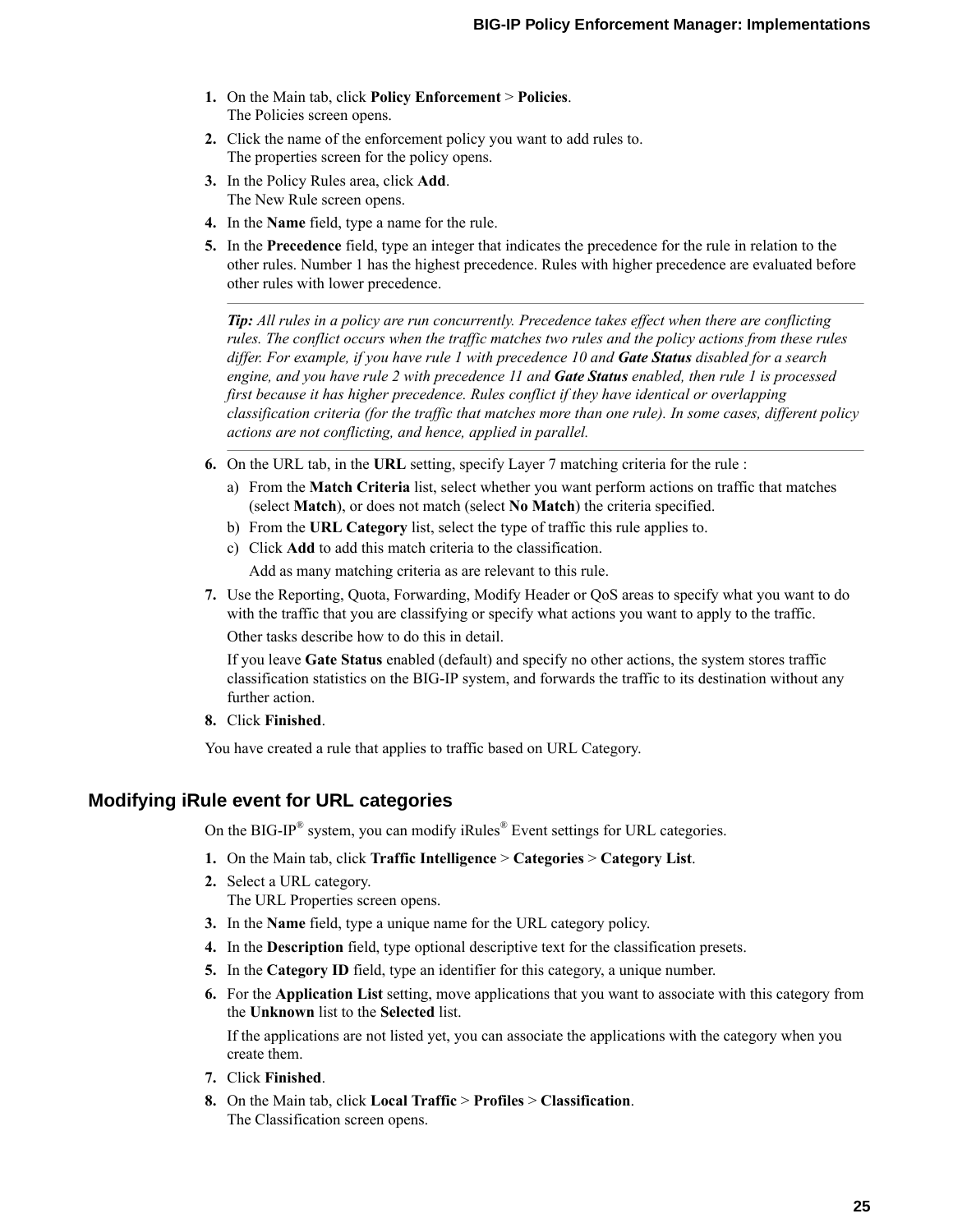1. On the Main tab, click **Policy Enforcement** > **Policies**.
   The Policies screen opens.
2. Click the name of the enforcement policy you want to add rules to.
   The properties screen for the policy opens.
3. In the Policy Rules area, click **Add**.
   The New Rule screen opens.
4. In the **Name** field, type a name for the rule.
5. In the **Precedence** field, type an integer that indicates the precedence for the rule in relation to the other rules. Number 1 has the highest precedence. Rules with higher precedence are evaluated before other rules with lower precedence.

   ---

   ***Tip:*** *All rules in a policy are run concurrently. Precedence takes effect when there are conflicting rules. The conflict occurs when the traffic matches two rules and the policy actions from these rules differ. For example, if you have rule 1 with precedence 10 and* ***Gate Status*** *disabled for a search engine, and you have rule 2 with precedence 11 and* ***Gate Status*** *enabled, then rule 1 is processed first because it has higher precedence. Rules conflict if they have identical or overlapping classification criteria (for the traffic that matches more than one rule). In some cases, different policy actions are not conflicting, and hence, applied in parallel.*

   ---

6. On the URL tab, in the **URL** setting, specify Layer 7 matching criteria for the rule :
   a) From the **Match Criteria** list, select whether you want perform actions on traffic that matches (select **Match**), or does not match (select **No Match**) the criteria specified.
   b) From the **URL Category** list, select the type of traffic this rule applies to.
   c) Click **Add** to add this match criteria to the classification.

      Add as many matching criteria as are relevant to this rule.
7. Use the Reporting, Quota, Forwarding, Modify Header or QoS areas to specify what you want to do with the traffic that you are classifying or specify what actions you want to apply to the traffic.

   Other tasks describe how to do this in detail.

   If you leave **Gate Status** enabled (default) and specify no other actions, the system stores traffic classification statistics on the BIG-IP system, and forwards the traffic to its destination without any further action.
8. Click **Finished**.

You have created a rule that applies to traffic based on URL Category.

## Modifying iRule event for URL categories

On the BIG-IP® system, you can modify iRules® Event settings for URL categories.

1. On the Main tab, click **Traffic Intelligence** > **Categories** > **Category List**.
2. Select a URL category.
   The URL Properties screen opens.
3. In the **Name** field, type a unique name for the URL category policy.
4. In the **Description** field, type optional descriptive text for the classification presets.
5. In the **Category ID** field, type an identifier for this category, a unique number.
6. For the **Application List** setting, move applications that you want to associate with this category from the **Unknown** list to the **Selected** list.

   If the applications are not listed yet, you can associate the applications with the category when you create them.
7. Click **Finished**.
8. On the Main tab, click **Local Traffic** > **Profiles** > **Classification**.
   The Classification screen opens.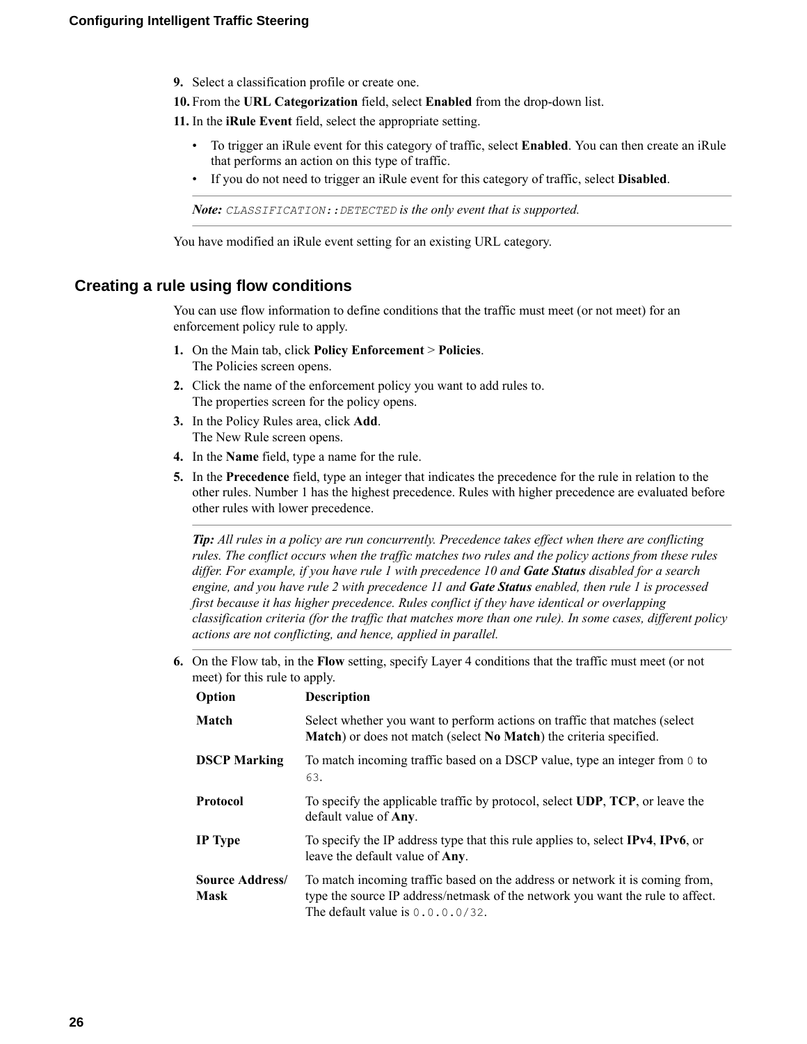9. Select a classification profile or create one.
10. From the **URL Categorization** field, select **Enabled** from the drop-down list.
11. In the **iRule Event** field, select the appropriate setting.
    - To trigger an iRule event for this category of traffic, select **Enabled**. You can then create an iRule that performs an action on this type of traffic.
    - If you do not need to trigger an iRule event for this category of traffic, select **Disabled**.

    ***Note:*** *`CLASSIFICATION::DETECTED` is the only event that is supported.*

You have modified an iRule event setting for an existing URL category.

## Creating a rule using flow conditions

You can use flow information to define conditions that the traffic must meet (or not meet) for an enforcement policy rule to apply.

1. On the Main tab, click **Policy Enforcement** > **Policies**.
   The Policies screen opens.
2. Click the name of the enforcement policy you want to add rules to.
   The properties screen for the policy opens.
3. In the Policy Rules area, click **Add**.
   The New Rule screen opens.
4. In the **Name** field, type a name for the rule.
5. In the **Precedence** field, type an integer that indicates the precedence for the rule in relation to the other rules. Number 1 has the highest precedence. Rules with higher precedence are evaluated before other rules with lower precedence.

   ***Tip:*** *All rules in a policy are run concurrently. Precedence takes effect when there are conflicting rules. The conflict occurs when the traffic matches two rules and the policy actions from these rules differ. For example, if you have rule 1 with precedence 10 and* ***Gate Status*** *disabled for a search engine, and you have rule 2 with precedence 11 and* ***Gate Status*** *enabled, then rule 1 is processed first because it has higher precedence. Rules conflict if they have identical or overlapping classification criteria (for the traffic that matches more than one rule). In some cases, different policy actions are not conflicting, and hence, applied in parallel.*

6. On the Flow tab, in the **Flow** setting, specify Layer 4 conditions that the traffic must meet (or not meet) for this rule to apply.

| Option | Description |
| --- | --- |
| **Match** | Select whether you want to perform actions on traffic that matches (select **Match**) or does not match (select **No Match**) the criteria specified. |
| **DSCP Marking** | To match incoming traffic based on a DSCP value, type an integer from `0` to `63`. |
| **Protocol** | To specify the applicable traffic by protocol, select **UDP**, **TCP**, or leave the default value of **Any**. |
| **IP Type** | To specify the IP address type that this rule applies to, select **IPv4**, **IPv6**, or leave the default value of **Any**. |
| **Source Address/ Mask** | To match incoming traffic based on the address or network it is coming from, type the source IP address/netmask of the network you want the rule to affect. The default value is `0.0.0.0/32`. |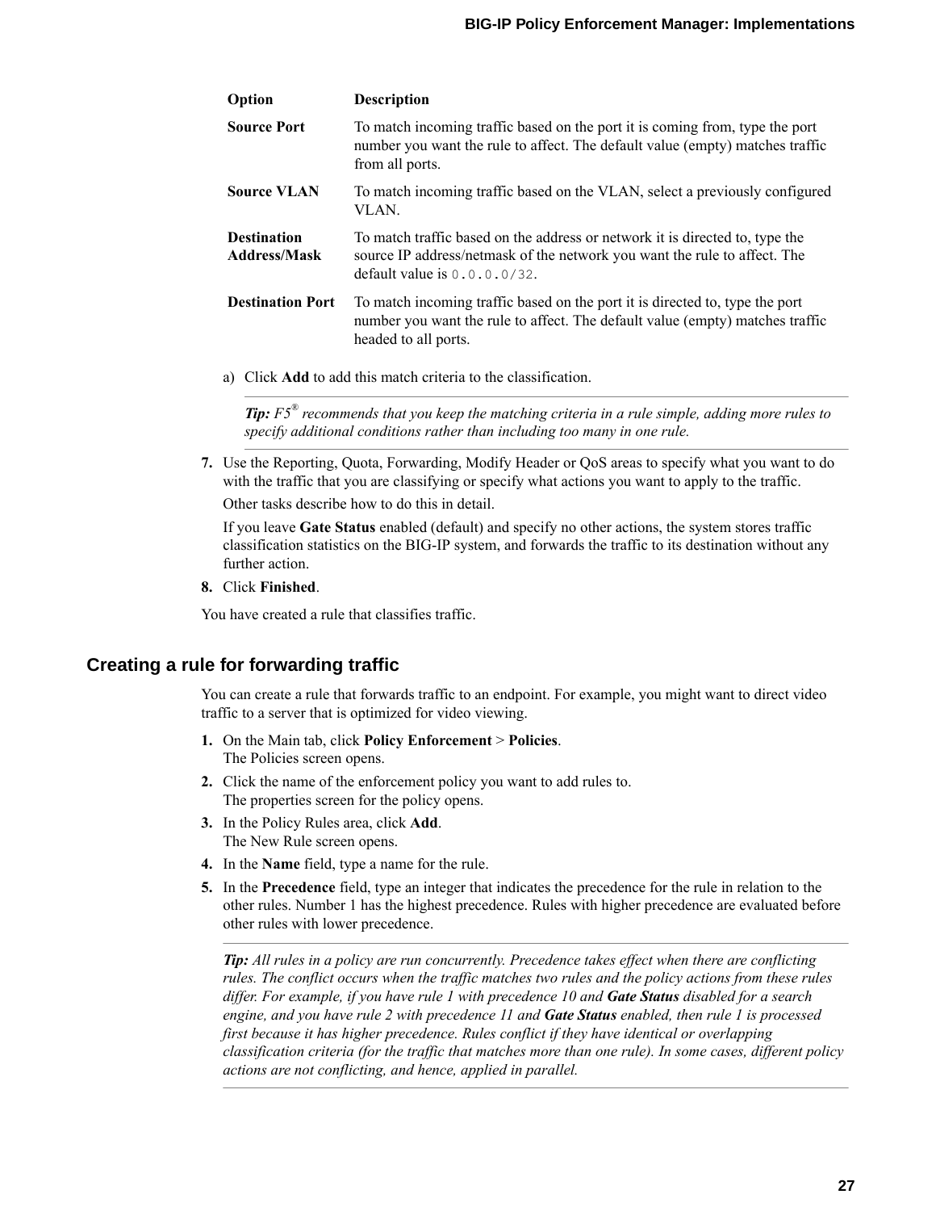| Option | Description |
| --- | --- |
| **Source Port** | To match incoming traffic based on the port it is coming from, type the port number you want the rule to affect. The default value (empty) matches traffic from all ports. |
| **Source VLAN** | To match incoming traffic based on the VLAN, select a previously configured VLAN. |
| **Destination Address/Mask** | To match traffic based on the address or network it is directed to, type the source IP address/netmask of the network you want the rule to affect. The default value is `0.0.0.0/32`. |
| **Destination Port** | To match incoming traffic based on the port it is directed to, type the port number you want the rule to affect. The default value (empty) matches traffic headed to all ports. |

a) Click **Add** to add this match criteria to the classification.

> ***Tip:*** *F5® recommends that you keep the matching criteria in a rule simple, adding more rules to specify additional conditions rather than including too many in one rule.*

7. Use the Reporting, Quota, Forwarding, Modify Header or QoS areas to specify what you want to do with the traffic that you are classifying or specify what actions you want to apply to the traffic.

   Other tasks describe how to do this in detail.

   If you leave **Gate Status** enabled (default) and specify no other actions, the system stores traffic classification statistics on the BIG-IP system, and forwards the traffic to its destination without any further action.
8. Click **Finished**.

You have created a rule that classifies traffic.

## Creating a rule for forwarding traffic

You can create a rule that forwards traffic to an endpoint. For example, you might want to direct video traffic to a server that is optimized for video viewing.

1. On the Main tab, click **Policy Enforcement** > **Policies**.
   The Policies screen opens.
2. Click the name of the enforcement policy you want to add rules to.
   The properties screen for the policy opens.
3. In the Policy Rules area, click **Add**.
   The New Rule screen opens.
4. In the **Name** field, type a name for the rule.
5. In the **Precedence** field, type an integer that indicates the precedence for the rule in relation to the other rules. Number 1 has the highest precedence. Rules with higher precedence are evaluated before other rules with lower precedence.

   > ***Tip:*** *All rules in a policy are run concurrently. Precedence takes effect when there are conflicting rules. The conflict occurs when the traffic matches two rules and the policy actions from these rules differ. For example, if you have rule 1 with precedence 10 and* ***Gate Status*** *disabled for a search engine, and you have rule 2 with precedence 11 and* ***Gate Status*** *enabled, then rule 1 is processed first because it has higher precedence. Rules conflict if they have identical or overlapping classification criteria (for the traffic that matches more than one rule). In some cases, different policy actions are not conflicting, and hence, applied in parallel.*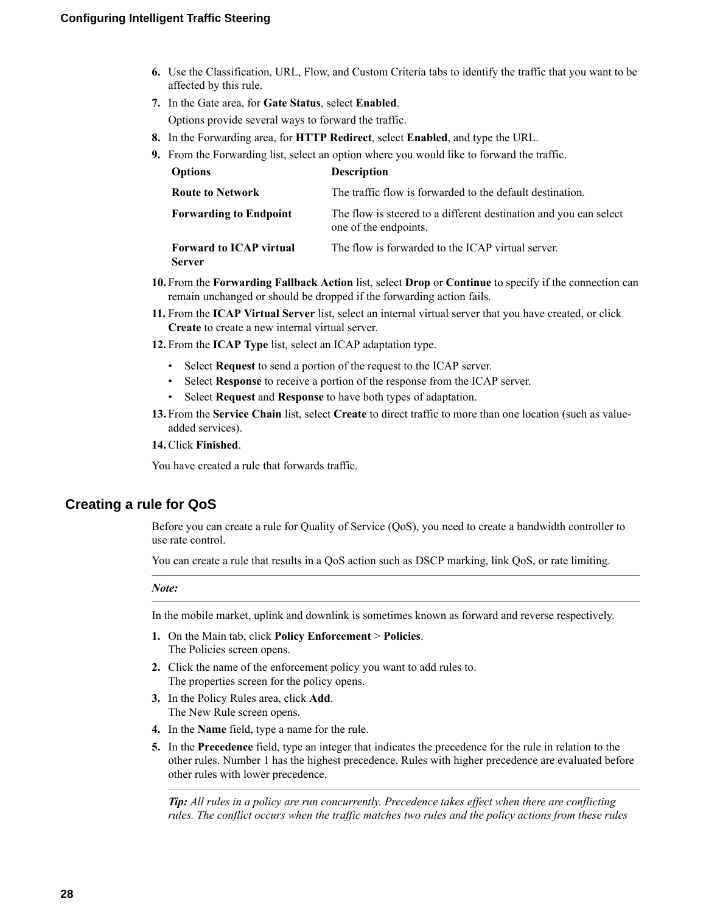6. Use the Classification, URL, Flow, and Custom Criteria tabs to identify the traffic that you want to be affected by this rule.
7. In the Gate area, for **Gate Status**, select **Enabled**.

   Options provide several ways to forward the traffic.
8. In the Forwarding area, for **HTTP Redirect**, select **Enabled**, and type the URL.
9. From the Forwarding list, select an option where you would like to forward the traffic.

| Options | Description |
|---|---|
| **Route to Network** | The traffic flow is forwarded to the default destination. |
| **Forwarding to Endpoint** | The flow is steered to a different destination and you can select one of the endpoints. |
| **Forward to ICAP virtual Server** | The flow is forwarded to the ICAP virtual server. |

10. From the **Forwarding Fallback Action** list, select **Drop** or **Continue** to specify if the connection can remain unchanged or should be dropped if the forwarding action fails.
11. From the **ICAP Virtual Server** list, select an internal virtual server that you have created, or click **Create** to create a new internal virtual server.
12. From the **ICAP Type** list, select an ICAP adaptation type.
    - Select **Request** to send a portion of the request to the ICAP server.
    - Select **Response** to receive a portion of the response from the ICAP server.
    - Select **Request** and **Response** to have both types of adaptation.
13. From the **Service Chain** list, select **Create** to direct traffic to more than one location (such as value-added services).
14. Click **Finished**.

You have created a rule that forwards traffic.

## Creating a rule for QoS

Before you can create a rule for Quality of Service (QoS), you need to create a bandwidth controller to use rate control.

You can create a rule that results in a QoS action such as DSCP marking, link QoS, or rate limiting.

---

***Note:***

---

In the mobile market, uplink and downlink is sometimes known as forward and reverse respectively.

1. On the Main tab, click **Policy Enforcement** > **Policies**.
   The Policies screen opens.
2. Click the name of the enforcement policy you want to add rules to.
   The properties screen for the policy opens.
3. In the Policy Rules area, click **Add**.
   The New Rule screen opens.
4. In the **Name** field, type a name for the rule.
5. In the **Precedence** field, type an integer that indicates the precedence for the rule in relation to the other rules. Number 1 has the highest precedence. Rules with higher precedence are evaluated before other rules with lower precedence.

   ---

   ***Tip:*** *All rules in a policy are run concurrently. Precedence takes effect when there are conflicting rules. The conflict occurs when the traffic matches two rules and the policy actions from these rules*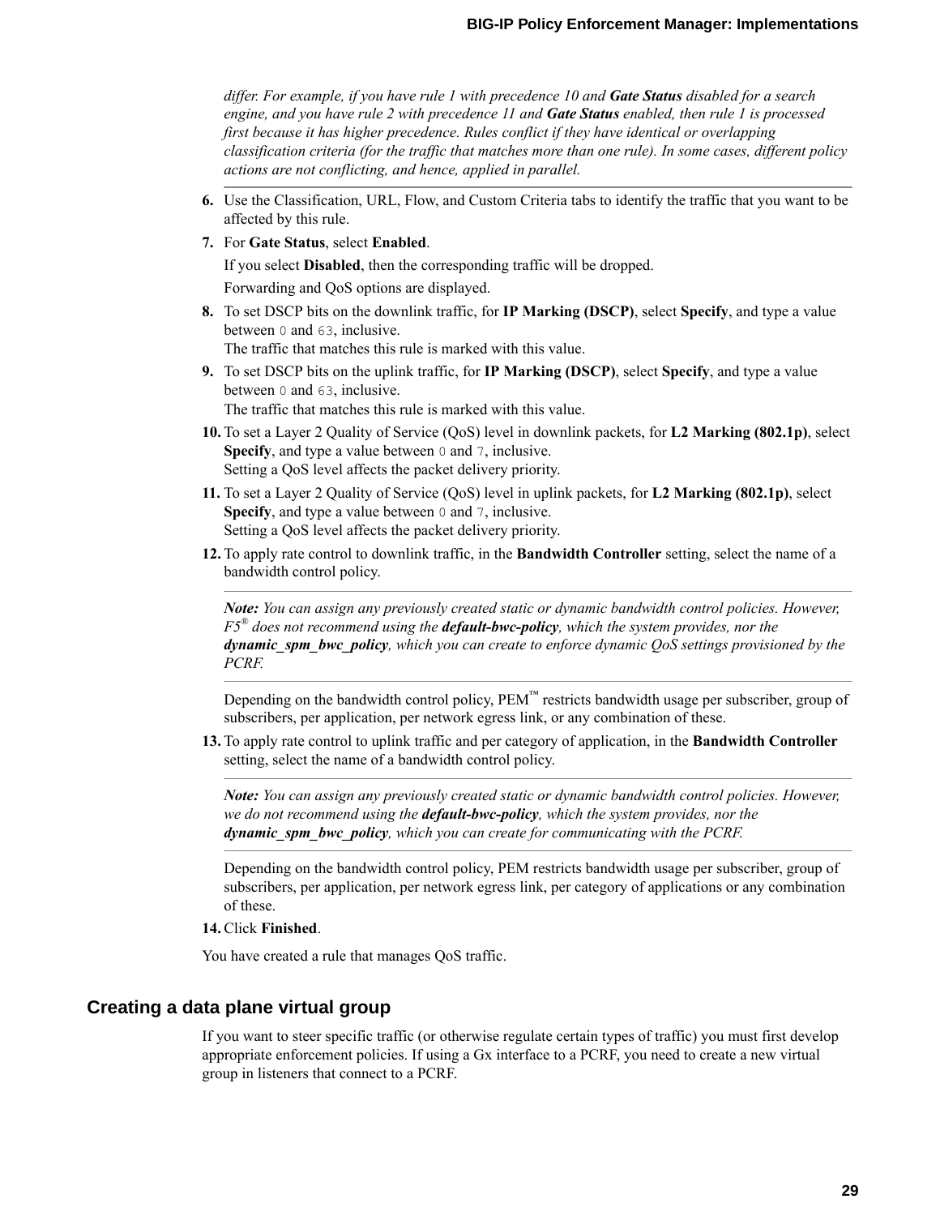*differ. For example, if you have rule 1 with precedence 10 and **Gate Status** disabled for a search engine, and you have rule 2 with precedence 11 and **Gate Status** enabled, then rule 1 is processed first because it has higher precedence. Rules conflict if they have identical or overlapping classification criteria (for the traffic that matches more than one rule). In some cases, different policy actions are not conflicting, and hence, applied in parallel.*

6. Use the Classification, URL, Flow, and Custom Criteria tabs to identify the traffic that you want to be affected by this rule.
7. For **Gate Status**, select **Enabled**.

   If you select **Disabled**, then the corresponding traffic will be dropped.

   Forwarding and QoS options are displayed.
8. To set DSCP bits on the downlink traffic, for **IP Marking (DSCP)**, select **Specify**, and type a value between `0` and `63`, inclusive.
   The traffic that matches this rule is marked with this value.
9. To set DSCP bits on the uplink traffic, for **IP Marking (DSCP)**, select **Specify**, and type a value between `0` and `63`, inclusive.
   The traffic that matches this rule is marked with this value.
10. To set a Layer 2 Quality of Service (QoS) level in downlink packets, for **L2 Marking (802.1p)**, select **Specify**, and type a value between `0` and `7`, inclusive.
    Setting a QoS level affects the packet delivery priority.
11. To set a Layer 2 Quality of Service (QoS) level in uplink packets, for **L2 Marking (802.1p)**, select **Specify**, and type a value between `0` and `7`, inclusive.
    Setting a QoS level affects the packet delivery priority.
12. To apply rate control to downlink traffic, in the **Bandwidth Controller** setting, select the name of a bandwidth control policy.

    ***Note:** You can assign any previously created static or dynamic bandwidth control policies. However, F5® does not recommend using the **default-bwc-policy**, which the system provides, nor the **dynamic_spm_bwc_policy**, which you can create to enforce dynamic QoS settings provisioned by the PCRF.*

    Depending on the bandwidth control policy, PEM™ restricts bandwidth usage per subscriber, group of subscribers, per application, per network egress link, or any combination of these.
13. To apply rate control to uplink traffic and per category of application, in the **Bandwidth Controller** setting, select the name of a bandwidth control policy.

    ***Note:** You can assign any previously created static or dynamic bandwidth control policies. However, we do not recommend using the **default-bwc-policy**, which the system provides, nor the **dynamic_spm_bwc_policy**, which you can create for communicating with the PCRF.*

    Depending on the bandwidth control policy, PEM restricts bandwidth usage per subscriber, group of subscribers, per application, per network egress link, per category of applications or any combination of these.
14. Click **Finished**.

You have created a rule that manages QoS traffic.

## Creating a data plane virtual group

If you want to steer specific traffic (or otherwise regulate certain types of traffic) you must first develop appropriate enforcement policies. If using a Gx interface to a PCRF, you need to create a new virtual group in listeners that connect to a PCRF.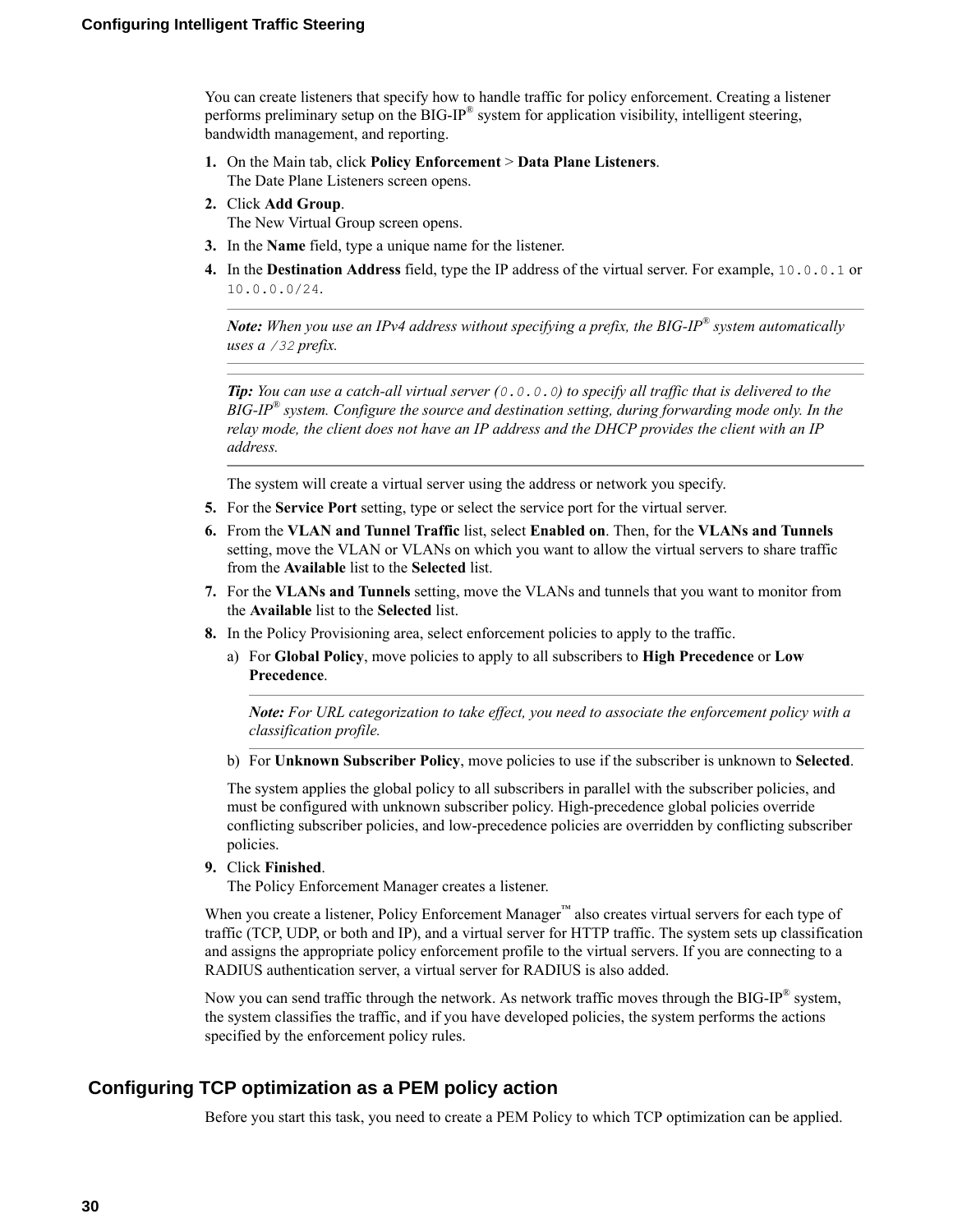You can create listeners that specify how to handle traffic for policy enforcement. Creating a listener performs preliminary setup on the BIG-IP® system for application visibility, intelligent steering, bandwidth management, and reporting.

1. On the Main tab, click **Policy Enforcement** > **Data Plane Listeners**.
   The Date Plane Listeners screen opens.
2. Click **Add Group**.
   The New Virtual Group screen opens.
3. In the **Name** field, type a unique name for the listener.
4. In the **Destination Address** field, type the IP address of the virtual server. For example, `10.0.0.1` or `10.0.0.0/24`.

   ---

   ***Note:*** *When you use an IPv4 address without specifying a prefix, the BIG-IP® system automatically uses a `/32` prefix.*

   ---

   ***Tip:*** *You can use a catch-all virtual server (`0.0.0.0`) to specify all traffic that is delivered to the BIG-IP® system. Configure the source and destination setting, during forwarding mode only. In the relay mode, the client does not have an IP address and the DHCP provides the client with an IP address.*

   ---

   The system will create a virtual server using the address or network you specify.
5. For the **Service Port** setting, type or select the service port for the virtual server.
6. From the **VLAN and Tunnel Traffic** list, select **Enabled on**. Then, for the **VLANs and Tunnels** setting, move the VLAN or VLANs on which you want to allow the virtual servers to share traffic from the **Available** list to the **Selected** list.
7. For the **VLANs and Tunnels** setting, move the VLANs and tunnels that you want to monitor from the **Available** list to the **Selected** list.
8. In the Policy Provisioning area, select enforcement policies to apply to the traffic.
   a) For **Global Policy**, move policies to apply to all subscribers to **High Precedence** or **Low Precedence**.

      ---

      ***Note:*** *For URL categorization to take effect, you need to associate the enforcement policy with a classification profile.*

      ---

   b) For **Unknown Subscriber Policy**, move policies to use if the subscriber is unknown to **Selected**.

   The system applies the global policy to all subscribers in parallel with the subscriber policies, and must be configured with unknown subscriber policy. High-precedence global policies override conflicting subscriber policies, and low-precedence policies are overridden by conflicting subscriber policies.
9. Click **Finished**.
   The Policy Enforcement Manager creates a listener.

When you create a listener, Policy Enforcement Manager™ also creates virtual servers for each type of traffic (TCP, UDP, or both and IP), and a virtual server for HTTP traffic. The system sets up classification and assigns the appropriate policy enforcement profile to the virtual servers. If you are connecting to a RADIUS authentication server, a virtual server for RADIUS is also added.

Now you can send traffic through the network. As network traffic moves through the BIG-IP® system, the system classifies the traffic, and if you have developed policies, the system performs the actions specified by the enforcement policy rules.

## Configuring TCP optimization as a PEM policy action

Before you start this task, you need to create a PEM Policy to which TCP optimization can be applied.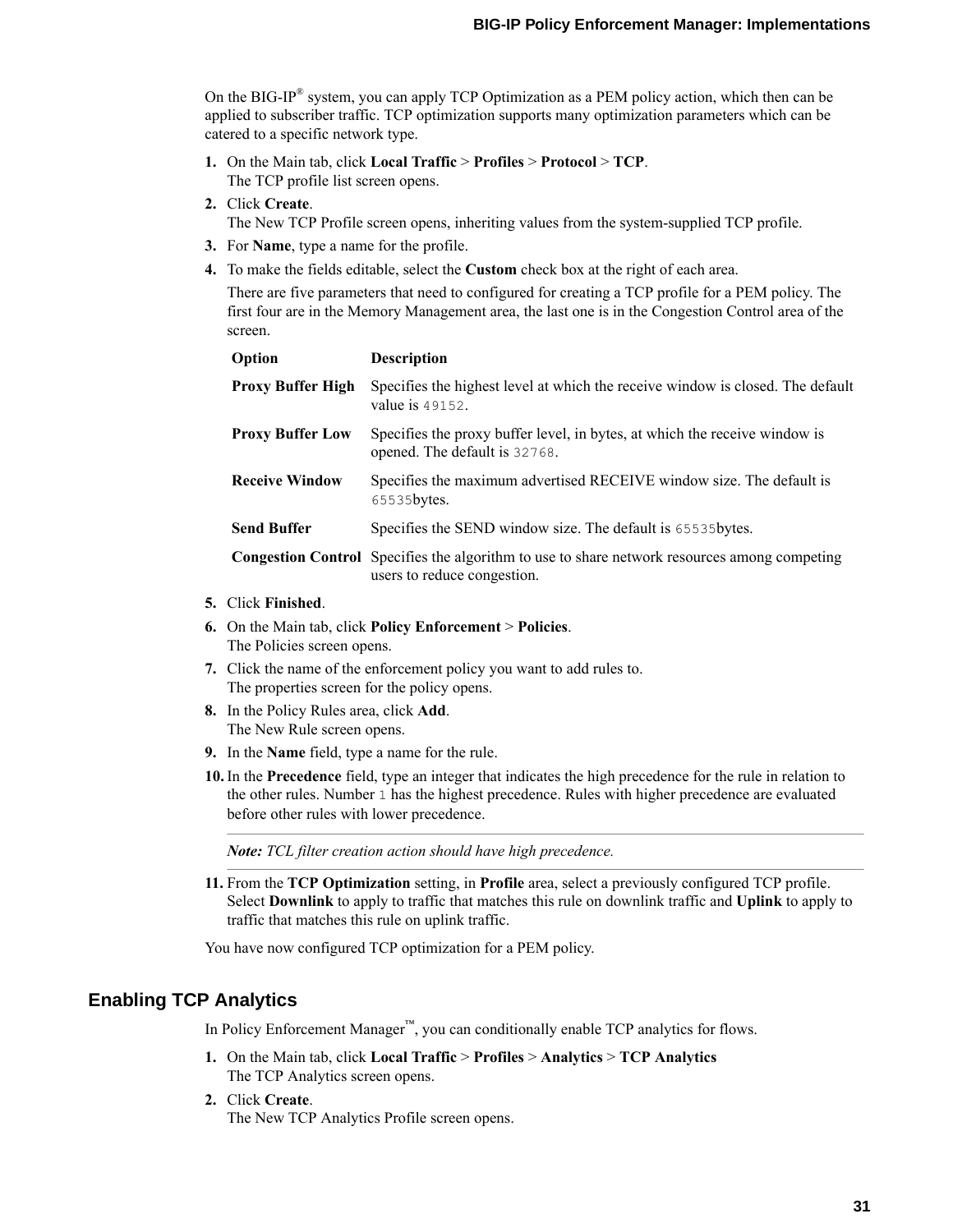On the BIG-IP® system, you can apply TCP Optimization as a PEM policy action, which then can be applied to subscriber traffic. TCP optimization supports many optimization parameters which can be catered to a specific network type.

1. On the Main tab, click **Local Traffic** > **Profiles** > **Protocol** > **TCP**.
   The TCP profile list screen opens.
2. Click **Create**.
   The New TCP Profile screen opens, inheriting values from the system-supplied TCP profile.
3. For **Name**, type a name for the profile.
4. To make the fields editable, select the **Custom** check box at the right of each area.

   There are five parameters that need to configured for creating a TCP profile for a PEM policy. The first four are in the Memory Management area, the last one is in the Congestion Control area of the screen.

   | Option | Description |
   |---|---|
   | **Proxy Buffer High** | Specifies the highest level at which the receive window is closed. The default value is `49152`. |
   | **Proxy Buffer Low** | Specifies the proxy buffer level, in bytes, at which the receive window is opened. The default is `32768`. |
   | **Receive Window** | Specifies the maximum advertised RECEIVE window size. The default is `65535`bytes. |
   | **Send Buffer** | Specifies the SEND window size. The default is `65535`bytes. |
   | **Congestion Control** | Specifies the algorithm to use to share network resources among competing users to reduce congestion. |

5. Click **Finished**.
6. On the Main tab, click **Policy Enforcement** > **Policies**.
   The Policies screen opens.
7. Click the name of the enforcement policy you want to add rules to.
   The properties screen for the policy opens.
8. In the Policy Rules area, click **Add**.
   The New Rule screen opens.
9. In the **Name** field, type a name for the rule.
10. In the **Precedence** field, type an integer that indicates the high precedence for the rule in relation to the other rules. Number `1` has the highest precedence. Rules with higher precedence are evaluated before other rules with lower precedence.

    ***Note:*** *TCL filter creation action should have high precedence.*

11. From the **TCP Optimization** setting, in **Profile** area, select a previously configured TCP profile. Select **Downlink** to apply to traffic that matches this rule on downlink traffic and **Uplink** to apply to traffic that matches this rule on uplink traffic.

You have now configured TCP optimization for a PEM policy.

## Enabling TCP Analytics

In Policy Enforcement Manager™, you can conditionally enable TCP analytics for flows.

1. On the Main tab, click **Local Traffic** > **Profiles** > **Analytics** > **TCP Analytics**
   The TCP Analytics screen opens.
2. Click **Create**.
   The New TCP Analytics Profile screen opens.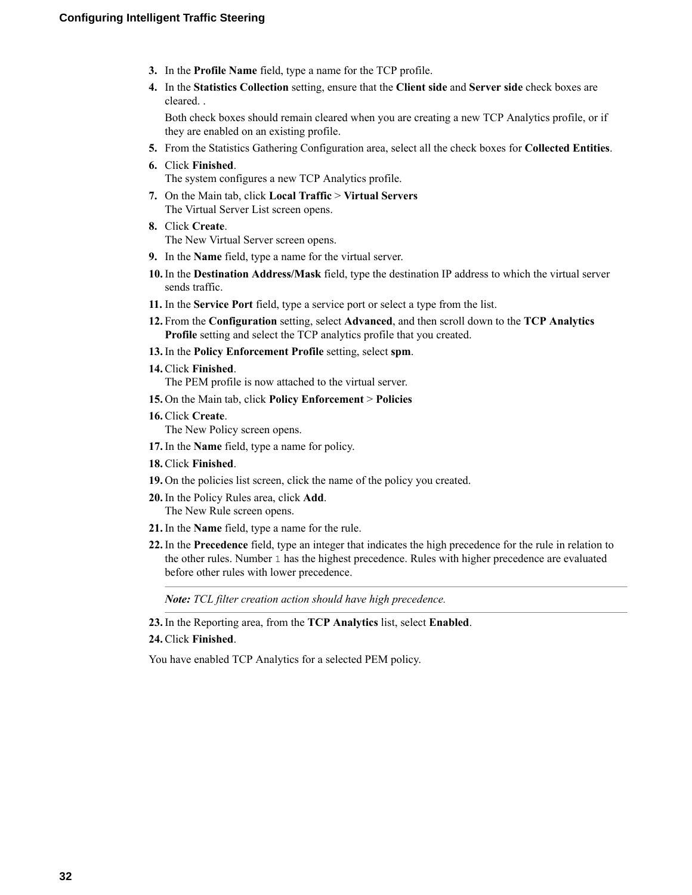3. In the **Profile Name** field, type a name for the TCP profile.
4. In the **Statistics Collection** setting, ensure that the **Client side** and **Server side** check boxes are cleared. .

   Both check boxes should remain cleared when you are creating a new TCP Analytics profile, or if they are enabled on an existing profile.
5. From the Statistics Gathering Configuration area, select all the check boxes for **Collected Entities**.
6. Click **Finished**.
   The system configures a new TCP Analytics profile.
7. On the Main tab, click **Local Traffic** > **Virtual Servers**
   The Virtual Server List screen opens.
8. Click **Create**.
   The New Virtual Server screen opens.
9. In the **Name** field, type a name for the virtual server.
10. In the **Destination Address/Mask** field, type the destination IP address to which the virtual server sends traffic.
11. In the **Service Port** field, type a service port or select a type from the list.
12. From the **Configuration** setting, select **Advanced**, and then scroll down to the **TCP Analytics Profile** setting and select the TCP analytics profile that you created.
13. In the **Policy Enforcement Profile** setting, select **spm**.
14. Click **Finished**.
    The PEM profile is now attached to the virtual server.
15. On the Main tab, click **Policy Enforcement** > **Policies**
16. Click **Create**.
    The New Policy screen opens.
17. In the **Name** field, type a name for policy.
18. Click **Finished**.
19. On the policies list screen, click the name of the policy you created.
20. In the Policy Rules area, click **Add**.
    The New Rule screen opens.
21. In the **Name** field, type a name for the rule.
22. In the **Precedence** field, type an integer that indicates the high precedence for the rule in relation to the other rules. Number `1` has the highest precedence. Rules with higher precedence are evaluated before other rules with lower precedence.

    ---

    ***Note:*** *TCL filter creation action should have high precedence.*

    ---
23. In the Reporting area, from the **TCP Analytics** list, select **Enabled**.
24. Click **Finished**.

You have enabled TCP Analytics for a selected PEM policy.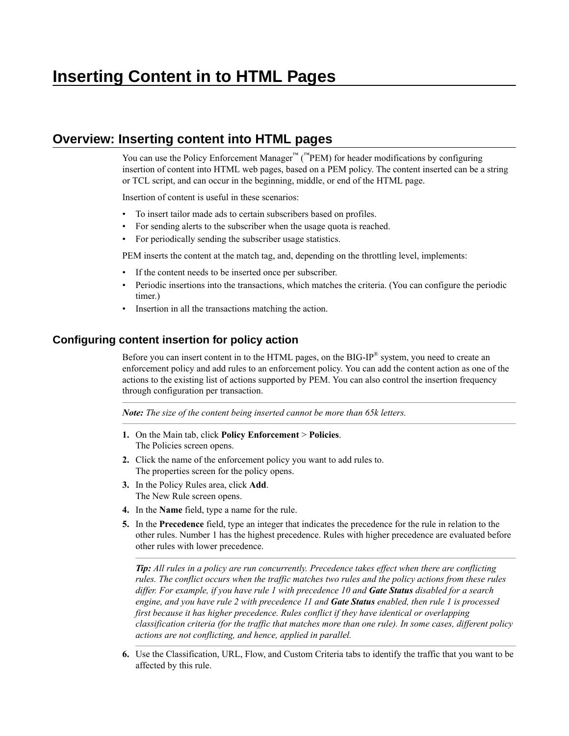# Inserting Content in to HTML Pages

## Overview: Inserting content into HTML pages

You can use the Policy Enforcement Manager™ (™PEM) for header modifications by configuring insertion of content into HTML web pages, based on a PEM policy. The content inserted can be a string or TCL script, and can occur in the beginning, middle, or end of the HTML page.

Insertion of content is useful in these scenarios:

- To insert tailor made ads to certain subscribers based on profiles.
- For sending alerts to the subscriber when the usage quota is reached.
- For periodically sending the subscriber usage statistics.

PEM inserts the content at the match tag, and, depending on the throttling level, implements:

- If the content needs to be inserted once per subscriber.
- Periodic insertions into the transactions, which matches the criteria. (You can configure the periodic timer.)
- Insertion in all the transactions matching the action.

### Configuring content insertion for policy action

Before you can insert content in to the HTML pages, on the BIG-IP® system, you need to create an enforcement policy and add rules to an enforcement policy. You can add the content action as one of the actions to the existing list of actions supported by PEM. You can also control the insertion frequency through configuration per transaction.

***Note:*** *The size of the content being inserted cannot be more than 65k letters.*

1. On the Main tab, click **Policy Enforcement** > **Policies**.
   The Policies screen opens.
2. Click the name of the enforcement policy you want to add rules to.
   The properties screen for the policy opens.
3. In the Policy Rules area, click **Add**.
   The New Rule screen opens.
4. In the **Name** field, type a name for the rule.
5. In the **Precedence** field, type an integer that indicates the precedence for the rule in relation to the other rules. Number 1 has the highest precedence. Rules with higher precedence are evaluated before other rules with lower precedence.

   ***Tip:*** *All rules in a policy are run concurrently. Precedence takes effect when there are conflicting rules. The conflict occurs when the traffic matches two rules and the policy actions from these rules differ. For example, if you have rule 1 with precedence 10 and* ***Gate Status*** *disabled for a search engine, and you have rule 2 with precedence 11 and* ***Gate Status*** *enabled, then rule 1 is processed first because it has higher precedence. Rules conflict if they have identical or overlapping classification criteria (for the traffic that matches more than one rule). In some cases, different policy actions are not conflicting, and hence, applied in parallel.*

6. Use the Classification, URL, Flow, and Custom Criteria tabs to identify the traffic that you want to be affected by this rule.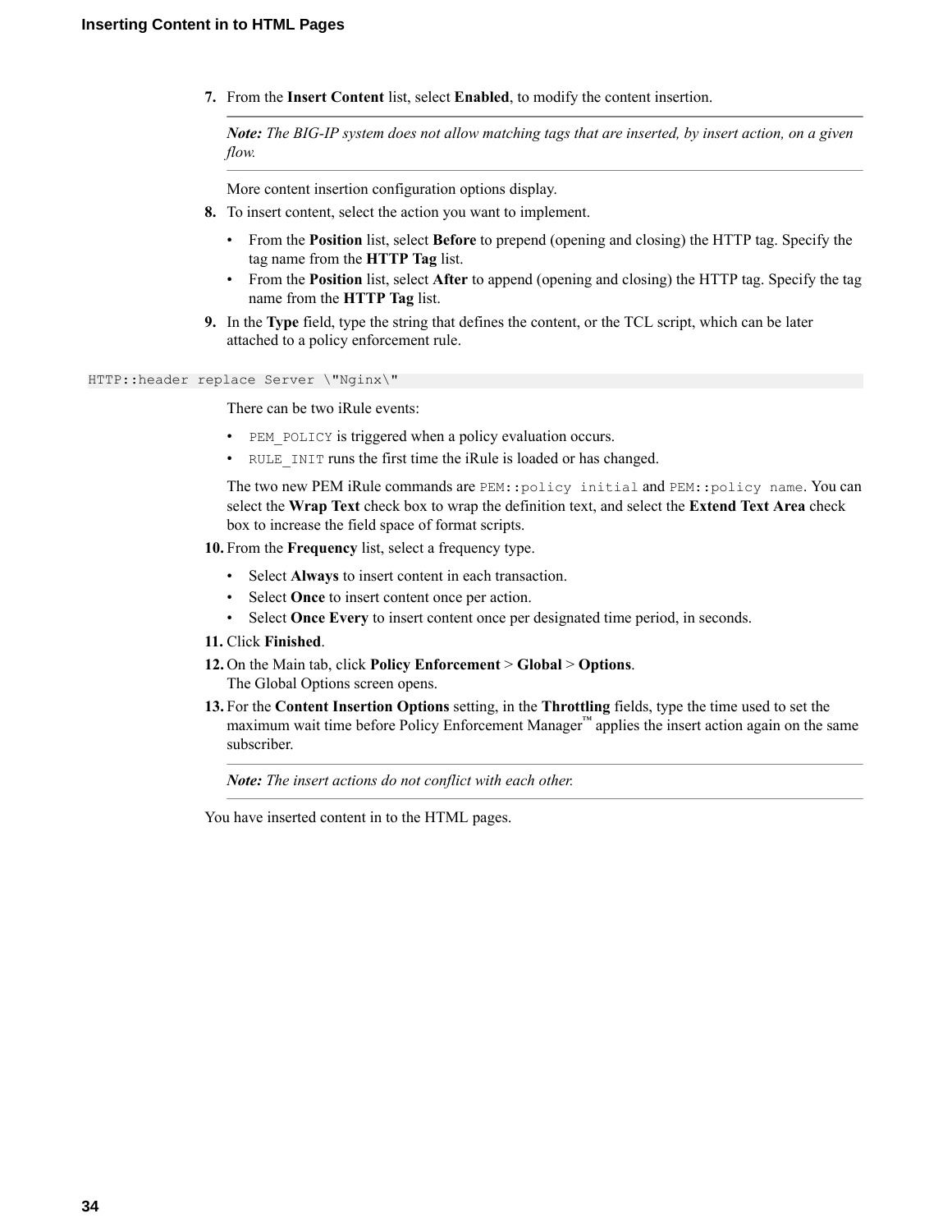7. From the **Insert Content** list, select **Enabled**, to modify the content insertion.

   ***Note:*** *The BIG-IP system does not allow matching tags that are inserted, by insert action, on a given flow.*

   More content insertion configuration options display.
8. To insert content, select the action you want to implement.
   - From the **Position** list, select **Before** to prepend (opening and closing) the HTTP tag. Specify the tag name from the **HTTP Tag** list.
   - From the **Position** list, select **After** to append (opening and closing) the HTTP tag. Specify the tag name from the **HTTP Tag** list.
9. In the **Type** field, type the string that defines the content, or the TCL script, which can be later attached to a policy enforcement rule.

```
HTTP::header replace Server \"Nginx\"
```

   There can be two iRule events:
   - `PEM_POLICY` is triggered when a policy evaluation occurs.
   - `RULE_INIT` runs the first time the iRule is loaded or has changed.

   The two new PEM iRule commands are `PEM::policy initial` and `PEM::policy name`. You can select the **Wrap Text** check box to wrap the definition text, and select the **Extend Text Area** check box to increase the field space of format scripts.
10. From the **Frequency** list, select a frequency type.
    - Select **Always** to insert content in each transaction.
    - Select **Once** to insert content once per action.
    - Select **Once Every** to insert content once per designated time period, in seconds.
11. Click **Finished**.
12. On the Main tab, click **Policy Enforcement** > **Global** > **Options**.
    The Global Options screen opens.
13. For the **Content Insertion Options** setting, in the **Throttling** fields, type the time used to set the maximum wait time before Policy Enforcement Manager™ applies the insert action again on the same subscriber.

    ***Note:*** *The insert actions do not conflict with each other.*

You have inserted content in to the HTML pages.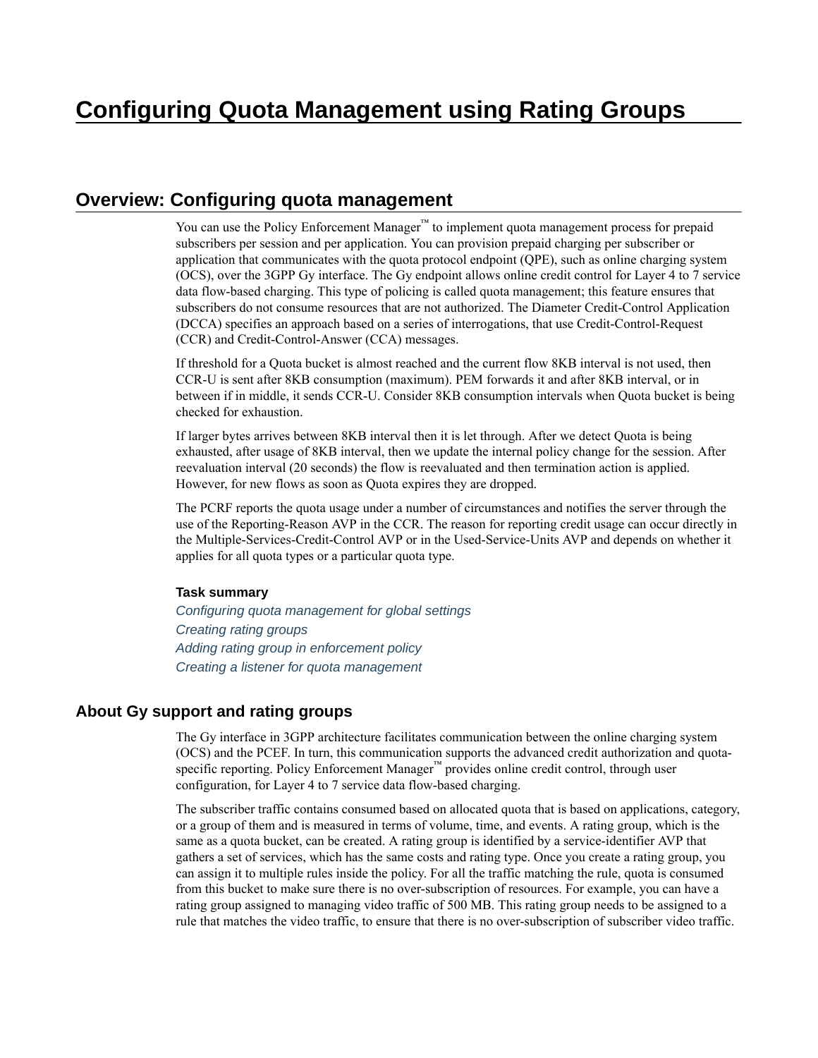# Configuring Quota Management using Rating Groups

## Overview: Configuring quota management

You can use the Policy Enforcement Manager™ to implement quota management process for prepaid subscribers per session and per application. You can provision prepaid charging per subscriber or application that communicates with the quota protocol endpoint (QPE), such as online charging system (OCS), over the 3GPP Gy interface. The Gy endpoint allows online credit control for Layer 4 to 7 service data flow-based charging. This type of policing is called quota management; this feature ensures that subscribers do not consume resources that are not authorized. The Diameter Credit-Control Application (DCCA) specifies an approach based on a series of interrogations, that use Credit-Control-Request (CCR) and Credit-Control-Answer (CCA) messages.

If threshold for a Quota bucket is almost reached and the current flow 8KB interval is not used, then CCR-U is sent after 8KB consumption (maximum). PEM forwards it and after 8KB interval, or in between if in middle, it sends CCR-U. Consider 8KB consumption intervals when Quota bucket is being checked for exhaustion.

If larger bytes arrives between 8KB interval then it is let through. After we detect Quota is being exhausted, after usage of 8KB interval, then we update the internal policy change for the session. After reevaluation interval (20 seconds) the flow is reevaluated and then termination action is applied. However, for new flows as soon as Quota expires they are dropped.

The PCRF reports the quota usage under a number of circumstances and notifies the server through the use of the Reporting-Reason AVP in the CCR. The reason for reporting credit usage can occur directly in the Multiple-Services-Credit-Control AVP or in the Used-Service-Units AVP and depends on whether it applies for all quota types or a particular quota type.

#### Task summary

*Configuring quota management for global settings*
*Creating rating groups*
*Adding rating group in enforcement policy*
*Creating a listener for quota management*

## About Gy support and rating groups

The Gy interface in 3GPP architecture facilitates communication between the online charging system (OCS) and the PCEF. In turn, this communication supports the advanced credit authorization and quota-specific reporting. Policy Enforcement Manager™ provides online credit control, through user configuration, for Layer 4 to 7 service data flow-based charging.

The subscriber traffic contains consumed based on allocated quota that is based on applications, category, or a group of them and is measured in terms of volume, time, and events. A rating group, which is the same as a quota bucket, can be created. A rating group is identified by a service-identifier AVP that gathers a set of services, which has the same costs and rating type. Once you create a rating group, you can assign it to multiple rules inside the policy. For all the traffic matching the rule, quota is consumed from this bucket to make sure there is no over-subscription of resources. For example, you can have a rating group assigned to managing video traffic of 500 MB. This rating group needs to be assigned to a rule that matches the video traffic, to ensure that there is no over-subscription of subscriber video traffic.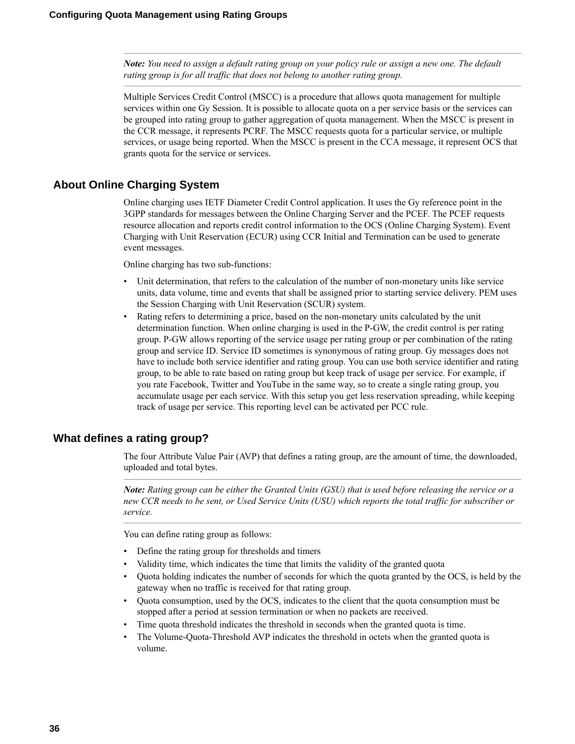*Note: You need to assign a default rating group on your policy rule or assign a new one. The default rating group is for all traffic that does not belong to another rating group.*

Multiple Services Credit Control (MSCC) is a procedure that allows quota management for multiple services within one Gy Session. It is possible to allocate quota on a per service basis or the services can be grouped into rating group to gather aggregation of quota management. When the MSCC is present in the CCR message, it represents PCRF. The MSCC requests quota for a particular service, or multiple services, or usage being reported. When the MSCC is present in the CCA message, it represent OCS that grants quota for the service or services.

## About Online Charging System

Online charging uses IETF Diameter Credit Control application. It uses the Gy reference point in the 3GPP standards for messages between the Online Charging Server and the PCEF. The PCEF requests resource allocation and reports credit control information to the OCS (Online Charging System). Event Charging with Unit Reservation (ECUR) using CCR Initial and Termination can be used to generate event messages.

Online charging has two sub-functions:

- Unit determination, that refers to the calculation of the number of non-monetary units like service units, data volume, time and events that shall be assigned prior to starting service delivery. PEM uses the Session Charging with Unit Reservation (SCUR) system.
- Rating refers to determining a price, based on the non-monetary units calculated by the unit determination function. When online charging is used in the P-GW, the credit control is per rating group. P-GW allows reporting of the service usage per rating group or per combination of the rating group and service ID. Service ID sometimes is synonymous of rating group. Gy messages does not have to include both service identifier and rating group. You can use both service identifier and rating group, to be able to rate based on rating group but keep track of usage per service. For example, if you rate Facebook, Twitter and YouTube in the same way, so to create a single rating group, you accumulate usage per each service. With this setup you get less reservation spreading, while keeping track of usage per service. This reporting level can be activated per PCC rule.

## What defines a rating group?

The four Attribute Value Pair (AVP) that defines a rating group, are the amount of time, the downloaded, uploaded and total bytes.

*Note: Rating group can be either the Granted Units (GSU) that is used before releasing the service or a new CCR needs to be sent, or Used Service Units (USU) which reports the total traffic for subscriber or service.*

You can define rating group as follows:

- Define the rating group for thresholds and timers
- Validity time, which indicates the time that limits the validity of the granted quota
- Quota holding indicates the number of seconds for which the quota granted by the OCS, is held by the gateway when no traffic is received for that rating group.
- Quota consumption, used by the OCS, indicates to the client that the quota consumption must be stopped after a period at session termination or when no packets are received.
- Time quota threshold indicates the threshold in seconds when the granted quota is time.
- The Volume-Quota-Threshold AVP indicates the threshold in octets when the granted quota is volume.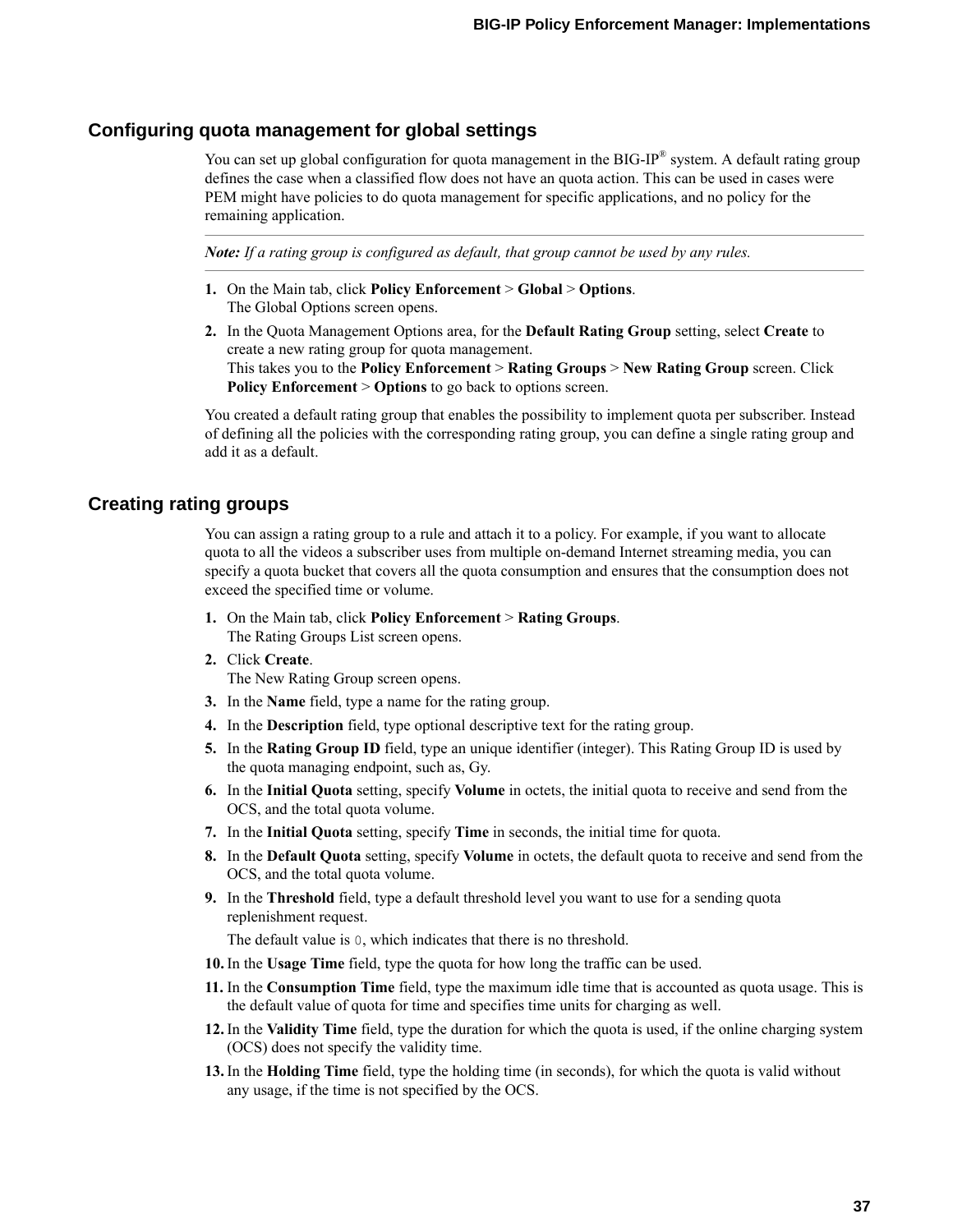## Configuring quota management for global settings

You can set up global configuration for quota management in the BIG-IP® system. A default rating group defines the case when a classified flow does not have an quota action. This can be used in cases were PEM might have policies to do quota management for specific applications, and no policy for the remaining application.

---

***Note:** If a rating group is configured as default, that group cannot be used by any rules.*

---

1. On the Main tab, click **Policy Enforcement** > **Global** > **Options**.
   The Global Options screen opens.
2. In the Quota Management Options area, for the **Default Rating Group** setting, select **Create** to create a new rating group for quota management.
   This takes you to the **Policy Enforcement** > **Rating Groups** > **New Rating Group** screen. Click **Policy Enforcement** > **Options** to go back to options screen.

You created a default rating group that enables the possibility to implement quota per subscriber. Instead of defining all the policies with the corresponding rating group, you can define a single rating group and add it as a default.

## Creating rating groups

You can assign a rating group to a rule and attach it to a policy. For example, if you want to allocate quota to all the videos a subscriber uses from multiple on-demand Internet streaming media, you can specify a quota bucket that covers all the quota consumption and ensures that the consumption does not exceed the specified time or volume.

1. On the Main tab, click **Policy Enforcement** > **Rating Groups**.
   The Rating Groups List screen opens.
2. Click **Create**.
   The New Rating Group screen opens.
3. In the **Name** field, type a name for the rating group.
4. In the **Description** field, type optional descriptive text for the rating group.
5. In the **Rating Group ID** field, type an unique identifier (integer). This Rating Group ID is used by the quota managing endpoint, such as, Gy.
6. In the **Initial Quota** setting, specify **Volume** in octets, the initial quota to receive and send from the OCS, and the total quota volume.
7. In the **Initial Quota** setting, specify **Time** in seconds, the initial time for quota.
8. In the **Default Quota** setting, specify **Volume** in octets, the default quota to receive and send from the OCS, and the total quota volume.
9. In the **Threshold** field, type a default threshold level you want to use for a sending quota replenishment request.

   The default value is `0`, which indicates that there is no threshold.
10. In the **Usage Time** field, type the quota for how long the traffic can be used.
11. In the **Consumption Time** field, type the maximum idle time that is accounted as quota usage. This is the default value of quota for time and specifies time units for charging as well.
12. In the **Validity Time** field, type the duration for which the quota is used, if the online charging system (OCS) does not specify the validity time.
13. In the **Holding Time** field, type the holding time (in seconds), for which the quota is valid without any usage, if the time is not specified by the OCS.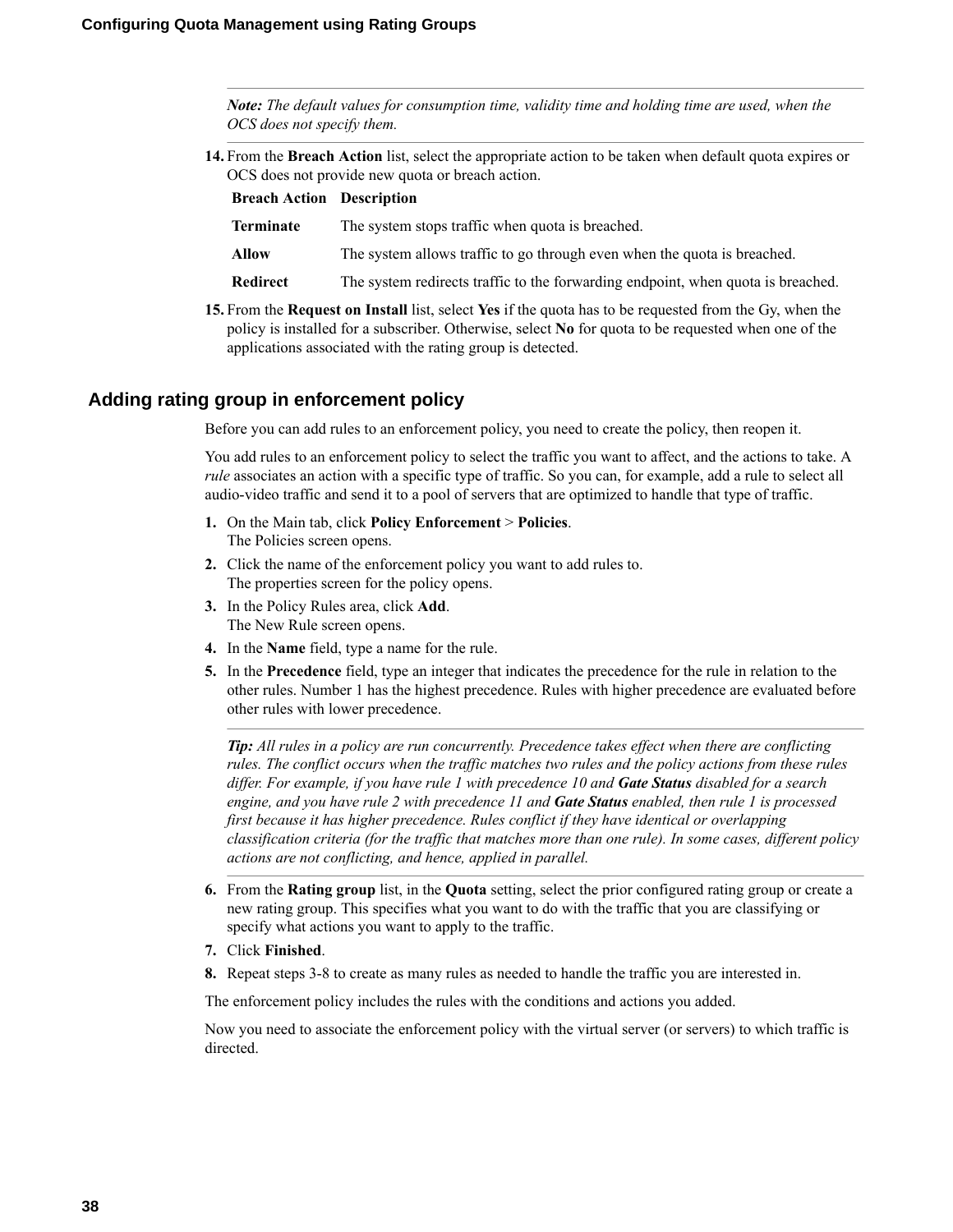*Note: The default values for consumption time, validity time and holding time are used, when the OCS does not specify them.*

14. From the **Breach Action** list, select the appropriate action to be taken when default quota expires or OCS does not provide new quota or breach action.

| Breach Action | Description |
|---|---|
| **Terminate** | The system stops traffic when quota is breached. |
| **Allow** | The system allows traffic to go through even when the quota is breached. |
| **Redirect** | The system redirects traffic to the forwarding endpoint, when quota is breached. |

15. From the **Request on Install** list, select **Yes** if the quota has to be requested from the Gy, when the policy is installed for a subscriber. Otherwise, select **No** for quota to be requested when one of the applications associated with the rating group is detected.

## Adding rating group in enforcement policy

Before you can add rules to an enforcement policy, you need to create the policy, then reopen it.

You add rules to an enforcement policy to select the traffic you want to affect, and the actions to take. A *rule* associates an action with a specific type of traffic. So you can, for example, add a rule to select all audio-video traffic and send it to a pool of servers that are optimized to handle that type of traffic.

1. On the Main tab, click **Policy Enforcement** > **Policies**.
   The Policies screen opens.
2. Click the name of the enforcement policy you want to add rules to.
   The properties screen for the policy opens.
3. In the Policy Rules area, click **Add**.
   The New Rule screen opens.
4. In the **Name** field, type a name for the rule.
5. In the **Precedence** field, type an integer that indicates the precedence for the rule in relation to the other rules. Number 1 has the highest precedence. Rules with higher precedence are evaluated before other rules with lower precedence.

   *Tip: All rules in a policy are run concurrently. Precedence takes effect when there are conflicting rules. The conflict occurs when the traffic matches two rules and the policy actions from these rules differ. For example, if you have rule 1 with precedence 10 and **Gate Status** disabled for a search engine, and you have rule 2 with precedence 11 and **Gate Status** enabled, then rule 1 is processed first because it has higher precedence. Rules conflict if they have identical or overlapping classification criteria (for the traffic that matches more than one rule). In some cases, different policy actions are not conflicting, and hence, applied in parallel.*

6. From the **Rating group** list, in the **Quota** setting, select the prior configured rating group or create a new rating group. This specifies what you want to do with the traffic that you are classifying or specify what actions you want to apply to the traffic.
7. Click **Finished**.
8. Repeat steps 3-8 to create as many rules as needed to handle the traffic you are interested in.

The enforcement policy includes the rules with the conditions and actions you added.

Now you need to associate the enforcement policy with the virtual server (or servers) to which traffic is directed.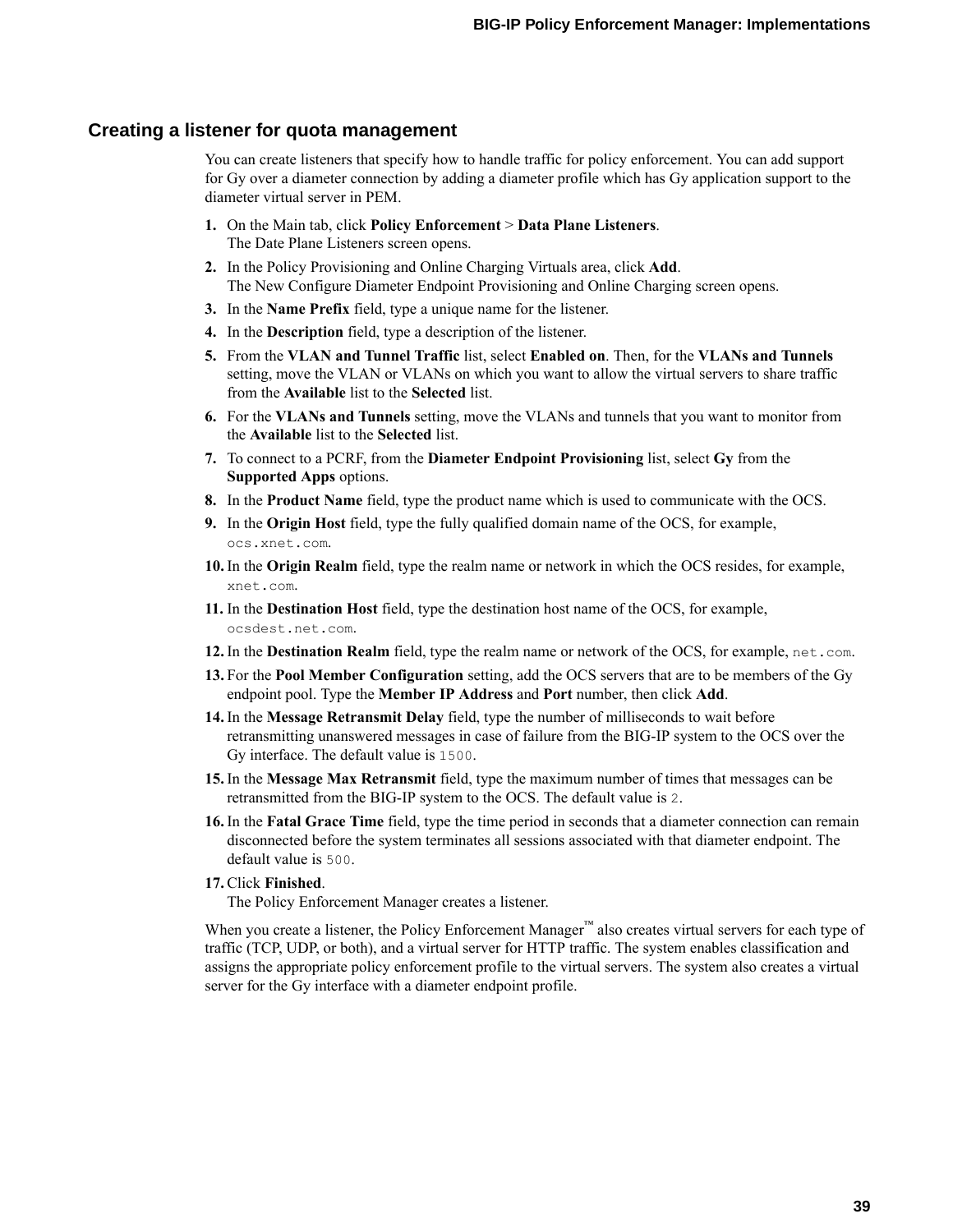## Creating a listener for quota management

You can create listeners that specify how to handle traffic for policy enforcement. You can add support for Gy over a diameter connection by adding a diameter profile which has Gy application support to the diameter virtual server in PEM.

1. On the Main tab, click **Policy Enforcement** > **Data Plane Listeners**.
   The Date Plane Listeners screen opens.
2. In the Policy Provisioning and Online Charging Virtuals area, click **Add**.
   The New Configure Diameter Endpoint Provisioning and Online Charging screen opens.
3. In the **Name Prefix** field, type a unique name for the listener.
4. In the **Description** field, type a description of the listener.
5. From the **VLAN and Tunnel Traffic** list, select **Enabled on**. Then, for the **VLANs and Tunnels** setting, move the VLAN or VLANs on which you want to allow the virtual servers to share traffic from the **Available** list to the **Selected** list.
6. For the **VLANs and Tunnels** setting, move the VLANs and tunnels that you want to monitor from the **Available** list to the **Selected** list.
7. To connect to a PCRF, from the **Diameter Endpoint Provisioning** list, select **Gy** from the **Supported Apps** options.
8. In the **Product Name** field, type the product name which is used to communicate with the OCS.
9. In the **Origin Host** field, type the fully qualified domain name of the OCS, for example, `ocs.xnet.com`.
10. In the **Origin Realm** field, type the realm name or network in which the OCS resides, for example, `xnet.com`.
11. In the **Destination Host** field, type the destination host name of the OCS, for example, `ocsdest.net.com`.
12. In the **Destination Realm** field, type the realm name or network of the OCS, for example, `net.com`.
13. For the **Pool Member Configuration** setting, add the OCS servers that are to be members of the Gy endpoint pool. Type the **Member IP Address** and **Port** number, then click **Add**.
14. In the **Message Retransmit Delay** field, type the number of milliseconds to wait before retransmitting unanswered messages in case of failure from the BIG-IP system to the OCS over the Gy interface. The default value is `1500`.
15. In the **Message Max Retransmit** field, type the maximum number of times that messages can be retransmitted from the BIG-IP system to the OCS. The default value is `2`.
16. In the **Fatal Grace Time** field, type the time period in seconds that a diameter connection can remain disconnected before the system terminates all sessions associated with that diameter endpoint. The default value is `500`.
17. Click **Finished**.
    The Policy Enforcement Manager creates a listener.

When you create a listener, the Policy Enforcement Manager™ also creates virtual servers for each type of traffic (TCP, UDP, or both), and a virtual server for HTTP traffic. The system enables classification and assigns the appropriate policy enforcement profile to the virtual servers. The system also creates a virtual server for the Gy interface with a diameter endpoint profile.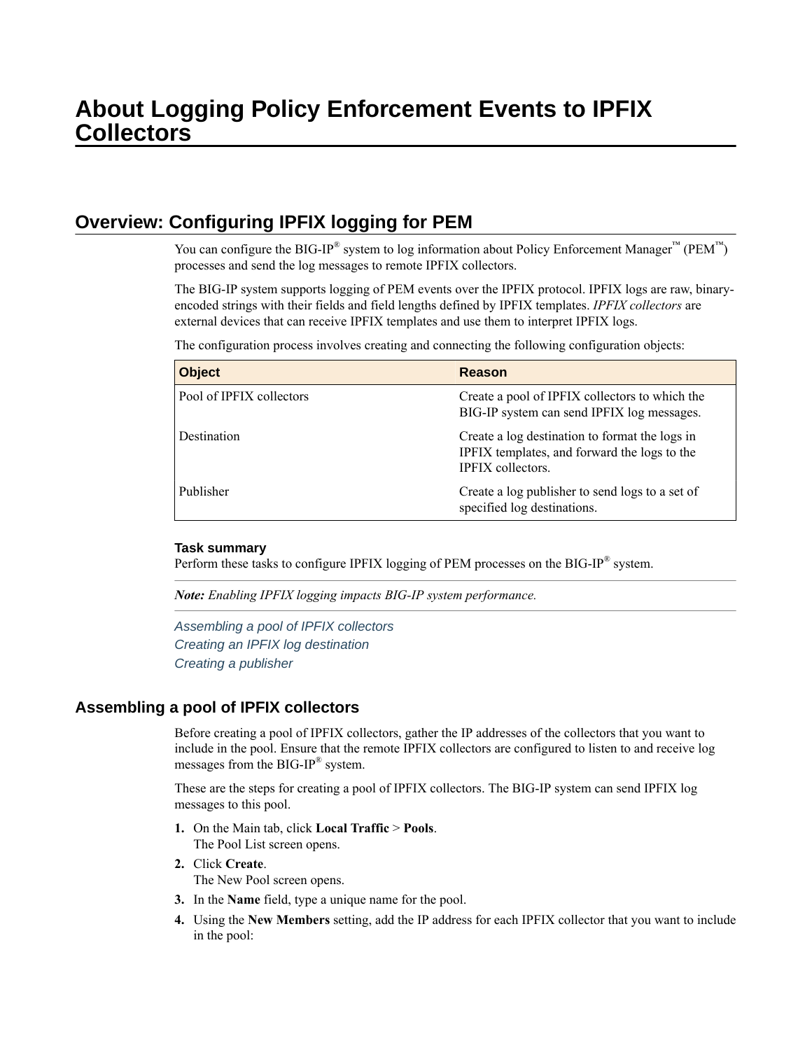# About Logging Policy Enforcement Events to IPFIX Collectors

## Overview: Configuring IPFIX logging for PEM

You can configure the BIG-IP® system to log information about Policy Enforcement Manager™ (PEM™) processes and send the log messages to remote IPFIX collectors.

The BIG-IP system supports logging of PEM events over the IPFIX protocol. IPFIX logs are raw, binary-encoded strings with their fields and field lengths defined by IPFIX templates. *IPFIX collectors* are external devices that can receive IPFIX templates and use them to interpret IPFIX logs.

The configuration process involves creating and connecting the following configuration objects:

| Object | Reason |
| --- | --- |
| Pool of IPFIX collectors | Create a pool of IPFIX collectors to which the BIG-IP system can send IPFIX log messages. |
| Destination | Create a log destination to format the logs in IPFIX templates, and forward the logs to the IPFIX collectors. |
| Publisher | Create a log publisher to send logs to a set of specified log destinations. |

#### Task summary

Perform these tasks to configure IPFIX logging of PEM processes on the BIG-IP® system.

***Note:*** *Enabling IPFIX logging impacts BIG-IP system performance.*

*Assembling a pool of IPFIX collectors*
*Creating an IPFIX log destination*
*Creating a publisher*

### Assembling a pool of IPFIX collectors

Before creating a pool of IPFIX collectors, gather the IP addresses of the collectors that you want to include in the pool. Ensure that the remote IPFIX collectors are configured to listen to and receive log messages from the BIG-IP® system.

These are the steps for creating a pool of IPFIX collectors. The BIG-IP system can send IPFIX log messages to this pool.

1. On the Main tab, click **Local Traffic** > **Pools**.
   The Pool List screen opens.
2. Click **Create**.
   The New Pool screen opens.
3. In the **Name** field, type a unique name for the pool.
4. Using the **New Members** setting, add the IP address for each IPFIX collector that you want to include in the pool: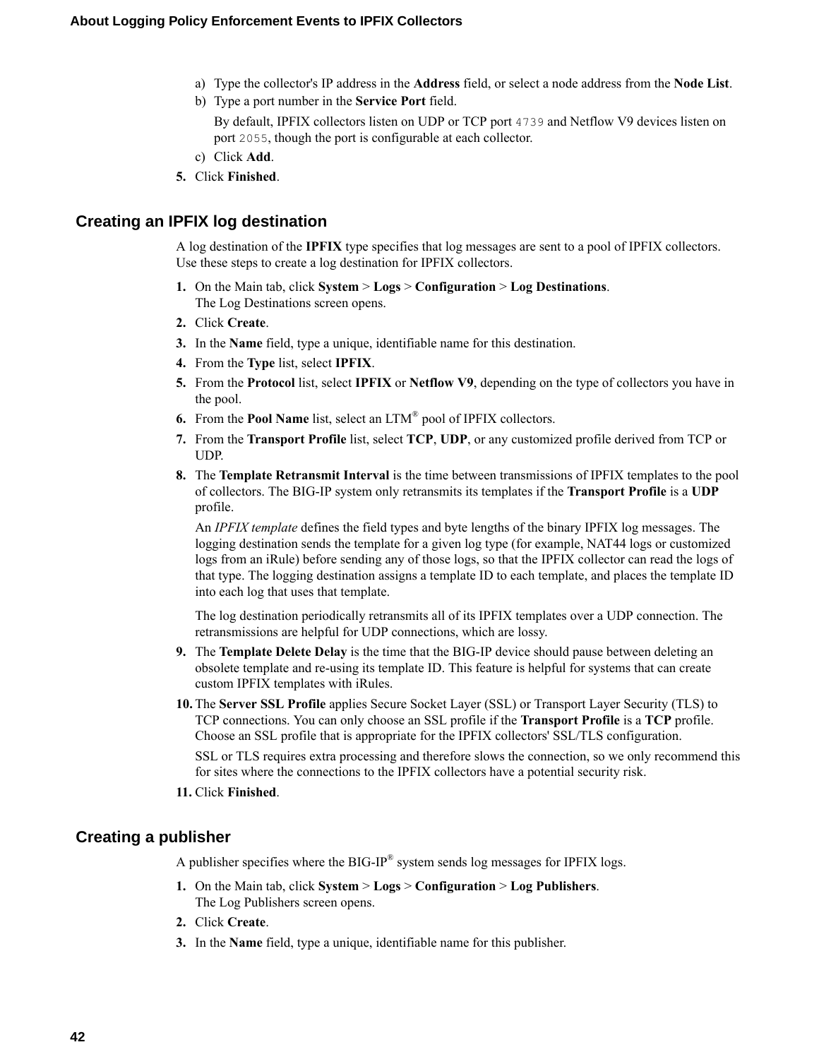a) Type the collector's IP address in the **Address** field, or select a node address from the **Node List**.
b) Type a port number in the **Service Port** field.

   By default, IPFIX collectors listen on UDP or TCP port `4739` and Netflow V9 devices listen on port `2055`, though the port is configurable at each collector.
c) Click **Add**.

5. Click **Finished**.

## Creating an IPFIX log destination

A log destination of the **IPFIX** type specifies that log messages are sent to a pool of IPFIX collectors. Use these steps to create a log destination for IPFIX collectors.

1. On the Main tab, click **System** > **Logs** > **Configuration** > **Log Destinations**.
   The Log Destinations screen opens.
2. Click **Create**.
3. In the **Name** field, type a unique, identifiable name for this destination.
4. From the **Type** list, select **IPFIX**.
5. From the **Protocol** list, select **IPFIX** or **Netflow V9**, depending on the type of collectors you have in the pool.
6. From the **Pool Name** list, select an LTM® pool of IPFIX collectors.
7. From the **Transport Profile** list, select **TCP**, **UDP**, or any customized profile derived from TCP or UDP.
8. The **Template Retransmit Interval** is the time between transmissions of IPFIX templates to the pool of collectors. The BIG-IP system only retransmits its templates if the **Transport Profile** is a **UDP** profile.

   An *IPFIX template* defines the field types and byte lengths of the binary IPFIX log messages. The logging destination sends the template for a given log type (for example, NAT44 logs or customized logs from an iRule) before sending any of those logs, so that the IPFIX collector can read the logs of that type. The logging destination assigns a template ID to each template, and places the template ID into each log that uses that template.

   The log destination periodically retransmits all of its IPFIX templates over a UDP connection. The retransmissions are helpful for UDP connections, which are lossy.
9. The **Template Delete Delay** is the time that the BIG-IP device should pause between deleting an obsolete template and re-using its template ID. This feature is helpful for systems that can create custom IPFIX templates with iRules.
10. The **Server SSL Profile** applies Secure Socket Layer (SSL) or Transport Layer Security (TLS) to TCP connections. You can only choose an SSL profile if the **Transport Profile** is a **TCP** profile. Choose an SSL profile that is appropriate for the IPFIX collectors' SSL/TLS configuration.

    SSL or TLS requires extra processing and therefore slows the connection, so we only recommend this for sites where the connections to the IPFIX collectors have a potential security risk.
11. Click **Finished**.

## Creating a publisher

A publisher specifies where the BIG-IP® system sends log messages for IPFIX logs.

1. On the Main tab, click **System** > **Logs** > **Configuration** > **Log Publishers**.
   The Log Publishers screen opens.
2. Click **Create**.
3. In the **Name** field, type a unique, identifiable name for this publisher.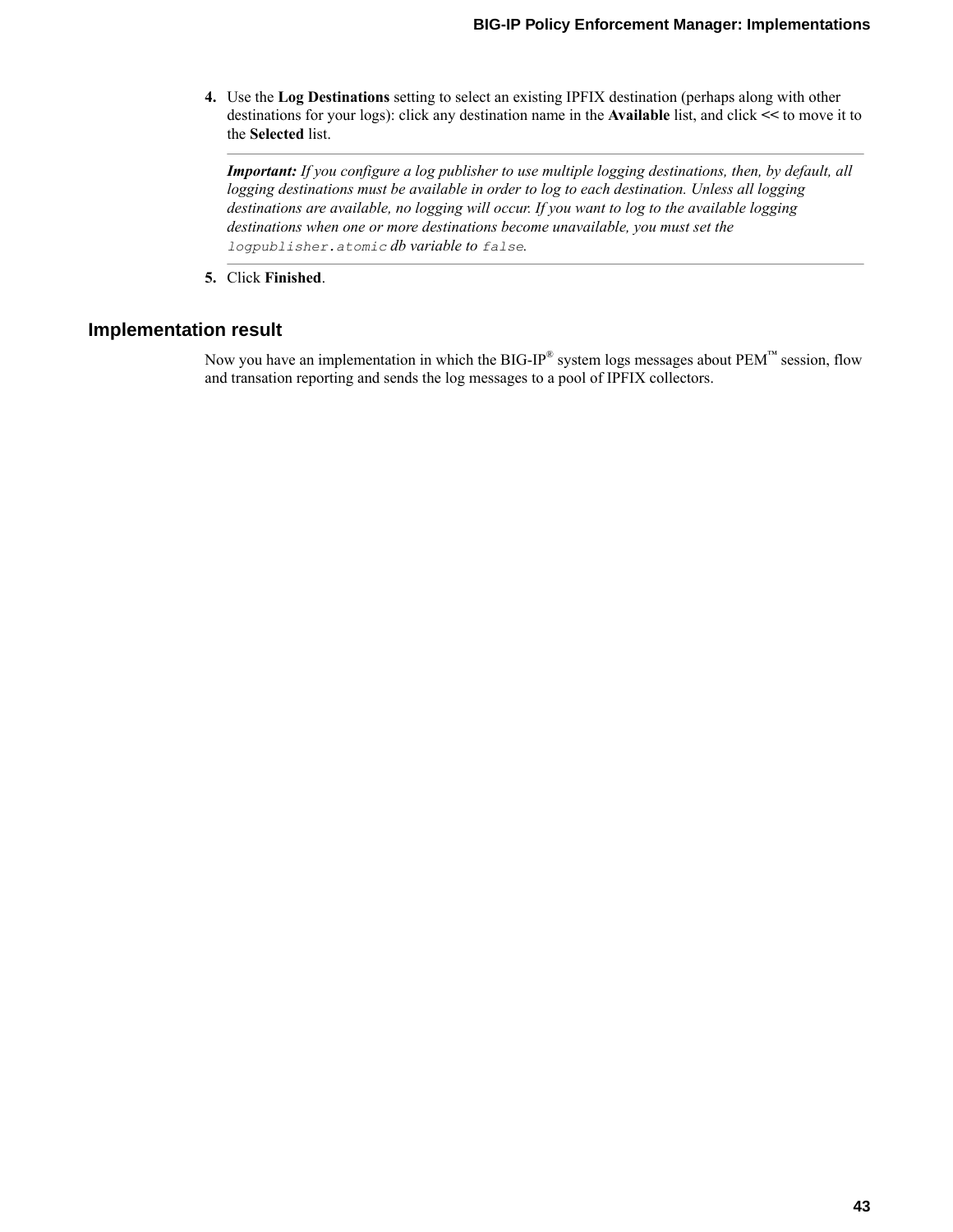4. Use the **Log Destinations** setting to select an existing IPFIX destination (perhaps along with other destinations for your logs): click any destination name in the **Available** list, and click **<<** to move it to the **Selected** list.

   ***Important:*** *If you configure a log publisher to use multiple logging destinations, then, by default, all logging destinations must be available in order to log to each destination. Unless all logging destinations are available, no logging will occur. If you want to log to the available logging destinations when one or more destinations become unavailable, you must set the* `logpublisher.atomic` *db variable to* `false`.

5. Click **Finished**.

## Implementation result

Now you have an implementation in which the BIG-IP® system logs messages about PEM™ session, flow and transation reporting and sends the log messages to a pool of IPFIX collectors.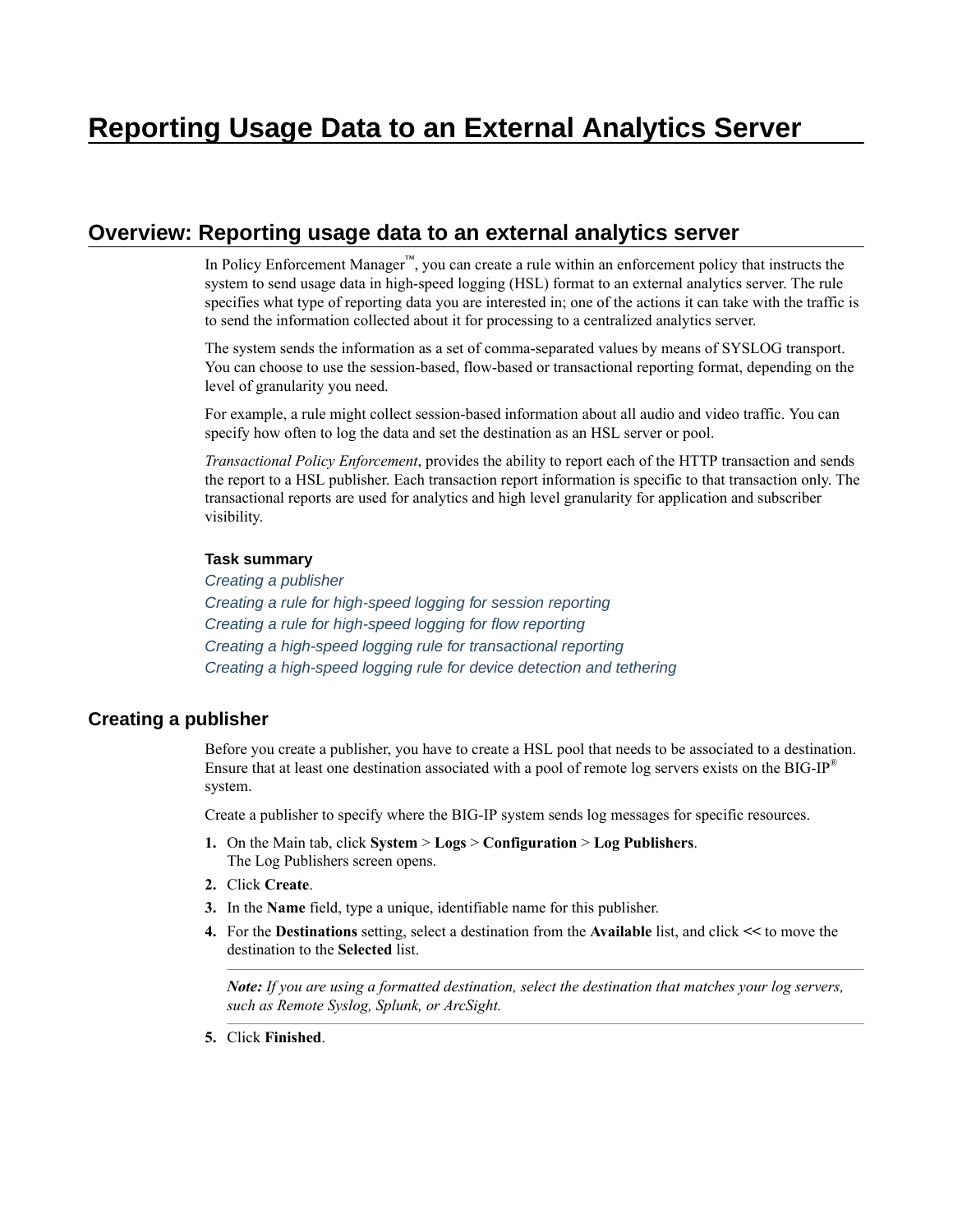# Reporting Usage Data to an External Analytics Server

## Overview: Reporting usage data to an external analytics server

In Policy Enforcement Manager™, you can create a rule within an enforcement policy that instructs the system to send usage data in high-speed logging (HSL) format to an external analytics server. The rule specifies what type of reporting data you are interested in; one of the actions it can take with the traffic is to send the information collected about it for processing to a centralized analytics server.

The system sends the information as a set of comma-separated values by means of SYSLOG transport. You can choose to use the session-based, flow-based or transactional reporting format, depending on the level of granularity you need.

For example, a rule might collect session-based information about all audio and video traffic. You can specify how often to log the data and set the destination as an HSL server or pool.

*Transactional Policy Enforcement*, provides the ability to report each of the HTTP transaction and sends the report to a HSL publisher. Each transaction report information is specific to that transaction only. The transactional reports are used for analytics and high level granularity for application and subscriber visibility.

#### Task summary

*Creating a publisher*
*Creating a rule for high-speed logging for session reporting*
*Creating a rule for high-speed logging for flow reporting*
*Creating a high-speed logging rule for transactional reporting*
*Creating a high-speed logging rule for device detection and tethering*

### Creating a publisher

Before you create a publisher, you have to create a HSL pool that needs to be associated to a destination. Ensure that at least one destination associated with a pool of remote log servers exists on the BIG-IP® system.

Create a publisher to specify where the BIG-IP system sends log messages for specific resources.

1. On the Main tab, click **System** > **Logs** > **Configuration** > **Log Publishers**.
   The Log Publishers screen opens.
2. Click **Create**.
3. In the **Name** field, type a unique, identifiable name for this publisher.
4. For the **Destinations** setting, select a destination from the **Available** list, and click **<<** to move the destination to the **Selected** list.

   ***Note:*** *If you are using a formatted destination, select the destination that matches your log servers, such as Remote Syslog, Splunk, or ArcSight.*

5. Click **Finished**.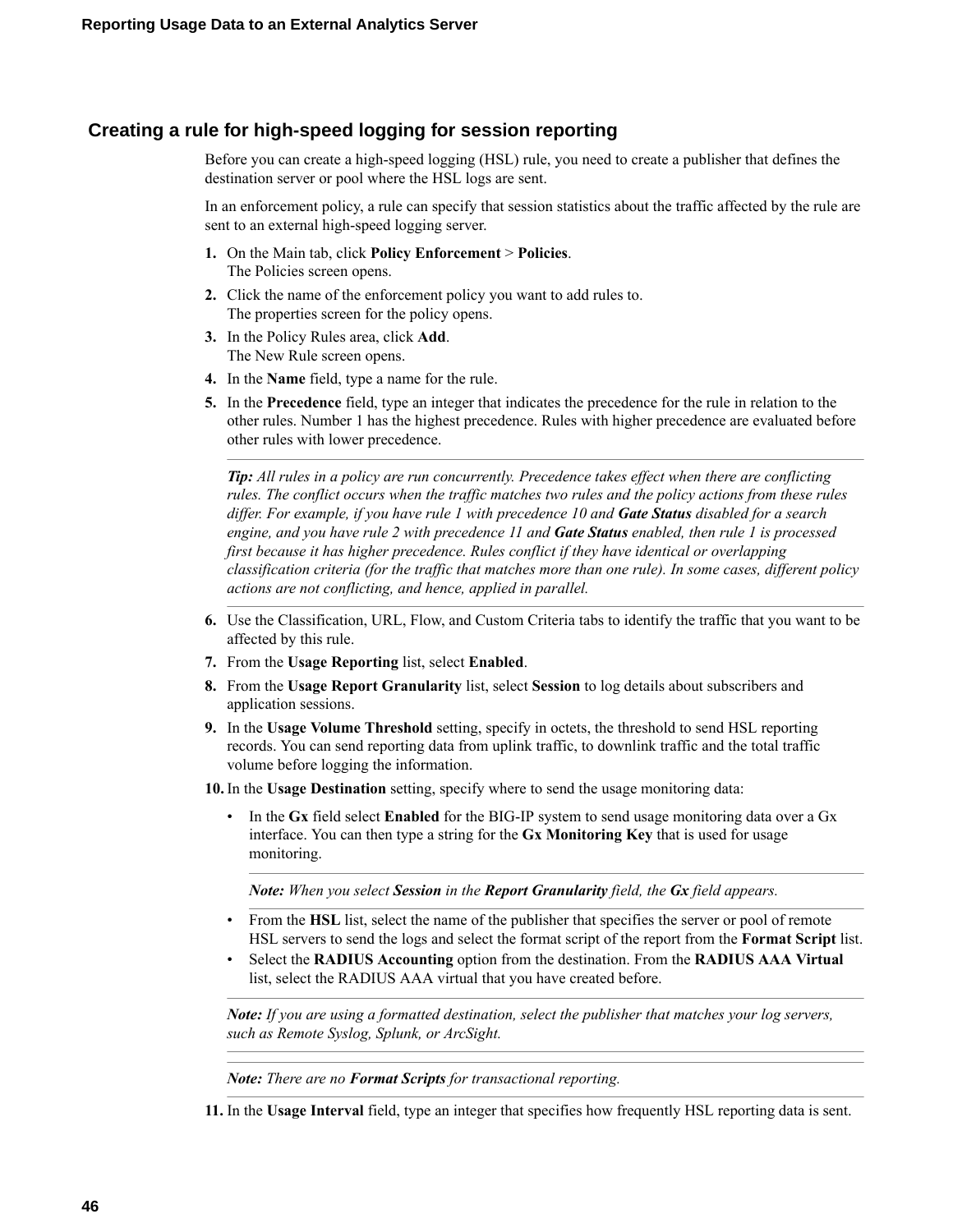## Creating a rule for high-speed logging for session reporting

Before you can create a high-speed logging (HSL) rule, you need to create a publisher that defines the destination server or pool where the HSL logs are sent.

In an enforcement policy, a rule can specify that session statistics about the traffic affected by the rule are sent to an external high-speed logging server.

1. On the Main tab, click **Policy Enforcement** > **Policies**.
   The Policies screen opens.
2. Click the name of the enforcement policy you want to add rules to.
   The properties screen for the policy opens.
3. In the Policy Rules area, click **Add**.
   The New Rule screen opens.
4. In the **Name** field, type a name for the rule.
5. In the **Precedence** field, type an integer that indicates the precedence for the rule in relation to the other rules. Number 1 has the highest precedence. Rules with higher precedence are evaluated before other rules with lower precedence.

   ---

   ***Tip:*** *All rules in a policy are run concurrently. Precedence takes effect when there are conflicting rules. The conflict occurs when the traffic matches two rules and the policy actions from these rules differ. For example, if you have rule 1 with precedence 10 and* ***Gate Status*** *disabled for a search engine, and you have rule 2 with precedence 11 and* ***Gate Status*** *enabled, then rule 1 is processed first because it has higher precedence. Rules conflict if they have identical or overlapping classification criteria (for the traffic that matches more than one rule). In some cases, different policy actions are not conflicting, and hence, applied in parallel.*

   ---

6. Use the Classification, URL, Flow, and Custom Criteria tabs to identify the traffic that you want to be affected by this rule.
7. From the **Usage Reporting** list, select **Enabled**.
8. From the **Usage Report Granularity** list, select **Session** to log details about subscribers and application sessions.
9. In the **Usage Volume Threshold** setting, specify in octets, the threshold to send HSL reporting records. You can send reporting data from uplink traffic, to downlink traffic and the total traffic volume before logging the information.
10. In the **Usage Destination** setting, specify where to send the usage monitoring data:
    - In the **Gx** field select **Enabled** for the BIG-IP system to send usage monitoring data over a Gx interface. You can then type a string for the **Gx Monitoring Key** that is used for usage monitoring.

      ---

      ***Note:*** *When you select* ***Session*** *in the* ***Report Granularity*** *field, the* ***Gx*** *field appears.*

      ---

    - From the **HSL** list, select the name of the publisher that specifies the server or pool of remote HSL servers to send the logs and select the format script of the report from the **Format Script** list.
    - Select the **RADIUS Accounting** option from the destination. From the **RADIUS AAA Virtual** list, select the RADIUS AAA virtual that you have created before.

    ---

    ***Note:*** *If you are using a formatted destination, select the publisher that matches your log servers, such as Remote Syslog, Splunk, or ArcSight.*

    ---

    ***Note:*** *There are no* ***Format Scripts*** *for transactional reporting.*

    ---

11. In the **Usage Interval** field, type an integer that specifies how frequently HSL reporting data is sent.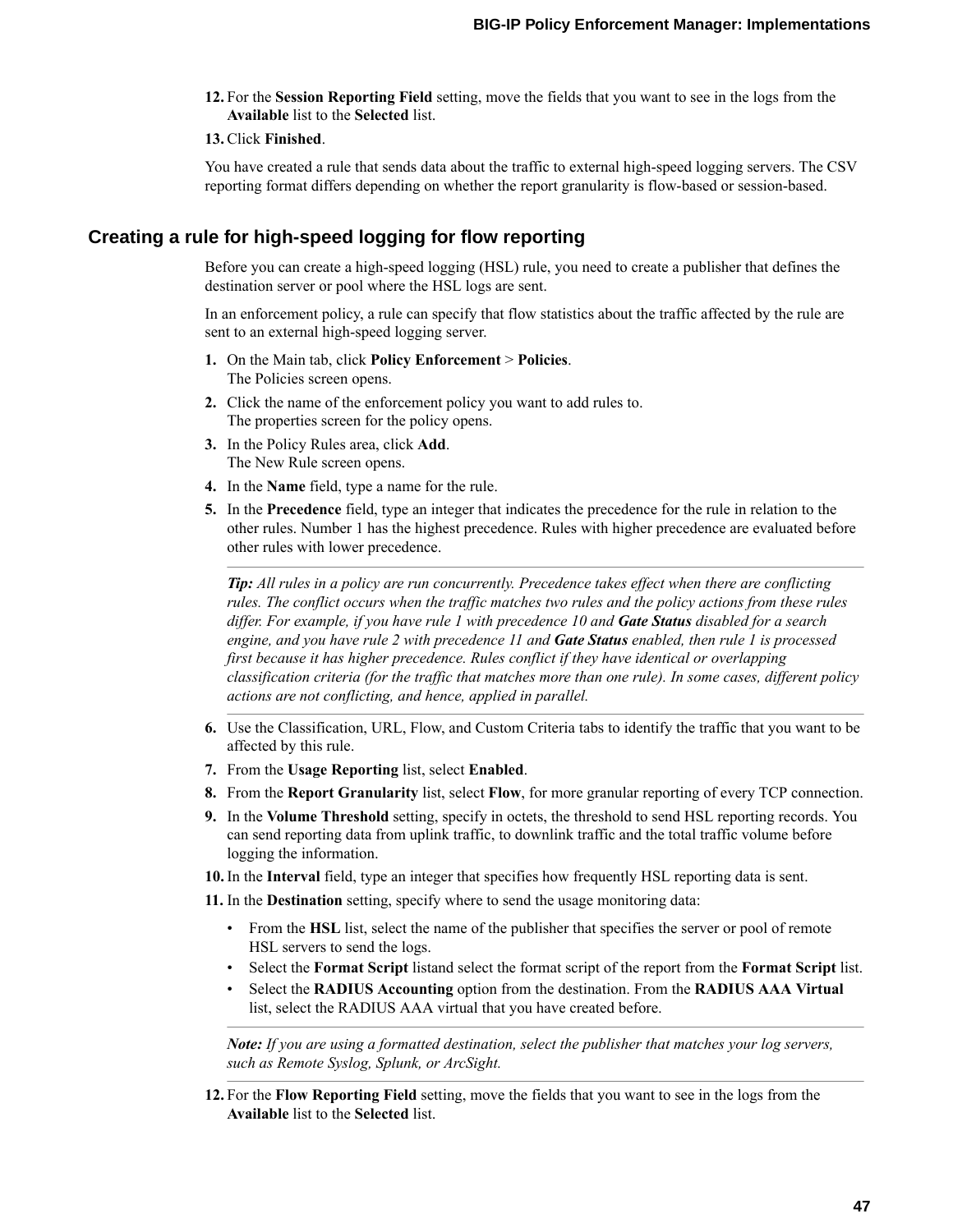12. For the **Session Reporting Field** setting, move the fields that you want to see in the logs from the **Available** list to the **Selected** list.
13. Click **Finished**.

You have created a rule that sends data about the traffic to external high-speed logging servers. The CSV reporting format differs depending on whether the report granularity is flow-based or session-based.

## Creating a rule for high-speed logging for flow reporting

Before you can create a high-speed logging (HSL) rule, you need to create a publisher that defines the destination server or pool where the HSL logs are sent.

In an enforcement policy, a rule can specify that flow statistics about the traffic affected by the rule are sent to an external high-speed logging server.

1. On the Main tab, click **Policy Enforcement** > **Policies**.
   The Policies screen opens.
2. Click the name of the enforcement policy you want to add rules to.
   The properties screen for the policy opens.
3. In the Policy Rules area, click **Add**.
   The New Rule screen opens.
4. In the **Name** field, type a name for the rule.
5. In the **Precedence** field, type an integer that indicates the precedence for the rule in relation to the other rules. Number 1 has the highest precedence. Rules with higher precedence are evaluated before other rules with lower precedence.

   ***Tip:*** *All rules in a policy are run concurrently. Precedence takes effect when there are conflicting rules. The conflict occurs when the traffic matches two rules and the policy actions from these rules differ. For example, if you have rule 1 with precedence 10 and* ***Gate Status*** *disabled for a search engine, and you have rule 2 with precedence 11 and* ***Gate Status*** *enabled, then rule 1 is processed first because it has higher precedence. Rules conflict if they have identical or overlapping classification criteria (for the traffic that matches more than one rule). In some cases, different policy actions are not conflicting, and hence, applied in parallel.*

6. Use the Classification, URL, Flow, and Custom Criteria tabs to identify the traffic that you want to be affected by this rule.
7. From the **Usage Reporting** list, select **Enabled**.
8. From the **Report Granularity** list, select **Flow**, for more granular reporting of every TCP connection.
9. In the **Volume Threshold** setting, specify in octets, the threshold to send HSL reporting records. You can send reporting data from uplink traffic, to downlink traffic and the total traffic volume before logging the information.
10. In the **Interval** field, type an integer that specifies how frequently HSL reporting data is sent.
11. In the **Destination** setting, specify where to send the usage monitoring data:
    - From the **HSL** list, select the name of the publisher that specifies the server or pool of remote HSL servers to send the logs.
    - Select the **Format Script** listand select the format script of the report from the **Format Script** list.
    - Select the **RADIUS Accounting** option from the destination. From the **RADIUS AAA Virtual** list, select the RADIUS AAA virtual that you have created before.

    ***Note:*** *If you are using a formatted destination, select the publisher that matches your log servers, such as Remote Syslog, Splunk, or ArcSight.*

12. For the **Flow Reporting Field** setting, move the fields that you want to see in the logs from the **Available** list to the **Selected** list.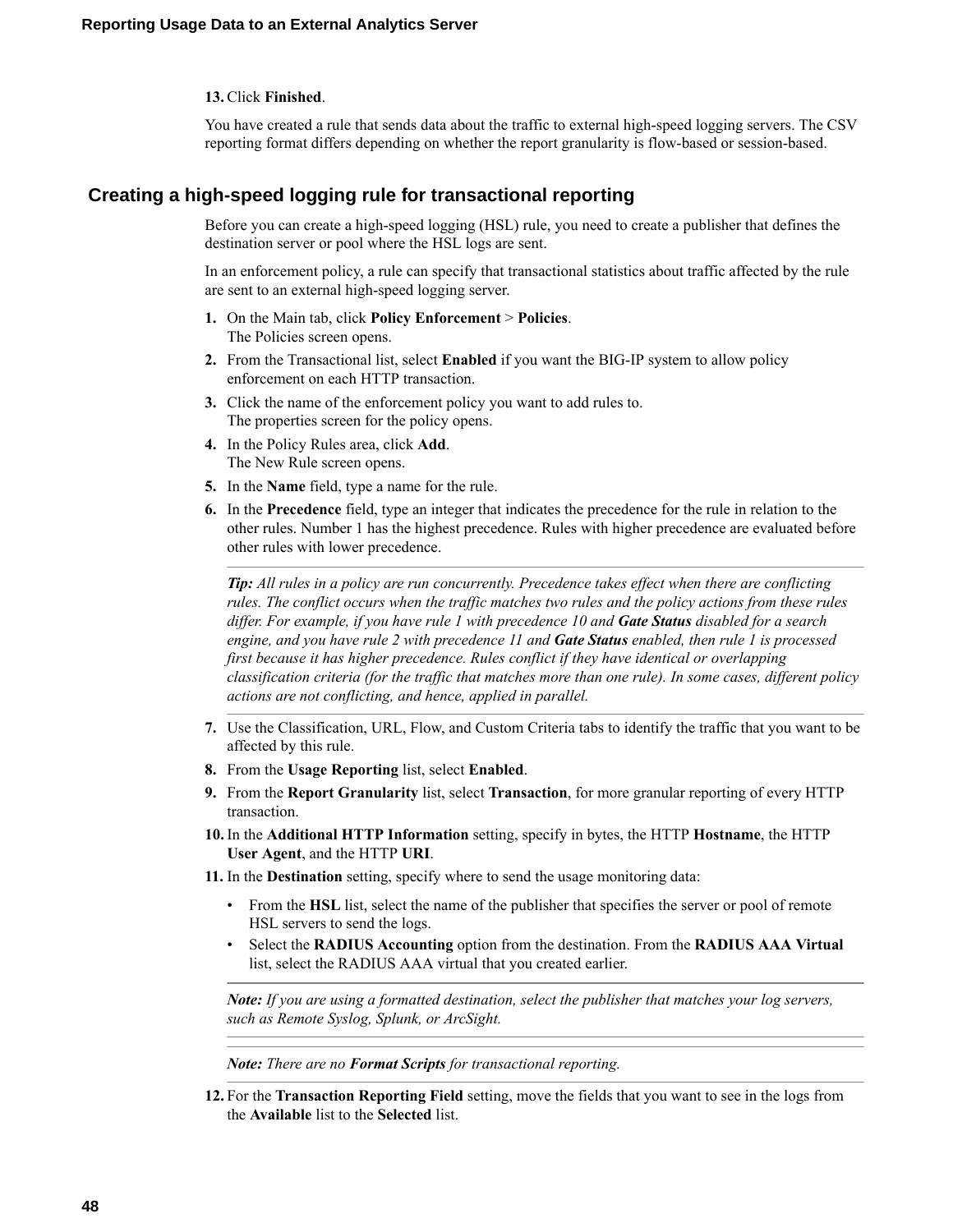13. Click **Finished**.

You have created a rule that sends data about the traffic to external high-speed logging servers. The CSV reporting format differs depending on whether the report granularity is flow-based or session-based.

## Creating a high-speed logging rule for transactional reporting

Before you can create a high-speed logging (HSL) rule, you need to create a publisher that defines the destination server or pool where the HSL logs are sent.

In an enforcement policy, a rule can specify that transactional statistics about traffic affected by the rule are sent to an external high-speed logging server.

1. On the Main tab, click **Policy Enforcement** > **Policies**.
   The Policies screen opens.
2. From the Transactional list, select **Enabled** if you want the BIG-IP system to allow policy enforcement on each HTTP transaction.
3. Click the name of the enforcement policy you want to add rules to.
   The properties screen for the policy opens.
4. In the Policy Rules area, click **Add**.
   The New Rule screen opens.
5. In the **Name** field, type a name for the rule.
6. In the **Precedence** field, type an integer that indicates the precedence for the rule in relation to the other rules. Number 1 has the highest precedence. Rules with higher precedence are evaluated before other rules with lower precedence.

   ***Tip:*** *All rules in a policy are run concurrently. Precedence takes effect when there are conflicting rules. The conflict occurs when the traffic matches two rules and the policy actions from these rules differ. For example, if you have rule 1 with precedence 10 and* ***Gate Status*** *disabled for a search engine, and you have rule 2 with precedence 11 and* ***Gate Status*** *enabled, then rule 1 is processed first because it has higher precedence. Rules conflict if they have identical or overlapping classification criteria (for the traffic that matches more than one rule). In some cases, different policy actions are not conflicting, and hence, applied in parallel.*

7. Use the Classification, URL, Flow, and Custom Criteria tabs to identify the traffic that you want to be affected by this rule.
8. From the **Usage Reporting** list, select **Enabled**.
9. From the **Report Granularity** list, select **Transaction**, for more granular reporting of every HTTP transaction.
10. In the **Additional HTTP Information** setting, specify in bytes, the HTTP **Hostname**, the HTTP **User Agent**, and the HTTP **URI**.
11. In the **Destination** setting, specify where to send the usage monitoring data:
    - From the **HSL** list, select the name of the publisher that specifies the server or pool of remote HSL servers to send the logs.
    - Select the **RADIUS Accounting** option from the destination. From the **RADIUS AAA Virtual** list, select the RADIUS AAA virtual that you created earlier.

    ***Note:*** *If you are using a formatted destination, select the publisher that matches your log servers, such as Remote Syslog, Splunk, or ArcSight.*

    ***Note:*** *There are no* ***Format Scripts*** *for transactional reporting.*

12. For the **Transaction Reporting Field** setting, move the fields that you want to see in the logs from the **Available** list to the **Selected** list.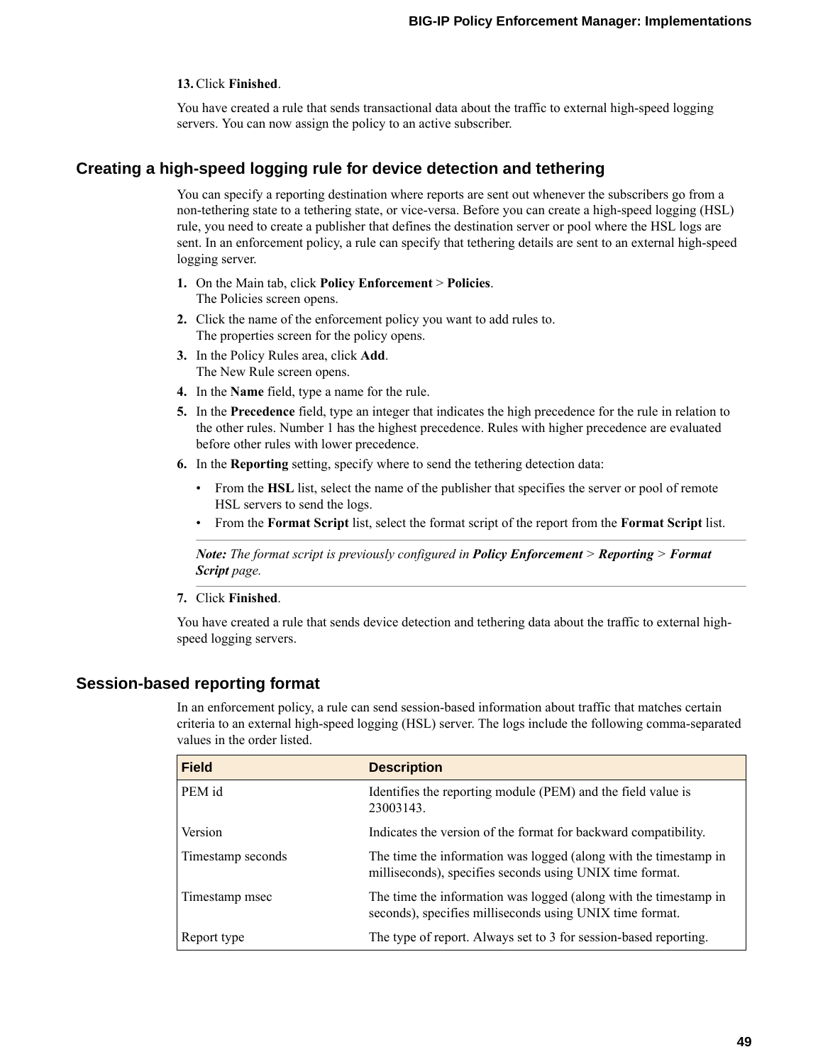13. Click **Finished**.

You have created a rule that sends transactional data about the traffic to external high-speed logging servers. You can now assign the policy to an active subscriber.

## Creating a high-speed logging rule for device detection and tethering

You can specify a reporting destination where reports are sent out whenever the subscribers go from a non-tethering state to a tethering state, or vice-versa. Before you can create a high-speed logging (HSL) rule, you need to create a publisher that defines the destination server or pool where the HSL logs are sent. In an enforcement policy, a rule can specify that tethering details are sent to an external high-speed logging server.

1. On the Main tab, click **Policy Enforcement** > **Policies**.
   The Policies screen opens.
2. Click the name of the enforcement policy you want to add rules to.
   The properties screen for the policy opens.
3. In the Policy Rules area, click **Add**.
   The New Rule screen opens.
4. In the **Name** field, type a name for the rule.
5. In the **Precedence** field, type an integer that indicates the high precedence for the rule in relation to the other rules. Number 1 has the highest precedence. Rules with higher precedence are evaluated before other rules with lower precedence.
6. In the **Reporting** setting, specify where to send the tethering detection data:
   - From the **HSL** list, select the name of the publisher that specifies the server or pool of remote HSL servers to send the logs.
   - From the **Format Script** list, select the format script of the report from the **Format Script** list.

   ***Note:*** *The format script is previously configured in* ***Policy Enforcement*** *>* ***Reporting*** *>* ***Format Script*** *page.*
7. Click **Finished**.

You have created a rule that sends device detection and tethering data about the traffic to external high-speed logging servers.

## Session-based reporting format

In an enforcement policy, a rule can send session-based information about traffic that matches certain criteria to an external high-speed logging (HSL) server. The logs include the following comma-separated values in the order listed.

| Field | Description |
| --- | --- |
| PEM id | Identifies the reporting module (PEM) and the field value is 23003143. |
| Version | Indicates the version of the format for backward compatibility. |
| Timestamp seconds | The time the information was logged (along with the timestamp in milliseconds), specifies seconds using UNIX time format. |
| Timestamp msec | The time the information was logged (along with the timestamp in seconds), specifies milliseconds using UNIX time format. |
| Report type | The type of report. Always set to 3 for session-based reporting. |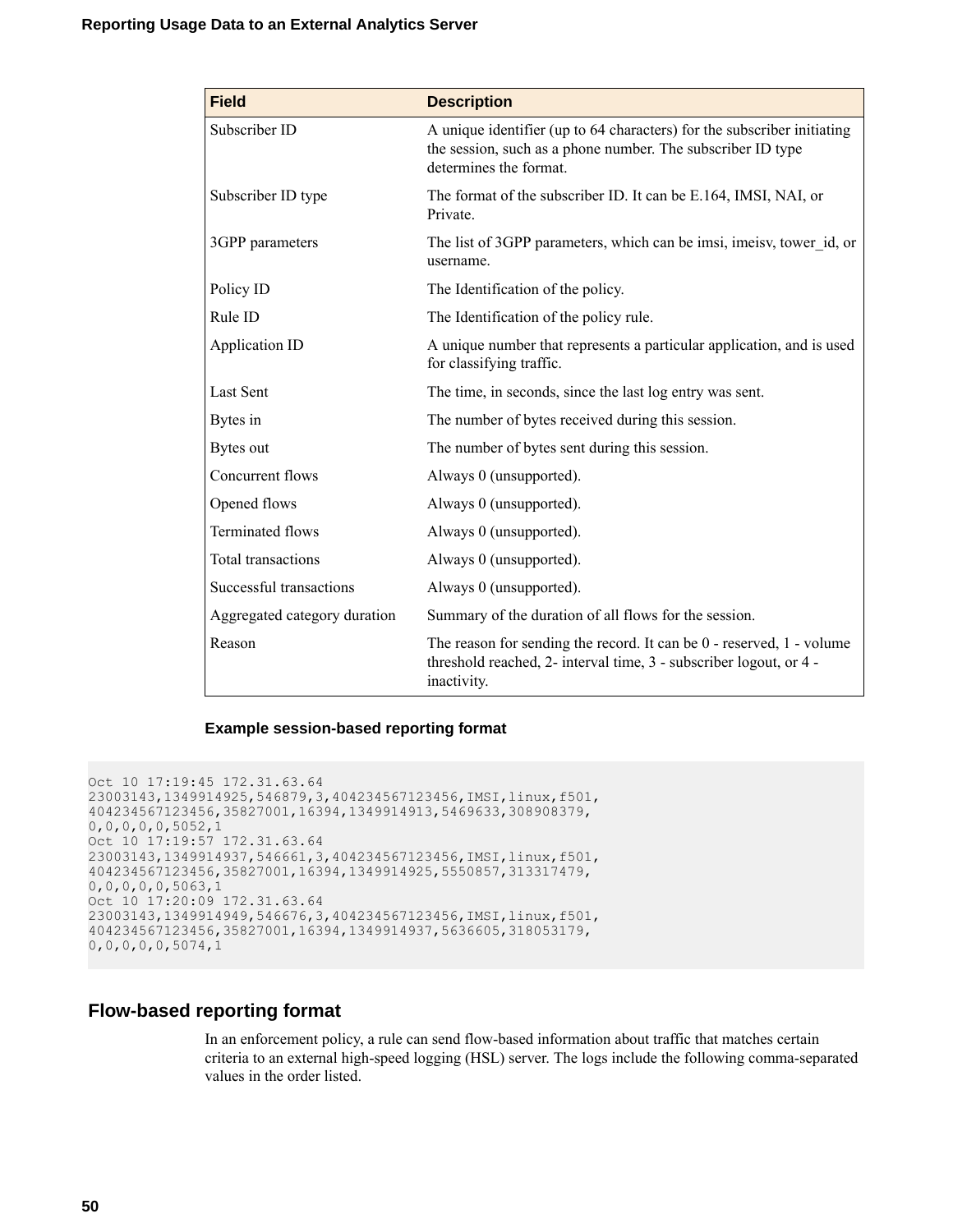| Field | Description |
| --- | --- |
| Subscriber ID | A unique identifier (up to 64 characters) for the subscriber initiating the session, such as a phone number. The subscriber ID type determines the format. |
| Subscriber ID type | The format of the subscriber ID. It can be E.164, IMSI, NAI, or Private. |
| 3GPP parameters | The list of 3GPP parameters, which can be imsi, imeisv, tower_id, or username. |
| Policy ID | The Identification of the policy. |
| Rule ID | The Identification of the policy rule. |
| Application ID | A unique number that represents a particular application, and is used for classifying traffic. |
| Last Sent | The time, in seconds, since the last log entry was sent. |
| Bytes in | The number of bytes received during this session. |
| Bytes out | The number of bytes sent during this session. |
| Concurrent flows | Always 0 (unsupported). |
| Opened flows | Always 0 (unsupported). |
| Terminated flows | Always 0 (unsupported). |
| Total transactions | Always 0 (unsupported). |
| Successful transactions | Always 0 (unsupported). |
| Aggregated category duration | Summary of the duration of all flows for the session. |
| Reason | The reason for sending the record. It can be 0 - reserved, 1 - volume threshold reached, 2- interval time, 3 - subscriber logout, or 4 - inactivity. |

**Example session-based reporting format**

```
Oct 10 17:19:45 172.31.63.64
23003143,1349914925,546879,3,404234567123456,IMSI,linux,f501,
404234567123456,35827001,16394,1349914913,5469633,308908379,
0,0,0,0,0,5052,1
Oct 10 17:19:57 172.31.63.64
23003143,1349914937,546661,3,404234567123456,IMSI,linux,f501,
404234567123456,35827001,16394,1349914925,5550857,313317479,
0,0,0,0,0,5063,1
Oct 10 17:20:09 172.31.63.64
23003143,1349914949,546676,3,404234567123456,IMSI,linux,f501,
404234567123456,35827001,16394,1349914937,5636605,318053179,
0,0,0,0,0,5074,1
```

## Flow-based reporting format

In an enforcement policy, a rule can send flow-based information about traffic that matches certain criteria to an external high-speed logging (HSL) server. The logs include the following comma-separated values in the order listed.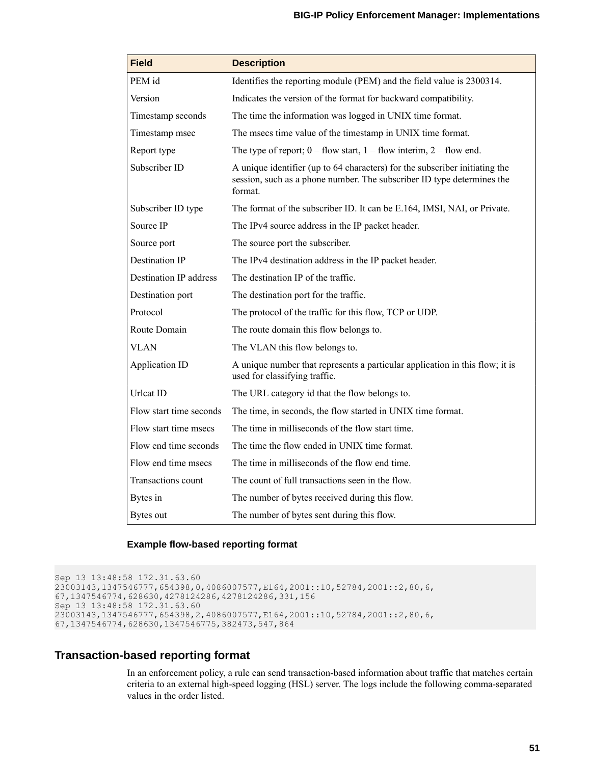| Field | Description |
| --- | --- |
| PEM id | Identifies the reporting module (PEM) and the field value is 2300314. |
| Version | Indicates the version of the format for backward compatibility. |
| Timestamp seconds | The time the information was logged in UNIX time format. |
| Timestamp msec | The msecs time value of the timestamp in UNIX time format. |
| Report type | The type of report; 0 – flow start, 1 – flow interim, 2 – flow end. |
| Subscriber ID | A unique identifier (up to 64 characters) for the subscriber initiating the session, such as a phone number. The subscriber ID type determines the format. |
| Subscriber ID type | The format of the subscriber ID. It can be E.164, IMSI, NAI, or Private. |
| Source IP | The IPv4 source address in the IP packet header. |
| Source port | The source port the subscriber. |
| Destination IP | The IPv4 destination address in the IP packet header. |
| Destination IP address | The destination IP of the traffic. |
| Destination port | The destination port for the traffic. |
| Protocol | The protocol of the traffic for this flow, TCP or UDP. |
| Route Domain | The route domain this flow belongs to. |
| VLAN | The VLAN this flow belongs to. |
| Application ID | A unique number that represents a particular application in this flow; it is used for classifying traffic. |
| Urlcat ID | The URL category id that the flow belongs to. |
| Flow start time seconds | The time, in seconds, the flow started in UNIX time format. |
| Flow start time msecs | The time in milliseconds of the flow start time. |
| Flow end time seconds | The time the flow ended in UNIX time format. |
| Flow end time msecs | The time in milliseconds of the flow end time. |
| Transactions count | The count of full transactions seen in the flow. |
| Bytes in | The number of bytes received during this flow. |
| Bytes out | The number of bytes sent during this flow. |

**Example flow-based reporting format**

```
Sep 13 13:48:58 172.31.63.60
23003143,1347546777,654398,0,4086007577,E164,2001::10,52784,2001::2,80,6,
67,1347546774,628630,4278124286,4278124286,331,156
Sep 13 13:48:58 172.31.63.60
23003143,1347546777,654398,2,4086007577,E164,2001::10,52784,2001::2,80,6,
67,1347546774,628630,1347546775,382473,547,864
```

## Transaction-based reporting format

In an enforcement policy, a rule can send transaction-based information about traffic that matches certain criteria to an external high-speed logging (HSL) server. The logs include the following comma-separated values in the order listed.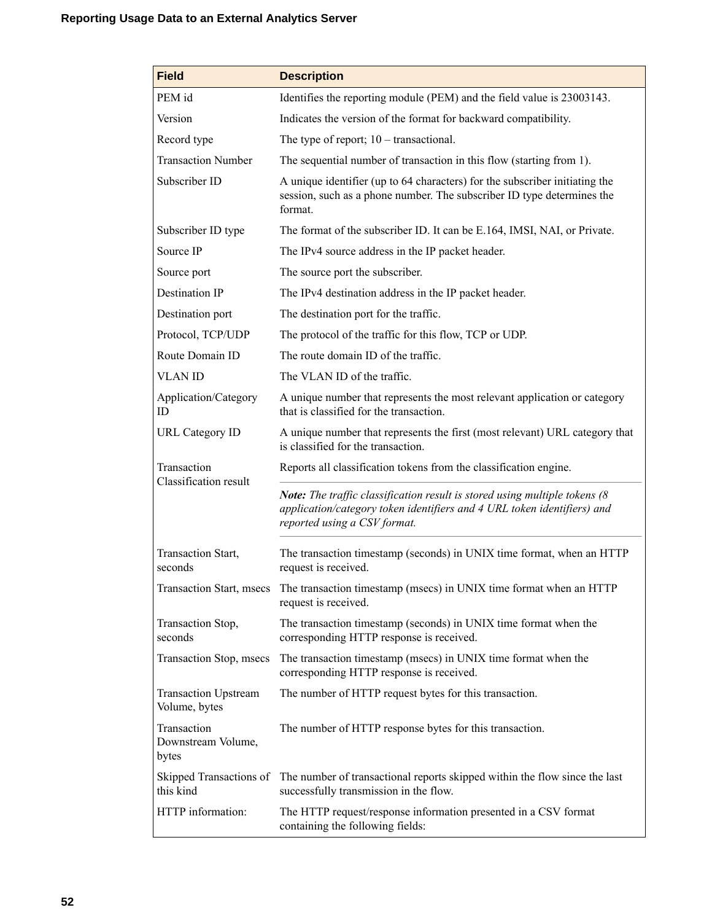| Field | Description |
| --- | --- |
| PEM id | Identifies the reporting module (PEM) and the field value is 23003143. |
| Version | Indicates the version of the format for backward compatibility. |
| Record type | The type of report; 10 – transactional. |
| Transaction Number | The sequential number of transaction in this flow (starting from 1). |
| Subscriber ID | A unique identifier (up to 64 characters) for the subscriber initiating the session, such as a phone number. The subscriber ID type determines the format. |
| Subscriber ID type | The format of the subscriber ID. It can be E.164, IMSI, NAI, or Private. |
| Source IP | The IPv4 source address in the IP packet header. |
| Source port | The source port the subscriber. |
| Destination IP | The IPv4 destination address in the IP packet header. |
| Destination port | The destination port for the traffic. |
| Protocol, TCP/UDP | The protocol of the traffic for this flow, TCP or UDP. |
| Route Domain ID | The route domain ID of the traffic. |
| VLAN ID | The VLAN ID of the traffic. |
| Application/Category ID | A unique number that represents the most relevant application or category that is classified for the transaction. |
| URL Category ID | A unique number that represents the first (most relevant) URL category that is classified for the transaction. |
| Transaction Classification result | Reports all classification tokens from the classification engine. **Note:** *The traffic classification result is stored using multiple tokens (8 application/category token identifiers and 4 URL token identifiers) and reported using a CSV format.* |
| Transaction Start, seconds | The transaction timestamp (seconds) in UNIX time format, when an HTTP request is received. |
| Transaction Start, msecs | The transaction timestamp (msecs) in UNIX time format when an HTTP request is received. |
| Transaction Stop, seconds | The transaction timestamp (seconds) in UNIX time format when the corresponding HTTP response is received. |
| Transaction Stop, msecs | The transaction timestamp (msecs) in UNIX time format when the corresponding HTTP response is received. |
| Transaction Upstream Volume, bytes | The number of HTTP request bytes for this transaction. |
| Transaction Downstream Volume, bytes | The number of HTTP response bytes for this transaction. |
| Skipped Transactions of this kind | The number of transactional reports skipped within the flow since the last successfully transmission in the flow. |
| HTTP information: | The HTTP request/response information presented in a CSV format containing the following fields: |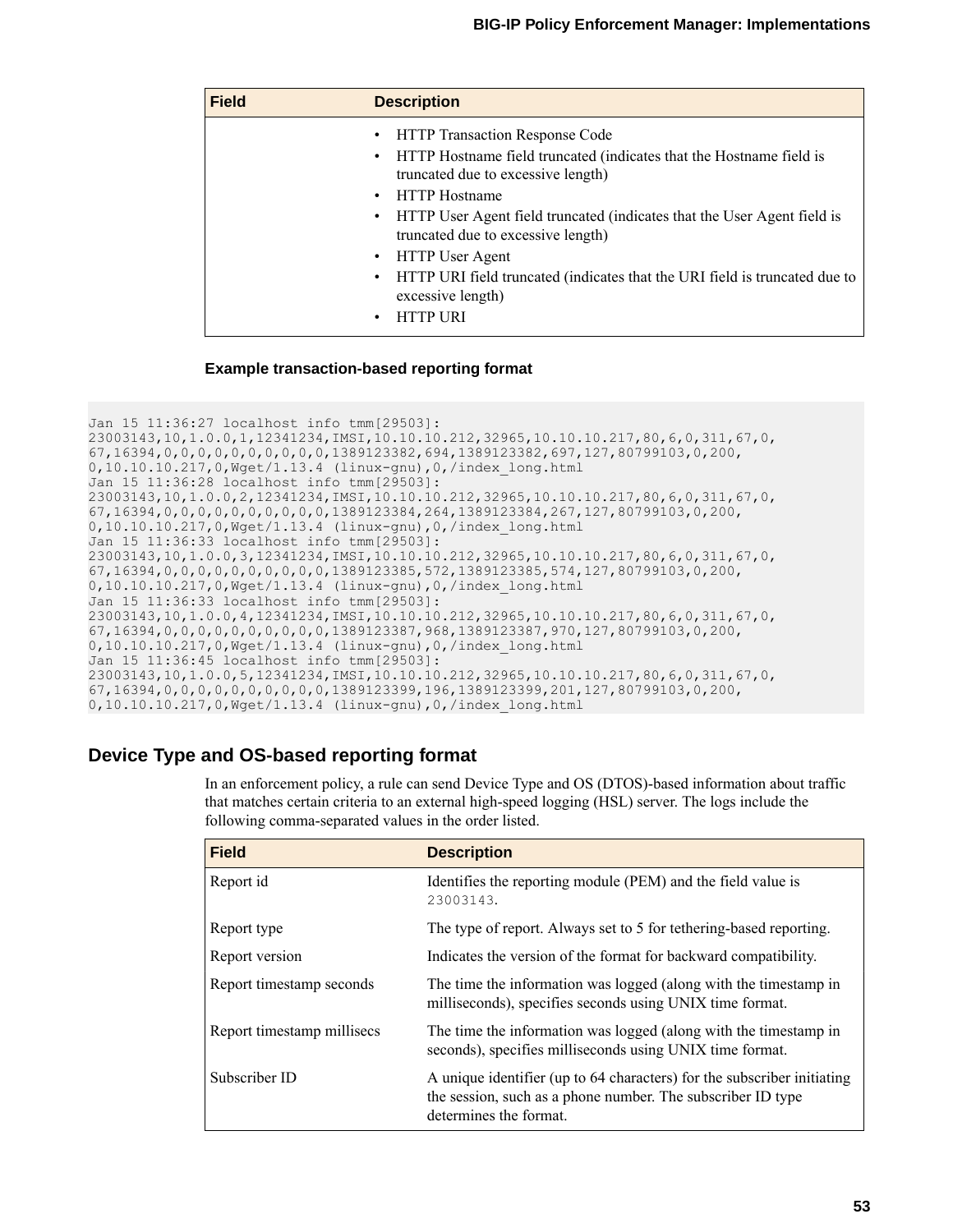| Field | Description |
|---|---|
| | • HTTP Transaction Response Code<br>• HTTP Hostname field truncated (indicates that the Hostname field is truncated due to excessive length)<br>• HTTP Hostname<br>• HTTP User Agent field truncated (indicates that the User Agent field is truncated due to excessive length)<br>• HTTP User Agent<br>• HTTP URI field truncated (indicates that the URI field is truncated due to excessive length)<br>• HTTP URI |

#### Example transaction-based reporting format

```
Jan 15 11:36:27 localhost info tmm[29503]:
23003143,10,1.0.0,1,12341234,IMSI,10.10.10.212,32965,10.10.10.217,80,6,0,311,67,0,
67,16394,0,0,0,0,0,0,0,0,0,0,1389123382,694,1389123382,697,127,80799103,0,200,
0,10.10.10.217,0,Wget/1.13.4 (linux-gnu),0,/index_long.html
Jan 15 11:36:28 localhost info tmm[29503]:
23003143,10,1.0.0,2,12341234,IMSI,10.10.10.212,32965,10.10.10.217,80,6,0,311,67,0,
67,16394,0,0,0,0,0,0,0,0,0,0,1389123384,264,1389123384,267,127,80799103,0,200,
0,10.10.10.217,0,Wget/1.13.4 (linux-gnu),0,/index_long.html
Jan 15 11:36:33 localhost info tmm[29503]:
23003143,10,1.0.0,3,12341234,IMSI,10.10.10.212,32965,10.10.10.217,80,6,0,311,67,0,
67,16394,0,0,0,0,0,0,0,0,0,0,1389123385,572,1389123385,574,127,80799103,0,200,
0,10.10.10.217,0,Wget/1.13.4 (linux-gnu),0,/index_long.html
Jan 15 11:36:33 localhost info tmm[29503]:
23003143,10,1.0.0,4,12341234,IMSI,10.10.10.212,32965,10.10.10.217,80,6,0,311,67,0,
67,16394,0,0,0,0,0,0,0,0,0,0,1389123387,968,1389123387,970,127,80799103,0,200,
0,10.10.10.217,0,Wget/1.13.4 (linux-gnu),0,/index_long.html
Jan 15 11:36:45 localhost info tmm[29503]:
23003143,10,1.0.0,5,12341234,IMSI,10.10.10.212,32965,10.10.10.217,80,6,0,311,67,0,
67,16394,0,0,0,0,0,0,0,0,0,0,1389123399,196,1389123399,201,127,80799103,0,200,
0,10.10.10.217,0,Wget/1.13.4 (linux-gnu),0,/index_long.html
```

## Device Type and OS-based reporting format

In an enforcement policy, a rule can send Device Type and OS (DTOS)-based information about traffic that matches certain criteria to an external high-speed logging (HSL) server. The logs include the following comma-separated values in the order listed.

| Field | Description |
|---|---|
| Report id | Identifies the reporting module (PEM) and the field value is `23003143`. |
| Report type | The type of report. Always set to 5 for tethering-based reporting. |
| Report version | Indicates the version of the format for backward compatibility. |
| Report timestamp seconds | The time the information was logged (along with the timestamp in milliseconds), specifies seconds using UNIX time format. |
| Report timestamp millisecs | The time the information was logged (along with the timestamp in seconds), specifies milliseconds using UNIX time format. |
| Subscriber ID | A unique identifier (up to 64 characters) for the subscriber initiating the session, such as a phone number. The subscriber ID type determines the format. |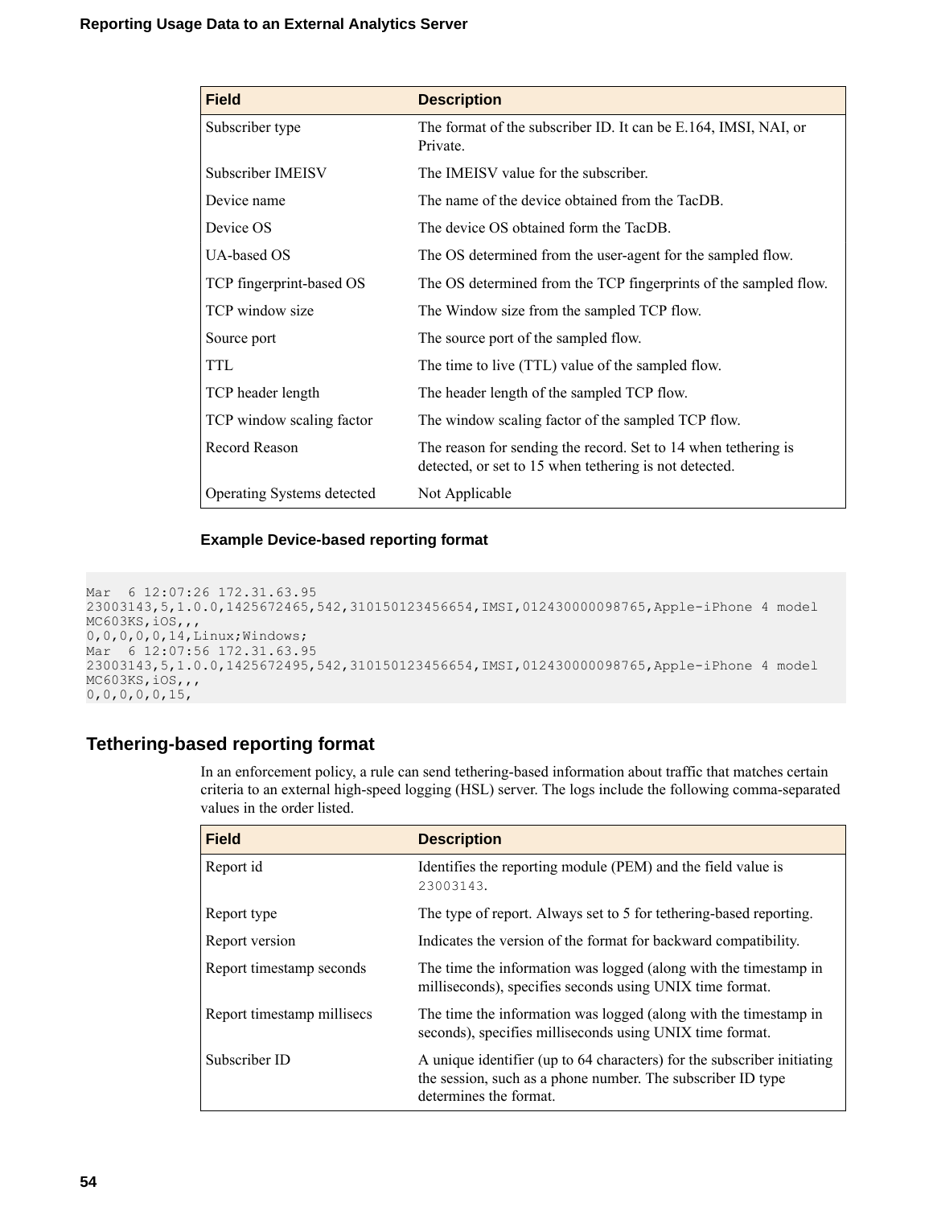| Field | Description |
| --- | --- |
| Subscriber type | The format of the subscriber ID. It can be E.164, IMSI, NAI, or Private. |
| Subscriber IMEISV | The IMEISV value for the subscriber. |
| Device name | The name of the device obtained from the TacDB. |
| Device OS | The device OS obtained form the TacDB. |
| UA-based OS | The OS determined from the user-agent for the sampled flow. |
| TCP fingerprint-based OS | The OS determined from the TCP fingerprints of the sampled flow. |
| TCP window size | The Window size from the sampled TCP flow. |
| Source port | The source port of the sampled flow. |
| TTL | The time to live (TTL) value of the sampled flow. |
| TCP header length | The header length of the sampled TCP flow. |
| TCP window scaling factor | The window scaling factor of the sampled TCP flow. |
| Record Reason | The reason for sending the record. Set to 14 when tethering is detected, or set to 15 when tethering is not detected. |
| Operating Systems detected | Not Applicable |

**Example Device-based reporting format**

```
Mar  6 12:07:26 172.31.63.95
23003143,5,1.0.0,1425672465,542,310150123456654,IMSI,012430000098765,Apple-iPhone 4 model
MC603KS,iOS,,,
0,0,0,0,0,14,Linux;Windows;
Mar  6 12:07:56 172.31.63.95
23003143,5,1.0.0,1425672495,542,310150123456654,IMSI,012430000098765,Apple-iPhone 4 model
MC603KS,iOS,,,
0,0,0,0,0,15,
```

## Tethering-based reporting format

In an enforcement policy, a rule can send tethering-based information about traffic that matches certain criteria to an external high-speed logging (HSL) server. The logs include the following comma-separated values in the order listed.

| Field | Description |
| --- | --- |
| Report id | Identifies the reporting module (PEM) and the field value is `23003143`. |
| Report type | The type of report. Always set to 5 for tethering-based reporting. |
| Report version | Indicates the version of the format for backward compatibility. |
| Report timestamp seconds | The time the information was logged (along with the timestamp in milliseconds), specifies seconds using UNIX time format. |
| Report timestamp millisecs | The time the information was logged (along with the timestamp in seconds), specifies milliseconds using UNIX time format. |
| Subscriber ID | A unique identifier (up to 64 characters) for the subscriber initiating the session, such as a phone number. The subscriber ID type determines the format. |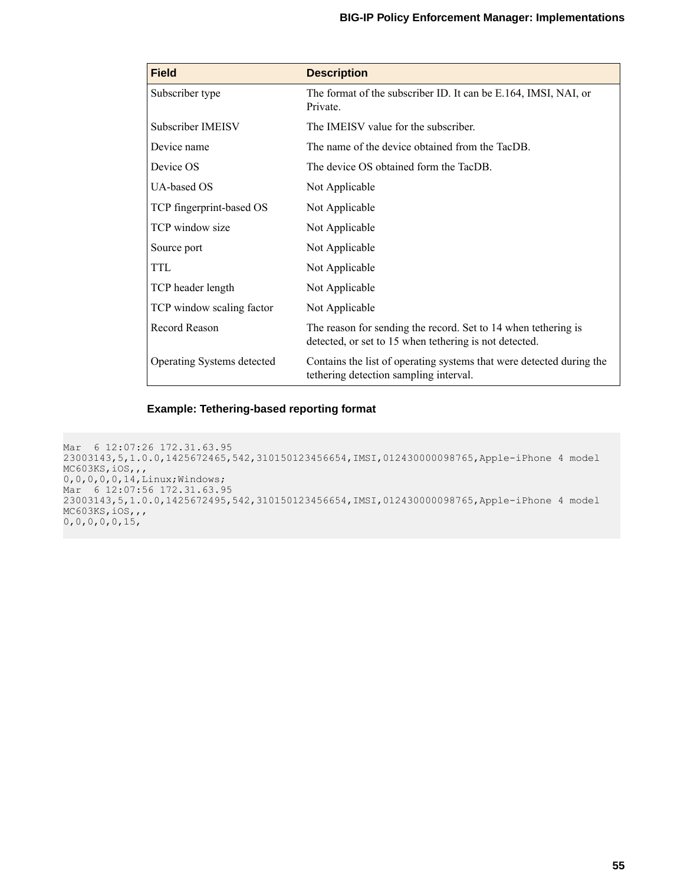| Field | Description |
|---|---|
| Subscriber type | The format of the subscriber ID. It can be E.164, IMSI, NAI, or Private. |
| Subscriber IMEISV | The IMEISV value for the subscriber. |
| Device name | The name of the device obtained from the TacDB. |
| Device OS | The device OS obtained form the TacDB. |
| UA-based OS | Not Applicable |
| TCP fingerprint-based OS | Not Applicable |
| TCP window size | Not Applicable |
| Source port | Not Applicable |
| TTL | Not Applicable |
| TCP header length | Not Applicable |
| TCP window scaling factor | Not Applicable |
| Record Reason | The reason for sending the record. Set to 14 when tethering is detected, or set to 15 when tethering is not detected. |
| Operating Systems detected | Contains the list of operating systems that were detected during the tethering detection sampling interval. |

**Example: Tethering-based reporting format**

```
Mar  6 12:07:26 172.31.63.95
23003143,5,1.0.0,1425672465,542,310150123456654,IMSI,012430000098765,Apple-iPhone 4 model
MC603KS,iOS,,,
0,0,0,0,0,14,Linux;Windows;
Mar  6 12:07:56 172.31.63.95
23003143,5,1.0.0,1425672495,542,310150123456654,IMSI,012430000098765,Apple-iPhone 4 model
MC603KS,iOS,,,
0,0,0,0,0,15,
```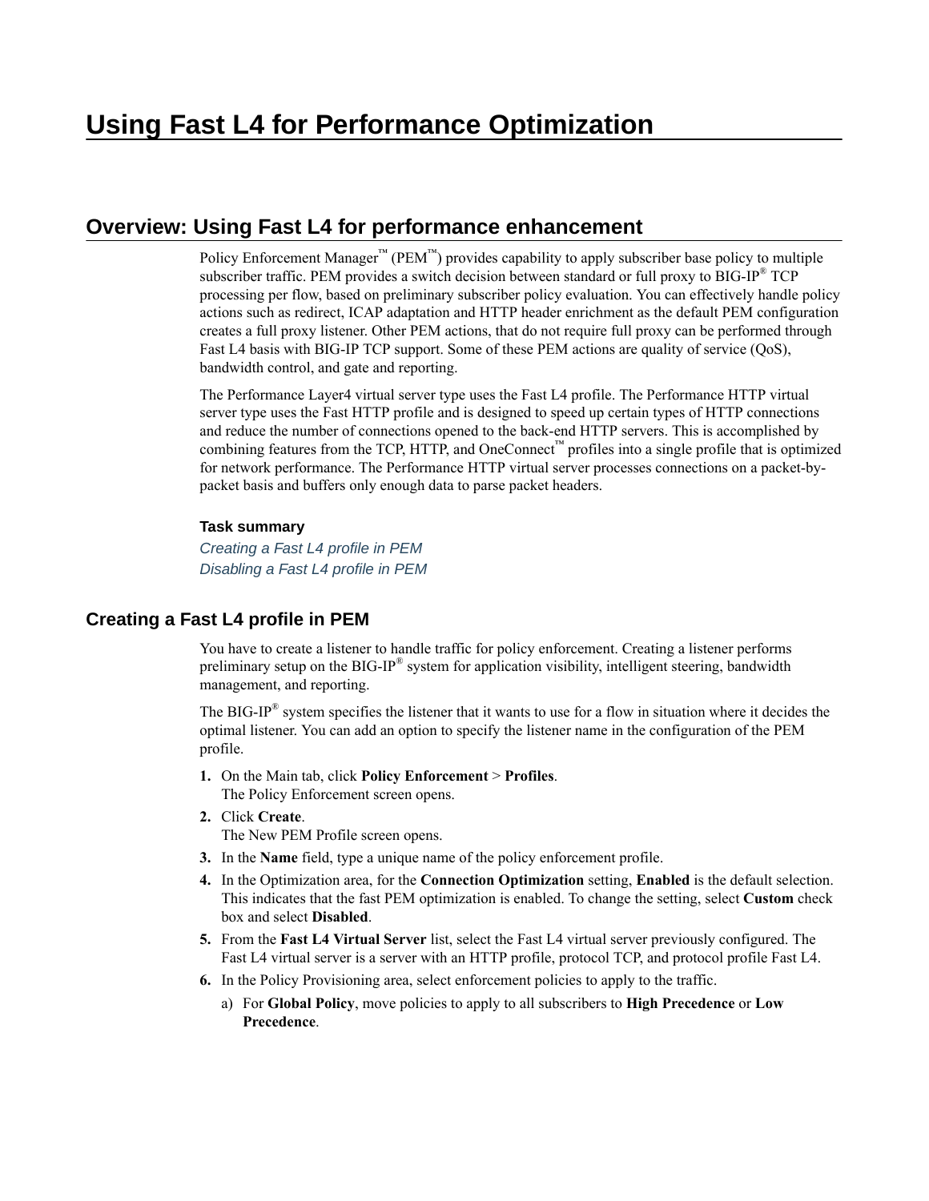# Using Fast L4 for Performance Optimization

## Overview: Using Fast L4 for performance enhancement

Policy Enforcement Manager™ (PEM™) provides capability to apply subscriber base policy to multiple subscriber traffic. PEM provides a switch decision between standard or full proxy to BIG-IP® TCP processing per flow, based on preliminary subscriber policy evaluation. You can effectively handle policy actions such as redirect, ICAP adaptation and HTTP header enrichment as the default PEM configuration creates a full proxy listener. Other PEM actions, that do not require full proxy can be performed through Fast L4 basis with BIG-IP TCP support. Some of these PEM actions are quality of service (QoS), bandwidth control, and gate and reporting.

The Performance Layer4 virtual server type uses the Fast L4 profile. The Performance HTTP virtual server type uses the Fast HTTP profile and is designed to speed up certain types of HTTP connections and reduce the number of connections opened to the back-end HTTP servers. This is accomplished by combining features from the TCP, HTTP, and OneConnect™ profiles into a single profile that is optimized for network performance. The Performance HTTP virtual server processes connections on a packet-by-packet basis and buffers only enough data to parse packet headers.

**Task summary**

*Creating a Fast L4 profile in PEM*
*Disabling a Fast L4 profile in PEM*

### Creating a Fast L4 profile in PEM

You have to create a listener to handle traffic for policy enforcement. Creating a listener performs preliminary setup on the BIG-IP® system for application visibility, intelligent steering, bandwidth management, and reporting.

The BIG-IP® system specifies the listener that it wants to use for a flow in situation where it decides the optimal listener. You can add an option to specify the listener name in the configuration of the PEM profile.

1. On the Main tab, click **Policy Enforcement** > **Profiles**.
   The Policy Enforcement screen opens.
2. Click **Create**.
   The New PEM Profile screen opens.
3. In the **Name** field, type a unique name of the policy enforcement profile.
4. In the Optimization area, for the **Connection Optimization** setting, **Enabled** is the default selection. This indicates that the fast PEM optimization is enabled. To change the setting, select **Custom** check box and select **Disabled**.
5. From the **Fast L4 Virtual Server** list, select the Fast L4 virtual server previously configured. The Fast L4 virtual server is a server with an HTTP profile, protocol TCP, and protocol profile Fast L4.
6. In the Policy Provisioning area, select enforcement policies to apply to the traffic.
   a) For **Global Policy**, move policies to apply to all subscribers to **High Precedence** or **Low Precedence**.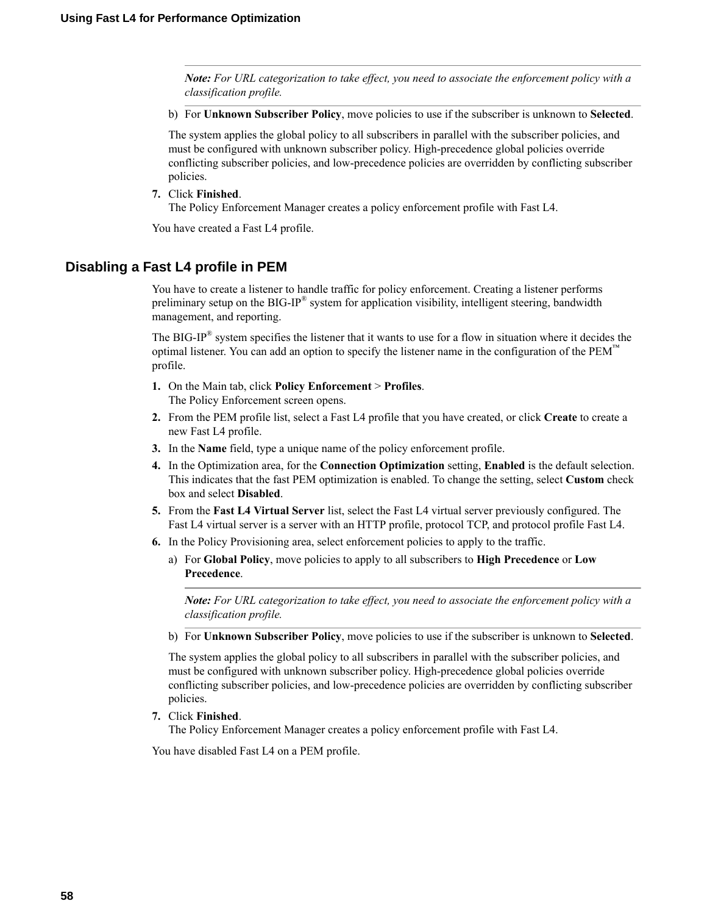> **Note:** *For URL categorization to take effect, you need to associate the enforcement policy with a classification profile.*

b) For **Unknown Subscriber Policy**, move policies to use if the subscriber is unknown to **Selected**.

The system applies the global policy to all subscribers in parallel with the subscriber policies, and must be configured with unknown subscriber policy. High-precedence global policies override conflicting subscriber policies, and low-precedence policies are overridden by conflicting subscriber policies.

7. Click **Finished**.
   The Policy Enforcement Manager creates a policy enforcement profile with Fast L4.

You have created a Fast L4 profile.

## Disabling a Fast L4 profile in PEM

You have to create a listener to handle traffic for policy enforcement. Creating a listener performs preliminary setup on the BIG-IP® system for application visibility, intelligent steering, bandwidth management, and reporting.

The BIG-IP® system specifies the listener that it wants to use for a flow in situation where it decides the optimal listener. You can add an option to specify the listener name in the configuration of the PEM™ profile.

1. On the Main tab, click **Policy Enforcement** > **Profiles**.
   The Policy Enforcement screen opens.
2. From the PEM profile list, select a Fast L4 profile that you have created, or click **Create** to create a new Fast L4 profile.
3. In the **Name** field, type a unique name of the policy enforcement profile.
4. In the Optimization area, for the **Connection Optimization** setting, **Enabled** is the default selection. This indicates that the fast PEM optimization is enabled. To change the setting, select **Custom** check box and select **Disabled**.
5. From the **Fast L4 Virtual Server** list, select the Fast L4 virtual server previously configured. The Fast L4 virtual server is a server with an HTTP profile, protocol TCP, and protocol profile Fast L4.
6. In the Policy Provisioning area, select enforcement policies to apply to the traffic.
   a) For **Global Policy**, move policies to apply to all subscribers to **High Precedence** or **Low Precedence**.

   > **Note:** *For URL categorization to take effect, you need to associate the enforcement policy with a classification profile.*

   b) For **Unknown Subscriber Policy**, move policies to use if the subscriber is unknown to **Selected**.

   The system applies the global policy to all subscribers in parallel with the subscriber policies, and must be configured with unknown subscriber policy. High-precedence global policies override conflicting subscriber policies, and low-precedence policies are overridden by conflicting subscriber policies.
7. Click **Finished**.
   The Policy Enforcement Manager creates a policy enforcement profile with Fast L4.

You have disabled Fast L4 on a PEM profile.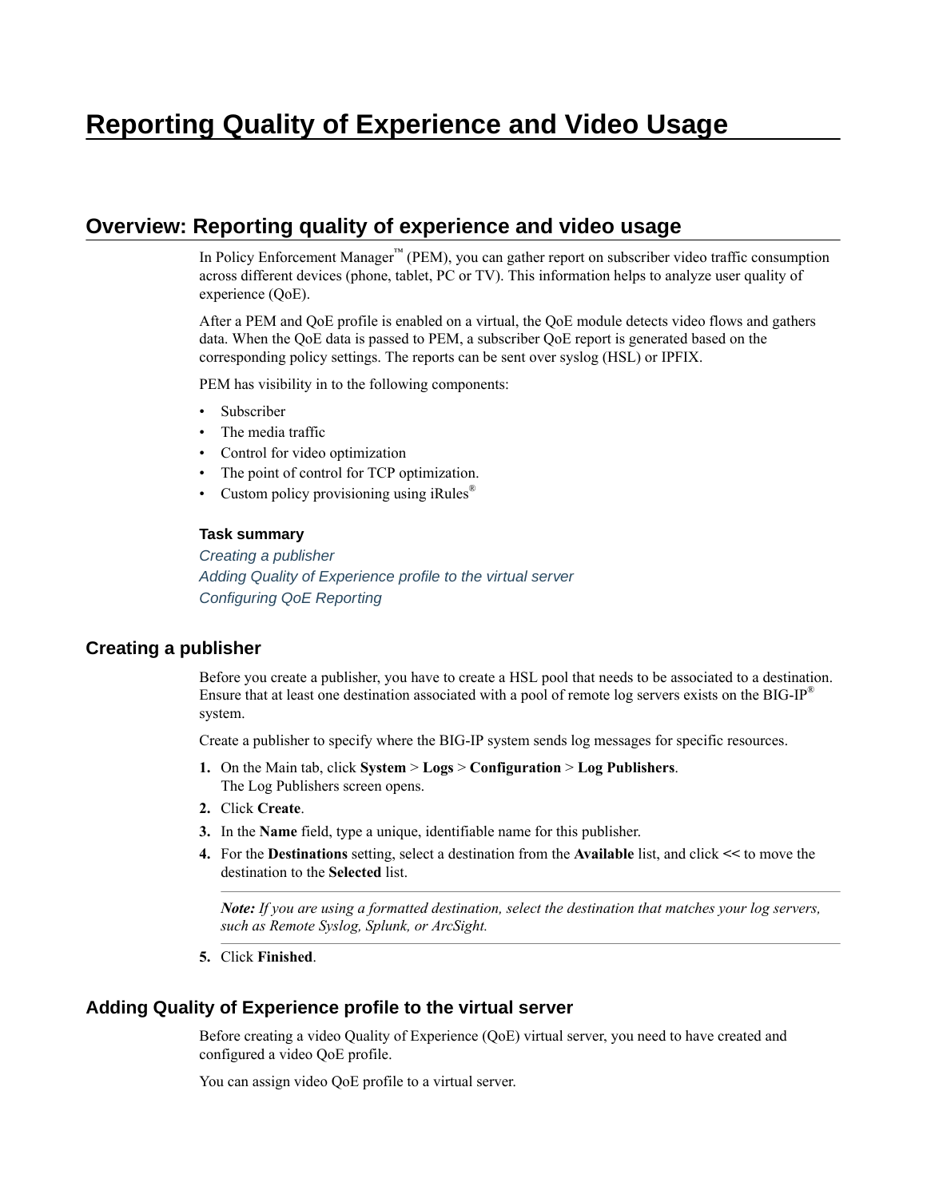# Reporting Quality of Experience and Video Usage

## Overview: Reporting quality of experience and video usage

In Policy Enforcement Manager™ (PEM), you can gather report on subscriber video traffic consumption across different devices (phone, tablet, PC or TV). This information helps to analyze user quality of experience (QoE).

After a PEM and QoE profile is enabled on a virtual, the QoE module detects video flows and gathers data. When the QoE data is passed to PEM, a subscriber QoE report is generated based on the corresponding policy settings. The reports can be sent over syslog (HSL) or IPFIX.

PEM has visibility in to the following components:

- Subscriber
- The media traffic
- Control for video optimization
- The point of control for TCP optimization.
- Custom policy provisioning using iRules®

#### Task summary

*Creating a publisher*
*Adding Quality of Experience profile to the virtual server*
*Configuring QoE Reporting*

### Creating a publisher

Before you create a publisher, you have to create a HSL pool that needs to be associated to a destination. Ensure that at least one destination associated with a pool of remote log servers exists on the BIG-IP® system.

Create a publisher to specify where the BIG-IP system sends log messages for specific resources.

1. On the Main tab, click **System** > **Logs** > **Configuration** > **Log Publishers**.
   The Log Publishers screen opens.
2. Click **Create**.
3. In the **Name** field, type a unique, identifiable name for this publisher.
4. For the **Destinations** setting, select a destination from the **Available** list, and click **<<** to move the destination to the **Selected** list.

   ***Note:*** *If you are using a formatted destination, select the destination that matches your log servers, such as Remote Syslog, Splunk, or ArcSight.*
5. Click **Finished**.

### Adding Quality of Experience profile to the virtual server

Before creating a video Quality of Experience (QoE) virtual server, you need to have created and configured a video QoE profile.

You can assign video QoE profile to a virtual server.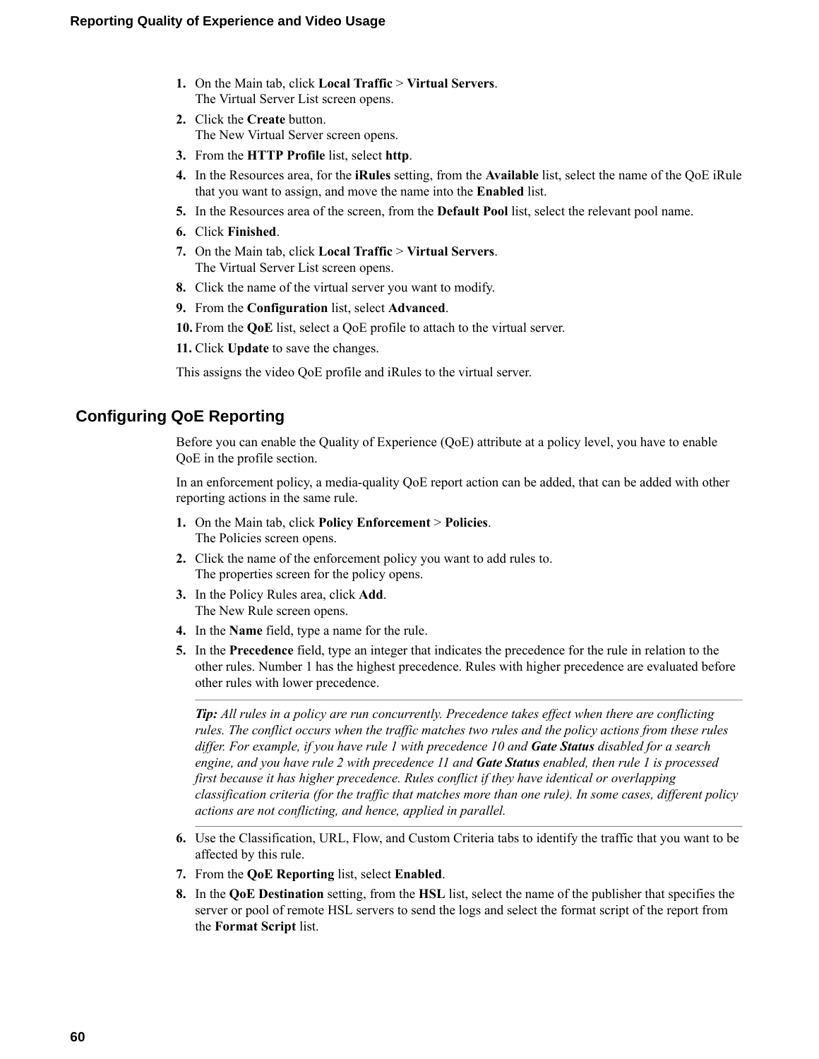1. On the Main tab, click **Local Traffic** > **Virtual Servers**.
   The Virtual Server List screen opens.
2. Click the **Create** button.
   The New Virtual Server screen opens.
3. From the **HTTP Profile** list, select **http**.
4. In the Resources area, for the **iRules** setting, from the **Available** list, select the name of the QoE iRule that you want to assign, and move the name into the **Enabled** list.
5. In the Resources area of the screen, from the **Default Pool** list, select the relevant pool name.
6. Click **Finished**.
7. On the Main tab, click **Local Traffic** > **Virtual Servers**.
   The Virtual Server List screen opens.
8. Click the name of the virtual server you want to modify.
9. From the **Configuration** list, select **Advanced**.
10. From the **QoE** list, select a QoE profile to attach to the virtual server.
11. Click **Update** to save the changes.

This assigns the video QoE profile and iRules to the virtual server.

## Configuring QoE Reporting

Before you can enable the Quality of Experience (QoE) attribute at a policy level, you have to enable QoE in the profile section.

In an enforcement policy, a media-quality QoE report action can be added, that can be added with other reporting actions in the same rule.

1. On the Main tab, click **Policy Enforcement** > **Policies**.
   The Policies screen opens.
2. Click the name of the enforcement policy you want to add rules to.
   The properties screen for the policy opens.
3. In the Policy Rules area, click **Add**.
   The New Rule screen opens.
4. In the **Name** field, type a name for the rule.
5. In the **Precedence** field, type an integer that indicates the precedence for the rule in relation to the other rules. Number 1 has the highest precedence. Rules with higher precedence are evaluated before other rules with lower precedence.

   ***Tip:*** *All rules in a policy are run concurrently. Precedence takes effect when there are conflicting rules. The conflict occurs when the traffic matches two rules and the policy actions from these rules differ. For example, if you have rule 1 with precedence 10 and* ***Gate Status*** *disabled for a search engine, and you have rule 2 with precedence 11 and* ***Gate Status*** *enabled, then rule 1 is processed first because it has higher precedence. Rules conflict if they have identical or overlapping classification criteria (for the traffic that matches more than one rule). In some cases, different policy actions are not conflicting, and hence, applied in parallel.*

6. Use the Classification, URL, Flow, and Custom Criteria tabs to identify the traffic that you want to be affected by this rule.
7. From the **QoE Reporting** list, select **Enabled**.
8. In the **QoE Destination** setting, from the **HSL** list, select the name of the publisher that specifies the server or pool of remote HSL servers to send the logs and select the format script of the report from the **Format Script** list.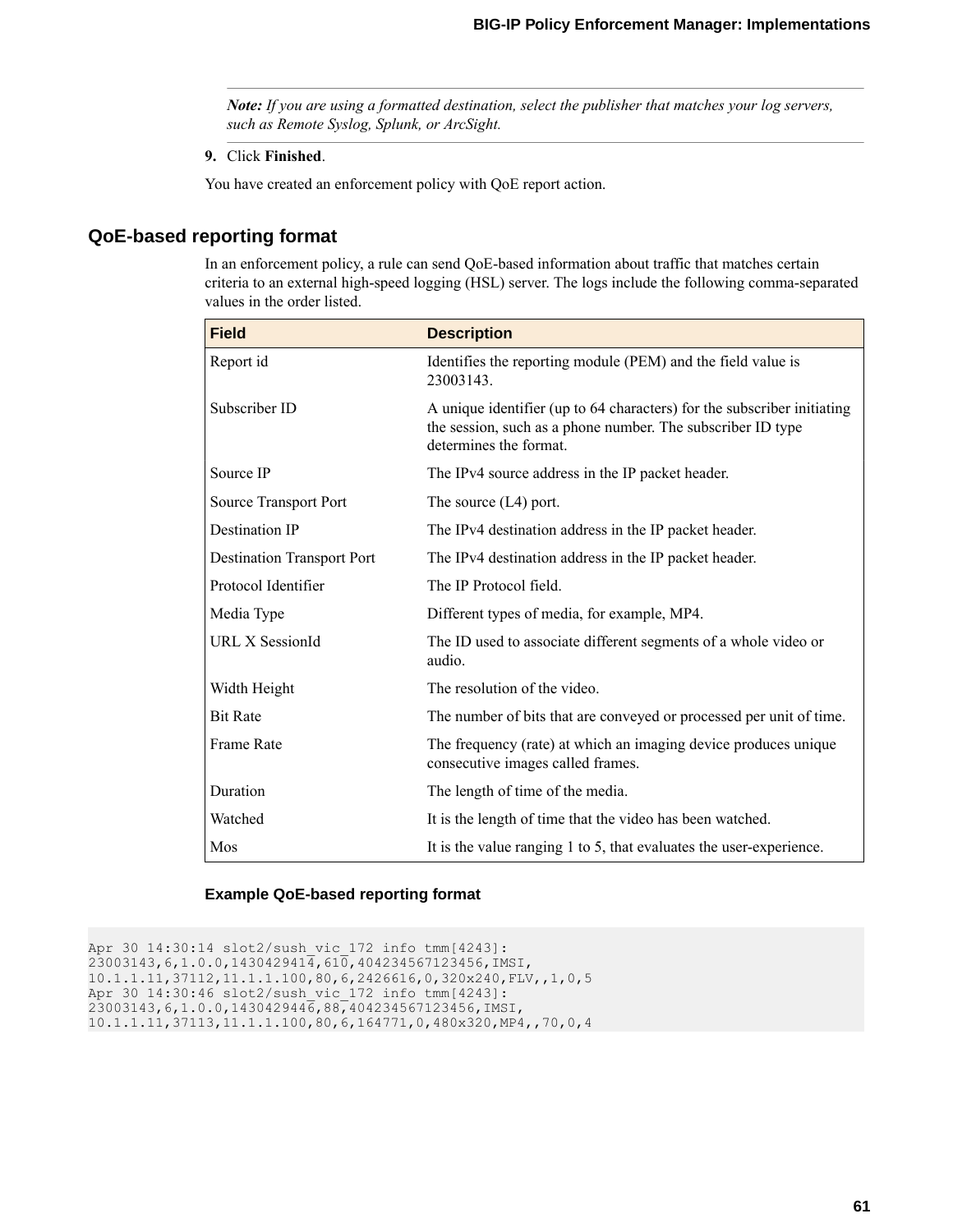**Note:** *If you are using a formatted destination, select the publisher that matches your log servers, such as Remote Syslog, Splunk, or ArcSight.*

9. Click **Finished**.

You have created an enforcement policy with QoE report action.

## QoE-based reporting format

In an enforcement policy, a rule can send QoE-based information about traffic that matches certain criteria to an external high-speed logging (HSL) server. The logs include the following comma-separated values in the order listed.

| Field | Description |
|---|---|
| Report id | Identifies the reporting module (PEM) and the field value is 23003143. |
| Subscriber ID | A unique identifier (up to 64 characters) for the subscriber initiating the session, such as a phone number. The subscriber ID type determines the format. |
| Source IP | The IPv4 source address in the IP packet header. |
| Source Transport Port | The source (L4) port. |
| Destination IP | The IPv4 destination address in the IP packet header. |
| Destination Transport Port | The IPv4 destination address in the IP packet header. |
| Protocol Identifier | The IP Protocol field. |
| Media Type | Different types of media, for example, MP4. |
| URL X SessionId | The ID used to associate different segments of a whole video or audio. |
| Width Height | The resolution of the video. |
| Bit Rate | The number of bits that are conveyed or processed per unit of time. |
| Frame Rate | The frequency (rate) at which an imaging device produces unique consecutive images called frames. |
| Duration | The length of time of the media. |
| Watched | It is the length of time that the video has been watched. |
| Mos | It is the value ranging 1 to 5, that evaluates the user-experience. |

### Example QoE-based reporting format

```
Apr 30 14:30:14 slot2/sush_vic_172 info tmm[4243]:
23003143,6,1.0.0,1430429414,610,404234567123456,IMSI,
10.1.1.11,37112,11.1.1.100,80,6,2426616,0,320x240,FLV,,1,0,5
Apr 30 14:30:46 slot2/sush_vic_172 info tmm[4243]:
23003143,6,1.0.0,1430429446,88,404234567123456,IMSI,
10.1.1.11,37113,11.1.1.100,80,6,164771,0,480x320,MP4,,70,0,4
```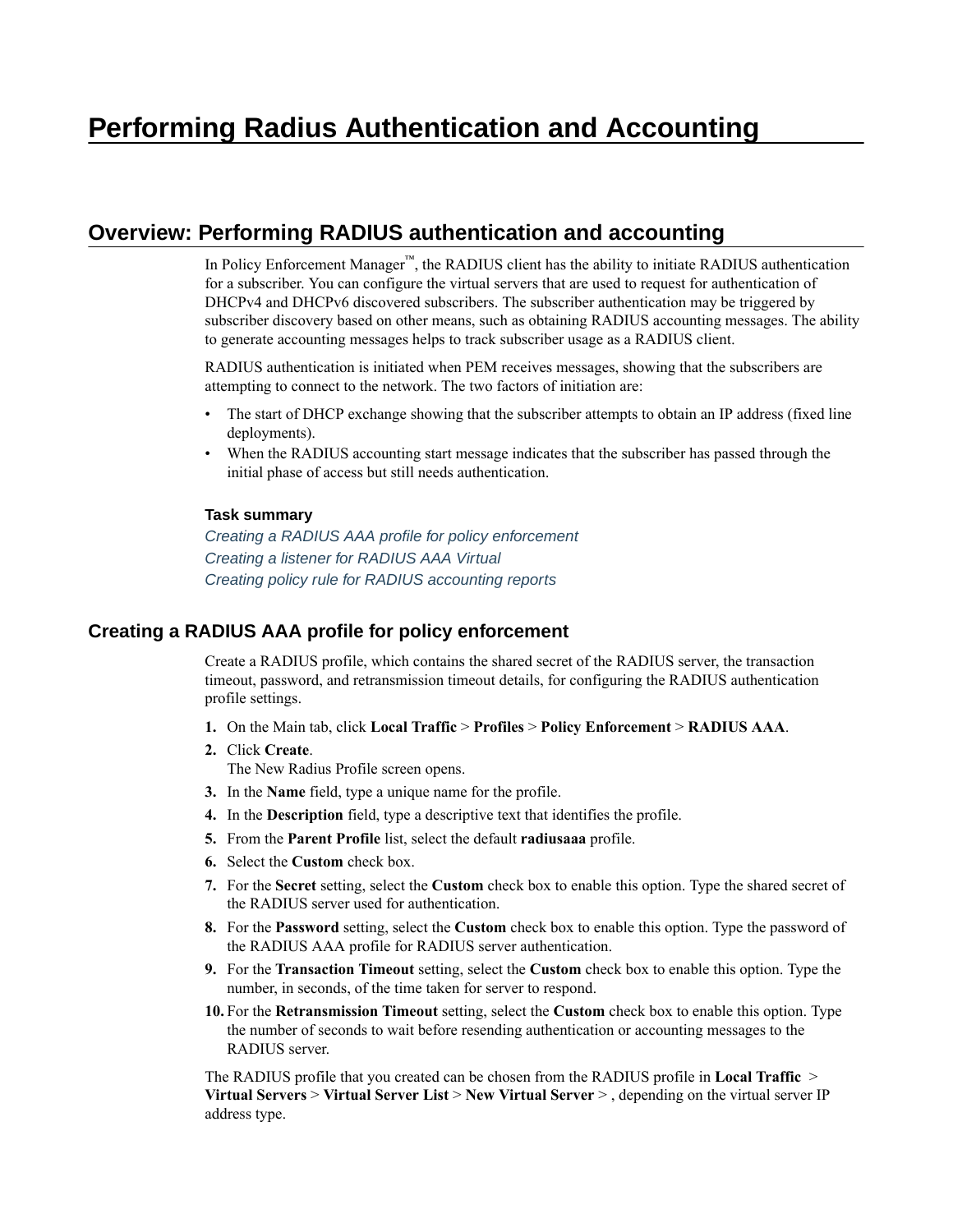# Performing Radius Authentication and Accounting

## Overview: Performing RADIUS authentication and accounting

In Policy Enforcement Manager™, the RADIUS client has the ability to initiate RADIUS authentication for a subscriber. You can configure the virtual servers that are used to request for authentication of DHCPv4 and DHCPv6 discovered subscribers. The subscriber authentication may be triggered by subscriber discovery based on other means, such as obtaining RADIUS accounting messages. The ability to generate accounting messages helps to track subscriber usage as a RADIUS client.

RADIUS authentication is initiated when PEM receives messages, showing that the subscribers are attempting to connect to the network. The two factors of initiation are:

- The start of DHCP exchange showing that the subscriber attempts to obtain an IP address (fixed line deployments).
- When the RADIUS accounting start message indicates that the subscriber has passed through the initial phase of access but still needs authentication.

**Task summary**

*Creating a RADIUS AAA profile for policy enforcement*
*Creating a listener for RADIUS AAA Virtual*
*Creating policy rule for RADIUS accounting reports*

### Creating a RADIUS AAA profile for policy enforcement

Create a RADIUS profile, which contains the shared secret of the RADIUS server, the transaction timeout, password, and retransmission timeout details, for configuring the RADIUS authentication profile settings.

1. On the Main tab, click **Local Traffic** > **Profiles** > **Policy Enforcement** > **RADIUS AAA**.
2. Click **Create**.
   The New Radius Profile screen opens.
3. In the **Name** field, type a unique name for the profile.
4. In the **Description** field, type a descriptive text that identifies the profile.
5. From the **Parent Profile** list, select the default **radiusaaa** profile.
6. Select the **Custom** check box.
7. For the **Secret** setting, select the **Custom** check box to enable this option. Type the shared secret of the RADIUS server used for authentication.
8. For the **Password** setting, select the **Custom** check box to enable this option. Type the password of the RADIUS AAA profile for RADIUS server authentication.
9. For the **Transaction Timeout** setting, select the **Custom** check box to enable this option. Type the number, in seconds, of the time taken for server to respond.
10. For the **Retransmission Timeout** setting, select the **Custom** check box to enable this option. Type the number of seconds to wait before resending authentication or accounting messages to the RADIUS server.

The RADIUS profile that you created can be chosen from the RADIUS profile in **Local Traffic** > **Virtual Servers** > **Virtual Server List** > **New Virtual Server** > , depending on the virtual server IP address type.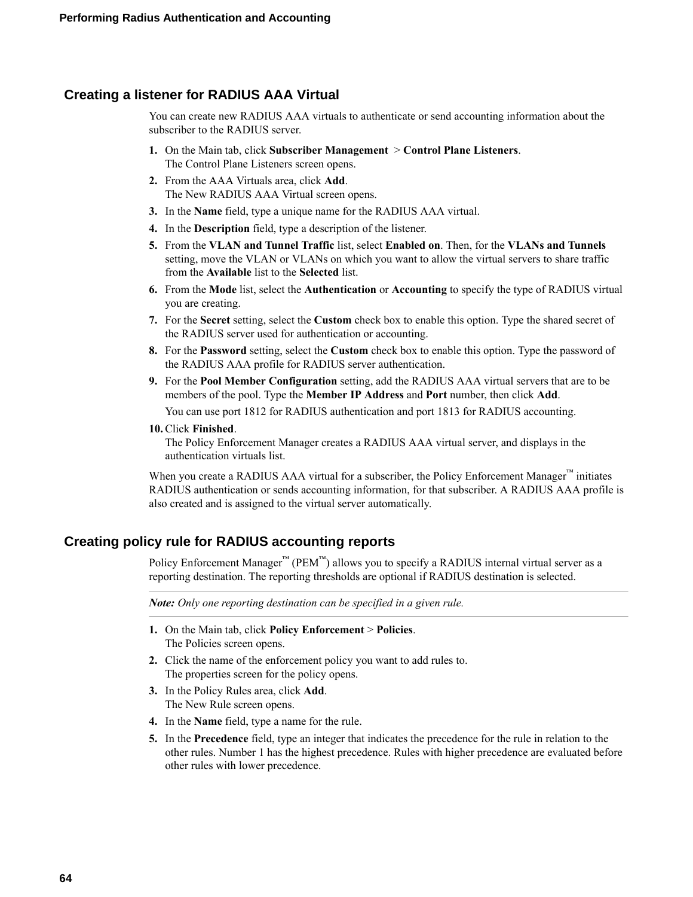## Creating a listener for RADIUS AAA Virtual

You can create new RADIUS AAA virtuals to authenticate or send accounting information about the subscriber to the RADIUS server.

1. On the Main tab, click **Subscriber Management** > **Control Plane Listeners**.
   The Control Plane Listeners screen opens.
2. From the AAA Virtuals area, click **Add**.
   The New RADIUS AAA Virtual screen opens.
3. In the **Name** field, type a unique name for the RADIUS AAA virtual.
4. In the **Description** field, type a description of the listener.
5. From the **VLAN and Tunnel Traffic** list, select **Enabled on**. Then, for the **VLANs and Tunnels** setting, move the VLAN or VLANs on which you want to allow the virtual servers to share traffic from the **Available** list to the **Selected** list.
6. From the **Mode** list, select the **Authentication** or **Accounting** to specify the type of RADIUS virtual you are creating.
7. For the **Secret** setting, select the **Custom** check box to enable this option. Type the shared secret of the RADIUS server used for authentication or accounting.
8. For the **Password** setting, select the **Custom** check box to enable this option. Type the password of the RADIUS AAA profile for RADIUS server authentication.
9. For the **Pool Member Configuration** setting, add the RADIUS AAA virtual servers that are to be members of the pool. Type the **Member IP Address** and **Port** number, then click **Add**.

   You can use port 1812 for RADIUS authentication and port 1813 for RADIUS accounting.
10. Click **Finished**.
    The Policy Enforcement Manager creates a RADIUS AAA virtual server, and displays in the authentication virtuals list.

When you create a RADIUS AAA virtual for a subscriber, the Policy Enforcement Manager™ initiates RADIUS authentication or sends accounting information, for that subscriber. A RADIUS AAA profile is also created and is assigned to the virtual server automatically.

## Creating policy rule for RADIUS accounting reports

Policy Enforcement Manager™ (PEM™) allows you to specify a RADIUS internal virtual server as a reporting destination. The reporting thresholds are optional if RADIUS destination is selected.

---

***Note:** Only one reporting destination can be specified in a given rule.*

---

1. On the Main tab, click **Policy Enforcement** > **Policies**.
   The Policies screen opens.
2. Click the name of the enforcement policy you want to add rules to.
   The properties screen for the policy opens.
3. In the Policy Rules area, click **Add**.
   The New Rule screen opens.
4. In the **Name** field, type a name for the rule.
5. In the **Precedence** field, type an integer that indicates the precedence for the rule in relation to the other rules. Number 1 has the highest precedence. Rules with higher precedence are evaluated before other rules with lower precedence.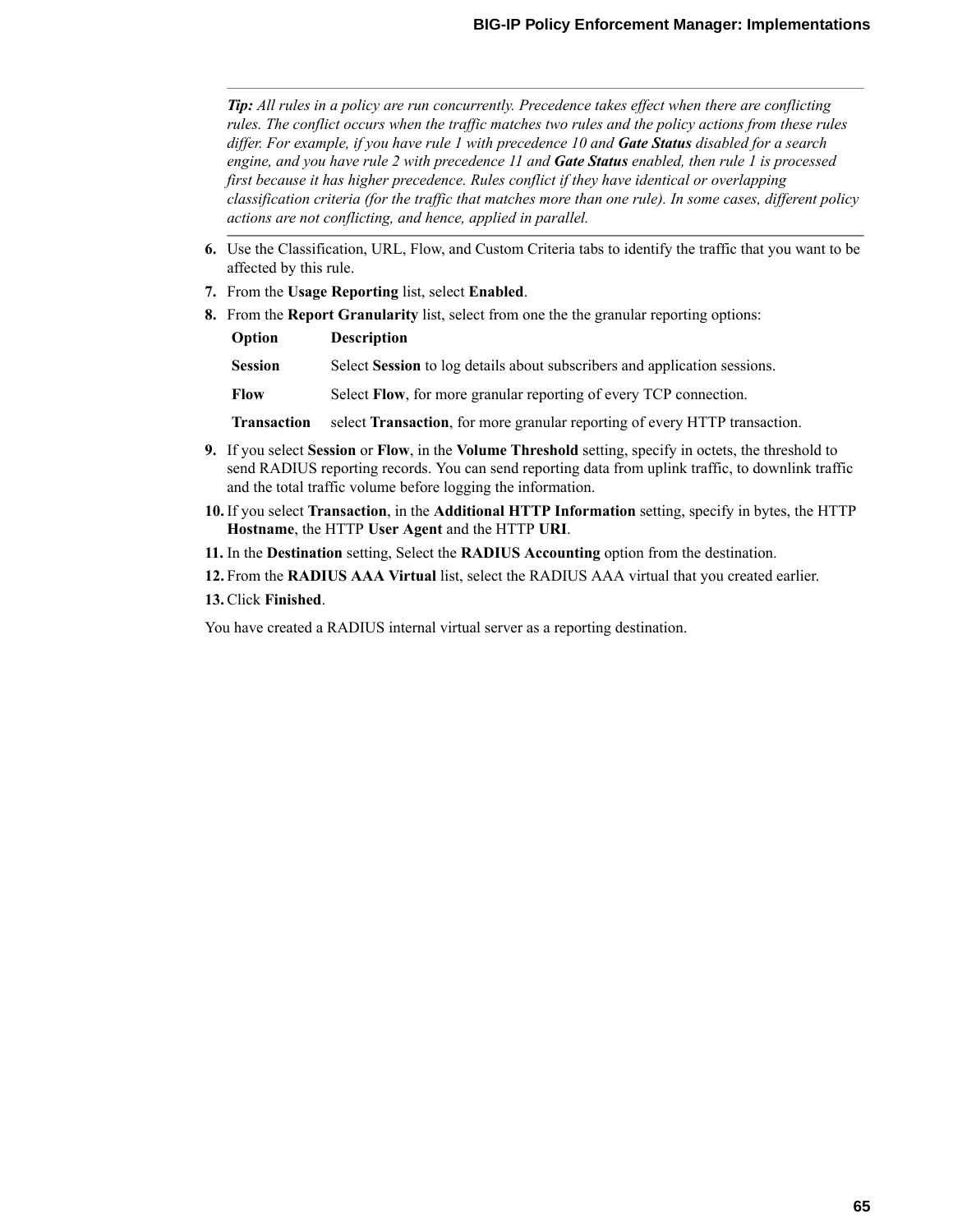> ***Tip:*** *All rules in a policy are run concurrently. Precedence takes effect when there are conflicting rules. The conflict occurs when the traffic matches two rules and the policy actions from these rules differ. For example, if you have rule 1 with precedence 10 and **Gate Status** disabled for a search engine, and you have rule 2 with precedence 11 and **Gate Status** enabled, then rule 1 is processed first because it has higher precedence. Rules conflict if they have identical or overlapping classification criteria (for the traffic that matches more than one rule). In some cases, different policy actions are not conflicting, and hence, applied in parallel.*

6. Use the Classification, URL, Flow, and Custom Criteria tabs to identify the traffic that you want to be affected by this rule.
7. From the **Usage Reporting** list, select **Enabled**.
8. From the **Report Granularity** list, select from one the the granular reporting options:

   | Option | Description |
   | --- | --- |
   | **Session** | Select **Session** to log details about subscribers and application sessions. |
   | **Flow** | Select **Flow**, for more granular reporting of every TCP connection. |
   | **Transaction** | select **Transaction**, for more granular reporting of every HTTP transaction. |

9. If you select **Session** or **Flow**, in the **Volume Threshold** setting, specify in octets, the threshold to send RADIUS reporting records. You can send reporting data from uplink traffic, to downlink traffic and the total traffic volume before logging the information.
10. If you select **Transaction**, in the **Additional HTTP Information** setting, specify in bytes, the HTTP **Hostname**, the HTTP **User Agent** and the HTTP **URI**.
11. In the **Destination** setting, Select the **RADIUS Accounting** option from the destination.
12. From the **RADIUS AAA Virtual** list, select the RADIUS AAA virtual that you created earlier.
13. Click **Finished**.

You have created a RADIUS internal virtual server as a reporting destination.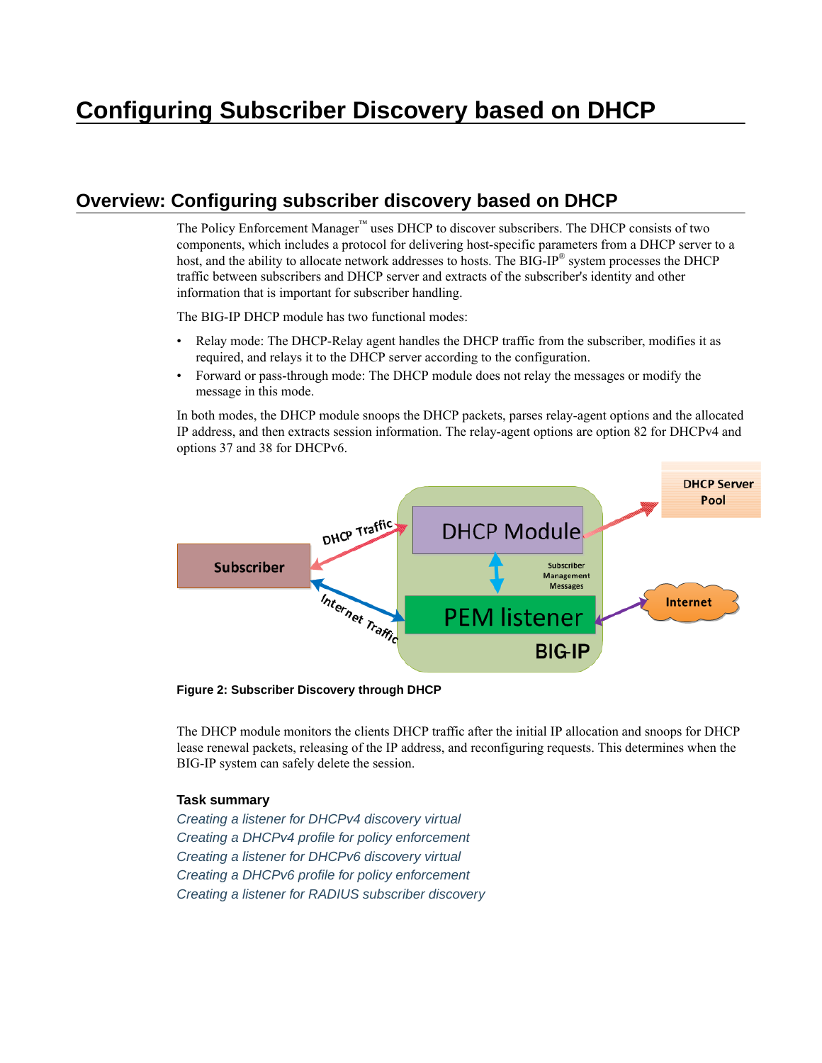# Configuring Subscriber Discovery based on DHCP

## Overview: Configuring subscriber discovery based on DHCP

The Policy Enforcement Manager™ uses DHCP to discover subscribers. The DHCP consists of two components, which includes a protocol for delivering host-specific parameters from a DHCP server to a host, and the ability to allocate network addresses to hosts. The BIG-IP® system processes the DHCP traffic between subscribers and DHCP server and extracts of the subscriber's identity and other information that is important for subscriber handling.

The BIG-IP DHCP module has two functional modes:

- Relay mode: The DHCP-Relay agent handles the DHCP traffic from the subscriber, modifies it as required, and relays it to the DHCP server according to the configuration.
- Forward or pass-through mode: The DHCP module does not relay the messages or modify the message in this mode.

In both modes, the DHCP module snoops the DHCP packets, parses relay-agent options and the allocated IP address, and then extracts session information. The relay-agent options are option 82 for DHCPv4 and options 37 and 38 for DHCPv6.

**Figure 2: Subscriber Discovery through DHCP**

The DHCP module monitors the clients DHCP traffic after the initial IP allocation and snoops for DHCP lease renewal packets, releasing of the IP address, and reconfiguring requests. This determines when the BIG-IP system can safely delete the session.

### Task summary

*Creating a listener for DHCPv4 discovery virtual*
*Creating a DHCPv4 profile for policy enforcement*
*Creating a listener for DHCPv6 discovery virtual*
*Creating a DHCPv6 profile for policy enforcement*
*Creating a listener for RADIUS subscriber discovery*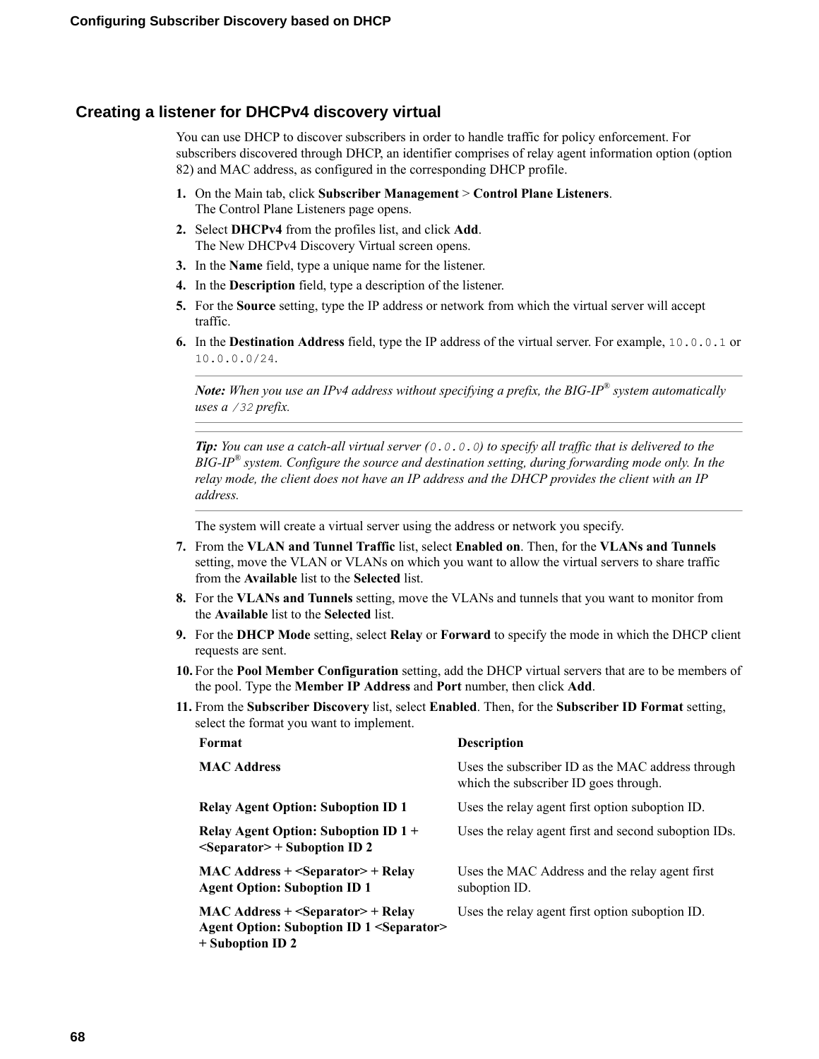## Creating a listener for DHCPv4 discovery virtual

You can use DHCP to discover subscribers in order to handle traffic for policy enforcement. For subscribers discovered through DHCP, an identifier comprises of relay agent information option (option 82) and MAC address, as configured in the corresponding DHCP profile.

1. On the Main tab, click **Subscriber Management** > **Control Plane Listeners**.
   The Control Plane Listeners page opens.
2. Select **DHCPv4** from the profiles list, and click **Add**.
   The New DHCPv4 Discovery Virtual screen opens.
3. In the **Name** field, type a unique name for the listener.
4. In the **Description** field, type a description of the listener.
5. For the **Source** setting, type the IP address or network from which the virtual server will accept traffic.
6. In the **Destination Address** field, type the IP address of the virtual server. For example, `10.0.0.1` or `10.0.0.0/24`.

   ---

   ***Note:*** *When you use an IPv4 address without specifying a prefix, the BIG-IP® system automatically uses a `/32` prefix.*

   ---

   ***Tip:*** *You can use a catch-all virtual server (`0.0.0.0`) to specify all traffic that is delivered to the BIG-IP® system. Configure the source and destination setting, during forwarding mode only. In the relay mode, the client does not have an IP address and the DHCP provides the client with an IP address.*

   ---

   The system will create a virtual server using the address or network you specify.
7. From the **VLAN and Tunnel Traffic** list, select **Enabled on**. Then, for the **VLANs and Tunnels** setting, move the VLAN or VLANs on which you want to allow the virtual servers to share traffic from the **Available** list to the **Selected** list.
8. For the **VLANs and Tunnels** setting, move the VLANs and tunnels that you want to monitor from the **Available** list to the **Selected** list.
9. For the **DHCP Mode** setting, select **Relay** or **Forward** to specify the mode in which the DHCP client requests are sent.
10. For the **Pool Member Configuration** setting, add the DHCP virtual servers that are to be members of the pool. Type the **Member IP Address** and **Port** number, then click **Add**.
11. From the **Subscriber Discovery** list, select **Enabled**. Then, for the **Subscriber ID Format** setting, select the format you want to implement.

| Format | Description |
|---|---|
| **MAC Address** | Uses the subscriber ID as the MAC address through which the subscriber ID goes through. |
| **Relay Agent Option: Suboption ID 1** | Uses the relay agent first option suboption ID. |
| **Relay Agent Option: Suboption ID 1 + <Separator> + Suboption ID 2** | Uses the relay agent first and second suboption IDs. |
| **MAC Address + <Separator> + Relay Agent Option: Suboption ID 1** | Uses the MAC Address and the relay agent first suboption ID. |
| **MAC Address + <Separator> + Relay Agent Option: Suboption ID 1 <Separator> + Suboption ID 2** | Uses the relay agent first option suboption ID. |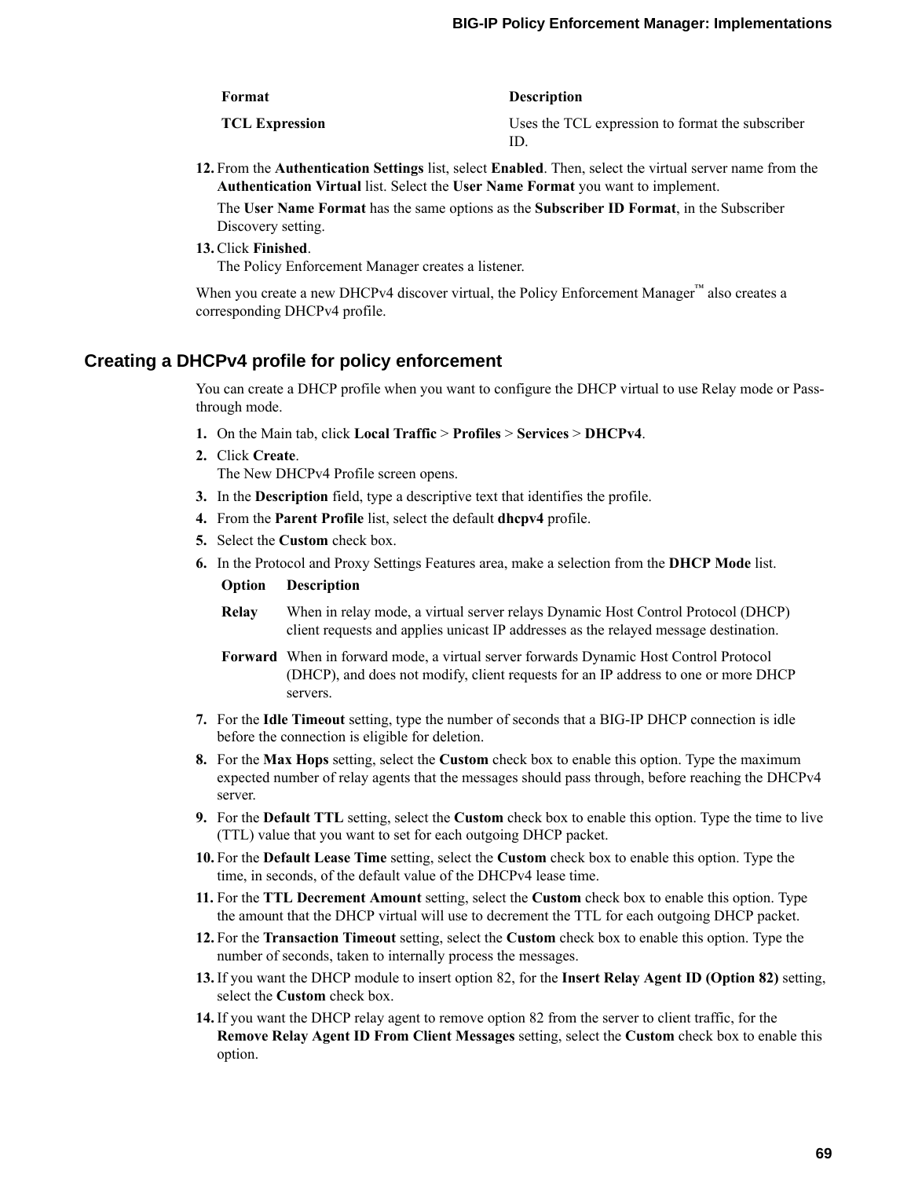| Format | Description |
| --- | --- |
| **TCL Expression** | Uses the TCL expression to format the subscriber ID. |

12. From the **Authentication Settings** list, select **Enabled**. Then, select the virtual server name from the **Authentication Virtual** list. Select the **User Name Format** you want to implement.

    The **User Name Format** has the same options as the **Subscriber ID Format**, in the Subscriber Discovery setting.
13. Click **Finished**.
    The Policy Enforcement Manager creates a listener.

When you create a new DHCPv4 discover virtual, the Policy Enforcement Manager™ also creates a corresponding DHCPv4 profile.

## Creating a DHCPv4 profile for policy enforcement

You can create a DHCP profile when you want to configure the DHCP virtual to use Relay mode or Pass-through mode.

1. On the Main tab, click **Local Traffic** > **Profiles** > **Services** > **DHCPv4**.
2. Click **Create**.
   The New DHCPv4 Profile screen opens.
3. In the **Description** field, type a descriptive text that identifies the profile.
4. From the **Parent Profile** list, select the default **dhcpv4** profile.
5. Select the **Custom** check box.
6. In the Protocol and Proxy Settings Features area, make a selection from the **DHCP Mode** list.

| Option | Description |
| --- | --- |
| **Relay** | When in relay mode, a virtual server relays Dynamic Host Control Protocol (DHCP) client requests and applies unicast IP addresses as the relayed message destination. |
| **Forward** | When in forward mode, a virtual server forwards Dynamic Host Control Protocol (DHCP), and does not modify, client requests for an IP address to one or more DHCP servers. |

7. For the **Idle Timeout** setting, type the number of seconds that a BIG-IP DHCP connection is idle before the connection is eligible for deletion.
8. For the **Max Hops** setting, select the **Custom** check box to enable this option. Type the maximum expected number of relay agents that the messages should pass through, before reaching the DHCPv4 server.
9. For the **Default TTL** setting, select the **Custom** check box to enable this option. Type the time to live (TTL) value that you want to set for each outgoing DHCP packet.
10. For the **Default Lease Time** setting, select the **Custom** check box to enable this option. Type the time, in seconds, of the default value of the DHCPv4 lease time.
11. For the **TTL Decrement Amount** setting, select the **Custom** check box to enable this option. Type the amount that the DHCP virtual will use to decrement the TTL for each outgoing DHCP packet.
12. For the **Transaction Timeout** setting, select the **Custom** check box to enable this option. Type the number of seconds, taken to internally process the messages.
13. If you want the DHCP module to insert option 82, for the **Insert Relay Agent ID (Option 82)** setting, select the **Custom** check box.
14. If you want the DHCP relay agent to remove option 82 from the server to client traffic, for the **Remove Relay Agent ID From Client Messages** setting, select the **Custom** check box to enable this option.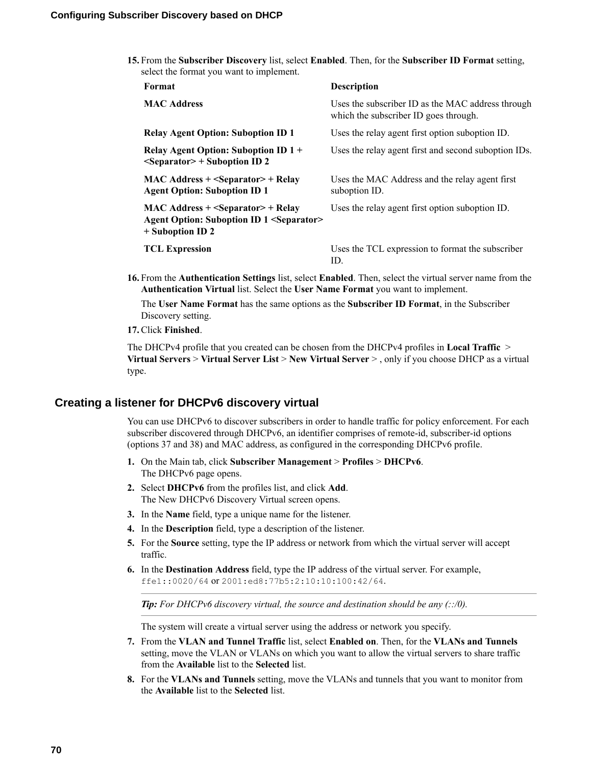15. From the **Subscriber Discovery** list, select **Enabled**. Then, for the **Subscriber ID Format** setting, select the format you want to implement.

| Format | Description |
|---|---|
| **MAC Address** | Uses the subscriber ID as the MAC address through which the subscriber ID goes through. |
| **Relay Agent Option: Suboption ID 1** | Uses the relay agent first option suboption ID. |
| **Relay Agent Option: Suboption ID 1 + <Separator> + Suboption ID 2** | Uses the relay agent first and second suboption IDs. |
| **MAC Address + <Separator> + Relay Agent Option: Suboption ID 1** | Uses the MAC Address and the relay agent first suboption ID. |
| **MAC Address + <Separator> + Relay Agent Option: Suboption ID 1 <Separator> + Suboption ID 2** | Uses the relay agent first option suboption ID. |
| **TCL Expression** | Uses the TCL expression to format the subscriber ID. |

16. From the **Authentication Settings** list, select **Enabled**. Then, select the virtual server name from the **Authentication Virtual** list. Select the **User Name Format** you want to implement.

    The **User Name Format** has the same options as the **Subscriber ID Format**, in the Subscriber Discovery setting.
17. Click **Finished**.

The DHCPv4 profile that you created can be chosen from the DHCPv4 profiles in **Local Traffic** > **Virtual Servers** > **Virtual Server List** > **New Virtual Server** > , only if you choose DHCP as a virtual type.

## Creating a listener for DHCPv6 discovery virtual

You can use DHCPv6 to discover subscribers in order to handle traffic for policy enforcement. For each subscriber discovered through DHCPv6, an identifier comprises of remote-id, subscriber-id options (options 37 and 38) and MAC address, as configured in the corresponding DHCPv6 profile.

1. On the Main tab, click **Subscriber Management** > **Profiles** > **DHCPv6**.
   The DHCPv6 page opens.
2. Select **DHCPv6** from the profiles list, and click **Add**.
   The New DHCPv6 Discovery Virtual screen opens.
3. In the **Name** field, type a unique name for the listener.
4. In the **Description** field, type a description of the listener.
5. For the **Source** setting, type the IP address or network from which the virtual server will accept traffic.
6. In the **Destination Address** field, type the IP address of the virtual server. For example, `ffe1::0020/64` or `2001:ed8:77b5:2:10:10:100:42/64`.

   ---

   ***Tip:*** *For DHCPv6 discovery virtual, the source and destination should be any (::/0).*

   ---

   The system will create a virtual server using the address or network you specify.
7. From the **VLAN and Tunnel Traffic** list, select **Enabled on**. Then, for the **VLANs and Tunnels** setting, move the VLAN or VLANs on which you want to allow the virtual servers to share traffic from the **Available** list to the **Selected** list.
8. For the **VLANs and Tunnels** setting, move the VLANs and tunnels that you want to monitor from the **Available** list to the **Selected** list.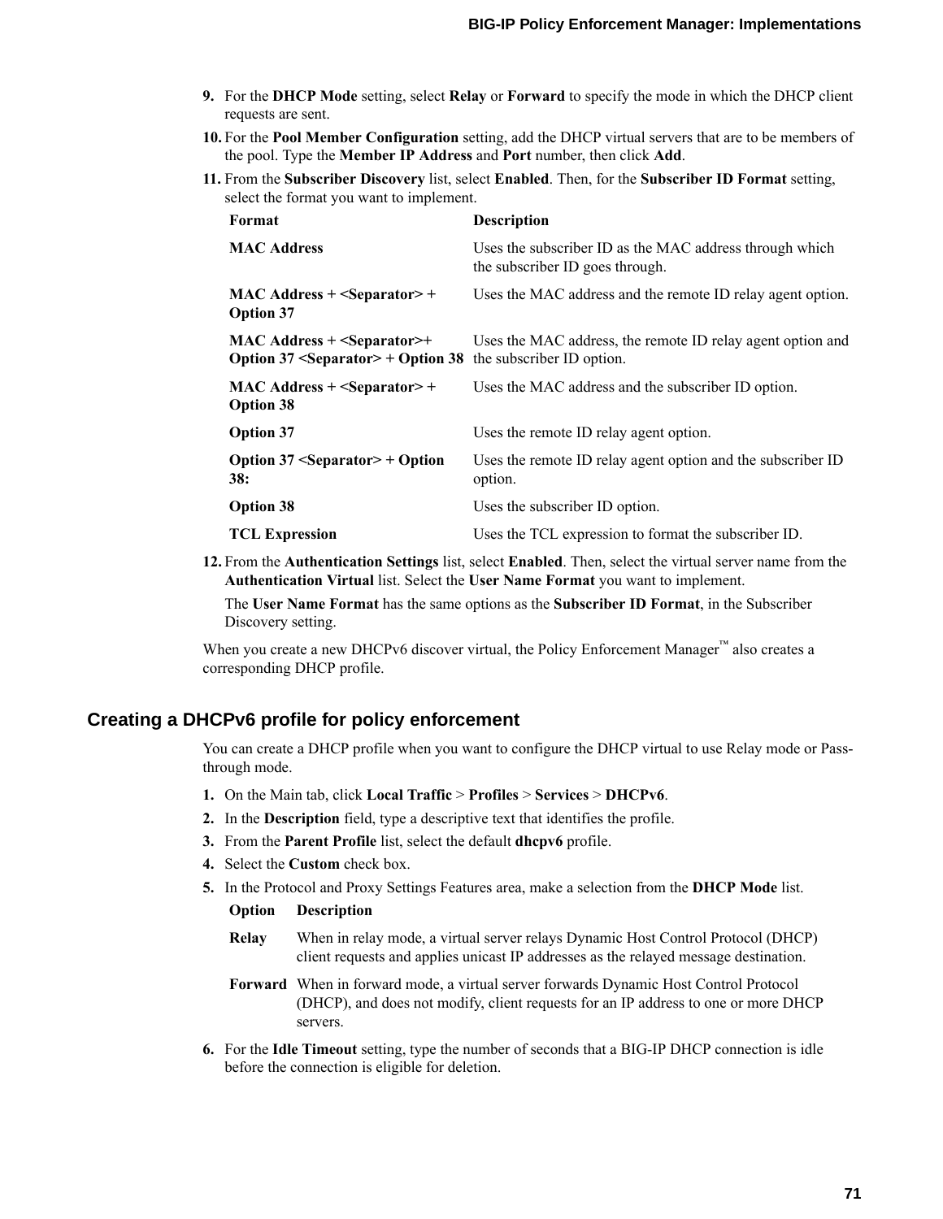9. For the **DHCP Mode** setting, select **Relay** or **Forward** to specify the mode in which the DHCP client requests are sent.
10. For the **Pool Member Configuration** setting, add the DHCP virtual servers that are to be members of the pool. Type the **Member IP Address** and **Port** number, then click **Add**.
11. From the **Subscriber Discovery** list, select **Enabled**. Then, for the **Subscriber ID Format** setting, select the format you want to implement.

| Format | Description |
| --- | --- |
| **MAC Address** | Uses the subscriber ID as the MAC address through which the subscriber ID goes through. |
| **MAC Address + <Separator> + Option 37** | Uses the MAC address and the remote ID relay agent option. |
| **MAC Address + <Separator>+ Option 37 <Separator> + Option 38** | Uses the MAC address, the remote ID relay agent option and the subscriber ID option. |
| **MAC Address + <Separator> + Option 38** | Uses the MAC address and the subscriber ID option. |
| **Option 37** | Uses the remote ID relay agent option. |
| **Option 37 <Separator> + Option 38:** | Uses the remote ID relay agent option and the subscriber ID option. |
| **Option 38** | Uses the subscriber ID option. |
| **TCL Expression** | Uses the TCL expression to format the subscriber ID. |

12. From the **Authentication Settings** list, select **Enabled**. Then, select the virtual server name from the **Authentication Virtual** list. Select the **User Name Format** you want to implement.

    The **User Name Format** has the same options as the **Subscriber ID Format**, in the Subscriber Discovery setting.

When you create a new DHCPv6 discover virtual, the Policy Enforcement Manager™ also creates a corresponding DHCP profile.

## Creating a DHCPv6 profile for policy enforcement

You can create a DHCP profile when you want to configure the DHCP virtual to use Relay mode or Pass-through mode.

1. On the Main tab, click **Local Traffic** > **Profiles** > **Services** > **DHCPv6**.
2. In the **Description** field, type a descriptive text that identifies the profile.
3. From the **Parent Profile** list, select the default **dhcpv6** profile.
4. Select the **Custom** check box.
5. In the Protocol and Proxy Settings Features area, make a selection from the **DHCP Mode** list.

| Option | Description |
| --- | --- |
| **Relay** | When in relay mode, a virtual server relays Dynamic Host Control Protocol (DHCP) client requests and applies unicast IP addresses as the relayed message destination. |
| **Forward** | When in forward mode, a virtual server forwards Dynamic Host Control Protocol (DHCP), and does not modify, client requests for an IP address to one or more DHCP servers. |

6. For the **Idle Timeout** setting, type the number of seconds that a BIG-IP DHCP connection is idle before the connection is eligible for deletion.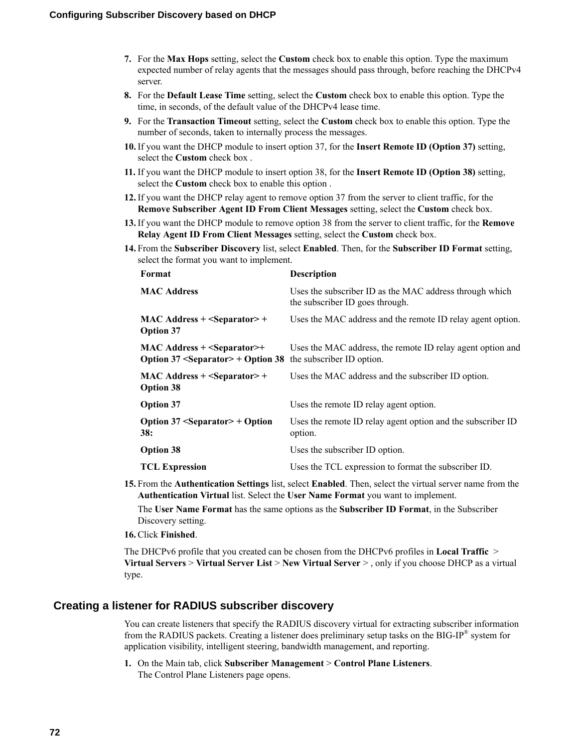7. For the **Max Hops** setting, select the **Custom** check box to enable this option. Type the maximum expected number of relay agents that the messages should pass through, before reaching the DHCPv4 server.
8. For the **Default Lease Time** setting, select the **Custom** check box to enable this option. Type the time, in seconds, of the default value of the DHCPv4 lease time.
9. For the **Transaction Timeout** setting, select the **Custom** check box to enable this option. Type the number of seconds, taken to internally process the messages.
10. If you want the DHCP module to insert option 37, for the **Insert Remote ID (Option 37)** setting, select the **Custom** check box .
11. If you want the DHCP module to insert option 38, for the **Insert Remote ID (Option 38)** setting, select the **Custom** check box to enable this option .
12. If you want the DHCP relay agent to remove option 37 from the server to client traffic, for the **Remove Subscriber Agent ID From Client Messages** setting, select the **Custom** check box.
13. If you want the DHCP module to remove option 38 from the server to client traffic, for the **Remove Relay Agent ID From Client Messages** setting, select the **Custom** check box.
14. From the **Subscriber Discovery** list, select **Enabled**. Then, for the **Subscriber ID Format** setting, select the format you want to implement.

| Format | Description |
|---|---|
| **MAC Address** | Uses the subscriber ID as the MAC address through which the subscriber ID goes through. |
| **MAC Address + <Separator> + Option 37** | Uses the MAC address and the remote ID relay agent option. |
| **MAC Address + <Separator>+ Option 37 <Separator> + Option 38** | Uses the MAC address, the remote ID relay agent option and the subscriber ID option. |
| **MAC Address + <Separator> + Option 38** | Uses the MAC address and the subscriber ID option. |
| **Option 37** | Uses the remote ID relay agent option. |
| **Option 37 <Separator> + Option 38:** | Uses the remote ID relay agent option and the subscriber ID option. |
| **Option 38** | Uses the subscriber ID option. |
| **TCL Expression** | Uses the TCL expression to format the subscriber ID. |

15. From the **Authentication Settings** list, select **Enabled**. Then, select the virtual server name from the **Authentication Virtual** list. Select the **User Name Format** you want to implement.

    The **User Name Format** has the same options as the **Subscriber ID Format**, in the Subscriber Discovery setting.
16. Click **Finished**.

The DHCPv6 profile that you created can be chosen from the DHCPv6 profiles in **Local Traffic** > **Virtual Servers** > **Virtual Server List** > **New Virtual Server** > , only if you choose DHCP as a virtual type.

## Creating a listener for RADIUS subscriber discovery

You can create listeners that specify the RADIUS discovery virtual for extracting subscriber information from the RADIUS packets. Creating a listener does preliminary setup tasks on the BIG-IP® system for application visibility, intelligent steering, bandwidth management, and reporting.

1. On the Main tab, click **Subscriber Management** > **Control Plane Listeners**.
   The Control Plane Listeners page opens.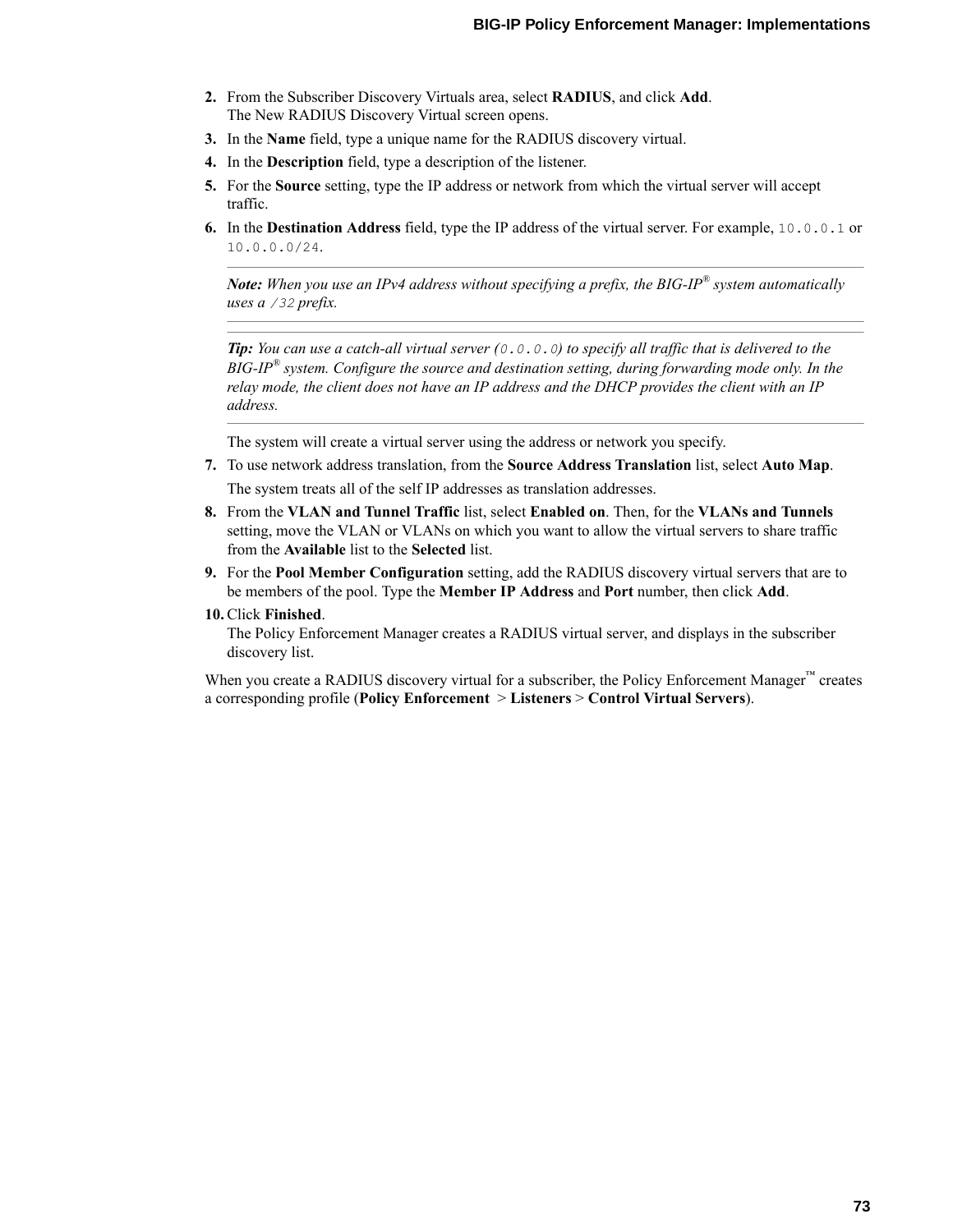2. From the Subscriber Discovery Virtuals area, select **RADIUS**, and click **Add**.
   The New RADIUS Discovery Virtual screen opens.
3. In the **Name** field, type a unique name for the RADIUS discovery virtual.
4. In the **Description** field, type a description of the listener.
5. For the **Source** setting, type the IP address or network from which the virtual server will accept traffic.
6. In the **Destination Address** field, type the IP address of the virtual server. For example, `10.0.0.1` or `10.0.0.0/24`.

   ---

   ***Note:*** *When you use an IPv4 address without specifying a prefix, the BIG-IP® system automatically uses a `/32` prefix.*

   ---

   ***Tip:*** *You can use a catch-all virtual server (`0.0.0.0`) to specify all traffic that is delivered to the BIG-IP® system. Configure the source and destination setting, during forwarding mode only. In the relay mode, the client does not have an IP address and the DHCP provides the client with an IP address.*

   ---

   The system will create a virtual server using the address or network you specify.
7. To use network address translation, from the **Source Address Translation** list, select **Auto Map**.

   The system treats all of the self IP addresses as translation addresses.
8. From the **VLAN and Tunnel Traffic** list, select **Enabled on**. Then, for the **VLANs and Tunnels** setting, move the VLAN or VLANs on which you want to allow the virtual servers to share traffic from the **Available** list to the **Selected** list.
9. For the **Pool Member Configuration** setting, add the RADIUS discovery virtual servers that are to be members of the pool. Type the **Member IP Address** and **Port** number, then click **Add**.
10. Click **Finished**.
    The Policy Enforcement Manager creates a RADIUS virtual server, and displays in the subscriber discovery list.

When you create a RADIUS discovery virtual for a subscriber, the Policy Enforcement Manager™ creates a corresponding profile (**Policy Enforcement** > **Listeners** > **Control Virtual Servers**).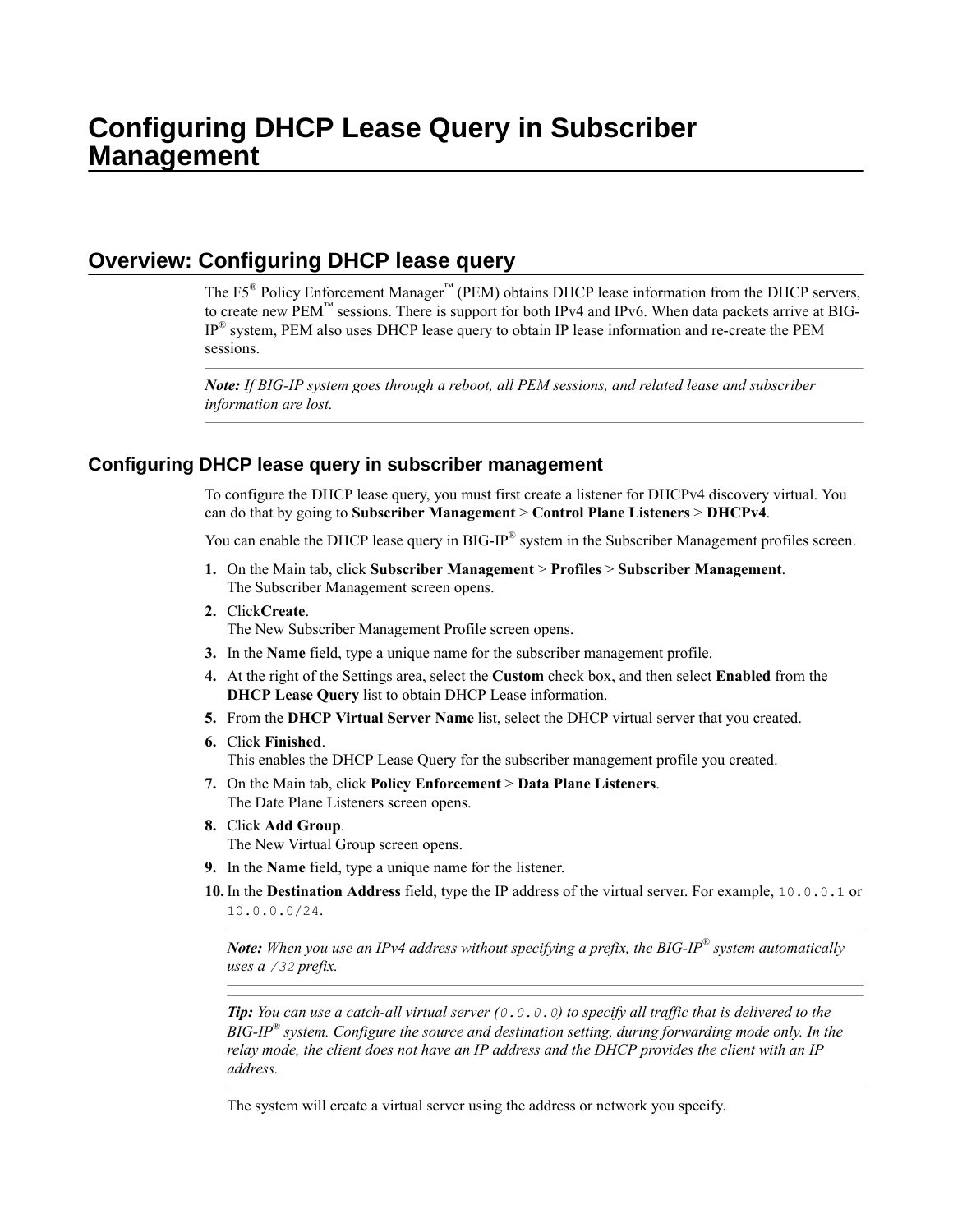# Configuring DHCP Lease Query in Subscriber Management

## Overview: Configuring DHCP lease query

The F5® Policy Enforcement Manager™ (PEM) obtains DHCP lease information from the DHCP servers, to create new PEM™ sessions. There is support for both IPv4 and IPv6. When data packets arrive at BIG-IP® system, PEM also uses DHCP lease query to obtain IP lease information and re-create the PEM sessions.

***Note:** If BIG-IP system goes through a reboot, all PEM sessions, and related lease and subscriber information are lost.*

### Configuring DHCP lease query in subscriber management

To configure the DHCP lease query, you must first create a listener for DHCPv4 discovery virtual. You can do that by going to **Subscriber Management** > **Control Plane Listeners** > **DHCPv4**.

You can enable the DHCP lease query in BIG-IP® system in the Subscriber Management profiles screen.

1. On the Main tab, click **Subscriber Management** > **Profiles** > **Subscriber Management**.
   The Subscriber Management screen opens.
2. Click**Create**.
   The New Subscriber Management Profile screen opens.
3. In the **Name** field, type a unique name for the subscriber management profile.
4. At the right of the Settings area, select the **Custom** check box, and then select **Enabled** from the **DHCP Lease Query** list to obtain DHCP Lease information.
5. From the **DHCP Virtual Server Name** list, select the DHCP virtual server that you created.
6. Click **Finished**.
   This enables the DHCP Lease Query for the subscriber management profile you created.
7. On the Main tab, click **Policy Enforcement** > **Data Plane Listeners**.
   The Date Plane Listeners screen opens.
8. Click **Add Group**.
   The New Virtual Group screen opens.
9. In the **Name** field, type a unique name for the listener.
10. In the **Destination Address** field, type the IP address of the virtual server. For example, `10.0.0.1` or `10.0.0.0/24`.

    ***Note:** When you use an IPv4 address without specifying a prefix, the BIG-IP® system automatically uses a `/32` prefix.*

    ***Tip:** You can use a catch-all virtual server (`0.0.0.0`) to specify all traffic that is delivered to the BIG-IP® system. Configure the source and destination setting, during forwarding mode only. In the relay mode, the client does not have an IP address and the DHCP provides the client with an IP address.*

    The system will create a virtual server using the address or network you specify.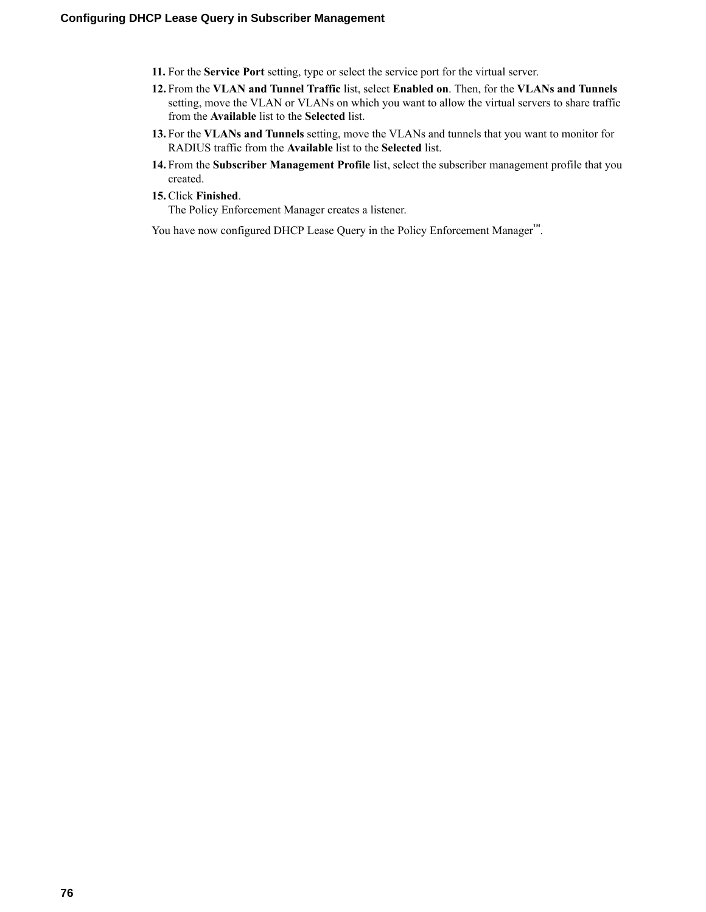11. For the **Service Port** setting, type or select the service port for the virtual server.
12. From the **VLAN and Tunnel Traffic** list, select **Enabled on**. Then, for the **VLANs and Tunnels** setting, move the VLAN or VLANs on which you want to allow the virtual servers to share traffic from the **Available** list to the **Selected** list.
13. For the **VLANs and Tunnels** setting, move the VLANs and tunnels that you want to monitor for RADIUS traffic from the **Available** list to the **Selected** list.
14. From the **Subscriber Management Profile** list, select the subscriber management profile that you created.
15. Click **Finished**.
    The Policy Enforcement Manager creates a listener.

You have now configured DHCP Lease Query in the Policy Enforcement Manager™.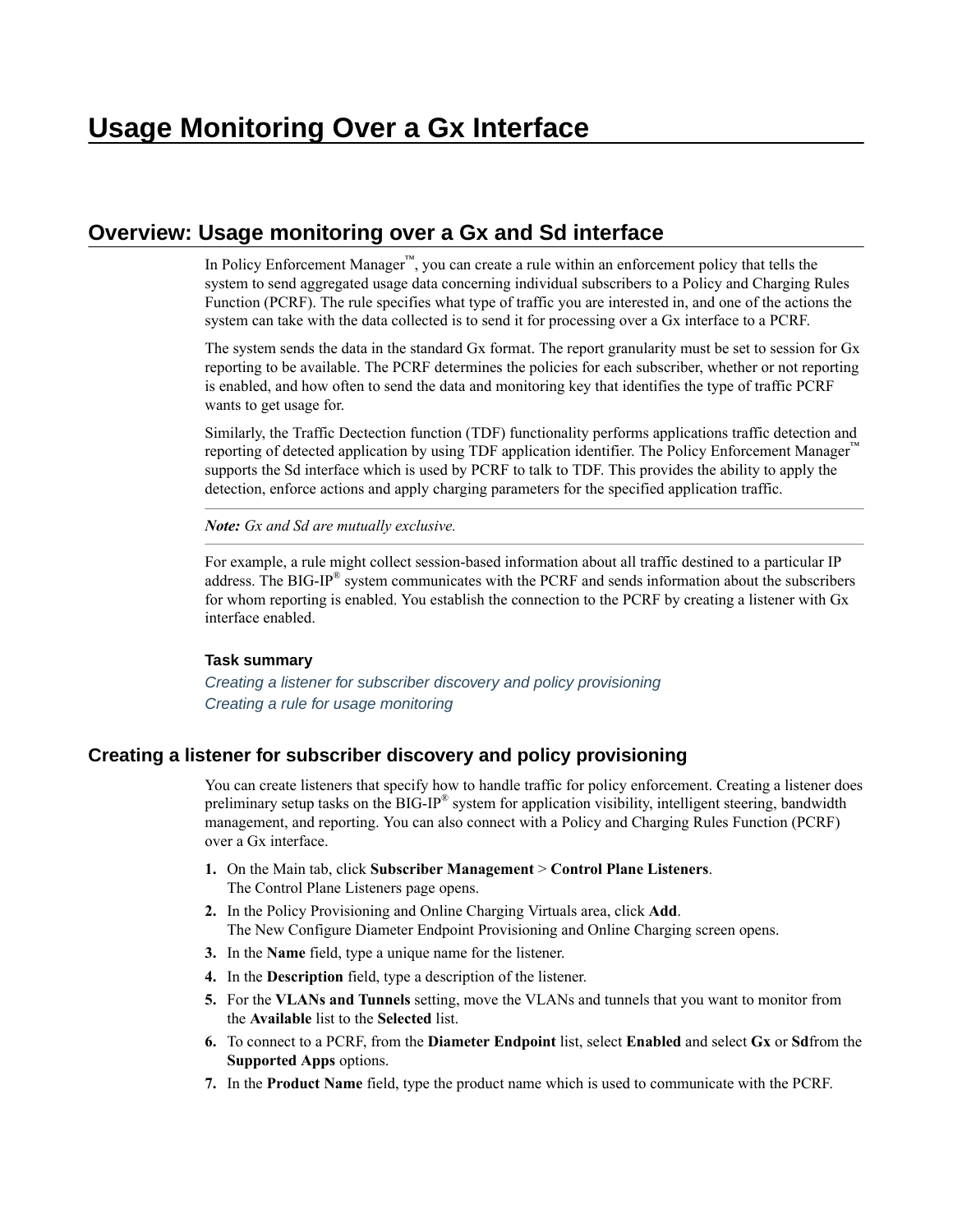# Usage Monitoring Over a Gx Interface

## Overview: Usage monitoring over a Gx and Sd interface

In Policy Enforcement Manager™, you can create a rule within an enforcement policy that tells the system to send aggregated usage data concerning individual subscribers to a Policy and Charging Rules Function (PCRF). The rule specifies what type of traffic you are interested in, and one of the actions the system can take with the data collected is to send it for processing over a Gx interface to a PCRF.

The system sends the data in the standard Gx format. The report granularity must be set to session for Gx reporting to be available. The PCRF determines the policies for each subscriber, whether or not reporting is enabled, and how often to send the data and monitoring key that identifies the type of traffic PCRF wants to get usage for.

Similarly, the Traffic Dectection function (TDF) functionality performs applications traffic detection and reporting of detected application by using TDF application identifier. The Policy Enforcement Manager™ supports the Sd interface which is used by PCRF to talk to TDF. This provides the ability to apply the detection, enforce actions and apply charging parameters for the specified application traffic.

***Note:*** *Gx and Sd are mutually exclusive.*

For example, a rule might collect session-based information about all traffic destined to a particular IP address. The BIG-IP® system communicates with the PCRF and sends information about the subscribers for whom reporting is enabled. You establish the connection to the PCRF by creating a listener with Gx interface enabled.

#### Task summary

*Creating a listener for subscriber discovery and policy provisioning*
*Creating a rule for usage monitoring*

### Creating a listener for subscriber discovery and policy provisioning

You can create listeners that specify how to handle traffic for policy enforcement. Creating a listener does preliminary setup tasks on the BIG-IP® system for application visibility, intelligent steering, bandwidth management, and reporting. You can also connect with a Policy and Charging Rules Function (PCRF) over a Gx interface.

1. On the Main tab, click **Subscriber Management** > **Control Plane Listeners**.
   The Control Plane Listeners page opens.
2. In the Policy Provisioning and Online Charging Virtuals area, click **Add**.
   The New Configure Diameter Endpoint Provisioning and Online Charging screen opens.
3. In the **Name** field, type a unique name for the listener.
4. In the **Description** field, type a description of the listener.
5. For the **VLANs and Tunnels** setting, move the VLANs and tunnels that you want to monitor from the **Available** list to the **Selected** list.
6. To connect to a PCRF, from the **Diameter Endpoint** list, select **Enabled** and select **Gx** or **Sd**from the **Supported Apps** options.
7. In the **Product Name** field, type the product name which is used to communicate with the PCRF.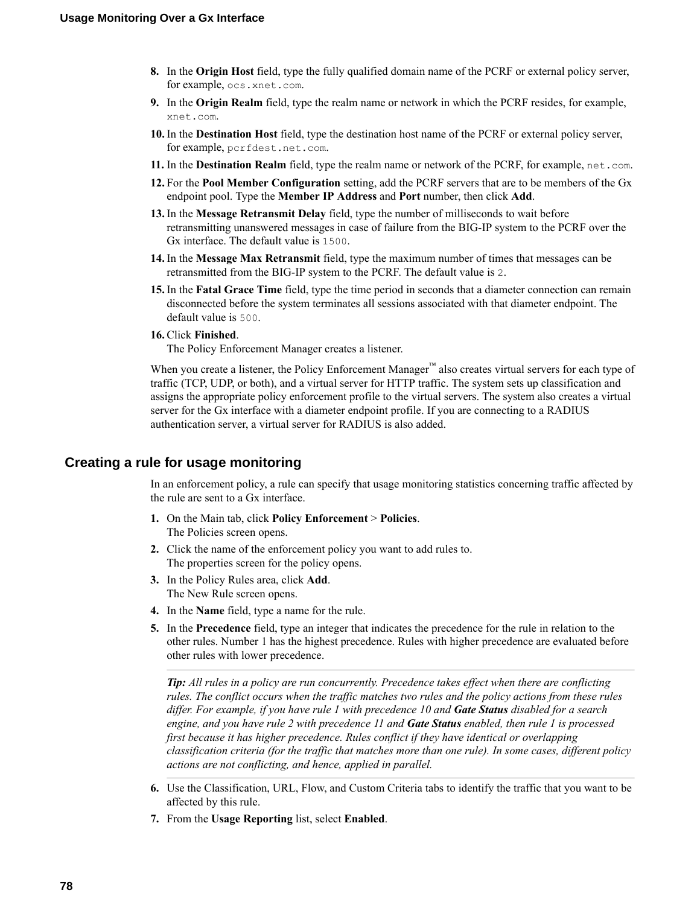8. In the **Origin Host** field, type the fully qualified domain name of the PCRF or external policy server, for example, `ocs.xnet.com`.
9. In the **Origin Realm** field, type the realm name or network in which the PCRF resides, for example, `xnet.com`.
10. In the **Destination Host** field, type the destination host name of the PCRF or external policy server, for example, `pcrfdest.net.com`.
11. In the **Destination Realm** field, type the realm name or network of the PCRF, for example, `net.com`.
12. For the **Pool Member Configuration** setting, add the PCRF servers that are to be members of the Gx endpoint pool. Type the **Member IP Address** and **Port** number, then click **Add**.
13. In the **Message Retransmit Delay** field, type the number of milliseconds to wait before retransmitting unanswered messages in case of failure from the BIG-IP system to the PCRF over the Gx interface. The default value is `1500`.
14. In the **Message Max Retransmit** field, type the maximum number of times that messages can be retransmitted from the BIG-IP system to the PCRF. The default value is `2`.
15. In the **Fatal Grace Time** field, type the time period in seconds that a diameter connection can remain disconnected before the system terminates all sessions associated with that diameter endpoint. The default value is `500`.
16. Click **Finished**.
    The Policy Enforcement Manager creates a listener.

When you create a listener, the Policy Enforcement Manager™ also creates virtual servers for each type of traffic (TCP, UDP, or both), and a virtual server for HTTP traffic. The system sets up classification and assigns the appropriate policy enforcement profile to the virtual servers. The system also creates a virtual server for the Gx interface with a diameter endpoint profile. If you are connecting to a RADIUS authentication server, a virtual server for RADIUS is also added.

## Creating a rule for usage monitoring

In an enforcement policy, a rule can specify that usage monitoring statistics concerning traffic affected by the rule are sent to a Gx interface.

1. On the Main tab, click **Policy Enforcement** > **Policies**.
   The Policies screen opens.
2. Click the name of the enforcement policy you want to add rules to.
   The properties screen for the policy opens.
3. In the Policy Rules area, click **Add**.
   The New Rule screen opens.
4. In the **Name** field, type a name for the rule.
5. In the **Precedence** field, type an integer that indicates the precedence for the rule in relation to the other rules. Number 1 has the highest precedence. Rules with higher precedence are evaluated before other rules with lower precedence.

   ***Tip:*** *All rules in a policy are run concurrently. Precedence takes effect when there are conflicting rules. The conflict occurs when the traffic matches two rules and the policy actions from these rules differ. For example, if you have rule 1 with precedence 10 and* ***Gate Status*** *disabled for a search engine, and you have rule 2 with precedence 11 and* ***Gate Status*** *enabled, then rule 1 is processed first because it has higher precedence. Rules conflict if they have identical or overlapping classification criteria (for the traffic that matches more than one rule). In some cases, different policy actions are not conflicting, and hence, applied in parallel.*

6. Use the Classification, URL, Flow, and Custom Criteria tabs to identify the traffic that you want to be affected by this rule.
7. From the **Usage Reporting** list, select **Enabled**.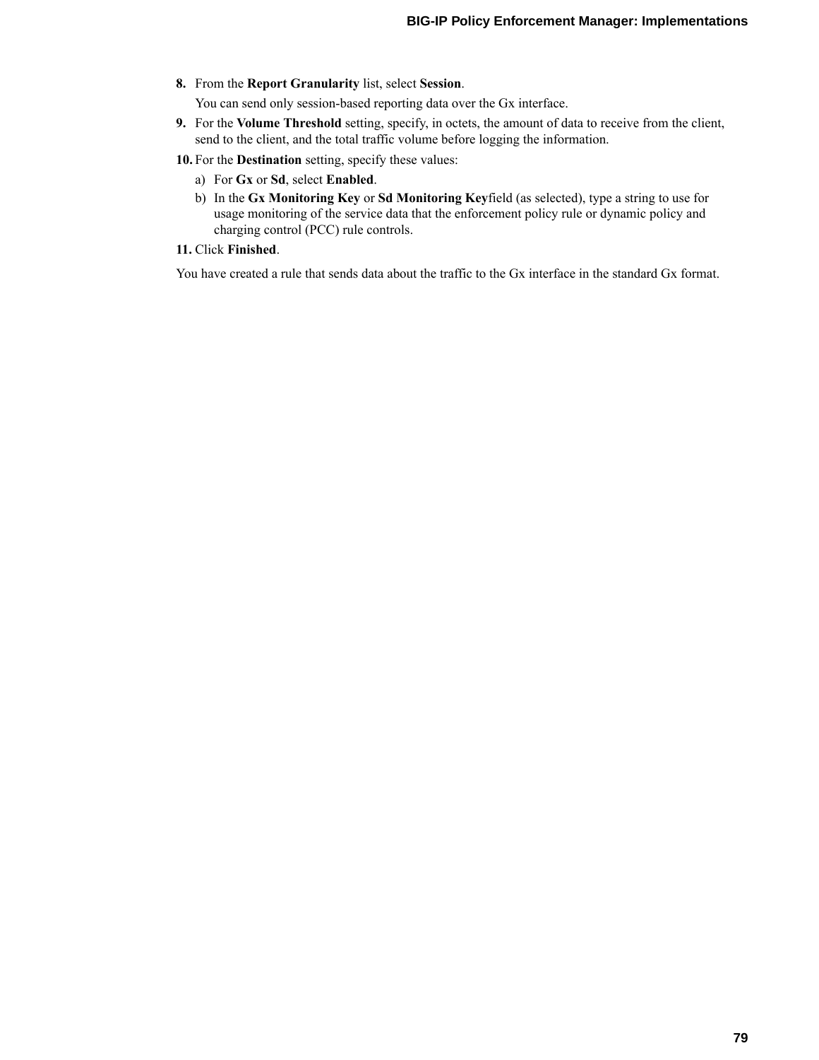8. From the **Report Granularity** list, select **Session**.

   You can send only session-based reporting data over the Gx interface.
9. For the **Volume Threshold** setting, specify, in octets, the amount of data to receive from the client, send to the client, and the total traffic volume before logging the information.
10. For the **Destination** setting, specify these values:
    a) For **Gx** or **Sd**, select **Enabled**.
    b) In the **Gx Monitoring Key** or **Sd Monitoring Key**field (as selected), type a string to use for usage monitoring of the service data that the enforcement policy rule or dynamic policy and charging control (PCC) rule controls.
11. Click **Finished**.

You have created a rule that sends data about the traffic to the Gx interface in the standard Gx format.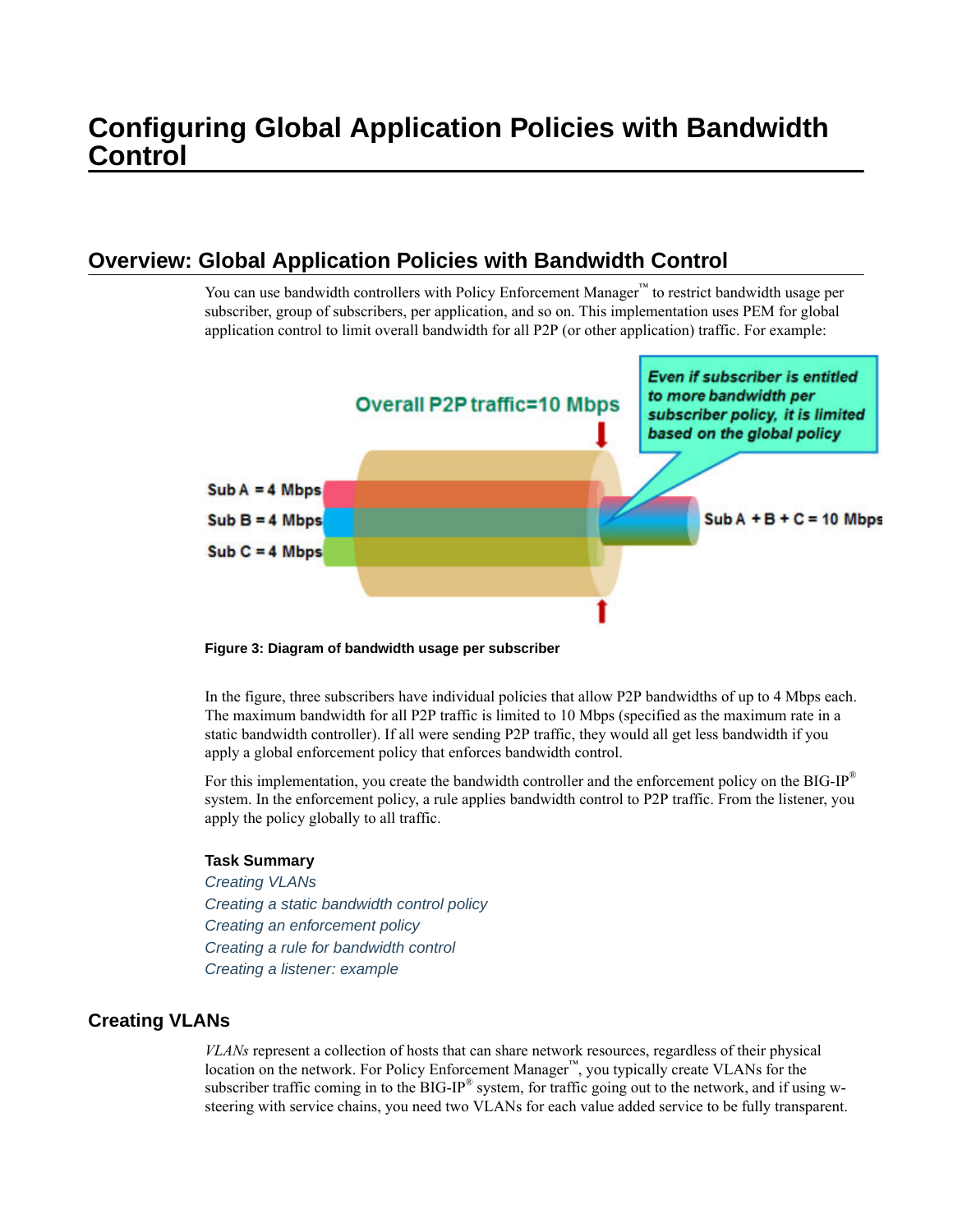# Configuring Global Application Policies with Bandwidth Control

## Overview: Global Application Policies with Bandwidth Control

You can use bandwidth controllers with Policy Enforcement Manager™ to restrict bandwidth usage per subscriber, group of subscribers, per application, and so on. This implementation uses PEM for global application control to limit overall bandwidth for all P2P (or other application) traffic. For example:

**Figure 3: Diagram of bandwidth usage per subscriber**

In the figure, three subscribers have individual policies that allow P2P bandwidths of up to 4 Mbps each. The maximum bandwidth for all P2P traffic is limited to 10 Mbps (specified as the maximum rate in a static bandwidth controller). If all were sending P2P traffic, they would all get less bandwidth if you apply a global enforcement policy that enforces bandwidth control.

For this implementation, you create the bandwidth controller and the enforcement policy on the BIG-IP® system. In the enforcement policy, a rule applies bandwidth control to P2P traffic. From the listener, you apply the policy globally to all traffic.

### Task Summary

*Creating VLANs*
*Creating a static bandwidth control policy*
*Creating an enforcement policy*
*Creating a rule for bandwidth control*
*Creating a listener: example*

## Creating VLANs

*VLANs* represent a collection of hosts that can share network resources, regardless of their physical location on the network. For Policy Enforcement Manager™, you typically create VLANs for the subscriber traffic coming in to the BIG-IP® system, for traffic going out to the network, and if using w-steering with service chains, you need two VLANs for each value added service to be fully transparent.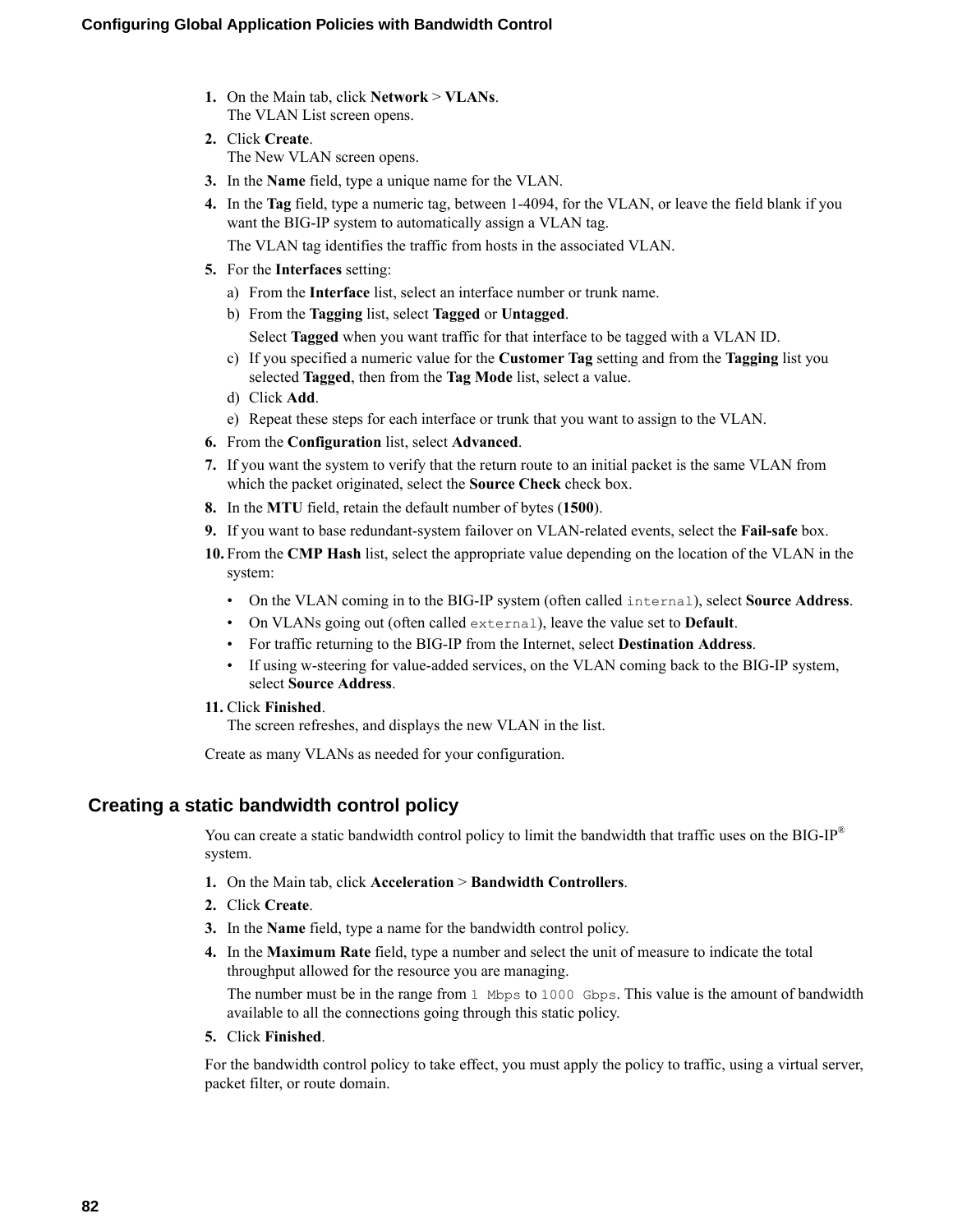1. On the Main tab, click **Network** > **VLANs**.
   The VLAN List screen opens.
2. Click **Create**.
   The New VLAN screen opens.
3. In the **Name** field, type a unique name for the VLAN.
4. In the **Tag** field, type a numeric tag, between 1-4094, for the VLAN, or leave the field blank if you want the BIG-IP system to automatically assign a VLAN tag.

   The VLAN tag identifies the traffic from hosts in the associated VLAN.
5. For the **Interfaces** setting:
   a) From the **Interface** list, select an interface number or trunk name.
   b) From the **Tagging** list, select **Tagged** or **Untagged**.

      Select **Tagged** when you want traffic for that interface to be tagged with a VLAN ID.
   c) If you specified a numeric value for the **Customer Tag** setting and from the **Tagging** list you selected **Tagged**, then from the **Tag Mode** list, select a value.
   d) Click **Add**.
   e) Repeat these steps for each interface or trunk that you want to assign to the VLAN.
6. From the **Configuration** list, select **Advanced**.
7. If you want the system to verify that the return route to an initial packet is the same VLAN from which the packet originated, select the **Source Check** check box.
8. In the **MTU** field, retain the default number of bytes (**1500**).
9. If you want to base redundant-system failover on VLAN-related events, select the **Fail-safe** box.
10. From the **CMP Hash** list, select the appropriate value depending on the location of the VLAN in the system:

    - On the VLAN coming in to the BIG-IP system (often called `internal`), select **Source Address**.
    - On VLANs going out (often called `external`), leave the value set to **Default**.
    - For traffic returning to the BIG-IP from the Internet, select **Destination Address**.
    - If using w-steering for value-added services, on the VLAN coming back to the BIG-IP system, select **Source Address**.
11. Click **Finished**.
    The screen refreshes, and displays the new VLAN in the list.

Create as many VLANs as needed for your configuration.

## Creating a static bandwidth control policy

You can create a static bandwidth control policy to limit the bandwidth that traffic uses on the BIG-IP® system.

1. On the Main tab, click **Acceleration** > **Bandwidth Controllers**.
2. Click **Create**.
3. In the **Name** field, type a name for the bandwidth control policy.
4. In the **Maximum Rate** field, type a number and select the unit of measure to indicate the total throughput allowed for the resource you are managing.

   The number must be in the range from `1 Mbps` to `1000 Gbps`. This value is the amount of bandwidth available to all the connections going through this static policy.
5. Click **Finished**.

For the bandwidth control policy to take effect, you must apply the policy to traffic, using a virtual server, packet filter, or route domain.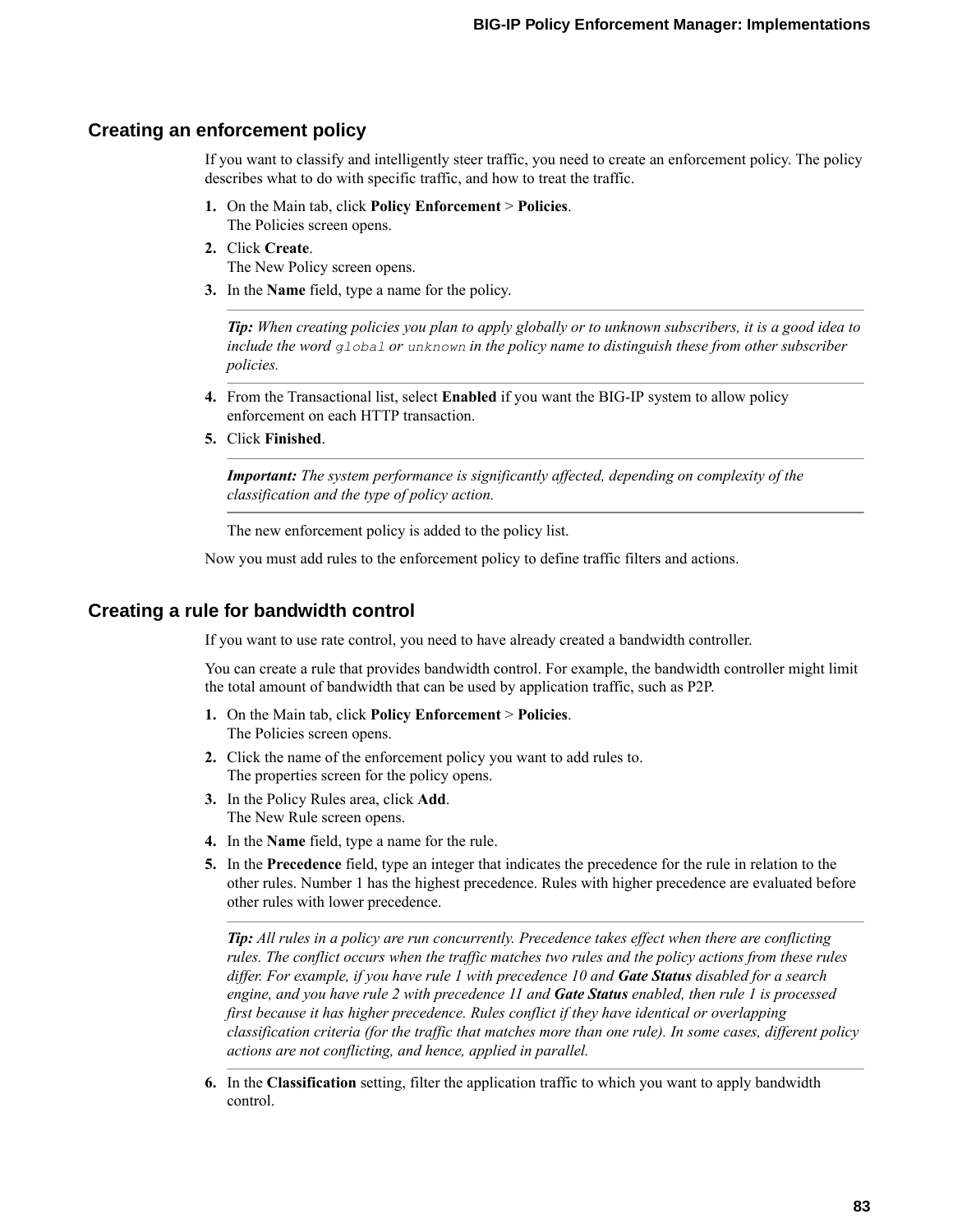## Creating an enforcement policy

If you want to classify and intelligently steer traffic, you need to create an enforcement policy. The policy describes what to do with specific traffic, and how to treat the traffic.

1. On the Main tab, click **Policy Enforcement** > **Policies**.
   The Policies screen opens.
2. Click **Create**.
   The New Policy screen opens.
3. In the **Name** field, type a name for the policy.

   ***Tip:*** *When creating policies you plan to apply globally or to unknown subscribers, it is a good idea to include the word `global` or `unknown` in the policy name to distinguish these from other subscriber policies.*

4. From the Transactional list, select **Enabled** if you want the BIG-IP system to allow policy enforcement on each HTTP transaction.
5. Click **Finished**.

   ***Important:*** *The system performance is significantly affected, depending on complexity of the classification and the type of policy action.*

   The new enforcement policy is added to the policy list.

Now you must add rules to the enforcement policy to define traffic filters and actions.

## Creating a rule for bandwidth control

If you want to use rate control, you need to have already created a bandwidth controller.

You can create a rule that provides bandwidth control. For example, the bandwidth controller might limit the total amount of bandwidth that can be used by application traffic, such as P2P.

1. On the Main tab, click **Policy Enforcement** > **Policies**.
   The Policies screen opens.
2. Click the name of the enforcement policy you want to add rules to.
   The properties screen for the policy opens.
3. In the Policy Rules area, click **Add**.
   The New Rule screen opens.
4. In the **Name** field, type a name for the rule.
5. In the **Precedence** field, type an integer that indicates the precedence for the rule in relation to the other rules. Number 1 has the highest precedence. Rules with higher precedence are evaluated before other rules with lower precedence.

   ***Tip:*** *All rules in a policy are run concurrently. Precedence takes effect when there are conflicting rules. The conflict occurs when the traffic matches two rules and the policy actions from these rules differ. For example, if you have rule 1 with precedence 10 and **Gate Status** disabled for a search engine, and you have rule 2 with precedence 11 and **Gate Status** enabled, then rule 1 is processed first because it has higher precedence. Rules conflict if they have identical or overlapping classification criteria (for the traffic that matches more than one rule). In some cases, different policy actions are not conflicting, and hence, applied in parallel.*

6. In the **Classification** setting, filter the application traffic to which you want to apply bandwidth control.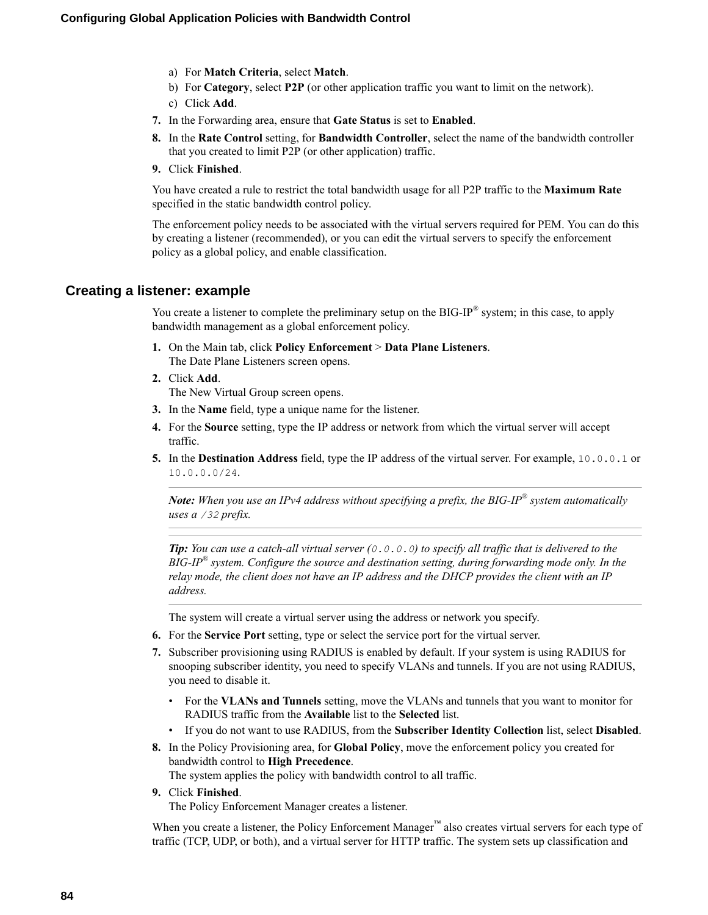a) For **Match Criteria**, select **Match**.
b) For **Category**, select **P2P** (or other application traffic you want to limit on the network).
c) Click **Add**.

7. In the Forwarding area, ensure that **Gate Status** is set to **Enabled**.
8. In the **Rate Control** setting, for **Bandwidth Controller**, select the name of the bandwidth controller that you created to limit P2P (or other application) traffic.
9. Click **Finished**.

You have created a rule to restrict the total bandwidth usage for all P2P traffic to the **Maximum Rate** specified in the static bandwidth control policy.

The enforcement policy needs to be associated with the virtual servers required for PEM. You can do this by creating a listener (recommended), or you can edit the virtual servers to specify the enforcement policy as a global policy, and enable classification.

## Creating a listener: example

You create a listener to complete the preliminary setup on the BIG-IP® system; in this case, to apply bandwidth management as a global enforcement policy.

1. On the Main tab, click **Policy Enforcement** > **Data Plane Listeners**.
   The Date Plane Listeners screen opens.
2. Click **Add**.
   The New Virtual Group screen opens.
3. In the **Name** field, type a unique name for the listener.
4. For the **Source** setting, type the IP address or network from which the virtual server will accept traffic.
5. In the **Destination Address** field, type the IP address of the virtual server. For example, `10.0.0.1` or `10.0.0.0/24`.

   ---

   ***Note:** When you use an IPv4 address without specifying a prefix, the BIG-IP® system automatically uses a `/32` prefix.*

   ---

   ***Tip:** You can use a catch-all virtual server (`0.0.0.0`) to specify all traffic that is delivered to the BIG-IP® system. Configure the source and destination setting, during forwarding mode only. In the relay mode, the client does not have an IP address and the DHCP provides the client with an IP address.*

   ---

   The system will create a virtual server using the address or network you specify.
6. For the **Service Port** setting, type or select the service port for the virtual server.
7. Subscriber provisioning using RADIUS is enabled by default. If your system is using RADIUS for snooping subscriber identity, you need to specify VLANs and tunnels. If you are not using RADIUS, you need to disable it.
   - For the **VLANs and Tunnels** setting, move the VLANs and tunnels that you want to monitor for RADIUS traffic from the **Available** list to the **Selected** list.
   - If you do not want to use RADIUS, from the **Subscriber Identity Collection** list, select **Disabled**.
8. In the Policy Provisioning area, for **Global Policy**, move the enforcement policy you created for bandwidth control to **High Precedence**.
   The system applies the policy with bandwidth control to all traffic.
9. Click **Finished**.
   The Policy Enforcement Manager creates a listener.

When you create a listener, the Policy Enforcement Manager™ also creates virtual servers for each type of traffic (TCP, UDP, or both), and a virtual server for HTTP traffic. The system sets up classification and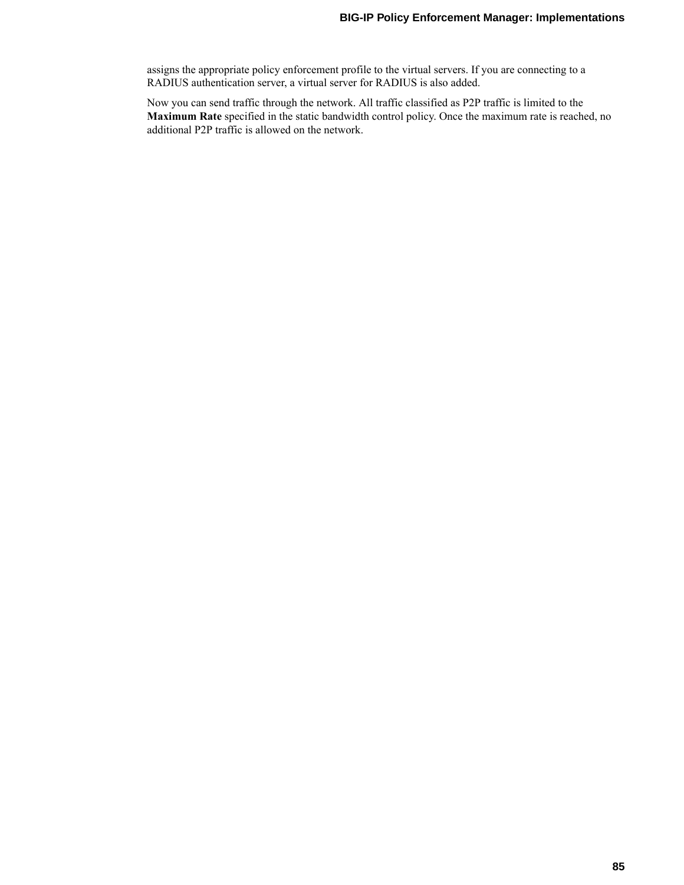assigns the appropriate policy enforcement profile to the virtual servers. If you are connecting to a RADIUS authentication server, a virtual server for RADIUS is also added.

Now you can send traffic through the network. All traffic classified as P2P traffic is limited to the **Maximum Rate** specified in the static bandwidth control policy. Once the maximum rate is reached, no additional P2P traffic is allowed on the network.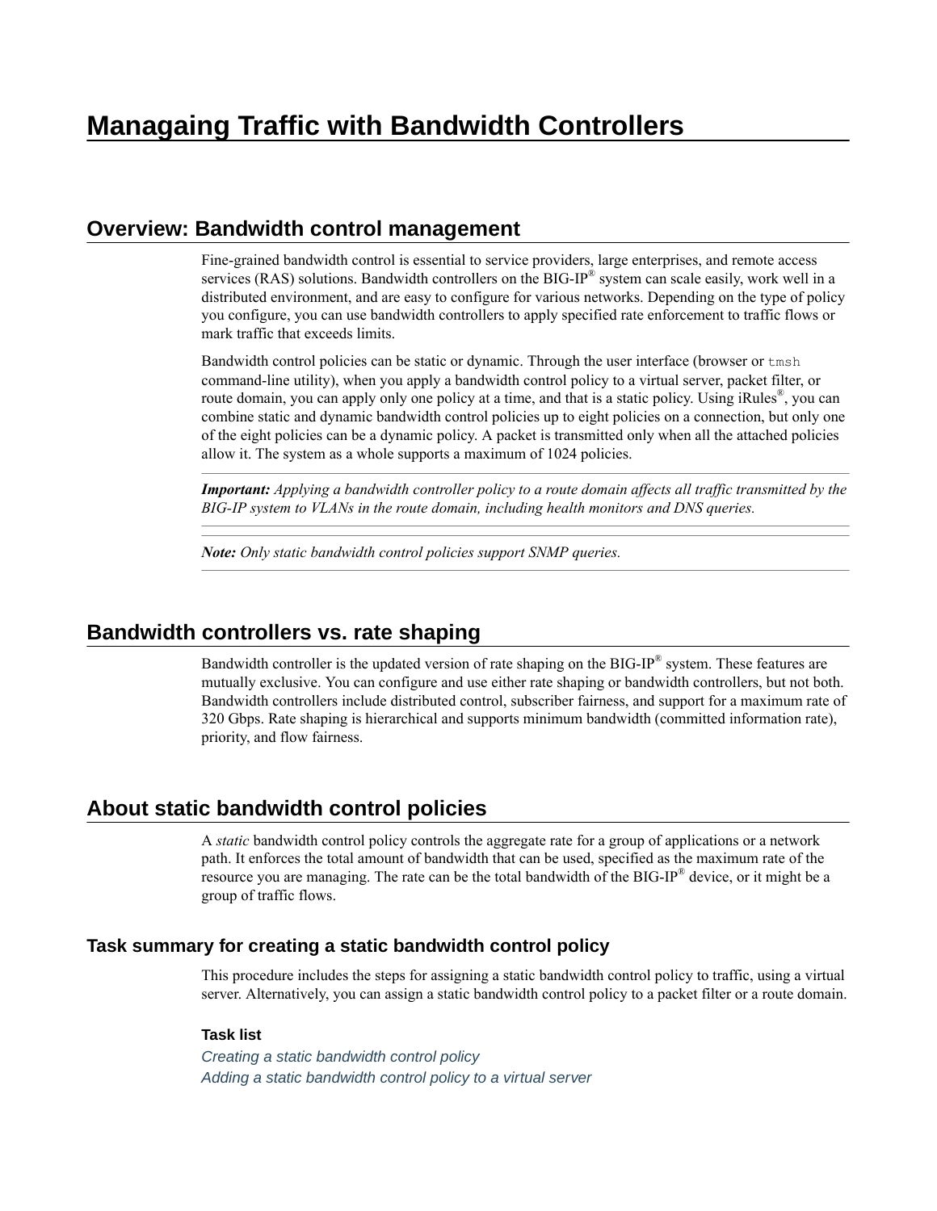# Managaing Traffic with Bandwidth Controllers

## Overview: Bandwidth control management

Fine-grained bandwidth control is essential to service providers, large enterprises, and remote access services (RAS) solutions. Bandwidth controllers on the BIG-IP® system can scale easily, work well in a distributed environment, and are easy to configure for various networks. Depending on the type of policy you configure, you can use bandwidth controllers to apply specified rate enforcement to traffic flows or mark traffic that exceeds limits.

Bandwidth control policies can be static or dynamic. Through the user interface (browser or `tmsh` command-line utility), when you apply a bandwidth control policy to a virtual server, packet filter, or route domain, you can apply only one policy at a time, and that is a static policy. Using iRules®, you can combine static and dynamic bandwidth control policies up to eight policies on a connection, but only one of the eight policies can be a dynamic policy. A packet is transmitted only when all the attached policies allow it. The system as a whole supports a maximum of 1024 policies.

***Important:*** *Applying a bandwidth controller policy to a route domain affects all traffic transmitted by the BIG-IP system to VLANs in the route domain, including health monitors and DNS queries.*

***Note:*** *Only static bandwidth control policies support SNMP queries.*

## Bandwidth controllers vs. rate shaping

Bandwidth controller is the updated version of rate shaping on the BIG-IP® system. These features are mutually exclusive. You can configure and use either rate shaping or bandwidth controllers, but not both. Bandwidth controllers include distributed control, subscriber fairness, and support for a maximum rate of 320 Gbps. Rate shaping is hierarchical and supports minimum bandwidth (committed information rate), priority, and flow fairness.

## About static bandwidth control policies

A *static* bandwidth control policy controls the aggregate rate for a group of applications or a network path. It enforces the total amount of bandwidth that can be used, specified as the maximum rate of the resource you are managing. The rate can be the total bandwidth of the BIG-IP® device, or it might be a group of traffic flows.

### Task summary for creating a static bandwidth control policy

This procedure includes the steps for assigning a static bandwidth control policy to traffic, using a virtual server. Alternatively, you can assign a static bandwidth control policy to a packet filter or a route domain.

#### Task list

*Creating a static bandwidth control policy*
*Adding a static bandwidth control policy to a virtual server*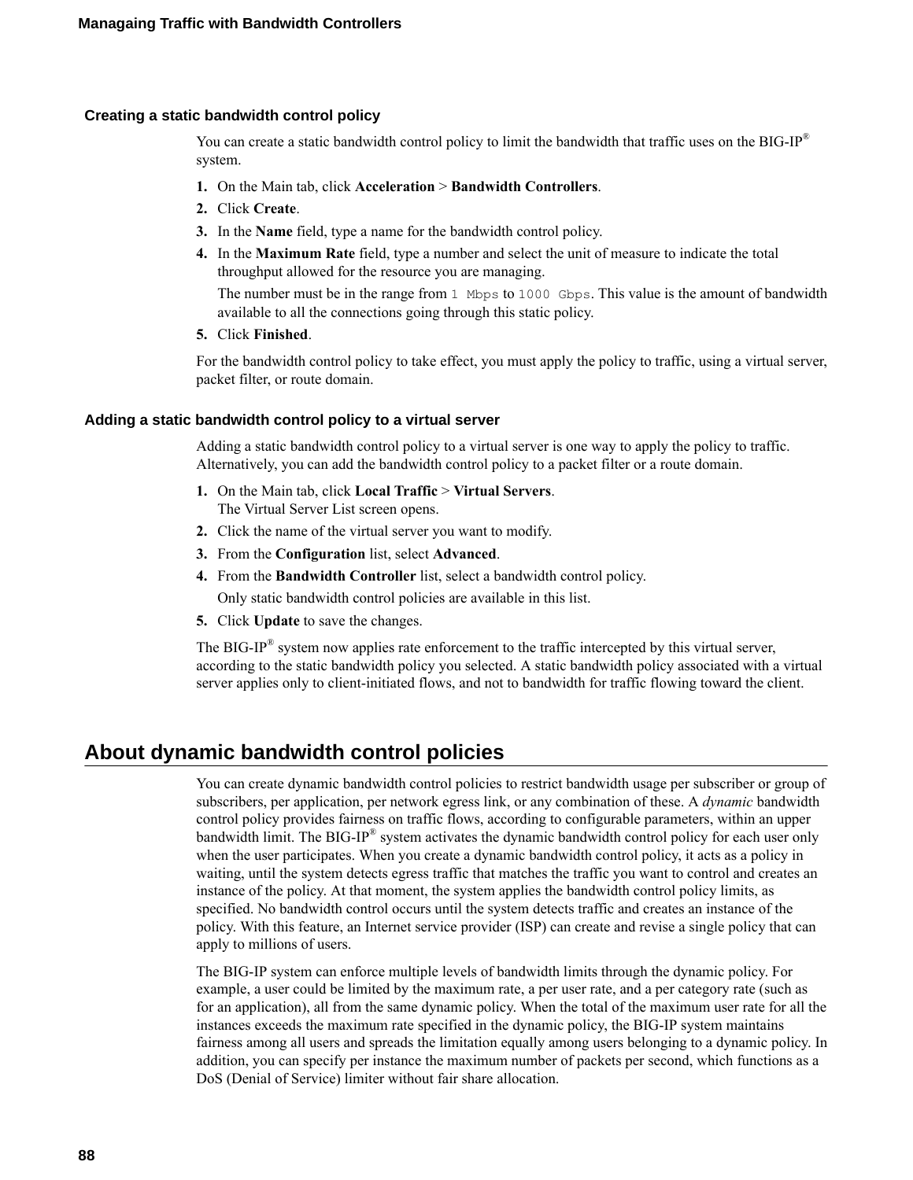### Creating a static bandwidth control policy

You can create a static bandwidth control policy to limit the bandwidth that traffic uses on the BIG-IP® system.

1. On the Main tab, click **Acceleration** > **Bandwidth Controllers**.
2. Click **Create**.
3. In the **Name** field, type a name for the bandwidth control policy.
4. In the **Maximum Rate** field, type a number and select the unit of measure to indicate the total throughput allowed for the resource you are managing.

   The number must be in the range from `1 Mbps` to `1000 Gbps`. This value is the amount of bandwidth available to all the connections going through this static policy.
5. Click **Finished**.

For the bandwidth control policy to take effect, you must apply the policy to traffic, using a virtual server, packet filter, or route domain.

### Adding a static bandwidth control policy to a virtual server

Adding a static bandwidth control policy to a virtual server is one way to apply the policy to traffic. Alternatively, you can add the bandwidth control policy to a packet filter or a route domain.

1. On the Main tab, click **Local Traffic** > **Virtual Servers**.
   The Virtual Server List screen opens.
2. Click the name of the virtual server you want to modify.
3. From the **Configuration** list, select **Advanced**.
4. From the **Bandwidth Controller** list, select a bandwidth control policy.

   Only static bandwidth control policies are available in this list.
5. Click **Update** to save the changes.

The BIG-IP® system now applies rate enforcement to the traffic intercepted by this virtual server, according to the static bandwidth policy you selected. A static bandwidth policy associated with a virtual server applies only to client-initiated flows, and not to bandwidth for traffic flowing toward the client.

## About dynamic bandwidth control policies

You can create dynamic bandwidth control policies to restrict bandwidth usage per subscriber or group of subscribers, per application, per network egress link, or any combination of these. A *dynamic* bandwidth control policy provides fairness on traffic flows, according to configurable parameters, within an upper bandwidth limit. The BIG-IP® system activates the dynamic bandwidth control policy for each user only when the user participates. When you create a dynamic bandwidth control policy, it acts as a policy in waiting, until the system detects egress traffic that matches the traffic you want to control and creates an instance of the policy. At that moment, the system applies the bandwidth control policy limits, as specified. No bandwidth control occurs until the system detects traffic and creates an instance of the policy. With this feature, an Internet service provider (ISP) can create and revise a single policy that can apply to millions of users.

The BIG-IP system can enforce multiple levels of bandwidth limits through the dynamic policy. For example, a user could be limited by the maximum rate, a per user rate, and a per category rate (such as for an application), all from the same dynamic policy. When the total of the maximum user rate for all the instances exceeds the maximum rate specified in the dynamic policy, the BIG-IP system maintains fairness among all users and spreads the limitation equally among users belonging to a dynamic policy. In addition, you can specify per instance the maximum number of packets per second, which functions as a DoS (Denial of Service) limiter without fair share allocation.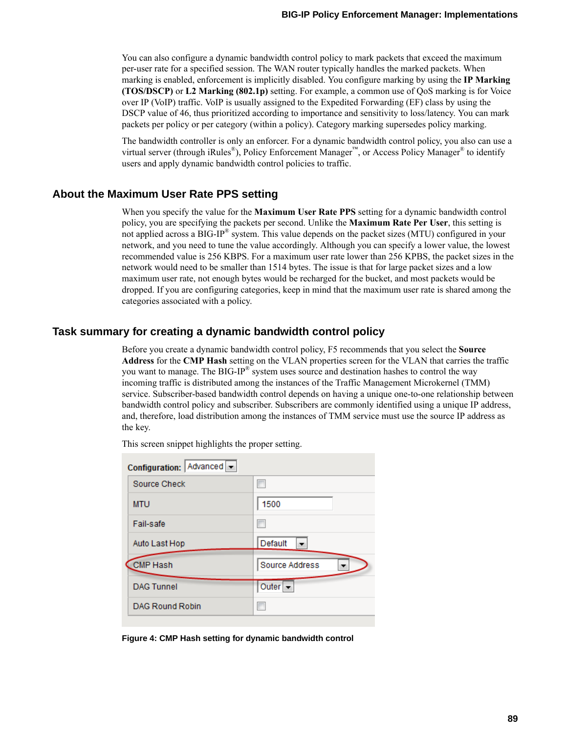You can also configure a dynamic bandwidth control policy to mark packets that exceed the maximum per-user rate for a specified session. The WAN router typically handles the marked packets. When marking is enabled, enforcement is implicitly disabled. You configure marking by using the **IP Marking (TOS/DSCP)** or **L2 Marking (802.1p)** setting. For example, a common use of QoS marking is for Voice over IP (VoIP) traffic. VoIP is usually assigned to the Expedited Forwarding (EF) class by using the DSCP value of 46, thus prioritized according to importance and sensitivity to loss/latency. You can mark packets per policy or per category (within a policy). Category marking supersedes policy marking.

The bandwidth controller is only an enforcer. For a dynamic bandwidth control policy, you also can use a virtual server (through iRules®), Policy Enforcement Manager™, or Access Policy Manager® to identify users and apply dynamic bandwidth control policies to traffic.

## About the Maximum User Rate PPS setting

When you specify the value for the **Maximum User Rate PPS** setting for a dynamic bandwidth control policy, you are specifying the packets per second. Unlike the **Maximum Rate Per User**, this setting is not applied across a BIG-IP® system. This value depends on the packet sizes (MTU) configured in your network, and you need to tune the value accordingly. Although you can specify a lower value, the lowest recommended value is 256 KBPS. For a maximum user rate lower than 256 KPBS, the packet sizes in the network would need to be smaller than 1514 bytes. The issue is that for large packet sizes and a low maximum user rate, not enough bytes would be recharged for the bucket, and most packets would be dropped. If you are configuring categories, keep in mind that the maximum user rate is shared among the categories associated with a policy.

## Task summary for creating a dynamic bandwidth control policy

Before you create a dynamic bandwidth control policy, F5 recommends that you select the **Source Address** for the **CMP Hash** setting on the VLAN properties screen for the VLAN that carries the traffic you want to manage. The BIG-IP® system uses source and destination hashes to control the way incoming traffic is distributed among the instances of the Traffic Management Microkernel (TMM) service. Subscriber-based bandwidth control depends on having a unique one-to-one relationship between bandwidth control policy and subscriber. Subscribers are commonly identified using a unique IP address, and, therefore, load distribution among the instances of TMM service must use the source IP address as the key.

This screen snippet highlights the proper setting.

Configuration: Advanced

| Setting | Value |
|---|---|
| Source Check | ☐ |
| MTU | 1500 |
| Fail-safe | ☐ |
| Auto Last Hop | Default |
| CMP Hash | Source Address |
| DAG Tunnel | Outer |
| DAG Round Robin | ☐ |

**Figure 4: CMP Hash setting for dynamic bandwidth control**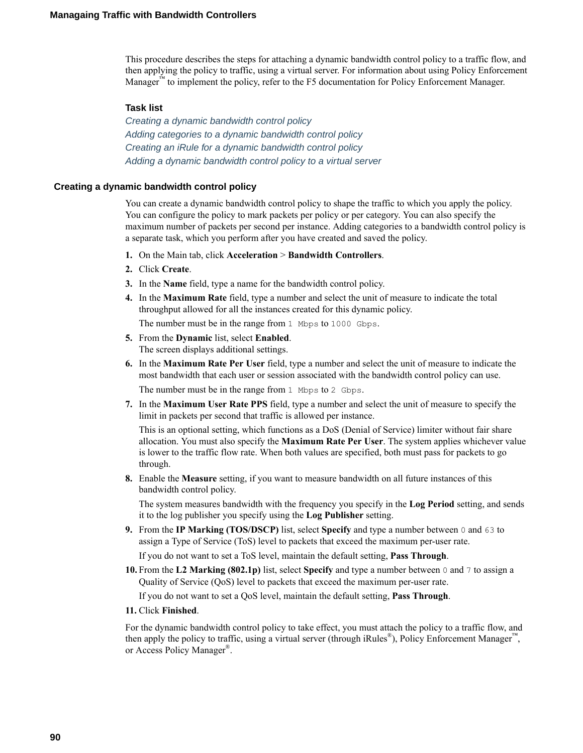This procedure describes the steps for attaching a dynamic bandwidth control policy to a traffic flow, and then applying the policy to traffic, using a virtual server. For information about using Policy Enforcement Manager™ to implement the policy, refer to the F5 documentation for Policy Enforcement Manager.

### Task list

*Creating a dynamic bandwidth control policy*
*Adding categories to a dynamic bandwidth control policy*
*Creating an iRule for a dynamic bandwidth control policy*
*Adding a dynamic bandwidth control policy to a virtual server*

## Creating a dynamic bandwidth control policy

You can create a dynamic bandwidth control policy to shape the traffic to which you apply the policy. You can configure the policy to mark packets per policy or per category. You can also specify the maximum number of packets per second per instance. Adding categories to a bandwidth control policy is a separate task, which you perform after you have created and saved the policy.

1. On the Main tab, click **Acceleration** > **Bandwidth Controllers**.
2. Click **Create**.
3. In the **Name** field, type a name for the bandwidth control policy.
4. In the **Maximum Rate** field, type a number and select the unit of measure to indicate the total throughput allowed for all the instances created for this dynamic policy.

   The number must be in the range from `1 Mbps` to `1000 Gbps`.
5. From the **Dynamic** list, select **Enabled**.
   The screen displays additional settings.
6. In the **Maximum Rate Per User** field, type a number and select the unit of measure to indicate the most bandwidth that each user or session associated with the bandwidth control policy can use.

   The number must be in the range from `1 Mbps` to `2 Gbps`.
7. In the **Maximum User Rate PPS** field, type a number and select the unit of measure to specify the limit in packets per second that traffic is allowed per instance.

   This is an optional setting, which functions as a DoS (Denial of Service) limiter without fair share allocation. You must also specify the **Maximum Rate Per User**. The system applies whichever value is lower to the traffic flow rate. When both values are specified, both must pass for packets to go through.
8. Enable the **Measure** setting, if you want to measure bandwidth on all future instances of this bandwidth control policy.

   The system measures bandwidth with the frequency you specify in the **Log Period** setting, and sends it to the log publisher you specify using the **Log Publisher** setting.
9. From the **IP Marking (TOS/DSCP)** list, select **Specify** and type a number between `0` and `63` to assign a Type of Service (ToS) level to packets that exceed the maximum per-user rate.

   If you do not want to set a ToS level, maintain the default setting, **Pass Through**.
10. From the **L2 Marking (802.1p)** list, select **Specify** and type a number between `0` and `7` to assign a Quality of Service (QoS) level to packets that exceed the maximum per-user rate.

    If you do not want to set a QoS level, maintain the default setting, **Pass Through**.
11. Click **Finished**.

For the dynamic bandwidth control policy to take effect, you must attach the policy to a traffic flow, and then apply the policy to traffic, using a virtual server (through iRules®), Policy Enforcement Manager™, or Access Policy Manager®.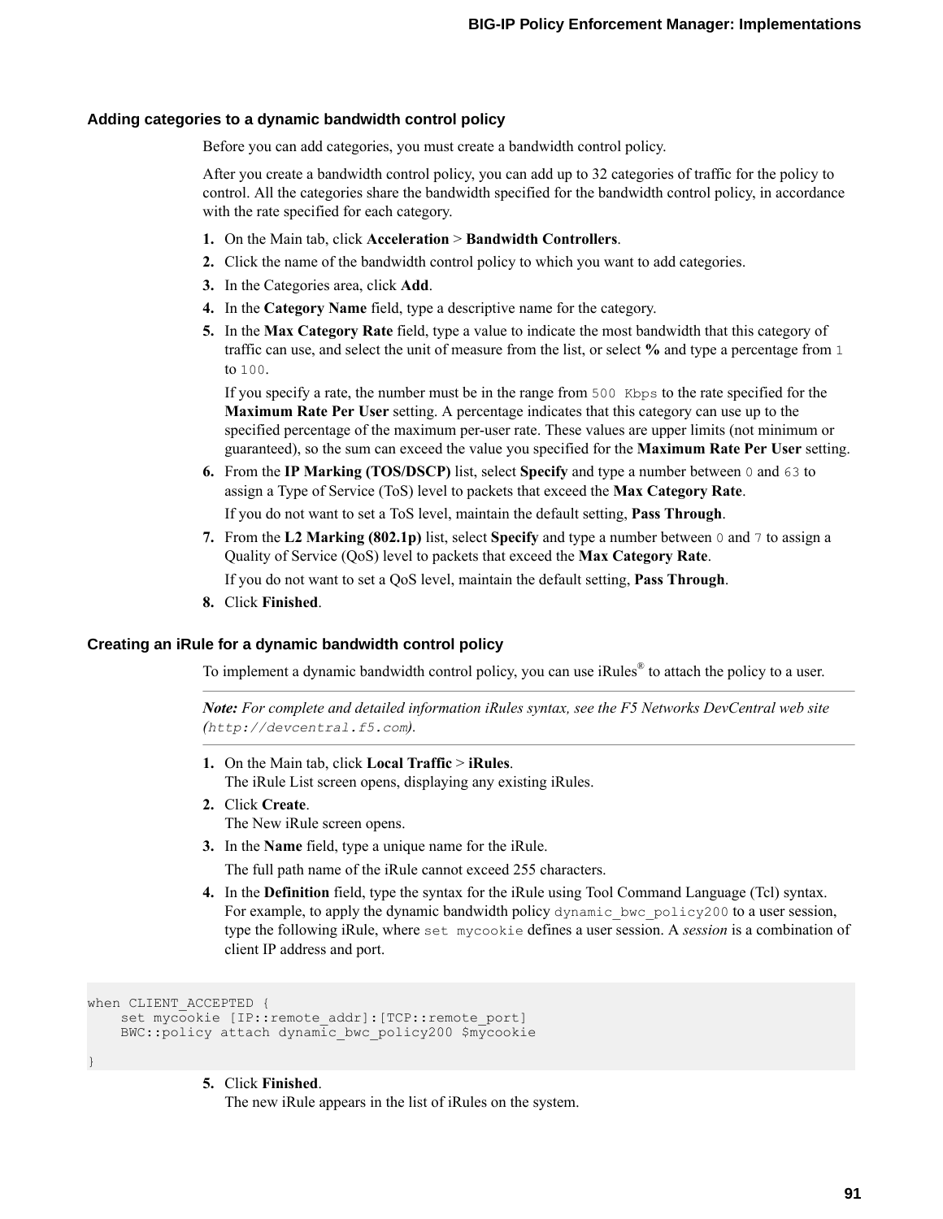### Adding categories to a dynamic bandwidth control policy

Before you can add categories, you must create a bandwidth control policy.

After you create a bandwidth control policy, you can add up to 32 categories of traffic for the policy to control. All the categories share the bandwidth specified for the bandwidth control policy, in accordance with the rate specified for each category.

1. On the Main tab, click **Acceleration** > **Bandwidth Controllers**.
2. Click the name of the bandwidth control policy to which you want to add categories.
3. In the Categories area, click **Add**.
4. In the **Category Name** field, type a descriptive name for the category.
5. In the **Max Category Rate** field, type a value to indicate the most bandwidth that this category of traffic can use, and select the unit of measure from the list, or select **%** and type a percentage from `1` to `100`.

   If you specify a rate, the number must be in the range from `500 Kbps` to the rate specified for the **Maximum Rate Per User** setting. A percentage indicates that this category can use up to the specified percentage of the maximum per-user rate. These values are upper limits (not minimum or guaranteed), so the sum can exceed the value you specified for the **Maximum Rate Per User** setting.
6. From the **IP Marking (TOS/DSCP)** list, select **Specify** and type a number between `0` and `63` to assign a Type of Service (ToS) level to packets that exceed the **Max Category Rate**.

   If you do not want to set a ToS level, maintain the default setting, **Pass Through**.
7. From the **L2 Marking (802.1p)** list, select **Specify** and type a number between `0` and `7` to assign a Quality of Service (QoS) level to packets that exceed the **Max Category Rate**.

   If you do not want to set a QoS level, maintain the default setting, **Pass Through**.
8. Click **Finished**.

### Creating an iRule for a dynamic bandwidth control policy

To implement a dynamic bandwidth control policy, you can use iRules® to attach the policy to a user.

---

***Note:*** *For complete and detailed information iRules syntax, see the F5 Networks DevCentral web site (`http://devcentral.f5.com`).*

---

1. On the Main tab, click **Local Traffic** > **iRules**.
   The iRule List screen opens, displaying any existing iRules.
2. Click **Create**.
   The New iRule screen opens.
3. In the **Name** field, type a unique name for the iRule.

   The full path name of the iRule cannot exceed 255 characters.
4. In the **Definition** field, type the syntax for the iRule using Tool Command Language (Tcl) syntax.
   For example, to apply the dynamic bandwidth policy `dynamic_bwc_policy200` to a user session, type the following iRule, where `set mycookie` defines a user session. A *session* is a combination of client IP address and port.

```
when CLIENT_ACCEPTED {
    set mycookie [IP::remote_addr]:[TCP::remote_port]
    BWC::policy attach dynamic_bwc_policy200 $mycookie

}
```

5. Click **Finished**.
   The new iRule appears in the list of iRules on the system.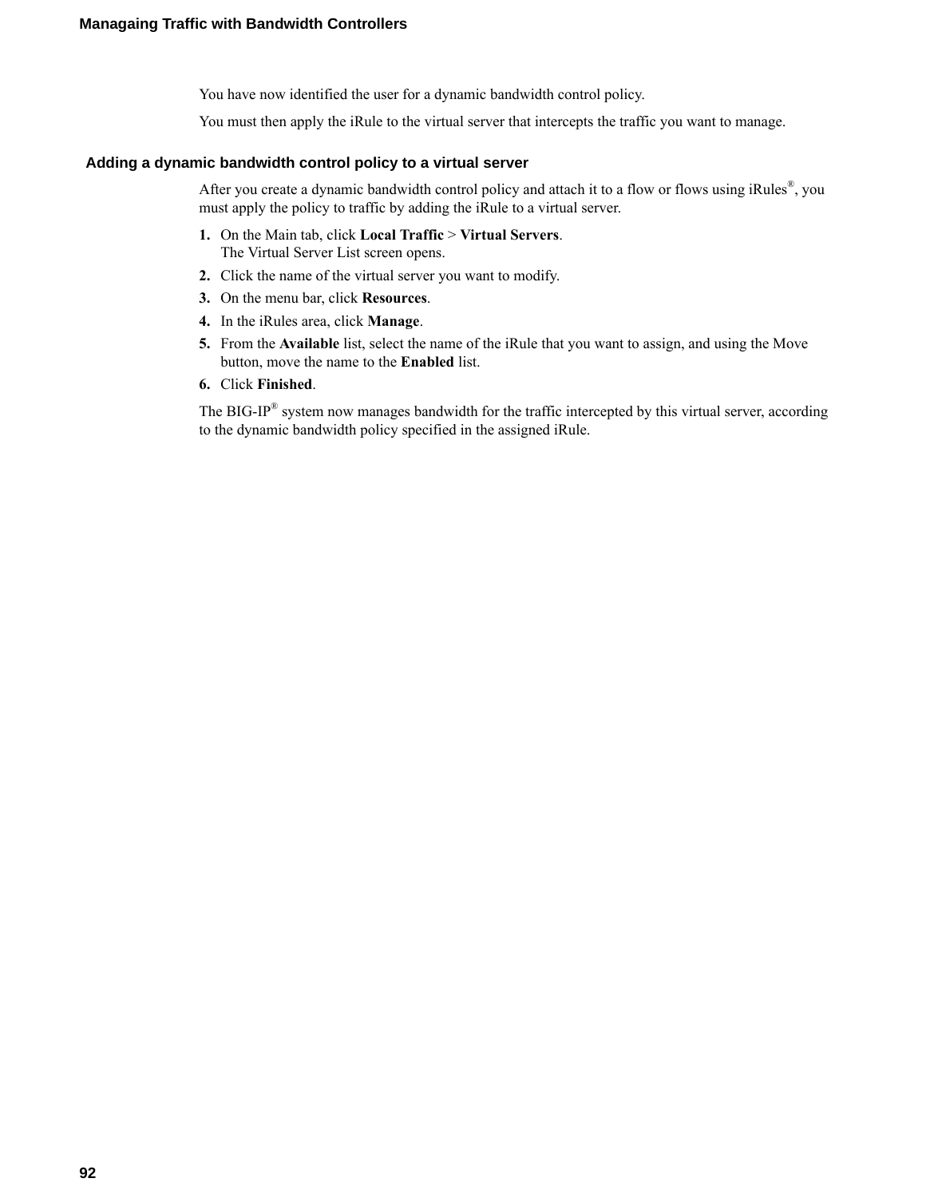You have now identified the user for a dynamic bandwidth control policy.

You must then apply the iRule to the virtual server that intercepts the traffic you want to manage.

## Adding a dynamic bandwidth control policy to a virtual server

After you create a dynamic bandwidth control policy and attach it to a flow or flows using iRules®, you must apply the policy to traffic by adding the iRule to a virtual server.

1. On the Main tab, click **Local Traffic** > **Virtual Servers**.
   The Virtual Server List screen opens.
2. Click the name of the virtual server you want to modify.
3. On the menu bar, click **Resources**.
4. In the iRules area, click **Manage**.
5. From the **Available** list, select the name of the iRule that you want to assign, and using the Move button, move the name to the **Enabled** list.
6. Click **Finished**.

The BIG-IP® system now manages bandwidth for the traffic intercepted by this virtual server, according to the dynamic bandwidth policy specified in the assigned iRule.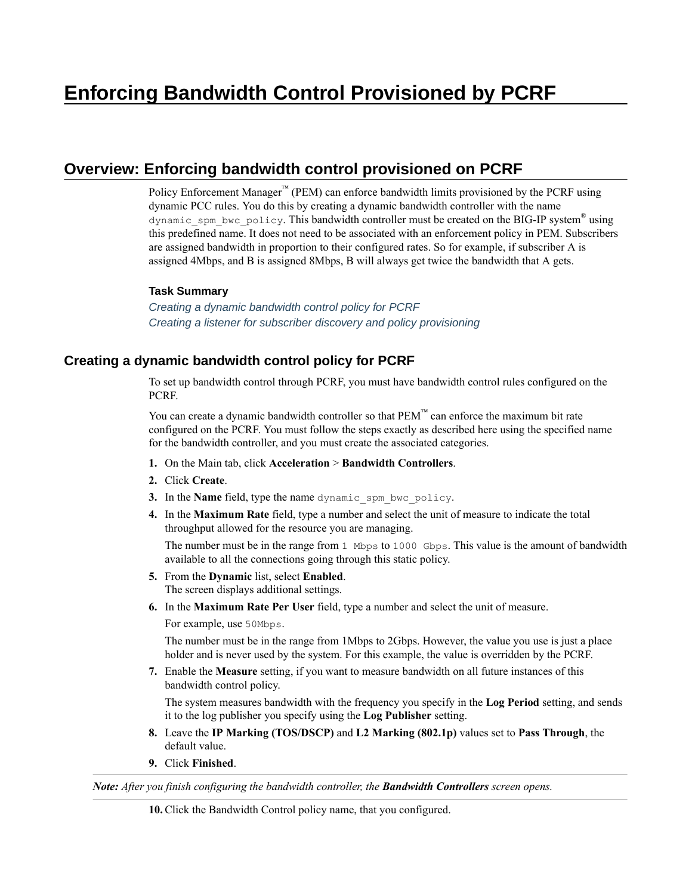# Enforcing Bandwidth Control Provisioned by PCRF

## Overview: Enforcing bandwidth control provisioned on PCRF

Policy Enforcement Manager™ (PEM) can enforce bandwidth limits provisioned by the PCRF using dynamic PCC rules. You do this by creating a dynamic bandwidth controller with the name `dynamic_spm_bwc_policy`. This bandwidth controller must be created on the BIG-IP system® using this predefined name. It does not need to be associated with an enforcement policy in PEM. Subscribers are assigned bandwidth in proportion to their configured rates. So for example, if subscriber A is assigned 4Mbps, and B is assigned 8Mbps, B will always get twice the bandwidth that A gets.

**Task Summary**

*Creating a dynamic bandwidth control policy for PCRF*
*Creating a listener for subscriber discovery and policy provisioning*

### Creating a dynamic bandwidth control policy for PCRF

To set up bandwidth control through PCRF, you must have bandwidth control rules configured on the PCRF.

You can create a dynamic bandwidth controller so that PEM™ can enforce the maximum bit rate configured on the PCRF. You must follow the steps exactly as described here using the specified name for the bandwidth controller, and you must create the associated categories.

1. On the Main tab, click **Acceleration** > **Bandwidth Controllers**.
2. Click **Create**.
3. In the **Name** field, type the name `dynamic_spm_bwc_policy`.
4. In the **Maximum Rate** field, type a number and select the unit of measure to indicate the total throughput allowed for the resource you are managing.

   The number must be in the range from `1 Mbps` to `1000 Gbps`. This value is the amount of bandwidth available to all the connections going through this static policy.
5. From the **Dynamic** list, select **Enabled**.
   The screen displays additional settings.
6. In the **Maximum Rate Per User** field, type a number and select the unit of measure.

   For example, use `50Mbps`.

   The number must be in the range from 1Mbps to 2Gbps. However, the value you use is just a place holder and is never used by the system. For this example, the value is overridden by the PCRF.
7. Enable the **Measure** setting, if you want to measure bandwidth on all future instances of this bandwidth control policy.

   The system measures bandwidth with the frequency you specify in the **Log Period** setting, and sends it to the log publisher you specify using the **Log Publisher** setting.
8. Leave the **IP Marking (TOS/DSCP)** and **L2 Marking (802.1p)** values set to **Pass Through**, the default value.
9. Click **Finished**.

***Note:*** *After you finish configuring the bandwidth controller, the **Bandwidth Controllers** screen opens.*

10. Click the Bandwidth Control policy name, that you configured.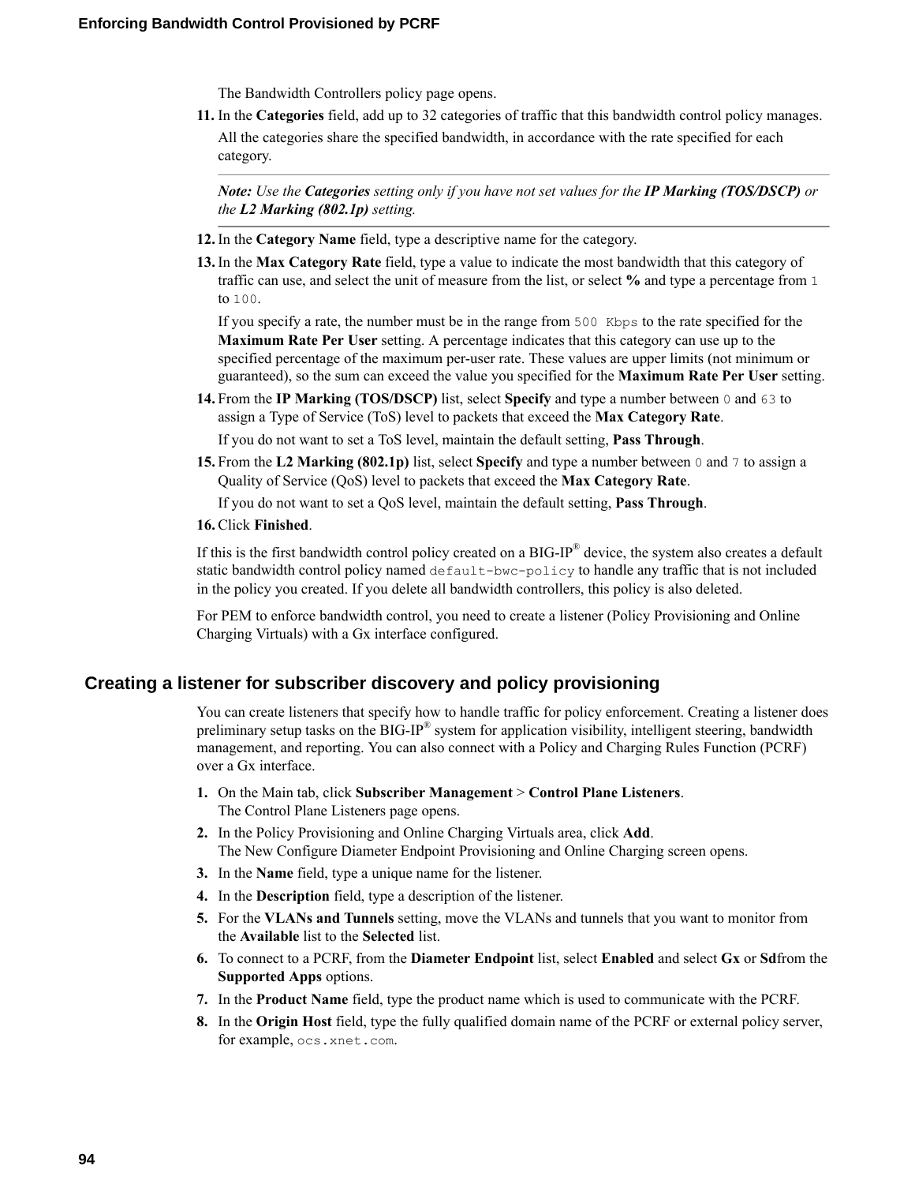The Bandwidth Controllers policy page opens.

11. In the **Categories** field, add up to 32 categories of traffic that this bandwidth control policy manages.

    All the categories share the specified bandwidth, in accordance with the rate specified for each category.

    ---

    ***Note:*** *Use the **Categories** setting only if you have not set values for the **IP Marking (TOS/DSCP)** or the **L2 Marking (802.1p)** setting.*

    ---

12. In the **Category Name** field, type a descriptive name for the category.
13. In the **Max Category Rate** field, type a value to indicate the most bandwidth that this category of traffic can use, and select the unit of measure from the list, or select **%** and type a percentage from `1` to `100`.

    If you specify a rate, the number must be in the range from `500 Kbps` to the rate specified for the **Maximum Rate Per User** setting. A percentage indicates that this category can use up to the specified percentage of the maximum per-user rate. These values are upper limits (not minimum or guaranteed), so the sum can exceed the value you specified for the **Maximum Rate Per User** setting.

14. From the **IP Marking (TOS/DSCP)** list, select **Specify** and type a number between `0` and `63` to assign a Type of Service (ToS) level to packets that exceed the **Max Category Rate**.

    If you do not want to set a ToS level, maintain the default setting, **Pass Through**.

15. From the **L2 Marking (802.1p)** list, select **Specify** and type a number between `0` and `7` to assign a Quality of Service (QoS) level to packets that exceed the **Max Category Rate**.

    If you do not want to set a QoS level, maintain the default setting, **Pass Through**.

16. Click **Finished**.

If this is the first bandwidth control policy created on a BIG-IP® device, the system also creates a default static bandwidth control policy named `default-bwc-policy` to handle any traffic that is not included in the policy you created. If you delete all bandwidth controllers, this policy is also deleted.

For PEM to enforce bandwidth control, you need to create a listener (Policy Provisioning and Online Charging Virtuals) with a Gx interface configured.

## Creating a listener for subscriber discovery and policy provisioning

You can create listeners that specify how to handle traffic for policy enforcement. Creating a listener does preliminary setup tasks on the BIG-IP® system for application visibility, intelligent steering, bandwidth management, and reporting. You can also connect with a Policy and Charging Rules Function (PCRF) over a Gx interface.

1. On the Main tab, click **Subscriber Management** > **Control Plane Listeners**.
   The Control Plane Listeners page opens.
2. In the Policy Provisioning and Online Charging Virtuals area, click **Add**.
   The New Configure Diameter Endpoint Provisioning and Online Charging screen opens.
3. In the **Name** field, type a unique name for the listener.
4. In the **Description** field, type a description of the listener.
5. For the **VLANs and Tunnels** setting, move the VLANs and tunnels that you want to monitor from the **Available** list to the **Selected** list.
6. To connect to a PCRF, from the **Diameter Endpoint** list, select **Enabled** and select **Gx** or **Sd**from the **Supported Apps** options.
7. In the **Product Name** field, type the product name which is used to communicate with the PCRF.
8. In the **Origin Host** field, type the fully qualified domain name of the PCRF or external policy server, for example, `ocs.xnet.com`.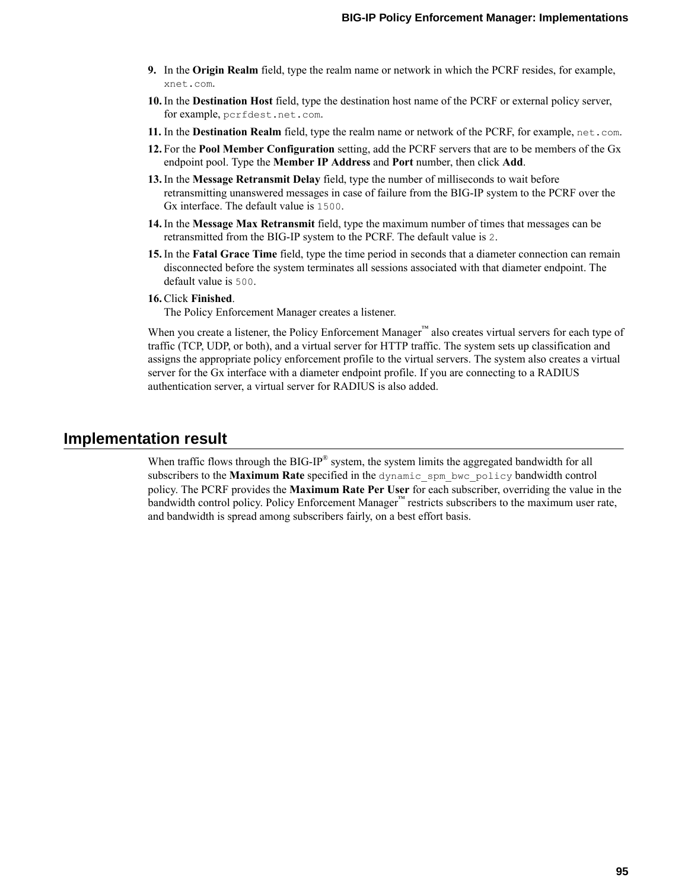9. In the **Origin Realm** field, type the realm name or network in which the PCRF resides, for example, `xnet.com`.
10. In the **Destination Host** field, type the destination host name of the PCRF or external policy server, for example, `pcrfdest.net.com`.
11. In the **Destination Realm** field, type the realm name or network of the PCRF, for example, `net.com`.
12. For the **Pool Member Configuration** setting, add the PCRF servers that are to be members of the Gx endpoint pool. Type the **Member IP Address** and **Port** number, then click **Add**.
13. In the **Message Retransmit Delay** field, type the number of milliseconds to wait before retransmitting unanswered messages in case of failure from the BIG-IP system to the PCRF over the Gx interface. The default value is `1500`.
14. In the **Message Max Retransmit** field, type the maximum number of times that messages can be retransmitted from the BIG-IP system to the PCRF. The default value is `2`.
15. In the **Fatal Grace Time** field, type the time period in seconds that a diameter connection can remain disconnected before the system terminates all sessions associated with that diameter endpoint. The default value is `500`.
16. Click **Finished**.
    The Policy Enforcement Manager creates a listener.

When you create a listener, the Policy Enforcement Manager™ also creates virtual servers for each type of traffic (TCP, UDP, or both), and a virtual server for HTTP traffic. The system sets up classification and assigns the appropriate policy enforcement profile to the virtual servers. The system also creates a virtual server for the Gx interface with a diameter endpoint profile. If you are connecting to a RADIUS authentication server, a virtual server for RADIUS is also added.

## Implementation result

When traffic flows through the BIG-IP® system, the system limits the aggregated bandwidth for all subscribers to the **Maximum Rate** specified in the `dynamic_spm_bwc_policy` bandwidth control policy. The PCRF provides the **Maximum Rate Per User** for each subscriber, overriding the value in the bandwidth control policy. Policy Enforcement Manager™ restricts subscribers to the maximum user rate, and bandwidth is spread among subscribers fairly, on a best effort basis.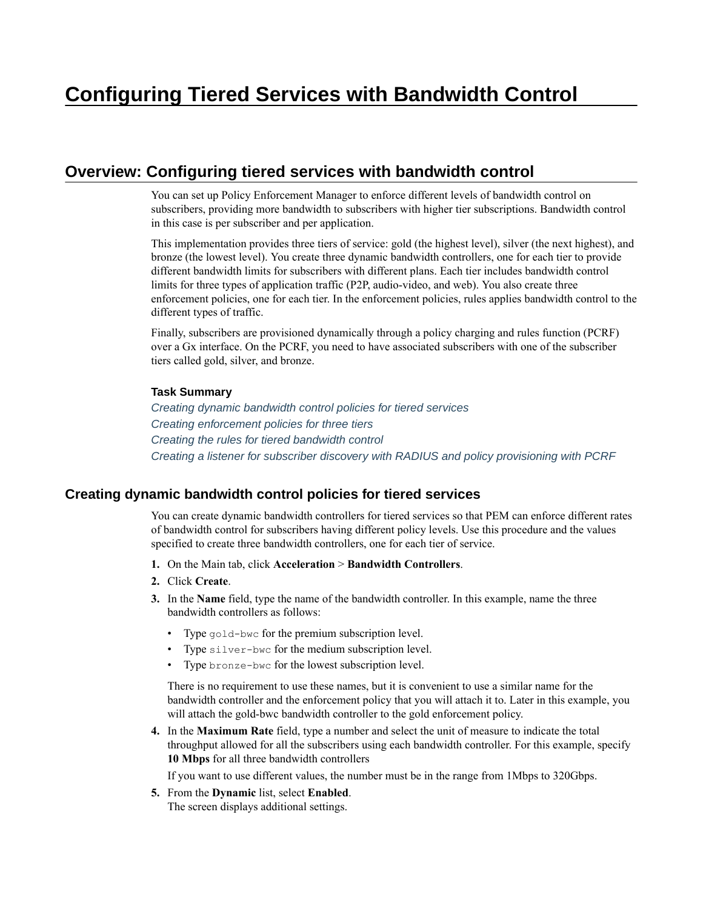# Configuring Tiered Services with Bandwidth Control

## Overview: Configuring tiered services with bandwidth control

You can set up Policy Enforcement Manager to enforce different levels of bandwidth control on subscribers, providing more bandwidth to subscribers with higher tier subscriptions. Bandwidth control in this case is per subscriber and per application.

This implementation provides three tiers of service: gold (the highest level), silver (the next highest), and bronze (the lowest level). You create three dynamic bandwidth controllers, one for each tier to provide different bandwidth limits for subscribers with different plans. Each tier includes bandwidth control limits for three types of application traffic (P2P, audio-video, and web). You also create three enforcement policies, one for each tier. In the enforcement policies, rules applies bandwidth control to the different types of traffic.

Finally, subscribers are provisioned dynamically through a policy charging and rules function (PCRF) over a Gx interface. On the PCRF, you need to have associated subscribers with one of the subscriber tiers called gold, silver, and bronze.

**Task Summary**

*Creating dynamic bandwidth control policies for tiered services*
*Creating enforcement policies for three tiers*
*Creating the rules for tiered bandwidth control*
*Creating a listener for subscriber discovery with RADIUS and policy provisioning with PCRF*

### Creating dynamic bandwidth control policies for tiered services

You can create dynamic bandwidth controllers for tiered services so that PEM can enforce different rates of bandwidth control for subscribers having different policy levels. Use this procedure and the values specified to create three bandwidth controllers, one for each tier of service.

1. On the Main tab, click **Acceleration** > **Bandwidth Controllers**.
2. Click **Create**.
3. In the **Name** field, type the name of the bandwidth controller. In this example, name the three bandwidth controllers as follows:
   - Type `gold-bwc` for the premium subscription level.
   - Type `silver-bwc` for the medium subscription level.
   - Type `bronze-bwc` for the lowest subscription level.

   There is no requirement to use these names, but it is convenient to use a similar name for the bandwidth controller and the enforcement policy that you will attach it to. Later in this example, you will attach the gold-bwc bandwidth controller to the gold enforcement policy.
4. In the **Maximum Rate** field, type a number and select the unit of measure to indicate the total throughput allowed for all the subscribers using each bandwidth controller. For this example, specify **10 Mbps** for all three bandwidth controllers

   If you want to use different values, the number must be in the range from 1Mbps to 320Gbps.
5. From the **Dynamic** list, select **Enabled**.
   The screen displays additional settings.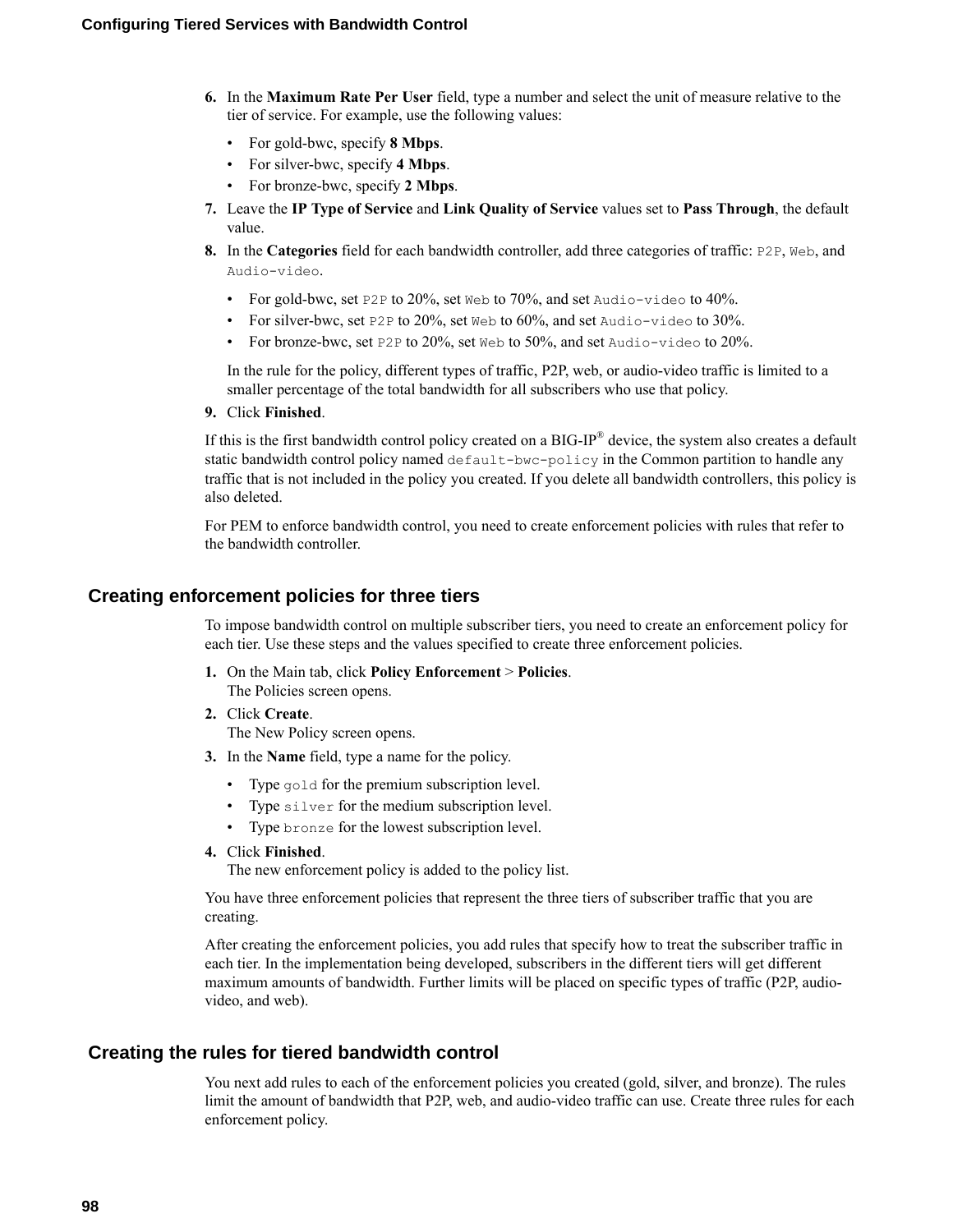6. In the **Maximum Rate Per User** field, type a number and select the unit of measure relative to the tier of service. For example, use the following values:
   - For gold-bwc, specify **8 Mbps**.
   - For silver-bwc, specify **4 Mbps**.
   - For bronze-bwc, specify **2 Mbps**.
7. Leave the **IP Type of Service** and **Link Quality of Service** values set to **Pass Through**, the default value.
8. In the **Categories** field for each bandwidth controller, add three categories of traffic: `P2P`, `Web`, and `Audio-video`.
   - For gold-bwc, set `P2P` to 20%, set `Web` to 70%, and set `Audio-video` to 40%.
   - For silver-bwc, set `P2P` to 20%, set `Web` to 60%, and set `Audio-video` to 30%.
   - For bronze-bwc, set `P2P` to 20%, set `Web` to 50%, and set `Audio-video` to 20%.

   In the rule for the policy, different types of traffic, P2P, web, or audio-video traffic is limited to a smaller percentage of the total bandwidth for all subscribers who use that policy.
9. Click **Finished**.

If this is the first bandwidth control policy created on a BIG-IP® device, the system also creates a default static bandwidth control policy named `default-bwc-policy` in the Common partition to handle any traffic that is not included in the policy you created. If you delete all bandwidth controllers, this policy is also deleted.

For PEM to enforce bandwidth control, you need to create enforcement policies with rules that refer to the bandwidth controller.

## Creating enforcement policies for three tiers

To impose bandwidth control on multiple subscriber tiers, you need to create an enforcement policy for each tier. Use these steps and the values specified to create three enforcement policies.

1. On the Main tab, click **Policy Enforcement** > **Policies**.
   The Policies screen opens.
2. Click **Create**.
   The New Policy screen opens.
3. In the **Name** field, type a name for the policy.
   - Type `gold` for the premium subscription level.
   - Type `silver` for the medium subscription level.
   - Type `bronze` for the lowest subscription level.
4. Click **Finished**.
   The new enforcement policy is added to the policy list.

You have three enforcement policies that represent the three tiers of subscriber traffic that you are creating.

After creating the enforcement policies, you add rules that specify how to treat the subscriber traffic in each tier. In the implementation being developed, subscribers in the different tiers will get different maximum amounts of bandwidth. Further limits will be placed on specific types of traffic (P2P, audio-video, and web).

## Creating the rules for tiered bandwidth control

You next add rules to each of the enforcement policies you created (gold, silver, and bronze). The rules limit the amount of bandwidth that P2P, web, and audio-video traffic can use. Create three rules for each enforcement policy.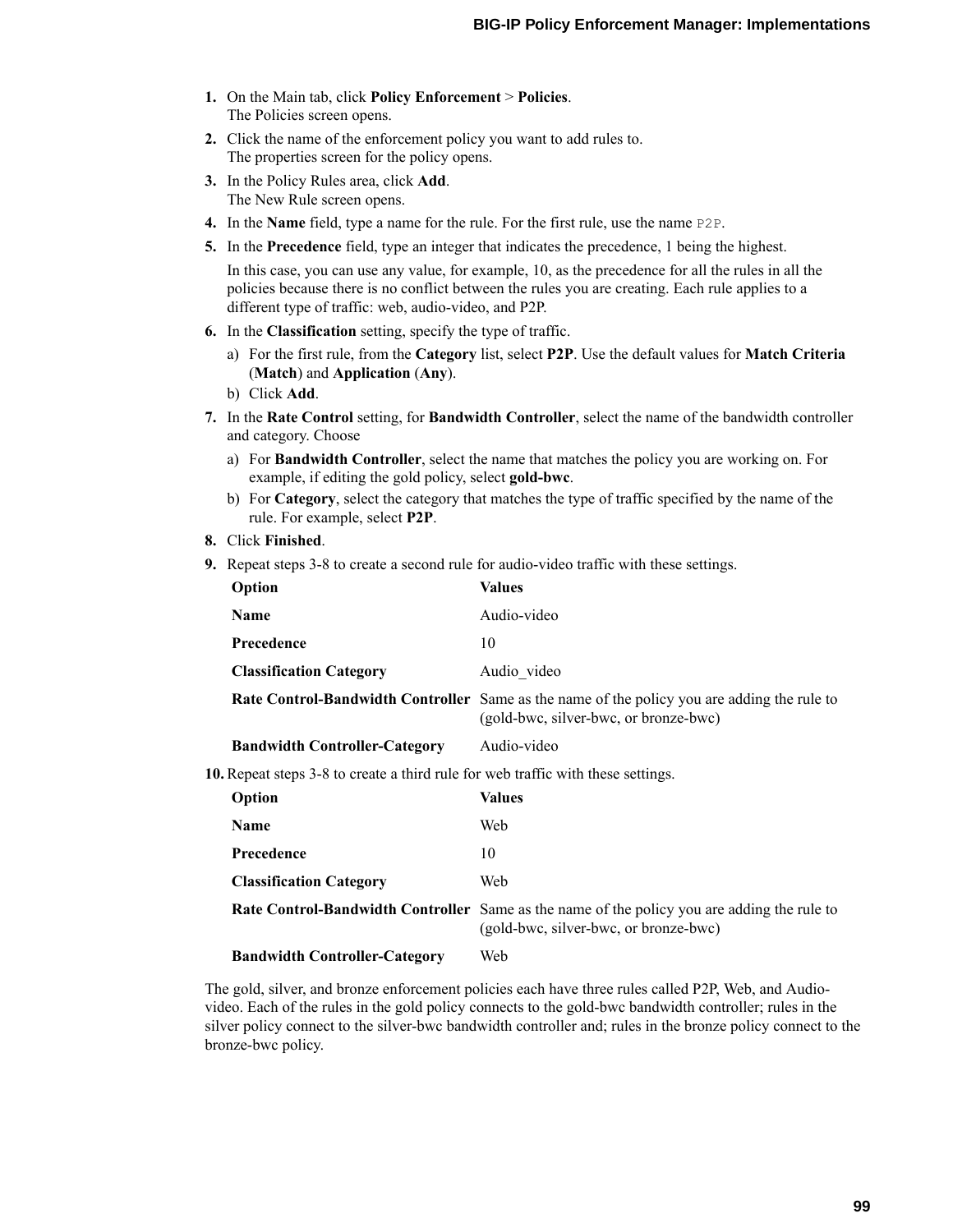1. On the Main tab, click **Policy Enforcement** > **Policies**.
   The Policies screen opens.
2. Click the name of the enforcement policy you want to add rules to.
   The properties screen for the policy opens.
3. In the Policy Rules area, click **Add**.
   The New Rule screen opens.
4. In the **Name** field, type a name for the rule. For the first rule, use the name `P2P`.
5. In the **Precedence** field, type an integer that indicates the precedence, 1 being the highest.

   In this case, you can use any value, for example, 10, as the precedence for all the rules in all the policies because there is no conflict between the rules you are creating. Each rule applies to a different type of traffic: web, audio-video, and P2P.
6. In the **Classification** setting, specify the type of traffic.
   a) For the first rule, from the **Category** list, select **P2P**. Use the default values for **Match Criteria** (**Match**) and **Application** (**Any**).
   b) Click **Add**.
7. In the **Rate Control** setting, for **Bandwidth Controller**, select the name of the bandwidth controller and category. Choose
   a) For **Bandwidth Controller**, select the name that matches the policy you are working on. For example, if editing the gold policy, select **gold-bwc**.
   b) For **Category**, select the category that matches the type of traffic specified by the name of the rule. For example, select **P2P**.
8. Click **Finished**.
9. Repeat steps 3-8 to create a second rule for audio-video traffic with these settings.

| Option | Values |
|---|---|
| **Name** | Audio-video |
| **Precedence** | 10 |
| **Classification Category** | Audio_video |
| **Rate Control-Bandwidth Controller** | Same as the name of the policy you are adding the rule to (gold-bwc, silver-bwc, or bronze-bwc) |
| **Bandwidth Controller-Category** | Audio-video |

10. Repeat steps 3-8 to create a third rule for web traffic with these settings.

| Option | Values |
|---|---|
| **Name** | Web |
| **Precedence** | 10 |
| **Classification Category** | Web |
| **Rate Control-Bandwidth Controller** | Same as the name of the policy you are adding the rule to (gold-bwc, silver-bwc, or bronze-bwc) |
| **Bandwidth Controller-Category** | Web |

The gold, silver, and bronze enforcement policies each have three rules called P2P, Web, and Audio-video. Each of the rules in the gold policy connects to the gold-bwc bandwidth controller; rules in the silver policy connect to the silver-bwc bandwidth controller and; rules in the bronze policy connect to the bronze-bwc policy.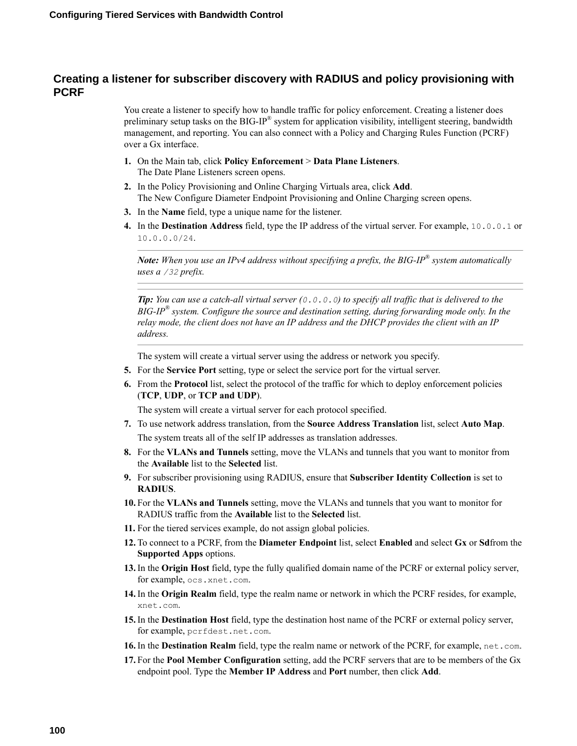## Creating a listener for subscriber discovery with RADIUS and policy provisioning with PCRF

You create a listener to specify how to handle traffic for policy enforcement. Creating a listener does preliminary setup tasks on the BIG-IP® system for application visibility, intelligent steering, bandwidth management, and reporting. You can also connect with a Policy and Charging Rules Function (PCRF) over a Gx interface.

1. On the Main tab, click **Policy Enforcement** > **Data Plane Listeners**.
   The Date Plane Listeners screen opens.
2. In the Policy Provisioning and Online Charging Virtuals area, click **Add**.
   The New Configure Diameter Endpoint Provisioning and Online Charging screen opens.
3. In the **Name** field, type a unique name for the listener.
4. In the **Destination Address** field, type the IP address of the virtual server. For example, `10.0.0.1` or `10.0.0.0/24`.

   ---

   ***Note:*** *When you use an IPv4 address without specifying a prefix, the BIG-IP® system automatically uses a `/32` prefix.*

   ---

   ***Tip:*** *You can use a catch-all virtual server (`0.0.0.0`) to specify all traffic that is delivered to the BIG-IP® system. Configure the source and destination setting, during forwarding mode only. In the relay mode, the client does not have an IP address and the DHCP provides the client with an IP address.*

   ---

   The system will create a virtual server using the address or network you specify.
5. For the **Service Port** setting, type or select the service port for the virtual server.
6. From the **Protocol** list, select the protocol of the traffic for which to deploy enforcement policies (**TCP**, **UDP**, or **TCP and UDP**).

   The system will create a virtual server for each protocol specified.
7. To use network address translation, from the **Source Address Translation** list, select **Auto Map**.

   The system treats all of the self IP addresses as translation addresses.
8. For the **VLANs and Tunnels** setting, move the VLANs and tunnels that you want to monitor from the **Available** list to the **Selected** list.
9. For subscriber provisioning using RADIUS, ensure that **Subscriber Identity Collection** is set to **RADIUS**.
10. For the **VLANs and Tunnels** setting, move the VLANs and tunnels that you want to monitor for RADIUS traffic from the **Available** list to the **Selected** list.
11. For the tiered services example, do not assign global policies.
12. To connect to a PCRF, from the **Diameter Endpoint** list, select **Enabled** and select **Gx** or **Sd**from the **Supported Apps** options.
13. In the **Origin Host** field, type the fully qualified domain name of the PCRF or external policy server, for example, `ocs.xnet.com`.
14. In the **Origin Realm** field, type the realm name or network in which the PCRF resides, for example, `xnet.com`.
15. In the **Destination Host** field, type the destination host name of the PCRF or external policy server, for example, `pcrfdest.net.com`.
16. In the **Destination Realm** field, type the realm name or network of the PCRF, for example, `net.com`.
17. For the **Pool Member Configuration** setting, add the PCRF servers that are to be members of the Gx endpoint pool. Type the **Member IP Address** and **Port** number, then click **Add**.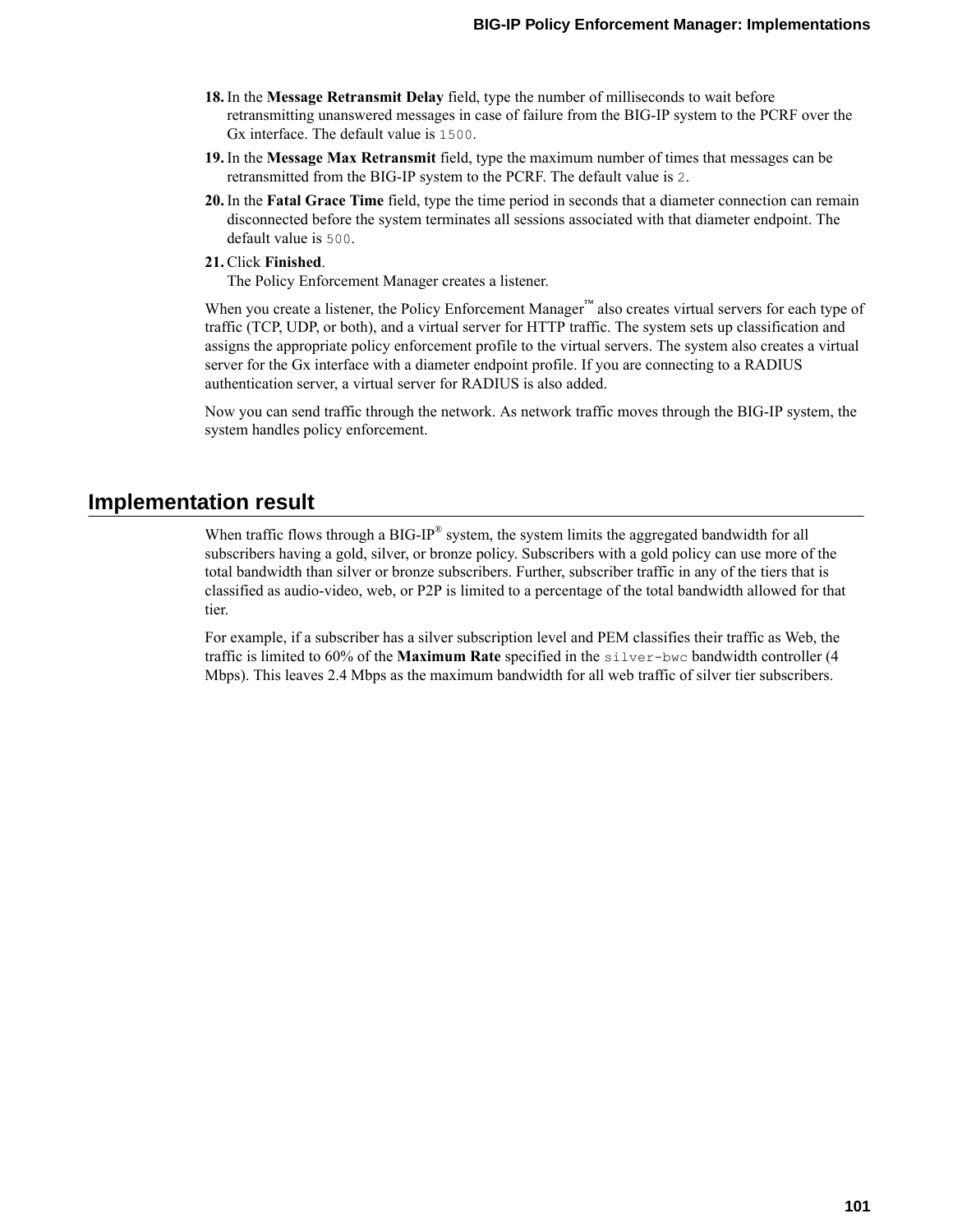18. In the **Message Retransmit Delay** field, type the number of milliseconds to wait before retransmitting unanswered messages in case of failure from the BIG-IP system to the PCRF over the Gx interface. The default value is `1500`.
19. In the **Message Max Retransmit** field, type the maximum number of times that messages can be retransmitted from the BIG-IP system to the PCRF. The default value is `2`.
20. In the **Fatal Grace Time** field, type the time period in seconds that a diameter connection can remain disconnected before the system terminates all sessions associated with that diameter endpoint. The default value is `500`.
21. Click **Finished**.
    The Policy Enforcement Manager creates a listener.

When you create a listener, the Policy Enforcement Manager™ also creates virtual servers for each type of traffic (TCP, UDP, or both), and a virtual server for HTTP traffic. The system sets up classification and assigns the appropriate policy enforcement profile to the virtual servers. The system also creates a virtual server for the Gx interface with a diameter endpoint profile. If you are connecting to a RADIUS authentication server, a virtual server for RADIUS is also added.

Now you can send traffic through the network. As network traffic moves through the BIG-IP system, the system handles policy enforcement.

## Implementation result

When traffic flows through a BIG-IP® system, the system limits the aggregated bandwidth for all subscribers having a gold, silver, or bronze policy. Subscribers with a gold policy can use more of the total bandwidth than silver or bronze subscribers. Further, subscriber traffic in any of the tiers that is classified as audio-video, web, or P2P is limited to a percentage of the total bandwidth allowed for that tier.

For example, if a subscriber has a silver subscription level and PEM classifies their traffic as Web, the traffic is limited to 60% of the **Maximum Rate** specified in the `silver-bwc` bandwidth controller (4 Mbps). This leaves 2.4 Mbps as the maximum bandwidth for all web traffic of silver tier subscribers.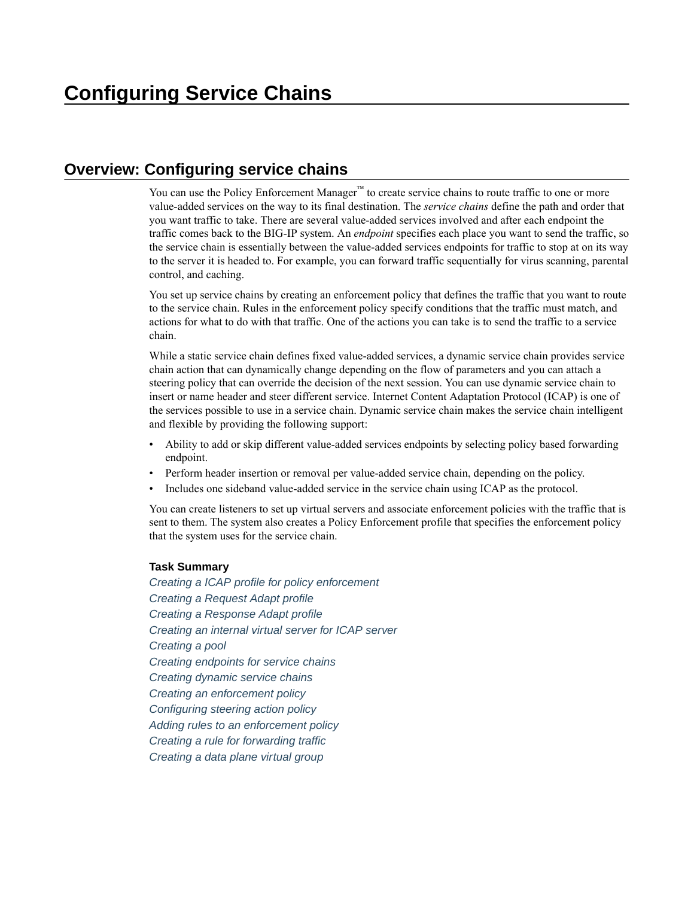# Configuring Service Chains

## Overview: Configuring service chains

You can use the Policy Enforcement Manager™ to create service chains to route traffic to one or more value-added services on the way to its final destination. The *service chains* define the path and order that you want traffic to take. There are several value-added services involved and after each endpoint the traffic comes back to the BIG-IP system. An *endpoint* specifies each place you want to send the traffic, so the service chain is essentially between the value-added services endpoints for traffic to stop at on its way to the server it is headed to. For example, you can forward traffic sequentially for virus scanning, parental control, and caching.

You set up service chains by creating an enforcement policy that defines the traffic that you want to route to the service chain. Rules in the enforcement policy specify conditions that the traffic must match, and actions for what to do with that traffic. One of the actions you can take is to send the traffic to a service chain.

While a static service chain defines fixed value-added services, a dynamic service chain provides service chain action that can dynamically change depending on the flow of parameters and you can attach a steering policy that can override the decision of the next session. You can use dynamic service chain to insert or name header and steer different service. Internet Content Adaptation Protocol (ICAP) is one of the services possible to use in a service chain. Dynamic service chain makes the service chain intelligent and flexible by providing the following support:

- Ability to add or skip different value-added services endpoints by selecting policy based forwarding endpoint.
- Perform header insertion or removal per value-added service chain, depending on the policy.
- Includes one sideband value-added service in the service chain using ICAP as the protocol.

You can create listeners to set up virtual servers and associate enforcement policies with the traffic that is sent to them. The system also creates a Policy Enforcement profile that specifies the enforcement policy that the system uses for the service chain.

**Task Summary**

*Creating a ICAP profile for policy enforcement*
*Creating a Request Adapt profile*
*Creating a Response Adapt profile*
*Creating an internal virtual server for ICAP server*
*Creating a pool*
*Creating endpoints for service chains*
*Creating dynamic service chains*
*Creating an enforcement policy*
*Configuring steering action policy*
*Adding rules to an enforcement policy*
*Creating a rule for forwarding traffic*
*Creating a data plane virtual group*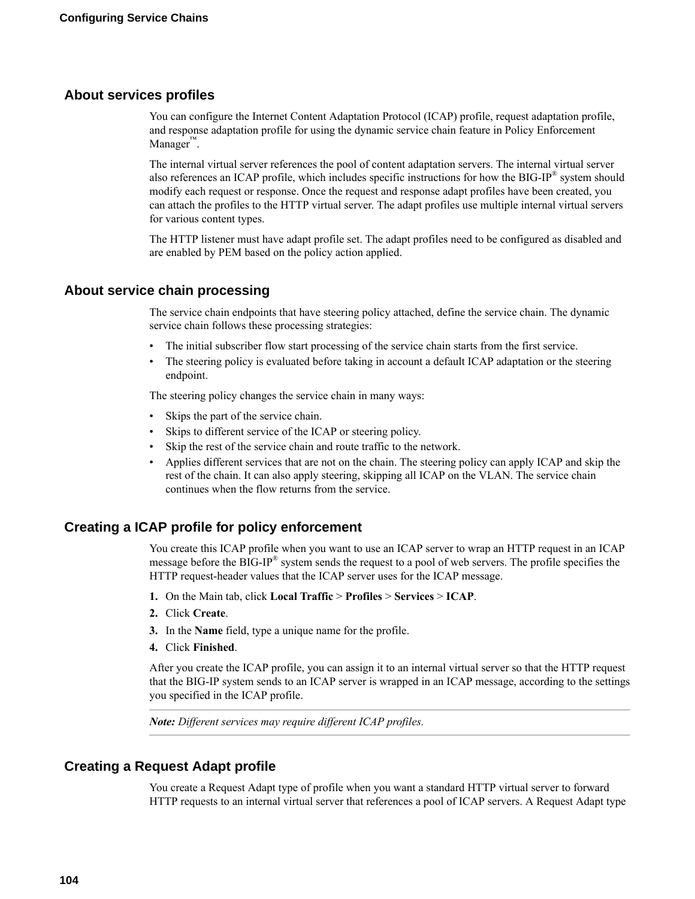## About services profiles

You can configure the Internet Content Adaptation Protocol (ICAP) profile, request adaptation profile, and response adaptation profile for using the dynamic service chain feature in Policy Enforcement Manager™.

The internal virtual server references the pool of content adaptation servers. The internal virtual server also references an ICAP profile, which includes specific instructions for how the BIG-IP® system should modify each request or response. Once the request and response adapt profiles have been created, you can attach the profiles to the HTTP virtual server. The adapt profiles use multiple internal virtual servers for various content types.

The HTTP listener must have adapt profile set. The adapt profiles need to be configured as disabled and are enabled by PEM based on the policy action applied.

## About service chain processing

The service chain endpoints that have steering policy attached, define the service chain. The dynamic service chain follows these processing strategies:

- The initial subscriber flow start processing of the service chain starts from the first service.
- The steering policy is evaluated before taking in account a default ICAP adaptation or the steering endpoint.

The steering policy changes the service chain in many ways:

- Skips the part of the service chain.
- Skips to different service of the ICAP or steering policy.
- Skip the rest of the service chain and route traffic to the network.
- Applies different services that are not on the chain. The steering policy can apply ICAP and skip the rest of the chain. It can also apply steering, skipping all ICAP on the VLAN. The service chain continues when the flow returns from the service.

## Creating a ICAP profile for policy enforcement

You create this ICAP profile when you want to use an ICAP server to wrap an HTTP request in an ICAP message before the BIG-IP® system sends the request to a pool of web servers. The profile specifies the HTTP request-header values that the ICAP server uses for the ICAP message.

1. On the Main tab, click **Local Traffic** > **Profiles** > **Services** > **ICAP**.
2. Click **Create**.
3. In the **Name** field, type a unique name for the profile.
4. Click **Finished**.

After you create the ICAP profile, you can assign it to an internal virtual server so that the HTTP request that the BIG-IP system sends to an ICAP server is wrapped in an ICAP message, according to the settings you specified in the ICAP profile.

***Note:*** *Different services may require different ICAP profiles.*

## Creating a Request Adapt profile

You create a Request Adapt type of profile when you want a standard HTTP virtual server to forward HTTP requests to an internal virtual server that references a pool of ICAP servers. A Request Adapt type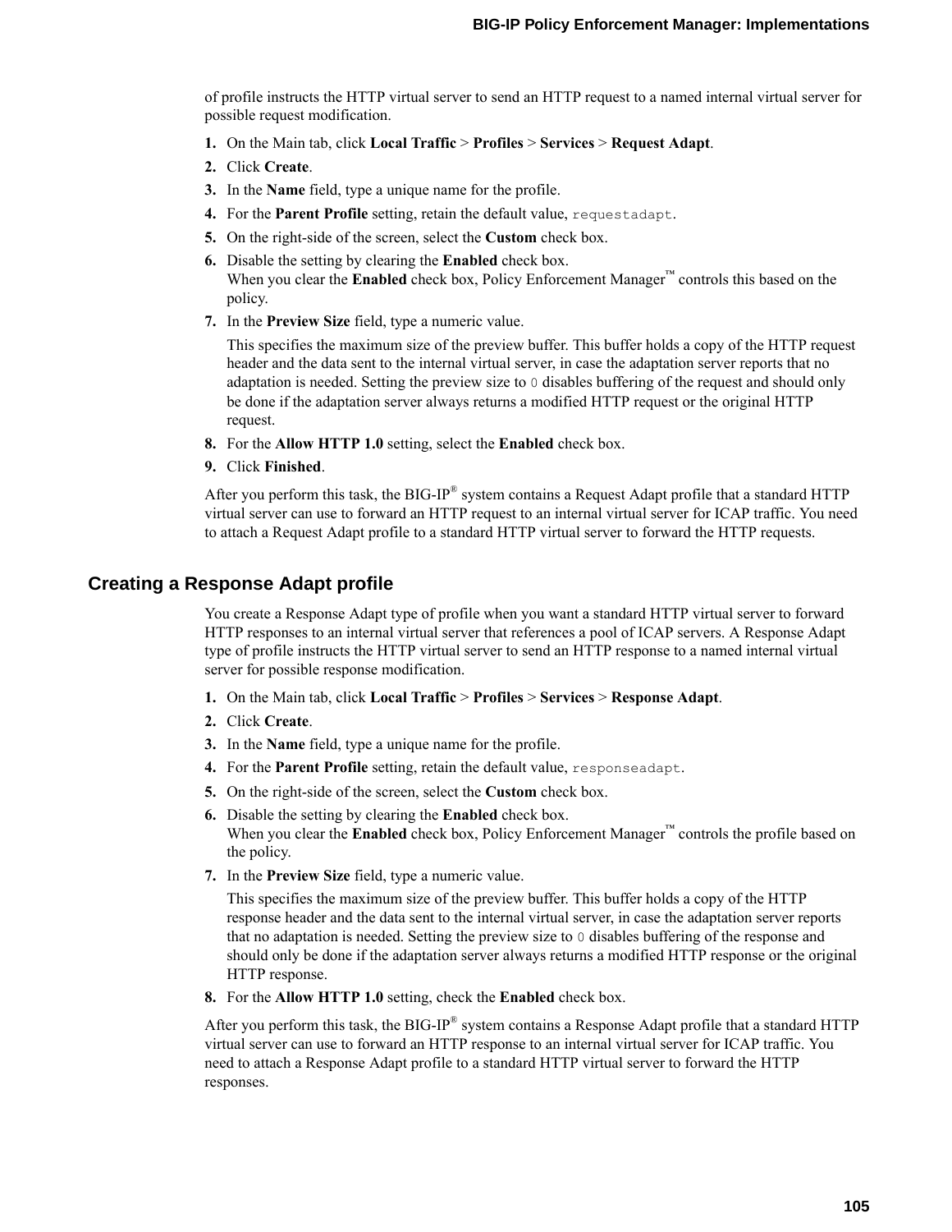of profile instructs the HTTP virtual server to send an HTTP request to a named internal virtual server for possible request modification.

1. On the Main tab, click **Local Traffic** > **Profiles** > **Services** > **Request Adapt**.
2. Click **Create**.
3. In the **Name** field, type a unique name for the profile.
4. For the **Parent Profile** setting, retain the default value, `requestadapt`.
5. On the right-side of the screen, select the **Custom** check box.
6. Disable the setting by clearing the **Enabled** check box.
   When you clear the **Enabled** check box, Policy Enforcement Manager™ controls this based on the policy.
7. In the **Preview Size** field, type a numeric value.

   This specifies the maximum size of the preview buffer. This buffer holds a copy of the HTTP request header and the data sent to the internal virtual server, in case the adaptation server reports that no adaptation is needed. Setting the preview size to `0` disables buffering of the request and should only be done if the adaptation server always returns a modified HTTP request or the original HTTP request.
8. For the **Allow HTTP 1.0** setting, select the **Enabled** check box.
9. Click **Finished**.

After you perform this task, the BIG-IP® system contains a Request Adapt profile that a standard HTTP virtual server can use to forward an HTTP request to an internal virtual server for ICAP traffic. You need to attach a Request Adapt profile to a standard HTTP virtual server to forward the HTTP requests.

## Creating a Response Adapt profile

You create a Response Adapt type of profile when you want a standard HTTP virtual server to forward HTTP responses to an internal virtual server that references a pool of ICAP servers. A Response Adapt type of profile instructs the HTTP virtual server to send an HTTP response to a named internal virtual server for possible response modification.

1. On the Main tab, click **Local Traffic** > **Profiles** > **Services** > **Response Adapt**.
2. Click **Create**.
3. In the **Name** field, type a unique name for the profile.
4. For the **Parent Profile** setting, retain the default value, `responseadapt`.
5. On the right-side of the screen, select the **Custom** check box.
6. Disable the setting by clearing the **Enabled** check box.
   When you clear the **Enabled** check box, Policy Enforcement Manager™ controls the profile based on the policy.
7. In the **Preview Size** field, type a numeric value.

   This specifies the maximum size of the preview buffer. This buffer holds a copy of the HTTP response header and the data sent to the internal virtual server, in case the adaptation server reports that no adaptation is needed. Setting the preview size to `0` disables buffering of the response and should only be done if the adaptation server always returns a modified HTTP response or the original HTTP response.
8. For the **Allow HTTP 1.0** setting, check the **Enabled** check box.

After you perform this task, the BIG-IP® system contains a Response Adapt profile that a standard HTTP virtual server can use to forward an HTTP response to an internal virtual server for ICAP traffic. You need to attach a Response Adapt profile to a standard HTTP virtual server to forward the HTTP responses.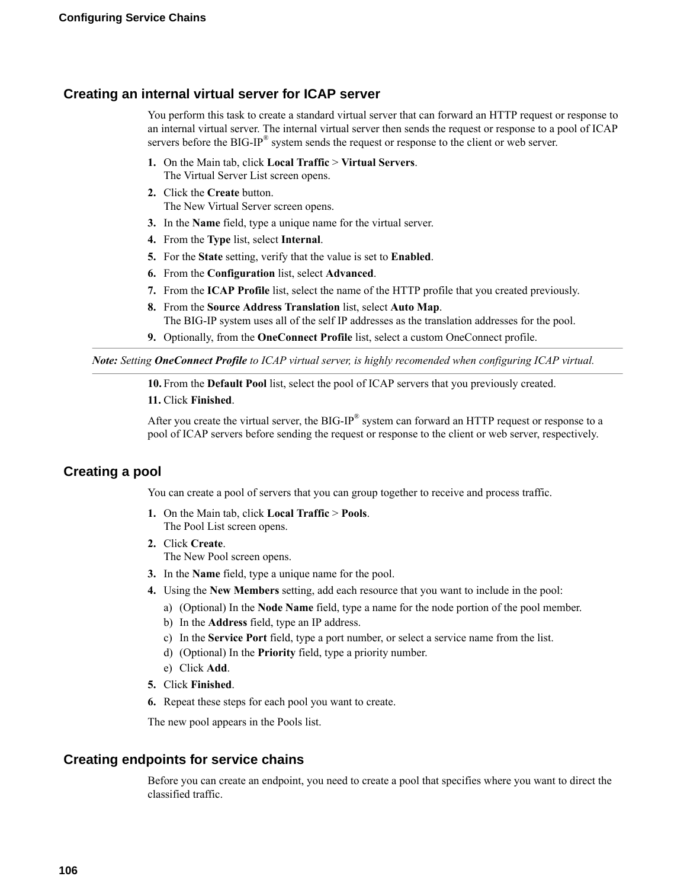## Creating an internal virtual server for ICAP server

You perform this task to create a standard virtual server that can forward an HTTP request or response to an internal virtual server. The internal virtual server then sends the request or response to a pool of ICAP servers before the BIG-IP® system sends the request or response to the client or web server.

1. On the Main tab, click **Local Traffic** > **Virtual Servers**.
   The Virtual Server List screen opens.
2. Click the **Create** button.
   The New Virtual Server screen opens.
3. In the **Name** field, type a unique name for the virtual server.
4. From the **Type** list, select **Internal**.
5. For the **State** setting, verify that the value is set to **Enabled**.
6. From the **Configuration** list, select **Advanced**.
7. From the **ICAP Profile** list, select the name of the HTTP profile that you created previously.
8. From the **Source Address Translation** list, select **Auto Map**.
   The BIG-IP system uses all of the self IP addresses as the translation addresses for the pool.
9. Optionally, from the **OneConnect Profile** list, select a custom OneConnect profile.

*Note: Setting **OneConnect Profile** to ICAP virtual server, is highly recomended when configuring ICAP virtual.*

10. From the **Default Pool** list, select the pool of ICAP servers that you previously created.
11. Click **Finished**.

After you create the virtual server, the BIG-IP® system can forward an HTTP request or response to a pool of ICAP servers before sending the request or response to the client or web server, respectively.

## Creating a pool

You can create a pool of servers that you can group together to receive and process traffic.

1. On the Main tab, click **Local Traffic** > **Pools**.
   The Pool List screen opens.
2. Click **Create**.
   The New Pool screen opens.
3. In the **Name** field, type a unique name for the pool.
4. Using the **New Members** setting, add each resource that you want to include in the pool:
   a) (Optional) In the **Node Name** field, type a name for the node portion of the pool member.
   b) In the **Address** field, type an IP address.
   c) In the **Service Port** field, type a port number, or select a service name from the list.
   d) (Optional) In the **Priority** field, type a priority number.
   e) Click **Add**.
5. Click **Finished**.
6. Repeat these steps for each pool you want to create.

The new pool appears in the Pools list.

## Creating endpoints for service chains

Before you can create an endpoint, you need to create a pool that specifies where you want to direct the classified traffic.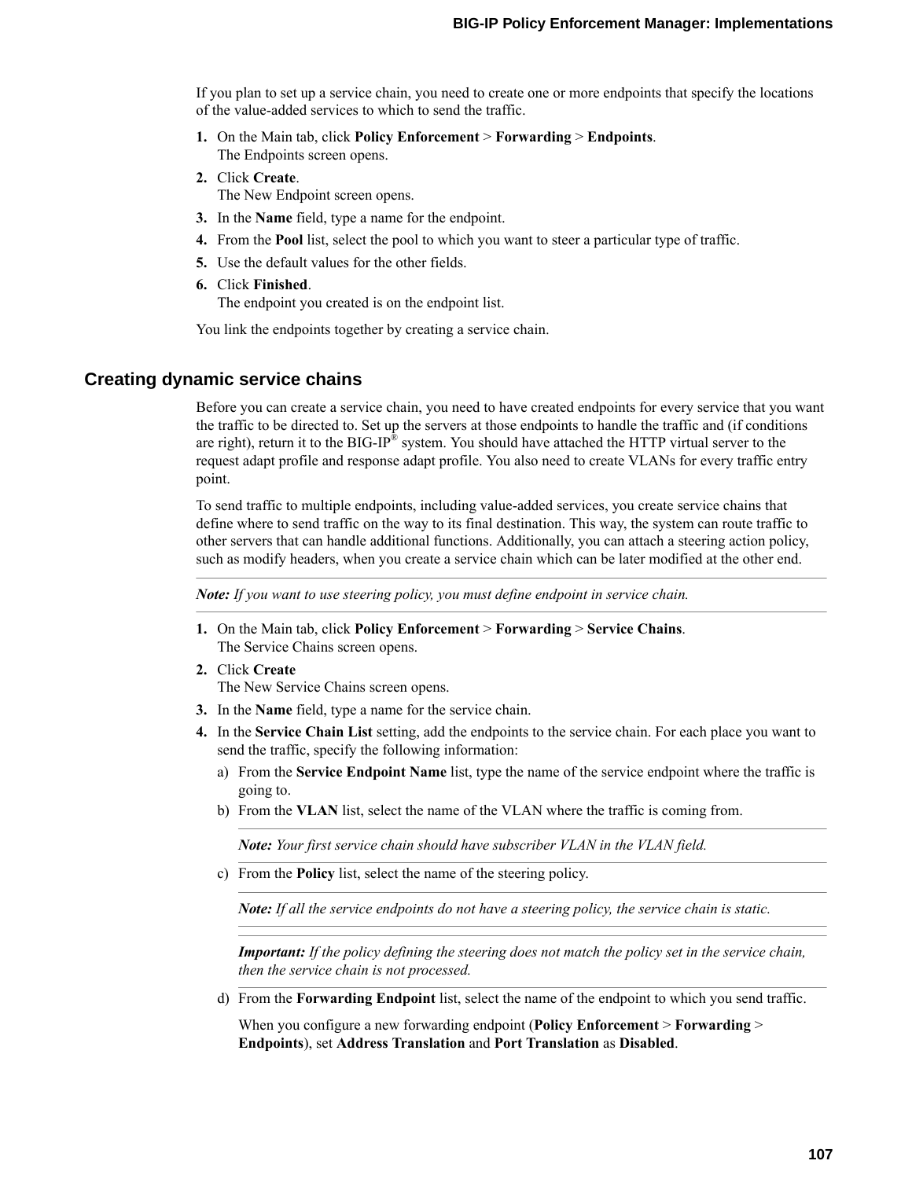If you plan to set up a service chain, you need to create one or more endpoints that specify the locations of the value-added services to which to send the traffic.

1. On the Main tab, click **Policy Enforcement** > **Forwarding** > **Endpoints**.
   The Endpoints screen opens.
2. Click **Create**.
   The New Endpoint screen opens.
3. In the **Name** field, type a name for the endpoint.
4. From the **Pool** list, select the pool to which you want to steer a particular type of traffic.
5. Use the default values for the other fields.
6. Click **Finished**.
   The endpoint you created is on the endpoint list.

You link the endpoints together by creating a service chain.

## Creating dynamic service chains

Before you can create a service chain, you need to have created endpoints for every service that you want the traffic to be directed to. Set up the servers at those endpoints to handle the traffic and (if conditions are right), return it to the BIG-IP® system. You should have attached the HTTP virtual server to the request adapt profile and response adapt profile. You also need to create VLANs for every traffic entry point.

To send traffic to multiple endpoints, including value-added services, you create service chains that define where to send traffic on the way to its final destination. This way, the system can route traffic to other servers that can handle additional functions. Additionally, you can attach a steering action policy, such as modify headers, when you create a service chain which can be later modified at the other end.

***Note:*** *If you want to use steering policy, you must define endpoint in service chain.*

1. On the Main tab, click **Policy Enforcement** > **Forwarding** > **Service Chains**.
   The Service Chains screen opens.
2. Click **Create**
   The New Service Chains screen opens.
3. In the **Name** field, type a name for the service chain.
4. In the **Service Chain List** setting, add the endpoints to the service chain. For each place you want to send the traffic, specify the following information:
   a) From the **Service Endpoint Name** list, type the name of the service endpoint where the traffic is going to.
   b) From the **VLAN** list, select the name of the VLAN where the traffic is coming from.

      ***Note:*** *Your first service chain should have subscriber VLAN in the VLAN field.*

   c) From the **Policy** list, select the name of the steering policy.

      ***Note:*** *If all the service endpoints do not have a steering policy, the service chain is static.*

      ***Important:*** *If the policy defining the steering does not match the policy set in the service chain, then the service chain is not processed.*

   d) From the **Forwarding Endpoint** list, select the name of the endpoint to which you send traffic.

      When you configure a new forwarding endpoint (**Policy Enforcement** > **Forwarding** > **Endpoints**), set **Address Translation** and **Port Translation** as **Disabled**.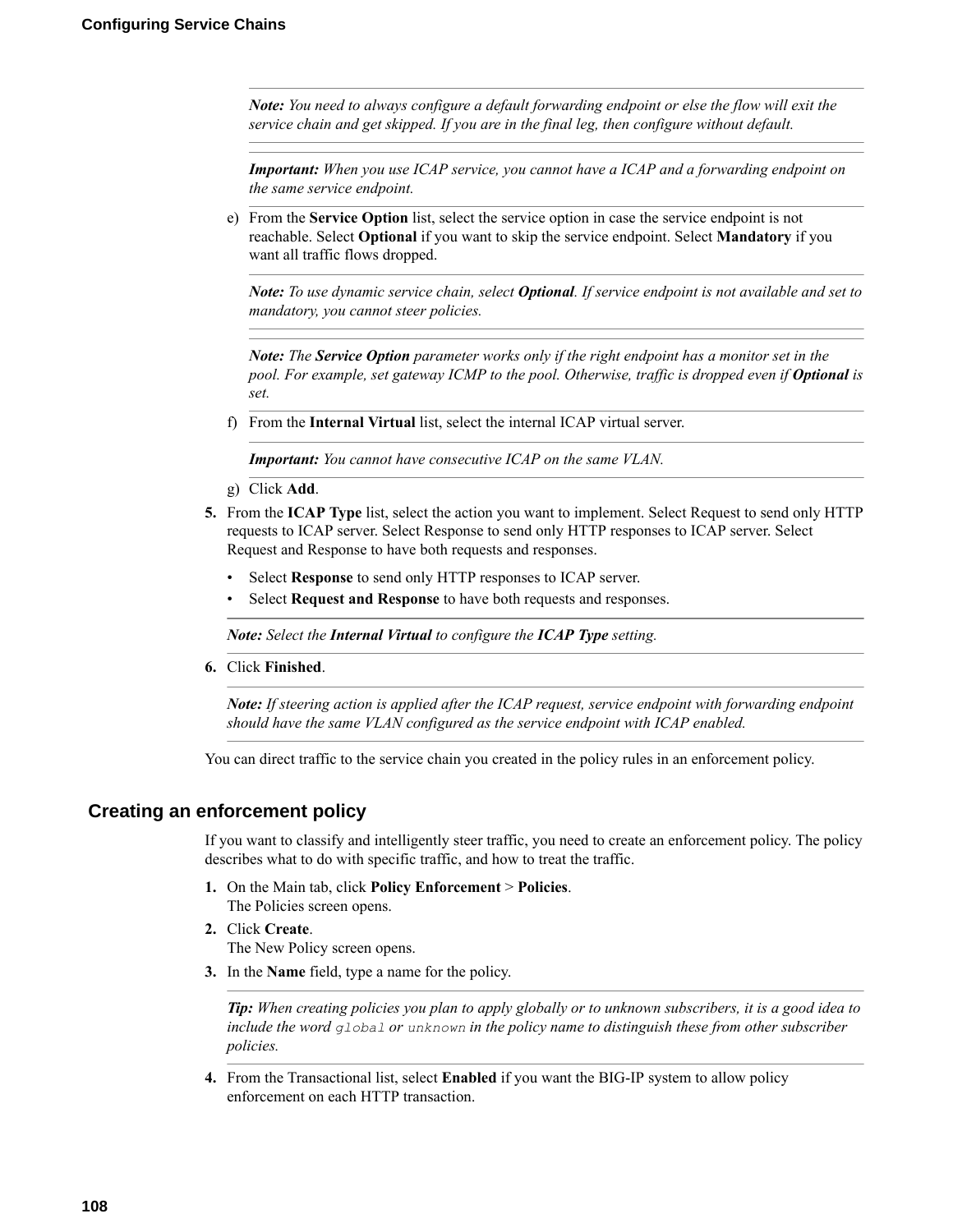**Note:** *You need to always configure a default forwarding endpoint or else the flow will exit the service chain and get skipped. If you are in the final leg, then configure without default.*

**Important:** *When you use ICAP service, you cannot have a ICAP and a forwarding endpoint on the same service endpoint.*

e) From the **Service Option** list, select the service option in case the service endpoint is not reachable. Select **Optional** if you want to skip the service endpoint. Select **Mandatory** if you want all traffic flows dropped.

**Note:** *To use dynamic service chain, select **Optional**. If service endpoint is not available and set to mandatory, you cannot steer policies.*

**Note:** *The **Service Option** parameter works only if the right endpoint has a monitor set in the pool. For example, set gateway ICMP to the pool. Otherwise, traffic is dropped even if **Optional** is set.*

f) From the **Internal Virtual** list, select the internal ICAP virtual server.

**Important:** *You cannot have consecutive ICAP on the same VLAN.*

g) Click **Add**.

5. From the **ICAP Type** list, select the action you want to implement. Select Request to send only HTTP requests to ICAP server. Select Response to send only HTTP responses to ICAP server. Select Request and Response to have both requests and responses.
   - Select **Response** to send only HTTP responses to ICAP server.
   - Select **Request and Response** to have both requests and responses.

   **Note:** *Select the **Internal Virtual** to configure the **ICAP Type** setting.*

6. Click **Finished**.

   **Note:** *If steering action is applied after the ICAP request, service endpoint with forwarding endpoint should have the same VLAN configured as the service endpoint with ICAP enabled.*

You can direct traffic to the service chain you created in the policy rules in an enforcement policy.

## Creating an enforcement policy

If you want to classify and intelligently steer traffic, you need to create an enforcement policy. The policy describes what to do with specific traffic, and how to treat the traffic.

1. On the Main tab, click **Policy Enforcement** > **Policies**.
   The Policies screen opens.
2. Click **Create**.
   The New Policy screen opens.
3. In the **Name** field, type a name for the policy.

   **Tip:** *When creating policies you plan to apply globally or to unknown subscribers, it is a good idea to include the word `global` or `unknown` in the policy name to distinguish these from other subscriber policies.*

4. From the Transactional list, select **Enabled** if you want the BIG-IP system to allow policy enforcement on each HTTP transaction.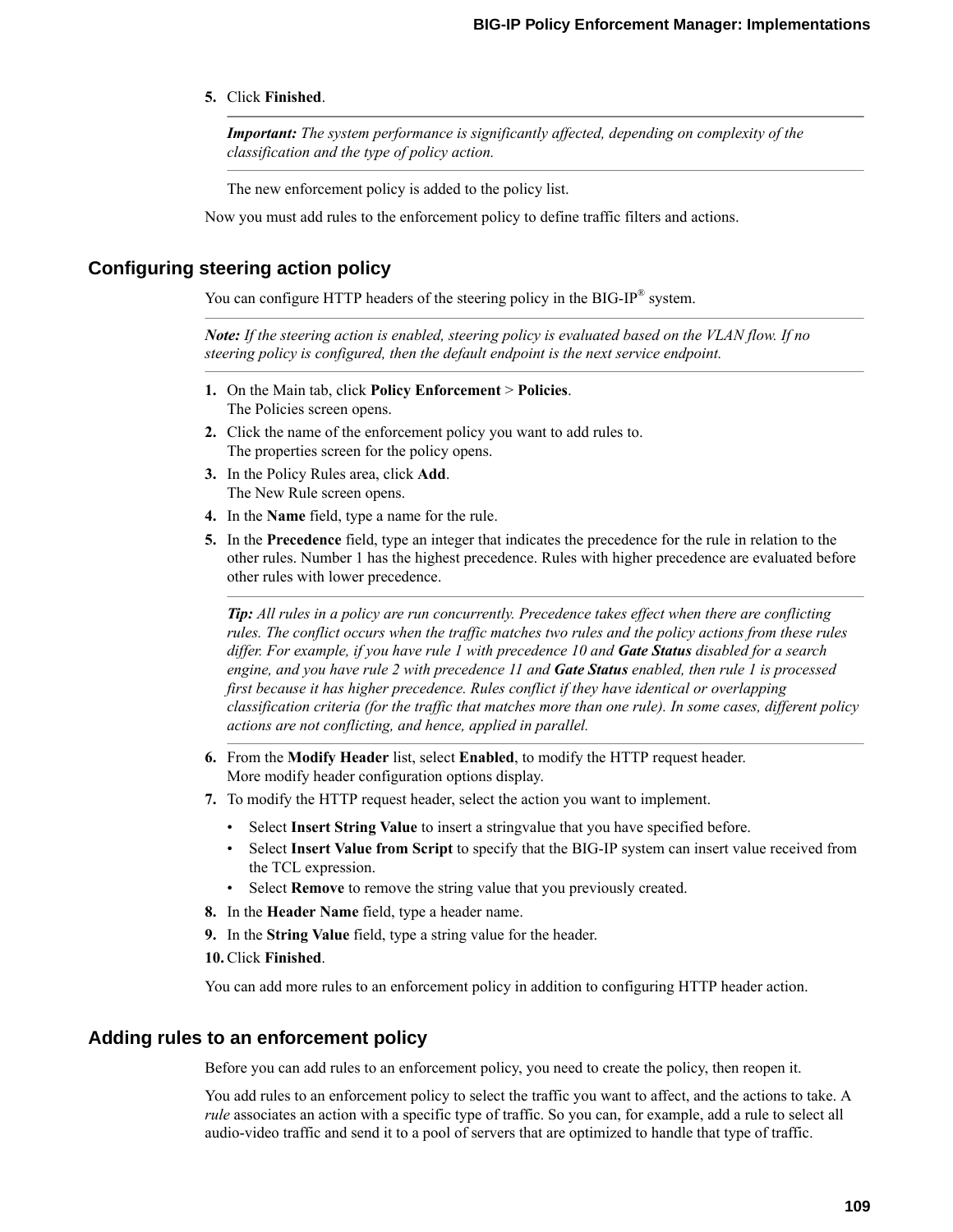5. Click **Finished**.

   ***Important:*** *The system performance is significantly affected, depending on complexity of the classification and the type of policy action.*

   The new enforcement policy is added to the policy list.

Now you must add rules to the enforcement policy to define traffic filters and actions.

## Configuring steering action policy

You can configure HTTP headers of the steering policy in the BIG-IP® system.

***Note:*** *If the steering action is enabled, steering policy is evaluated based on the VLAN flow. If no steering policy is configured, then the default endpoint is the next service endpoint.*

1. On the Main tab, click **Policy Enforcement** > **Policies**.
   The Policies screen opens.
2. Click the name of the enforcement policy you want to add rules to.
   The properties screen for the policy opens.
3. In the Policy Rules area, click **Add**.
   The New Rule screen opens.
4. In the **Name** field, type a name for the rule.
5. In the **Precedence** field, type an integer that indicates the precedence for the rule in relation to the other rules. Number 1 has the highest precedence. Rules with higher precedence are evaluated before other rules with lower precedence.

   ***Tip:*** *All rules in a policy are run concurrently. Precedence takes effect when there are conflicting rules. The conflict occurs when the traffic matches two rules and the policy actions from these rules differ. For example, if you have rule 1 with precedence 10 and* ***Gate Status*** *disabled for a search engine, and you have rule 2 with precedence 11 and* ***Gate Status*** *enabled, then rule 1 is processed first because it has higher precedence. Rules conflict if they have identical or overlapping classification criteria (for the traffic that matches more than one rule). In some cases, different policy actions are not conflicting, and hence, applied in parallel.*

6. From the **Modify Header** list, select **Enabled**, to modify the HTTP request header.
   More modify header configuration options display.
7. To modify the HTTP request header, select the action you want to implement.
   - Select **Insert String Value** to insert a stringvalue that you have specified before.
   - Select **Insert Value from Script** to specify that the BIG-IP system can insert value received from the TCL expression.
   - Select **Remove** to remove the string value that you previously created.
8. In the **Header Name** field, type a header name.
9. In the **String Value** field, type a string value for the header.
10. Click **Finished**.

You can add more rules to an enforcement policy in addition to configuring HTTP header action.

## Adding rules to an enforcement policy

Before you can add rules to an enforcement policy, you need to create the policy, then reopen it.

You add rules to an enforcement policy to select the traffic you want to affect, and the actions to take. A *rule* associates an action with a specific type of traffic. So you can, for example, add a rule to select all audio-video traffic and send it to a pool of servers that are optimized to handle that type of traffic.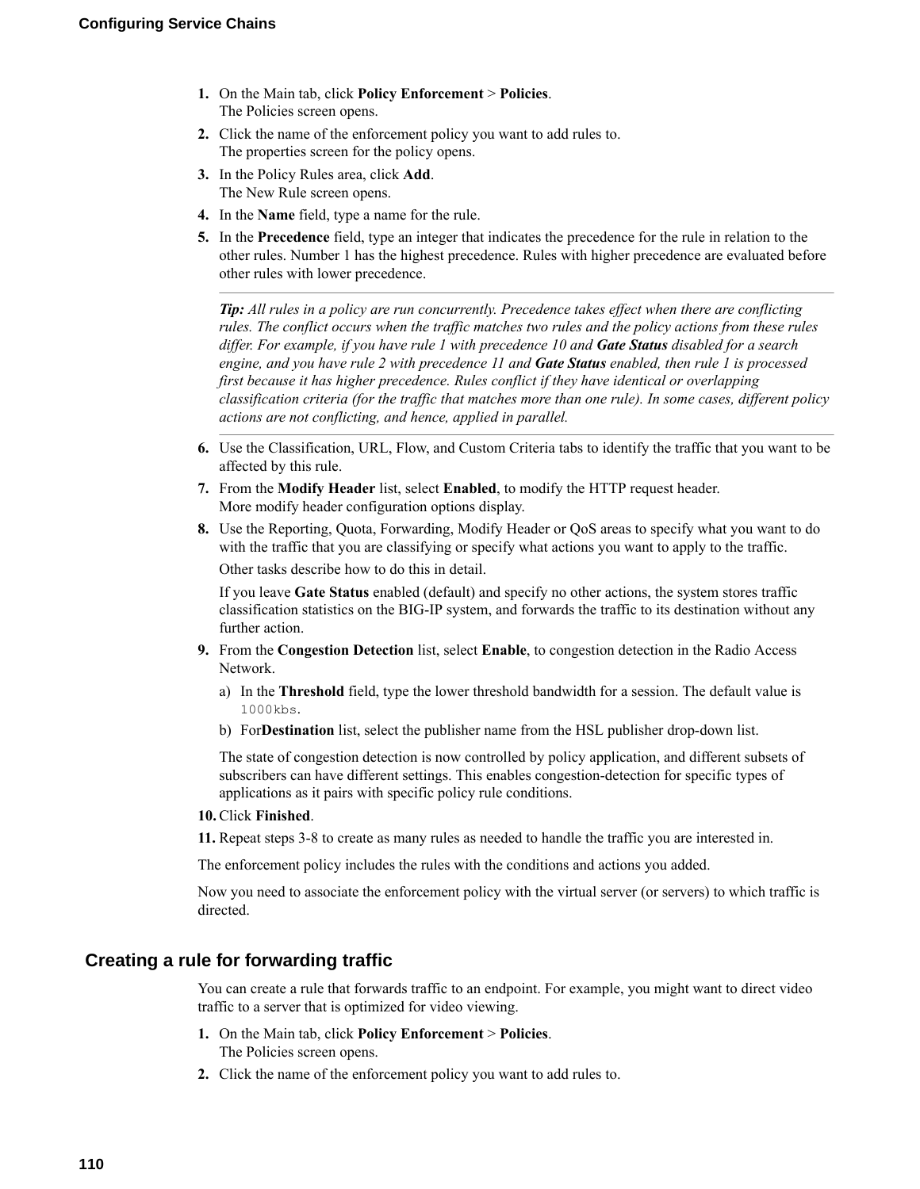1. On the Main tab, click **Policy Enforcement** > **Policies**.
   The Policies screen opens.
2. Click the name of the enforcement policy you want to add rules to.
   The properties screen for the policy opens.
3. In the Policy Rules area, click **Add**.
   The New Rule screen opens.
4. In the **Name** field, type a name for the rule.
5. In the **Precedence** field, type an integer that indicates the precedence for the rule in relation to the other rules. Number 1 has the highest precedence. Rules with higher precedence are evaluated before other rules with lower precedence.

   ---

   ***Tip:*** *All rules in a policy are run concurrently. Precedence takes effect when there are conflicting rules. The conflict occurs when the traffic matches two rules and the policy actions from these rules differ. For example, if you have rule 1 with precedence 10 and* ***Gate Status*** *disabled for a search engine, and you have rule 2 with precedence 11 and* ***Gate Status*** *enabled, then rule 1 is processed first because it has higher precedence. Rules conflict if they have identical or overlapping classification criteria (for the traffic that matches more than one rule). In some cases, different policy actions are not conflicting, and hence, applied in parallel.*

   ---

6. Use the Classification, URL, Flow, and Custom Criteria tabs to identify the traffic that you want to be affected by this rule.
7. From the **Modify Header** list, select **Enabled**, to modify the HTTP request header.
   More modify header configuration options display.
8. Use the Reporting, Quota, Forwarding, Modify Header or QoS areas to specify what you want to do with the traffic that you are classifying or specify what actions you want to apply to the traffic.

   Other tasks describe how to do this in detail.

   If you leave **Gate Status** enabled (default) and specify no other actions, the system stores traffic classification statistics on the BIG-IP system, and forwards the traffic to its destination without any further action.
9. From the **Congestion Detection** list, select **Enable**, to congestion detection in the Radio Access Network.
   a) In the **Threshold** field, type the lower threshold bandwidth for a session. The default value is `1000kbs`.
   b) For**Destination** list, select the publisher name from the HSL publisher drop-down list.

   The state of congestion detection is now controlled by policy application, and different subsets of subscribers can have different settings. This enables congestion-detection for specific types of applications as it pairs with specific policy rule conditions.
10. Click **Finished**.
11. Repeat steps 3-8 to create as many rules as needed to handle the traffic you are interested in.

The enforcement policy includes the rules with the conditions and actions you added.

Now you need to associate the enforcement policy with the virtual server (or servers) to which traffic is directed.

## Creating a rule for forwarding traffic

You can create a rule that forwards traffic to an endpoint. For example, you might want to direct video traffic to a server that is optimized for video viewing.

1. On the Main tab, click **Policy Enforcement** > **Policies**.
   The Policies screen opens.
2. Click the name of the enforcement policy you want to add rules to.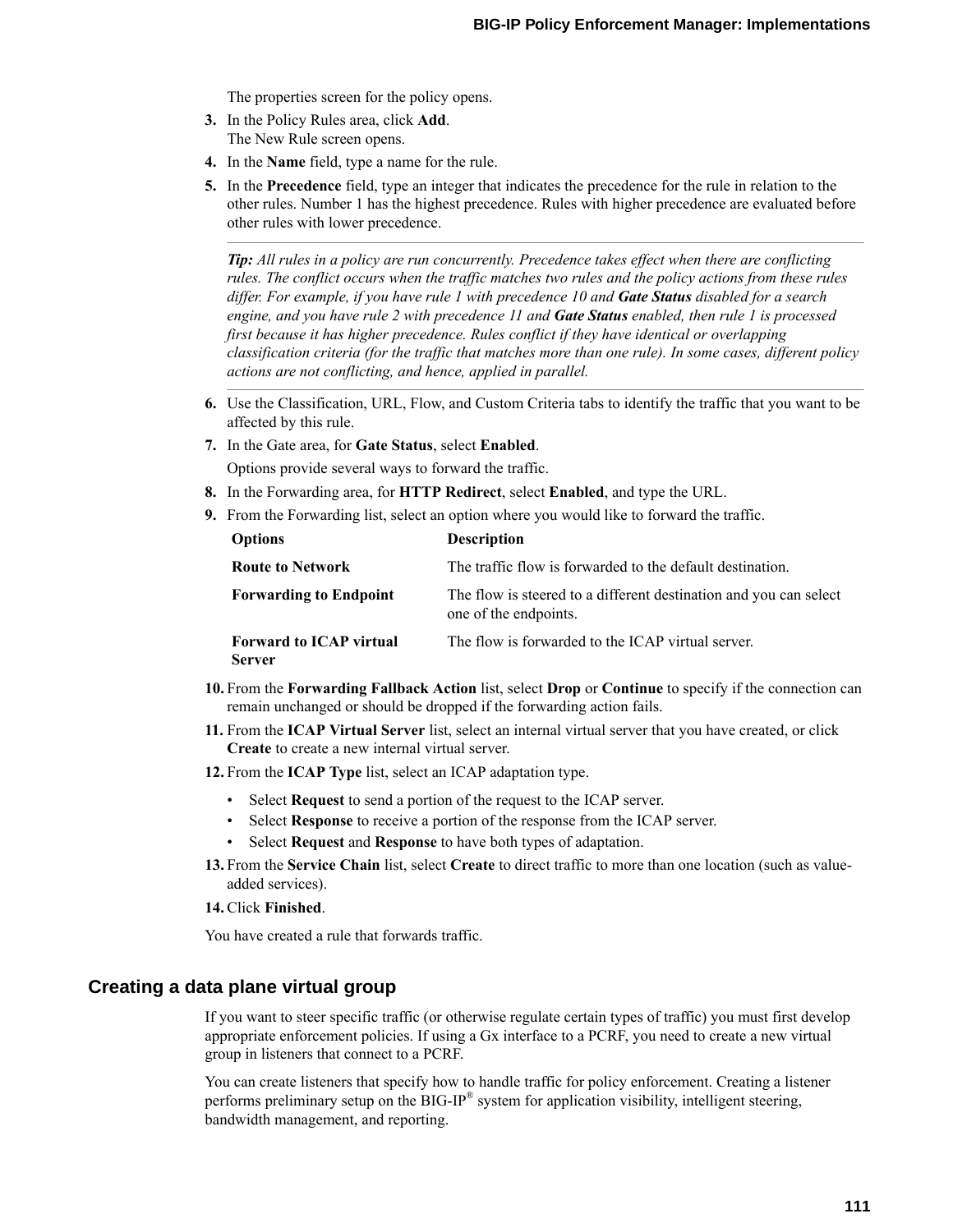The properties screen for the policy opens.

3. In the Policy Rules area, click **Add**.
   The New Rule screen opens.
4. In the **Name** field, type a name for the rule.
5. In the **Precedence** field, type an integer that indicates the precedence for the rule in relation to the other rules. Number 1 has the highest precedence. Rules with higher precedence are evaluated before other rules with lower precedence.

   ---

   ***Tip:*** *All rules in a policy are run concurrently. Precedence takes effect when there are conflicting rules. The conflict occurs when the traffic matches two rules and the policy actions from these rules differ. For example, if you have rule 1 with precedence 10 and* ***Gate Status*** *disabled for a search engine, and you have rule 2 with precedence 11 and* ***Gate Status*** *enabled, then rule 1 is processed first because it has higher precedence. Rules conflict if they have identical or overlapping classification criteria (for the traffic that matches more than one rule). In some cases, different policy actions are not conflicting, and hence, applied in parallel.*

   ---

6. Use the Classification, URL, Flow, and Custom Criteria tabs to identify the traffic that you want to be affected by this rule.
7. In the Gate area, for **Gate Status**, select **Enabled**.

   Options provide several ways to forward the traffic.
8. In the Forwarding area, for **HTTP Redirect**, select **Enabled**, and type the URL.
9. From the Forwarding list, select an option where you would like to forward the traffic.

   | Options | Description |
   | --- | --- |
   | **Route to Network** | The traffic flow is forwarded to the default destination. |
   | **Forwarding to Endpoint** | The flow is steered to a different destination and you can select one of the endpoints. |
   | **Forward to ICAP virtual Server** | The flow is forwarded to the ICAP virtual server. |

10. From the **Forwarding Fallback Action** list, select **Drop** or **Continue** to specify if the connection can remain unchanged or should be dropped if the forwarding action fails.
11. From the **ICAP Virtual Server** list, select an internal virtual server that you have created, or click **Create** to create a new internal virtual server.
12. From the **ICAP Type** list, select an ICAP adaptation type.
    - Select **Request** to send a portion of the request to the ICAP server.
    - Select **Response** to receive a portion of the response from the ICAP server.
    - Select **Request** and **Response** to have both types of adaptation.
13. From the **Service Chain** list, select **Create** to direct traffic to more than one location (such as value-added services).
14. Click **Finished**.

You have created a rule that forwards traffic.

## Creating a data plane virtual group

If you want to steer specific traffic (or otherwise regulate certain types of traffic) you must first develop appropriate enforcement policies. If using a Gx interface to a PCRF, you need to create a new virtual group in listeners that connect to a PCRF.

You can create listeners that specify how to handle traffic for policy enforcement. Creating a listener performs preliminary setup on the BIG-IP® system for application visibility, intelligent steering, bandwidth management, and reporting.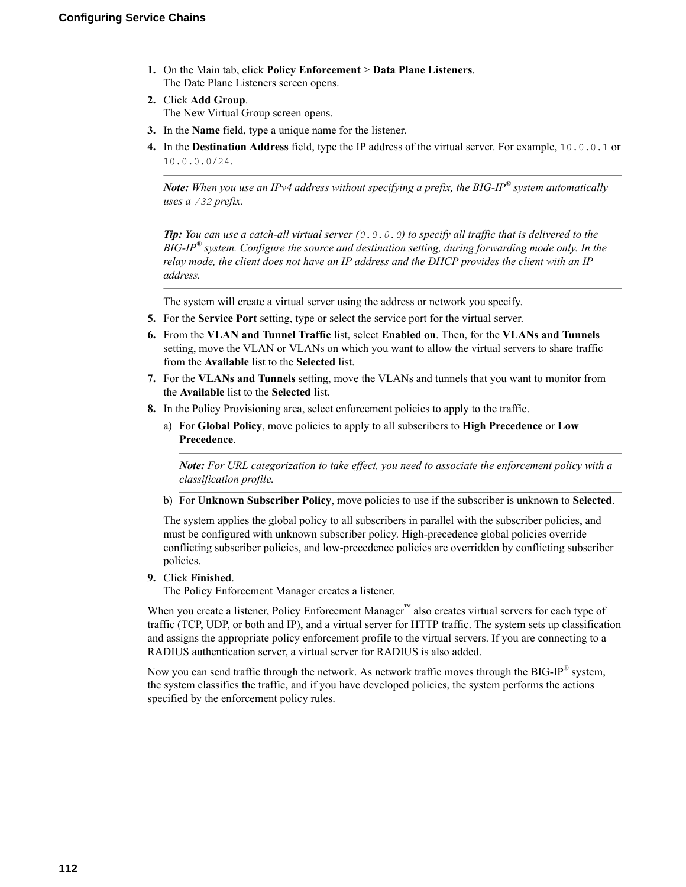1. On the Main tab, click **Policy Enforcement** > **Data Plane Listeners**.
   The Date Plane Listeners screen opens.
2. Click **Add Group**.
   The New Virtual Group screen opens.
3. In the **Name** field, type a unique name for the listener.
4. In the **Destination Address** field, type the IP address of the virtual server. For example, `10.0.0.1` or `10.0.0.0/24`.

   ---

   ***Note:*** *When you use an IPv4 address without specifying a prefix, the BIG-IP® system automatically uses a `/32` prefix.*

   ---

   ***Tip:*** *You can use a catch-all virtual server (`0.0.0.0`) to specify all traffic that is delivered to the BIG-IP® system. Configure the source and destination setting, during forwarding mode only. In the relay mode, the client does not have an IP address and the DHCP provides the client with an IP address.*

   ---

   The system will create a virtual server using the address or network you specify.
5. For the **Service Port** setting, type or select the service port for the virtual server.
6. From the **VLAN and Tunnel Traffic** list, select **Enabled on**. Then, for the **VLANs and Tunnels** setting, move the VLAN or VLANs on which you want to allow the virtual servers to share traffic from the **Available** list to the **Selected** list.
7. For the **VLANs and Tunnels** setting, move the VLANs and tunnels that you want to monitor from the **Available** list to the **Selected** list.
8. In the Policy Provisioning area, select enforcement policies to apply to the traffic.
   a) For **Global Policy**, move policies to apply to all subscribers to **High Precedence** or **Low Precedence**.

   ---

   ***Note:*** *For URL categorization to take effect, you need to associate the enforcement policy with a classification profile.*

   ---

   b) For **Unknown Subscriber Policy**, move policies to use if the subscriber is unknown to **Selected**.

   The system applies the global policy to all subscribers in parallel with the subscriber policies, and must be configured with unknown subscriber policy. High-precedence global policies override conflicting subscriber policies, and low-precedence policies are overridden by conflicting subscriber policies.
9. Click **Finished**.
   The Policy Enforcement Manager creates a listener.

When you create a listener, Policy Enforcement Manager™ also creates virtual servers for each type of traffic (TCP, UDP, or both and IP), and a virtual server for HTTP traffic. The system sets up classification and assigns the appropriate policy enforcement profile to the virtual servers. If you are connecting to a RADIUS authentication server, a virtual server for RADIUS is also added.

Now you can send traffic through the network. As network traffic moves through the BIG-IP® system, the system classifies the traffic, and if you have developed policies, the system performs the actions specified by the enforcement policy rules.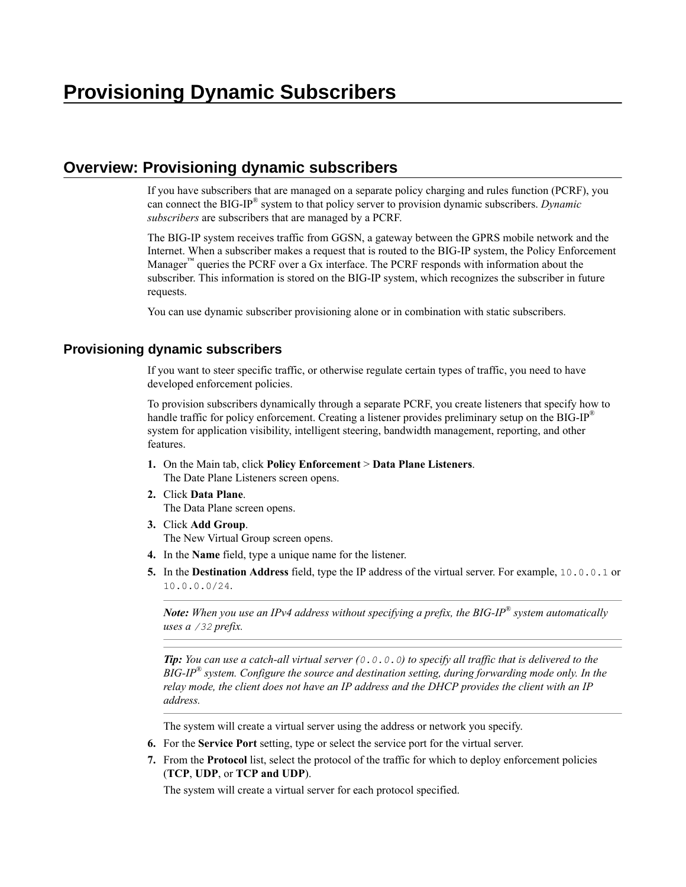# Provisioning Dynamic Subscribers

## Overview: Provisioning dynamic subscribers

If you have subscribers that are managed on a separate policy charging and rules function (PCRF), you can connect the BIG-IP® system to that policy server to provision dynamic subscribers. *Dynamic subscribers* are subscribers that are managed by a PCRF.

The BIG-IP system receives traffic from GGSN, a gateway between the GPRS mobile network and the Internet. When a subscriber makes a request that is routed to the BIG-IP system, the Policy Enforcement Manager™ queries the PCRF over a Gx interface. The PCRF responds with information about the subscriber. This information is stored on the BIG-IP system, which recognizes the subscriber in future requests.

You can use dynamic subscriber provisioning alone or in combination with static subscribers.

### Provisioning dynamic subscribers

If you want to steer specific traffic, or otherwise regulate certain types of traffic, you need to have developed enforcement policies.

To provision subscribers dynamically through a separate PCRF, you create listeners that specify how to handle traffic for policy enforcement. Creating a listener provides preliminary setup on the BIG-IP® system for application visibility, intelligent steering, bandwidth management, reporting, and other features.

1. On the Main tab, click **Policy Enforcement** > **Data Plane Listeners**.
   The Date Plane Listeners screen opens.
2. Click **Data Plane**.
   The Data Plane screen opens.
3. Click **Add Group**.
   The New Virtual Group screen opens.
4. In the **Name** field, type a unique name for the listener.
5. In the **Destination Address** field, type the IP address of the virtual server. For example, `10.0.0.1` or `10.0.0.0/24`.

   ***Note:*** *When you use an IPv4 address without specifying a prefix, the BIG-IP® system automatically uses a `/32` prefix.*

   ***Tip:*** *You can use a catch-all virtual server (`0.0.0.0`) to specify all traffic that is delivered to the BIG-IP® system. Configure the source and destination setting, during forwarding mode only. In the relay mode, the client does not have an IP address and the DHCP provides the client with an IP address.*

   The system will create a virtual server using the address or network you specify.
6. For the **Service Port** setting, type or select the service port for the virtual server.
7. From the **Protocol** list, select the protocol of the traffic for which to deploy enforcement policies (**TCP**, **UDP**, or **TCP and UDP**).

   The system will create a virtual server for each protocol specified.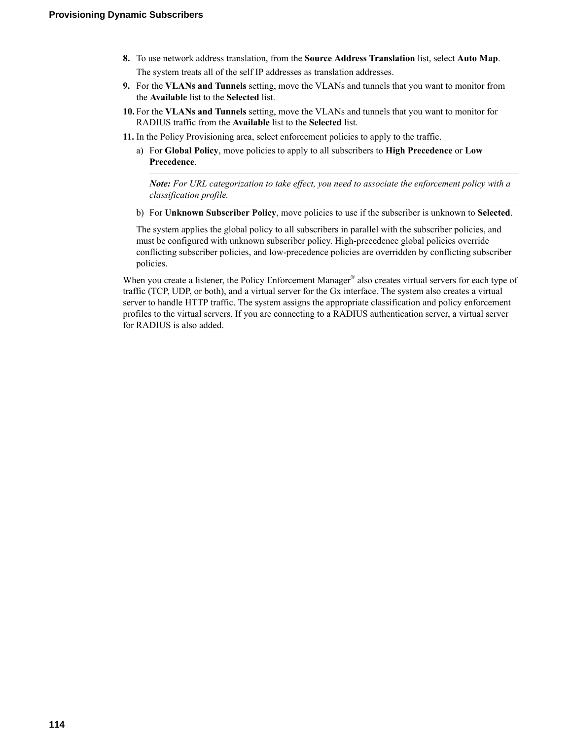8. To use network address translation, from the **Source Address Translation** list, select **Auto Map**.

   The system treats all of the self IP addresses as translation addresses.
9. For the **VLANs and Tunnels** setting, move the VLANs and tunnels that you want to monitor from the **Available** list to the **Selected** list.
10. For the **VLANs and Tunnels** setting, move the VLANs and tunnels that you want to monitor for RADIUS traffic from the **Available** list to the **Selected** list.
11. In the Policy Provisioning area, select enforcement policies to apply to the traffic.
    a) For **Global Policy**, move policies to apply to all subscribers to **High Precedence** or **Low Precedence**.

       ---

       ***Note:*** *For URL categorization to take effect, you need to associate the enforcement policy with a classification profile.*

       ---
    b) For **Unknown Subscriber Policy**, move policies to use if the subscriber is unknown to **Selected**.

    The system applies the global policy to all subscribers in parallel with the subscriber policies, and must be configured with unknown subscriber policy. High-precedence global policies override conflicting subscriber policies, and low-precedence policies are overridden by conflicting subscriber policies.

When you create a listener, the Policy Enforcement Manager® also creates virtual servers for each type of traffic (TCP, UDP, or both), and a virtual server for the Gx interface. The system also creates a virtual server to handle HTTP traffic. The system assigns the appropriate classification and policy enforcement profiles to the virtual servers. If you are connecting to a RADIUS authentication server, a virtual server for RADIUS is also added.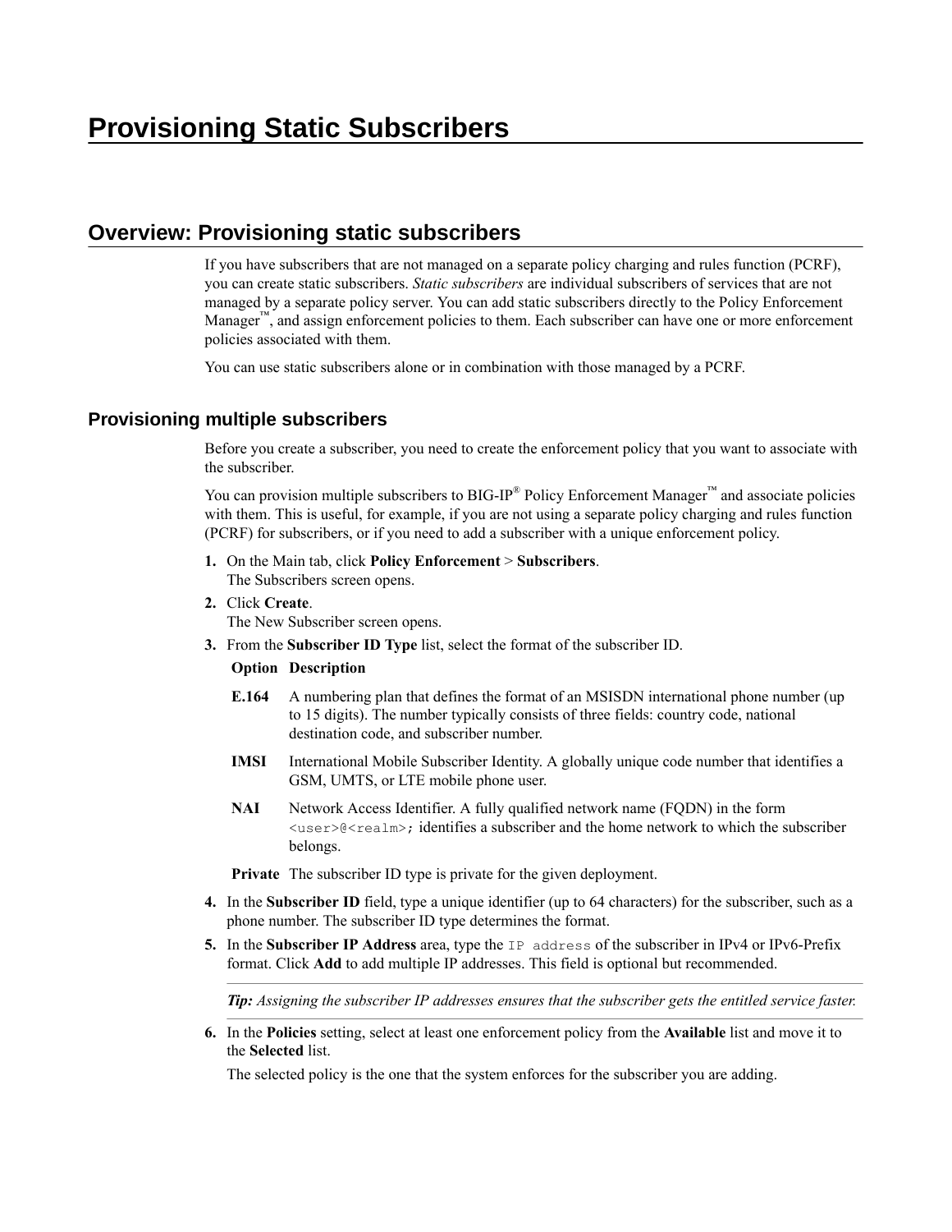# Provisioning Static Subscribers

## Overview: Provisioning static subscribers

If you have subscribers that are not managed on a separate policy charging and rules function (PCRF), you can create static subscribers. *Static subscribers* are individual subscribers of services that are not managed by a separate policy server. You can add static subscribers directly to the Policy Enforcement Manager™, and assign enforcement policies to them. Each subscriber can have one or more enforcement policies associated with them.

You can use static subscribers alone or in combination with those managed by a PCRF.

### Provisioning multiple subscribers

Before you create a subscriber, you need to create the enforcement policy that you want to associate with the subscriber.

You can provision multiple subscribers to BIG-IP® Policy Enforcement Manager™ and associate policies with them. This is useful, for example, if you are not using a separate policy charging and rules function (PCRF) for subscribers, or if you need to add a subscriber with a unique enforcement policy.

1. On the Main tab, click **Policy Enforcement** > **Subscribers**.
   The Subscribers screen opens.
2. Click **Create**.
   The New Subscriber screen opens.
3. From the **Subscriber ID Type** list, select the format of the subscriber ID.

   | Option | Description |
   | --- | --- |
   | **E.164** | A numbering plan that defines the format of an MSISDN international phone number (up to 15 digits). The number typically consists of three fields: country code, national destination code, and subscriber number. |
   | **IMSI** | International Mobile Subscriber Identity. A globally unique code number that identifies a GSM, UMTS, or LTE mobile phone user. |
   | **NAI** | Network Access Identifier. A fully qualified network name (FQDN) in the form `<user>@<realm>;` identifies a subscriber and the home network to which the subscriber belongs. |
   | **Private** | The subscriber ID type is private for the given deployment. |

4. In the **Subscriber ID** field, type a unique identifier (up to 64 characters) for the subscriber, such as a phone number. The subscriber ID type determines the format.
5. In the **Subscriber IP Address** area, type the `IP address` of the subscriber in IPv4 or IPv6-Prefix format. Click **Add** to add multiple IP addresses. This field is optional but recommended.

   ***Tip:*** *Assigning the subscriber IP addresses ensures that the subscriber gets the entitled service faster.*

6. In the **Policies** setting, select at least one enforcement policy from the **Available** list and move it to the **Selected** list.

   The selected policy is the one that the system enforces for the subscriber you are adding.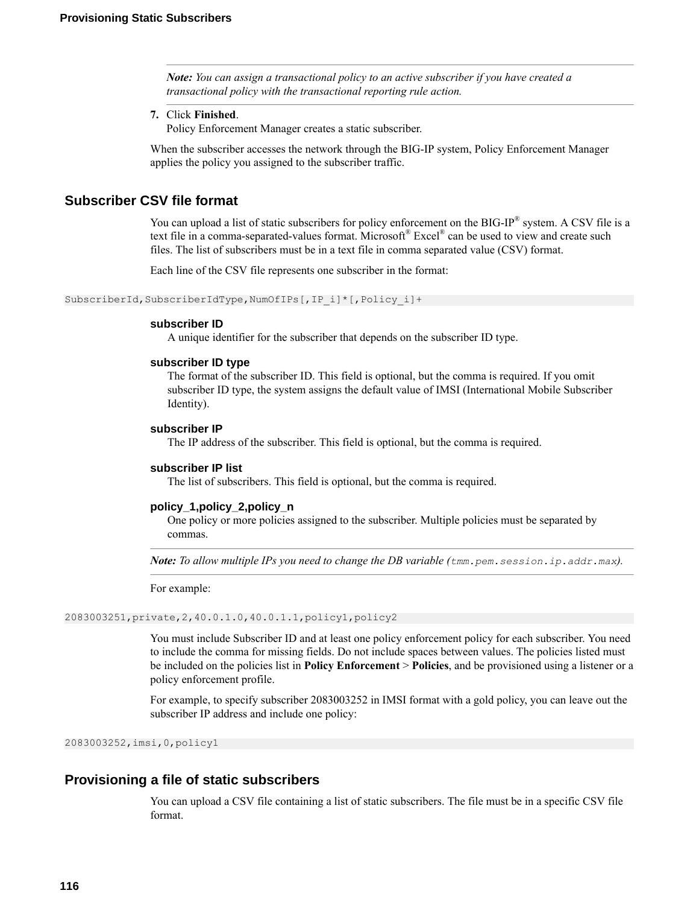> **Note:** *You can assign a transactional policy to an active subscriber if you have created a transactional policy with the transactional reporting rule action.*

7. Click **Finished**.
   Policy Enforcement Manager creates a static subscriber.

When the subscriber accesses the network through the BIG-IP system, Policy Enforcement Manager applies the policy you assigned to the subscriber traffic.

## Subscriber CSV file format

You can upload a list of static subscribers for policy enforcement on the BIG-IP® system. A CSV file is a text file in a comma-separated-values format. Microsoft® Excel® can be used to view and create such files. The list of subscribers must be in a text file in comma separated value (CSV) format.

Each line of the CSV file represents one subscriber in the format:

```
SubscriberId,SubscriberIdType,NumOfIPs[,IP_i]*[,Policy_i]+
```

**subscriber ID**
A unique identifier for the subscriber that depends on the subscriber ID type.

**subscriber ID type**
The format of the subscriber ID. This field is optional, but the comma is required. If you omit subscriber ID type, the system assigns the default value of IMSI (International Mobile Subscriber Identity).

**subscriber IP**
The IP address of the subscriber. This field is optional, but the comma is required.

**subscriber IP list**
The list of subscribers. This field is optional, but the comma is required.

**policy_1,policy_2,policy_n**
One policy or more policies assigned to the subscriber. Multiple policies must be separated by commas.

> **Note:** *To allow multiple IPs you need to change the DB variable (`tmm.pem.session.ip.addr.max`).*

For example:

```
2083003251,private,2,40.0.1.0,40.0.1.1,policy1,policy2
```

You must include Subscriber ID and at least one policy enforcement policy for each subscriber. You need to include the comma for missing fields. Do not include spaces between values. The policies listed must be included on the policies list in **Policy Enforcement** > **Policies**, and be provisioned using a listener or a policy enforcement profile.

For example, to specify subscriber 2083003252 in IMSI format with a gold policy, you can leave out the subscriber IP address and include one policy:

```
2083003252,imsi,0,policy1
```

## Provisioning a file of static subscribers

You can upload a CSV file containing a list of static subscribers. The file must be in a specific CSV file format.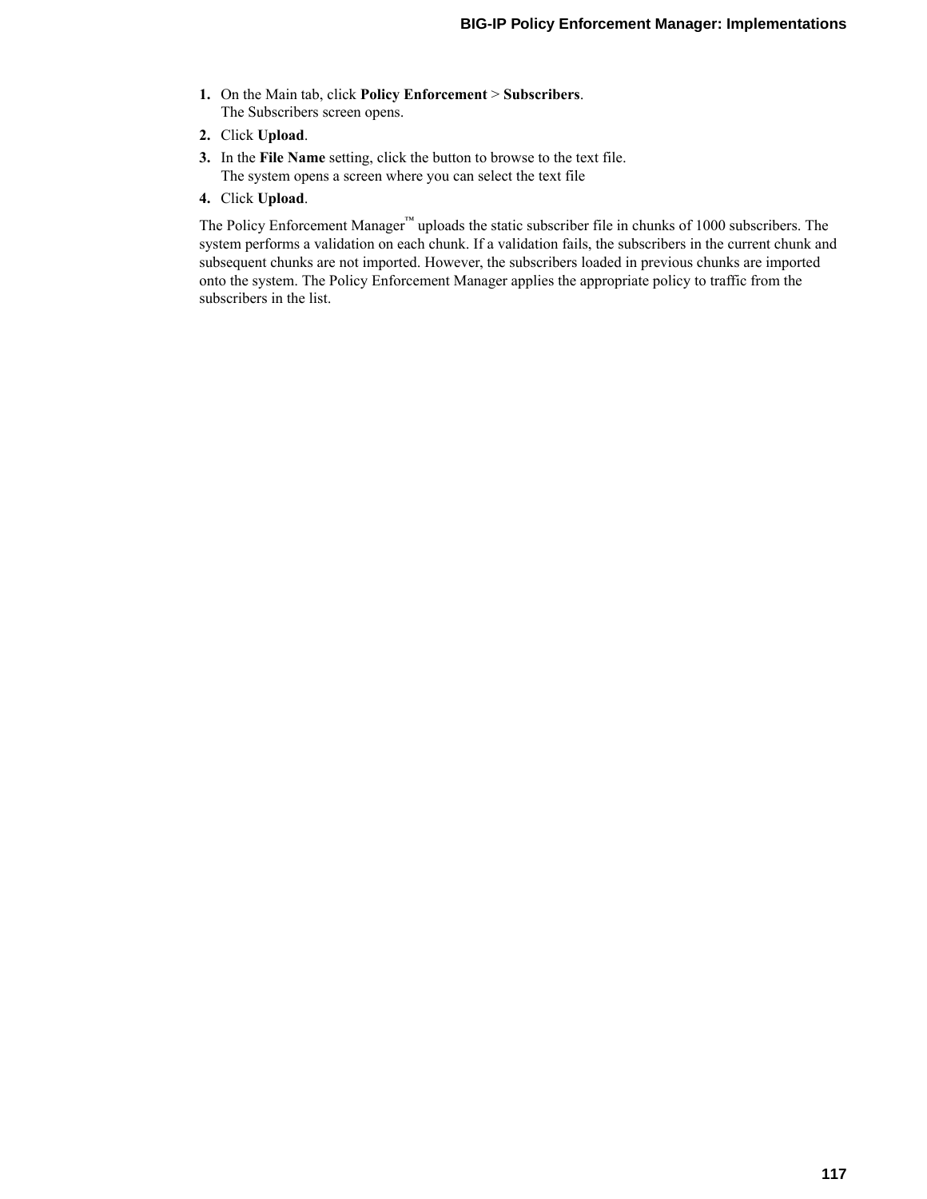1. On the Main tab, click **Policy Enforcement** > **Subscribers**.
   The Subscribers screen opens.
2. Click **Upload**.
3. In the **File Name** setting, click the button to browse to the text file.
   The system opens a screen where you can select the text file
4. Click **Upload**.

The Policy Enforcement Manager™ uploads the static subscriber file in chunks of 1000 subscribers. The system performs a validation on each chunk. If a validation fails, the subscribers in the current chunk and subsequent chunks are not imported. However, the subscribers loaded in previous chunks are imported onto the system. The Policy Enforcement Manager applies the appropriate policy to traffic from the subscribers in the list.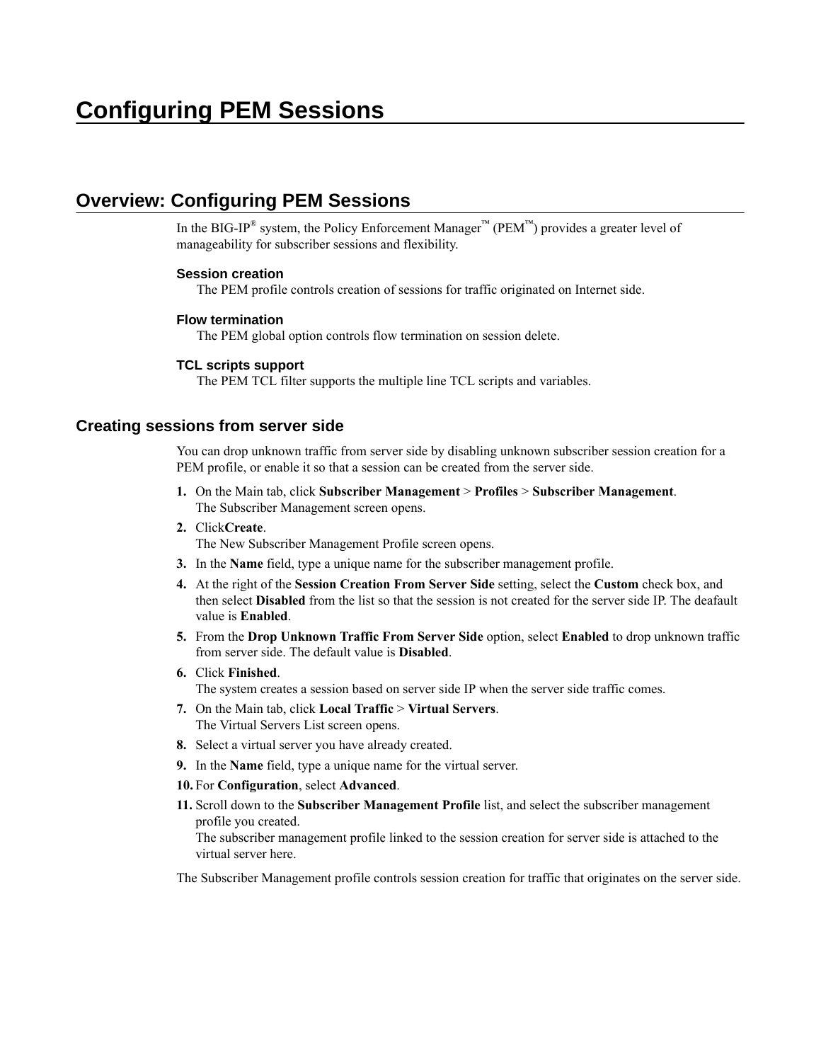# Configuring PEM Sessions

## Overview: Configuring PEM Sessions

In the BIG-IP® system, the Policy Enforcement Manager™ (PEM™) provides a greater level of manageability for subscriber sessions and flexibility.

**Session creation**
The PEM profile controls creation of sessions for traffic originated on Internet side.

**Flow termination**
The PEM global option controls flow termination on session delete.

**TCL scripts support**
The PEM TCL filter supports the multiple line TCL scripts and variables.

## Creating sessions from server side

You can drop unknown traffic from server side by disabling unknown subscriber session creation for a PEM profile, or enable it so that a session can be created from the server side.

1. On the Main tab, click **Subscriber Management** > **Profiles** > **Subscriber Management**.
   The Subscriber Management screen opens.
2. Click**Create**.
   The New Subscriber Management Profile screen opens.
3. In the **Name** field, type a unique name for the subscriber management profile.
4. At the right of the **Session Creation From Server Side** setting, select the **Custom** check box, and then select **Disabled** from the list so that the session is not created for the server side IP. The deafault value is **Enabled**.
5. From the **Drop Unknown Traffic From Server Side** option, select **Enabled** to drop unknown traffic from server side. The default value is **Disabled**.
6. Click **Finished**.
   The system creates a session based on server side IP when the server side traffic comes.
7. On the Main tab, click **Local Traffic** > **Virtual Servers**.
   The Virtual Servers List screen opens.
8. Select a virtual server you have already created.
9. In the **Name** field, type a unique name for the virtual server.
10. For **Configuration**, select **Advanced**.
11. Scroll down to the **Subscriber Management Profile** list, and select the subscriber management profile you created.
    The subscriber management profile linked to the session creation for server side is attached to the virtual server here.

The Subscriber Management profile controls session creation for traffic that originates on the server side.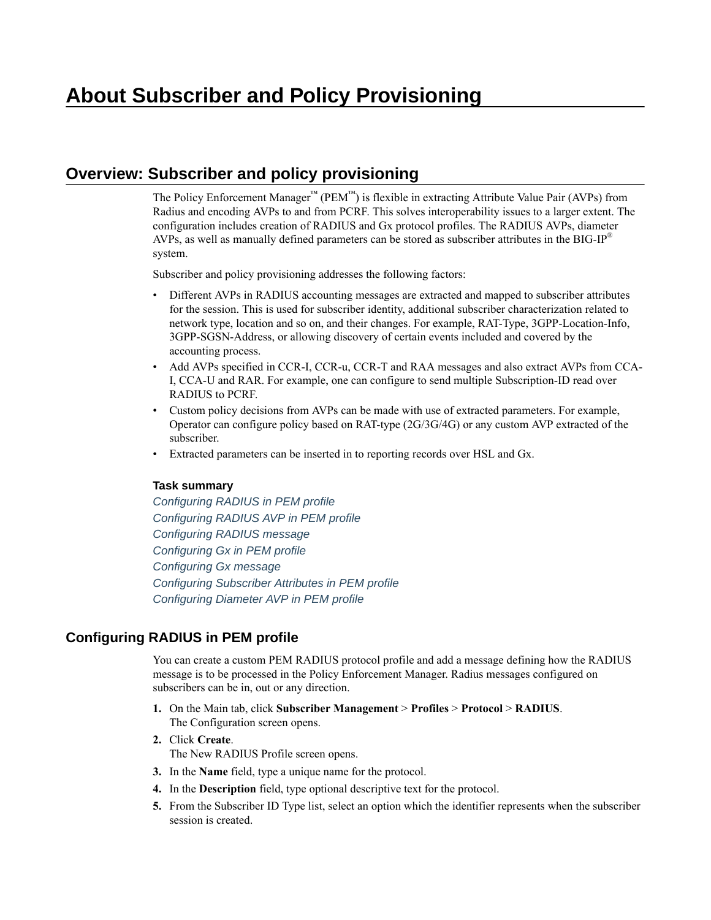# About Subscriber and Policy Provisioning

## Overview: Subscriber and policy provisioning

The Policy Enforcement Manager™ (PEM™) is flexible in extracting Attribute Value Pair (AVPs) from Radius and encoding AVPs to and from PCRF. This solves interoperability issues to a larger extent. The configuration includes creation of RADIUS and Gx protocol profiles. The RADIUS AVPs, diameter AVPs, as well as manually defined parameters can be stored as subscriber attributes in the BIG-IP® system.

Subscriber and policy provisioning addresses the following factors:

- Different AVPs in RADIUS accounting messages are extracted and mapped to subscriber attributes for the session. This is used for subscriber identity, additional subscriber characterization related to network type, location and so on, and their changes. For example, RAT-Type, 3GPP-Location-Info, 3GPP-SGSN-Address, or allowing discovery of certain events included and covered by the accounting process.
- Add AVPs specified in CCR-I, CCR-u, CCR-T and RAA messages and also extract AVPs from CCA-I, CCA-U and RAR. For example, one can configure to send multiple Subscription-ID read over RADIUS to PCRF.
- Custom policy decisions from AVPs can be made with use of extracted parameters. For example, Operator can configure policy based on RAT-type (2G/3G/4G) or any custom AVP extracted of the subscriber.
- Extracted parameters can be inserted in to reporting records over HSL and Gx.

#### Task summary

*Configuring RADIUS in PEM profile*
*Configuring RADIUS AVP in PEM profile*
*Configuring RADIUS message*
*Configuring Gx in PEM profile*
*Configuring Gx message*
*Configuring Subscriber Attributes in PEM profile*
*Configuring Diameter AVP in PEM profile*

### Configuring RADIUS in PEM profile

You can create a custom PEM RADIUS protocol profile and add a message defining how the RADIUS message is to be processed in the Policy Enforcement Manager. Radius messages configured on subscribers can be in, out or any direction.

1. On the Main tab, click **Subscriber Management** > **Profiles** > **Protocol** > **RADIUS**.
   The Configuration screen opens.
2. Click **Create**.
   The New RADIUS Profile screen opens.
3. In the **Name** field, type a unique name for the protocol.
4. In the **Description** field, type optional descriptive text for the protocol.
5. From the Subscriber ID Type list, select an option which the identifier represents when the subscriber session is created.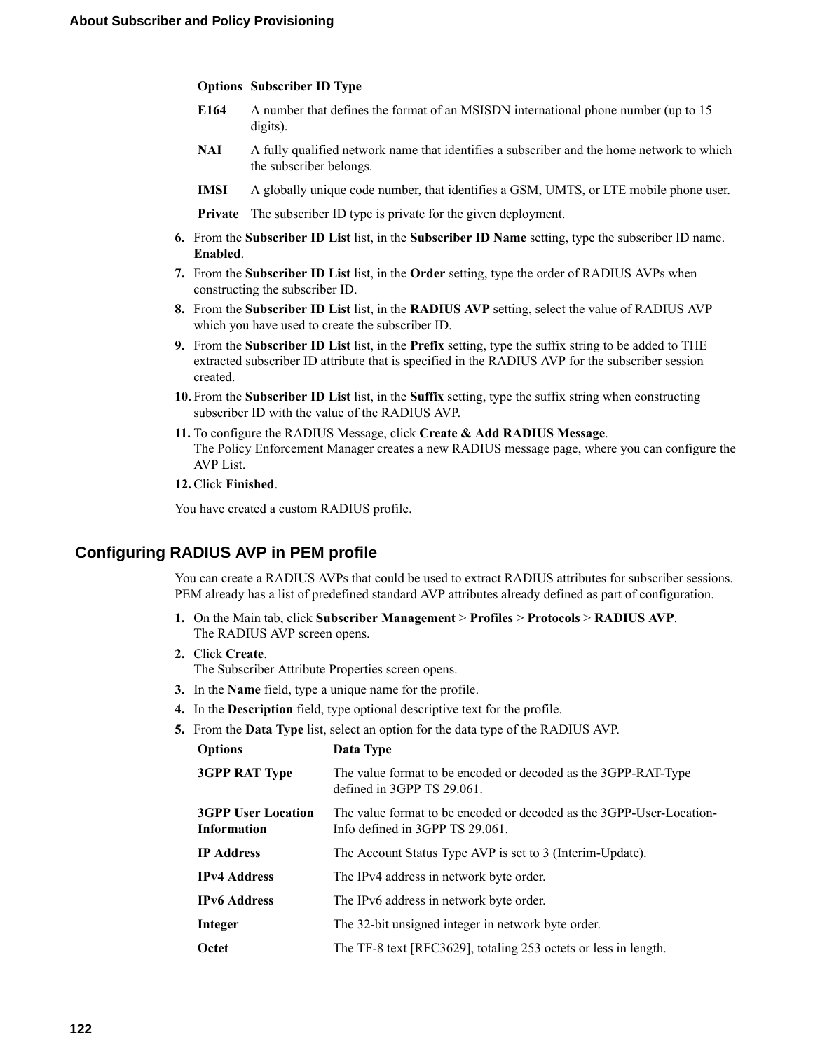| Options | Subscriber ID Type |
| --- | --- |
| **E164** | A number that defines the format of an MSISDN international phone number (up to 15 digits). |
| **NAI** | A fully qualified network name that identifies a subscriber and the home network to which the subscriber belongs. |
| **IMSI** | A globally unique code number, that identifies a GSM, UMTS, or LTE mobile phone user. |
| **Private** | The subscriber ID type is private for the given deployment. |

6. From the **Subscriber ID List** list, in the **Subscriber ID Name** setting, type the subscriber ID name. **Enabled**.
7. From the **Subscriber ID List** list, in the **Order** setting, type the order of RADIUS AVPs when constructing the subscriber ID.
8. From the **Subscriber ID List** list, in the **RADIUS AVP** setting, select the value of RADIUS AVP which you have used to create the subscriber ID.
9. From the **Subscriber ID List** list, in the **Prefix** setting, type the suffix string to be added to THE extracted subscriber ID attribute that is specified in the RADIUS AVP for the subscriber session created.
10. From the **Subscriber ID List** list, in the **Suffix** setting, type the suffix string when constructing subscriber ID with the value of the RADIUS AVP.
11. To configure the RADIUS Message, click **Create & Add RADIUS Message**.
    The Policy Enforcement Manager creates a new RADIUS message page, where you can configure the AVP List.
12. Click **Finished**.

You have created a custom RADIUS profile.

## Configuring RADIUS AVP in PEM profile

You can create a RADIUS AVPs that could be used to extract RADIUS attributes for subscriber sessions. PEM already has a list of predefined standard AVP attributes already defined as part of configuration.

1. On the Main tab, click **Subscriber Management** > **Profiles** > **Protocols** > **RADIUS AVP**.
   The RADIUS AVP screen opens.
2. Click **Create**.
   The Subscriber Attribute Properties screen opens.
3. In the **Name** field, type a unique name for the profile.
4. In the **Description** field, type optional descriptive text for the profile.
5. From the **Data Type** list, select an option for the data type of the RADIUS AVP.

| Options | Data Type |
| --- | --- |
| **3GPP RAT Type** | The value format to be encoded or decoded as the 3GPP-RAT-Type defined in 3GPP TS 29.061. |
| **3GPP User Location Information** | The value format to be encoded or decoded as the 3GPP-User-Location-Info defined in 3GPP TS 29.061. |
| **IP Address** | The Account Status Type AVP is set to 3 (Interim-Update). |
| **IPv4 Address** | The IPv4 address in network byte order. |
| **IPv6 Address** | The IPv6 address in network byte order. |
| **Integer** | The 32-bit unsigned integer in network byte order. |
| **Octet** | The TF-8 text [RFC3629], totaling 253 octets or less in length. |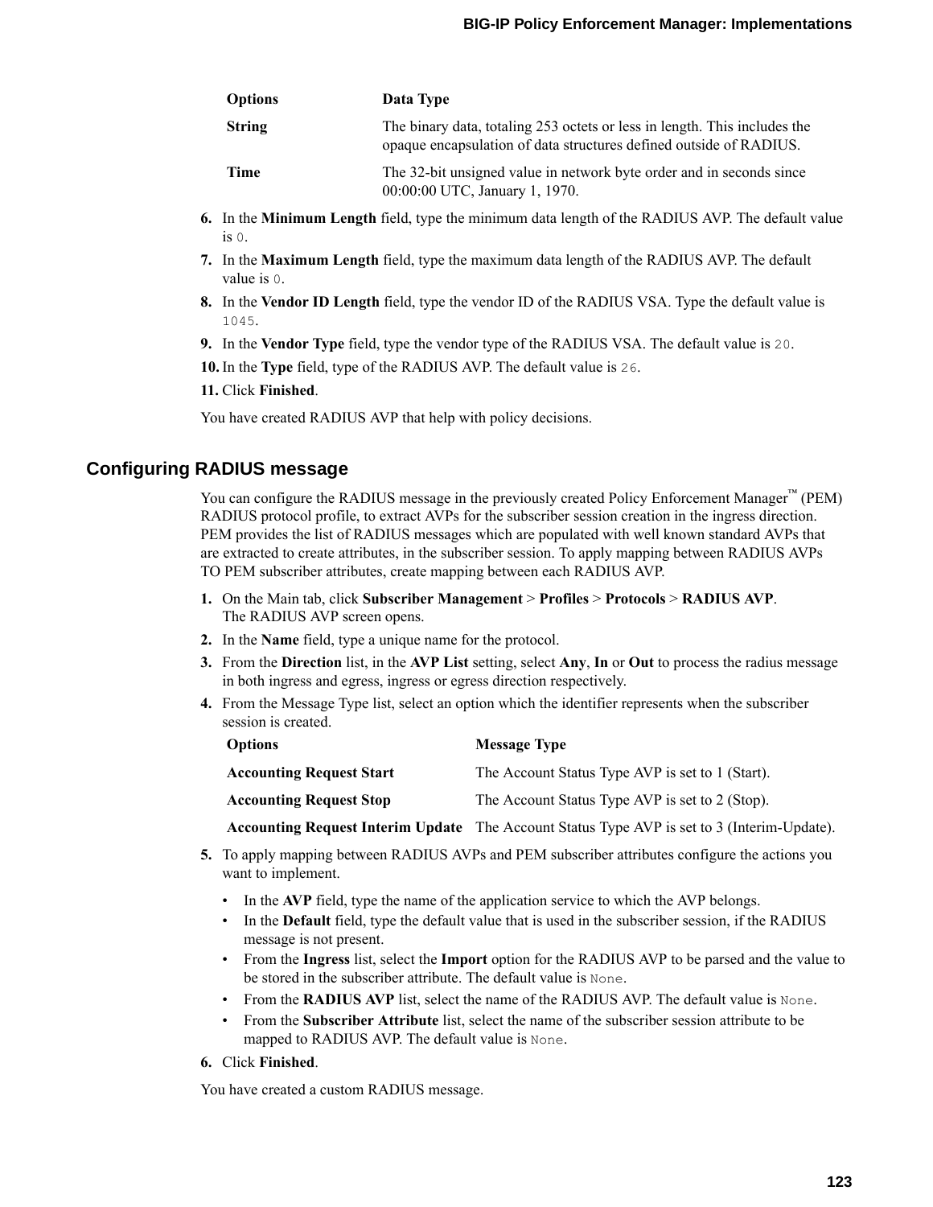| Options | Data Type |
| --- | --- |
| **String** | The binary data, totaling 253 octets or less in length. This includes the opaque encapsulation of data structures defined outside of RADIUS. |
| **Time** | The 32-bit unsigned value in network byte order and in seconds since 00:00:00 UTC, January 1, 1970. |

6. In the **Minimum Length** field, type the minimum data length of the RADIUS AVP. The default value is `0`.
7. In the **Maximum Length** field, type the maximum data length of the RADIUS AVP. The default value is `0`.
8. In the **Vendor ID Length** field, type the vendor ID of the RADIUS VSA. Type the default value is `1045`.
9. In the **Vendor Type** field, type the vendor type of the RADIUS VSA. The default value is `20`.
10. In the **Type** field, type of the RADIUS AVP. The default value is `26`.
11. Click **Finished**.

You have created RADIUS AVP that help with policy decisions.

## Configuring RADIUS message

You can configure the RADIUS message in the previously created Policy Enforcement Manager™ (PEM) RADIUS protocol profile, to extract AVPs for the subscriber session creation in the ingress direction. PEM provides the list of RADIUS messages which are populated with well known standard AVPs that are extracted to create attributes, in the subscriber session. To apply mapping between RADIUS AVPs TO PEM subscriber attributes, create mapping between each RADIUS AVP.

1. On the Main tab, click **Subscriber Management** > **Profiles** > **Protocols** > **RADIUS AVP**.
   The RADIUS AVP screen opens.
2. In the **Name** field, type a unique name for the protocol.
3. From the **Direction** list, in the **AVP List** setting, select **Any**, **In** or **Out** to process the radius message in both ingress and egress, ingress or egress direction respectively.
4. From the Message Type list, select an option which the identifier represents when the subscriber session is created.

| Options | Message Type |
| --- | --- |
| **Accounting Request Start** | The Account Status Type AVP is set to 1 (Start). |
| **Accounting Request Stop** | The Account Status Type AVP is set to 2 (Stop). |
| **Accounting Request Interim Update** | The Account Status Type AVP is set to 3 (Interim-Update). |

5. To apply mapping between RADIUS AVPs and PEM subscriber attributes configure the actions you want to implement.
   - In the **AVP** field, type the name of the application service to which the AVP belongs.
   - In the **Default** field, type the default value that is used in the subscriber session, if the RADIUS message is not present.
   - From the **Ingress** list, select the **Import** option for the RADIUS AVP to be parsed and the value to be stored in the subscriber attribute. The default value is `None`.
   - From the **RADIUS AVP** list, select the name of the RADIUS AVP. The default value is `None`.
   - From the **Subscriber Attribute** list, select the name of the subscriber session attribute to be mapped to RADIUS AVP. The default value is `None`.
6. Click **Finished**.

You have created a custom RADIUS message.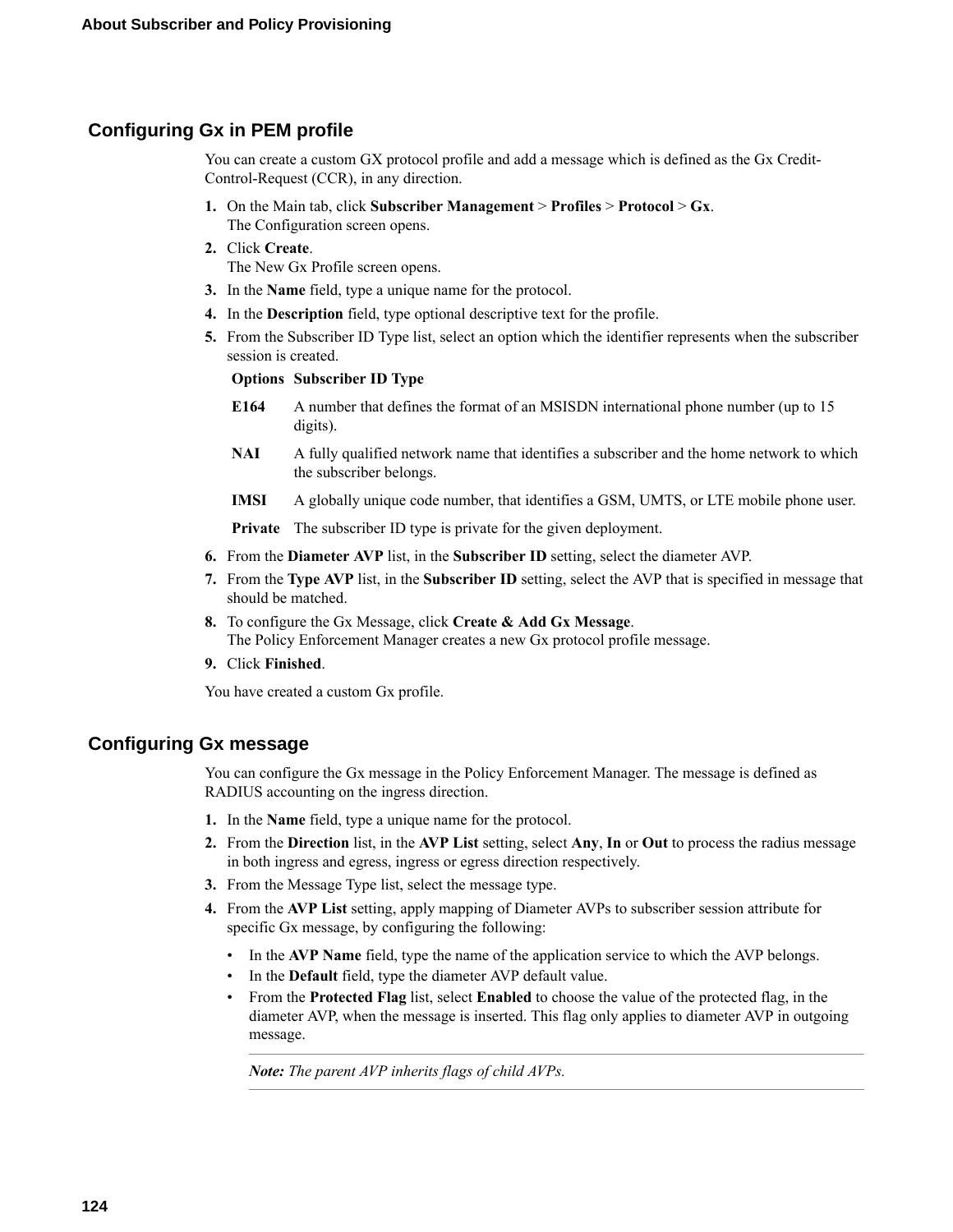## Configuring Gx in PEM profile

You can create a custom GX protocol profile and add a message which is defined as the Gx Credit-Control-Request (CCR), in any direction.

1. On the Main tab, click **Subscriber Management** > **Profiles** > **Protocol** > **Gx**.
   The Configuration screen opens.
2. Click **Create**.
   The New Gx Profile screen opens.
3. In the **Name** field, type a unique name for the protocol.
4. In the **Description** field, type optional descriptive text for the profile.
5. From the Subscriber ID Type list, select an option which the identifier represents when the subscriber session is created.

   | Options | Subscriber ID Type |
   |---|---|
   | **E164** | A number that defines the format of an MSISDN international phone number (up to 15 digits). |
   | **NAI** | A fully qualified network name that identifies a subscriber and the home network to which the subscriber belongs. |
   | **IMSI** | A globally unique code number, that identifies a GSM, UMTS, or LTE mobile phone user. |
   | **Private** | The subscriber ID type is private for the given deployment. |

6. From the **Diameter AVP** list, in the **Subscriber ID** setting, select the diameter AVP.
7. From the **Type AVP** list, in the **Subscriber ID** setting, select the AVP that is specified in message that should be matched.
8. To configure the Gx Message, click **Create & Add Gx Message**.
   The Policy Enforcement Manager creates a new Gx protocol profile message.
9. Click **Finished**.

You have created a custom Gx profile.

## Configuring Gx message

You can configure the Gx message in the Policy Enforcement Manager. The message is defined as RADIUS accounting on the ingress direction.

1. In the **Name** field, type a unique name for the protocol.
2. From the **Direction** list, in the **AVP List** setting, select **Any**, **In** or **Out** to process the radius message in both ingress and egress, ingress or egress direction respectively.
3. From the Message Type list, select the message type.
4. From the **AVP List** setting, apply mapping of Diameter AVPs to subscriber session attribute for specific Gx message, by configuring the following:
   - In the **AVP Name** field, type the name of the application service to which the AVP belongs.
   - In the **Default** field, type the diameter AVP default value.
   - From the **Protected Flag** list, select **Enabled** to choose the value of the protected flag, in the diameter AVP, when the message is inserted. This flag only applies to diameter AVP in outgoing message.

   ***Note:*** *The parent AVP inherits flags of child AVPs.*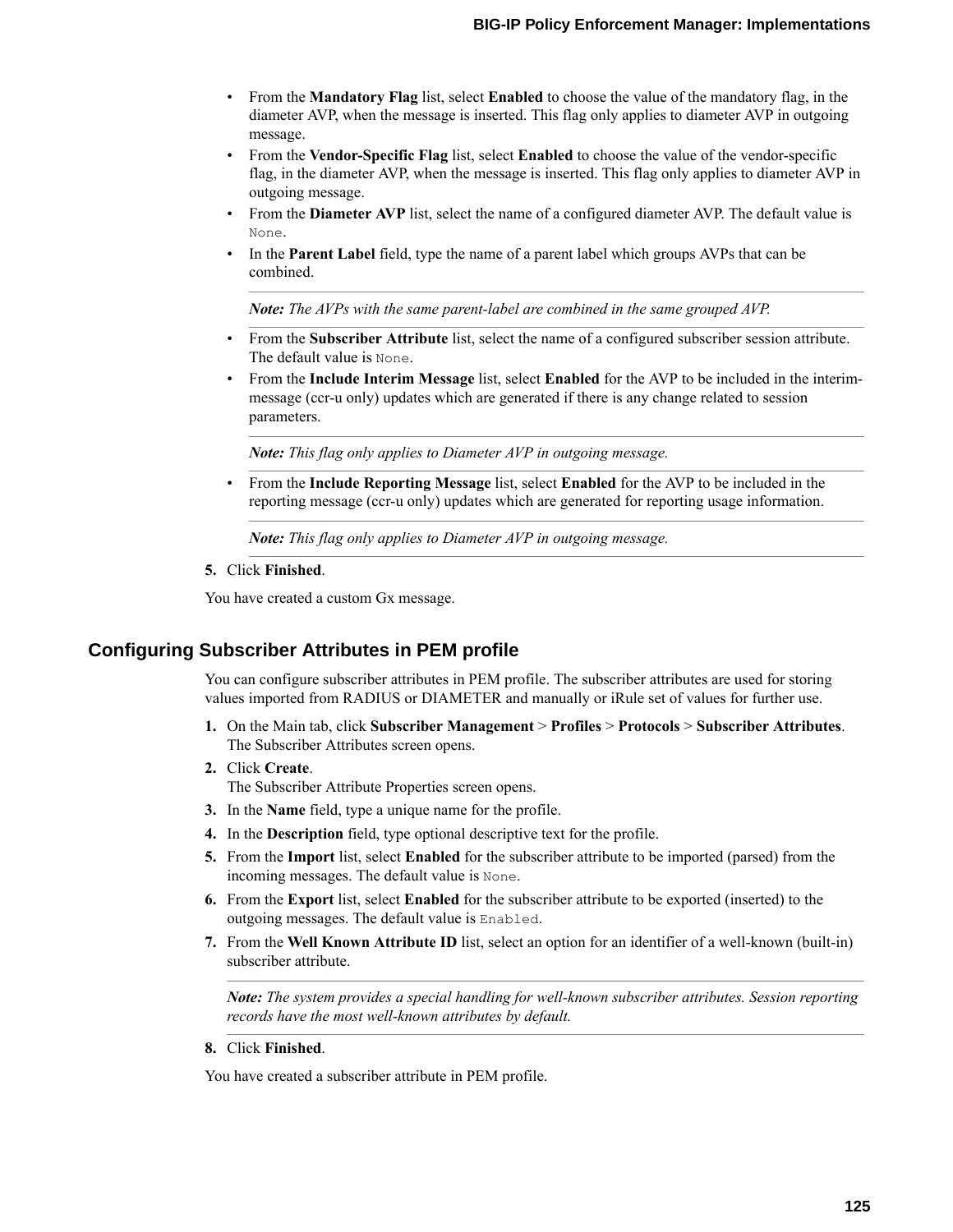- From the **Mandatory Flag** list, select **Enabled** to choose the value of the mandatory flag, in the diameter AVP, when the message is inserted. This flag only applies to diameter AVP in outgoing message.
- From the **Vendor-Specific Flag** list, select **Enabled** to choose the value of the vendor-specific flag, in the diameter AVP, when the message is inserted. This flag only applies to diameter AVP in outgoing message.
- From the **Diameter AVP** list, select the name of a configured diameter AVP. The default value is `None`.
- In the **Parent Label** field, type the name of a parent label which groups AVPs that can be combined.

  ***Note:*** *The AVPs with the same parent-label are combined in the same grouped AVP.*

- From the **Subscriber Attribute** list, select the name of a configured subscriber session attribute. The default value is `None`.
- From the **Include Interim Message** list, select **Enabled** for the AVP to be included in the interim-message (ccr-u only) updates which are generated if there is any change related to session parameters.

  ***Note:*** *This flag only applies to Diameter AVP in outgoing message.*

- From the **Include Reporting Message** list, select **Enabled** for the AVP to be included in the reporting message (ccr-u only) updates which are generated for reporting usage information.

  ***Note:*** *This flag only applies to Diameter AVP in outgoing message.*

5. Click **Finished**.

You have created a custom Gx message.

## Configuring Subscriber Attributes in PEM profile

You can configure subscriber attributes in PEM profile. The subscriber attributes are used for storing values imported from RADIUS or DIAMETER and manually or iRule set of values for further use.

1. On the Main tab, click **Subscriber Management** > **Profiles** > **Protocols** > **Subscriber Attributes**. The Subscriber Attributes screen opens.
2. Click **Create**. The Subscriber Attribute Properties screen opens.
3. In the **Name** field, type a unique name for the profile.
4. In the **Description** field, type optional descriptive text for the profile.
5. From the **Import** list, select **Enabled** for the subscriber attribute to be imported (parsed) from the incoming messages. The default value is `None`.
6. From the **Export** list, select **Enabled** for the subscriber attribute to be exported (inserted) to the outgoing messages. The default value is `Enabled`.
7. From the **Well Known Attribute ID** list, select an option for an identifier of a well-known (built-in) subscriber attribute.

   ***Note:*** *The system provides a special handling for well-known subscriber attributes. Session reporting records have the most well-known attributes by default.*

8. Click **Finished**.

You have created a subscriber attribute in PEM profile.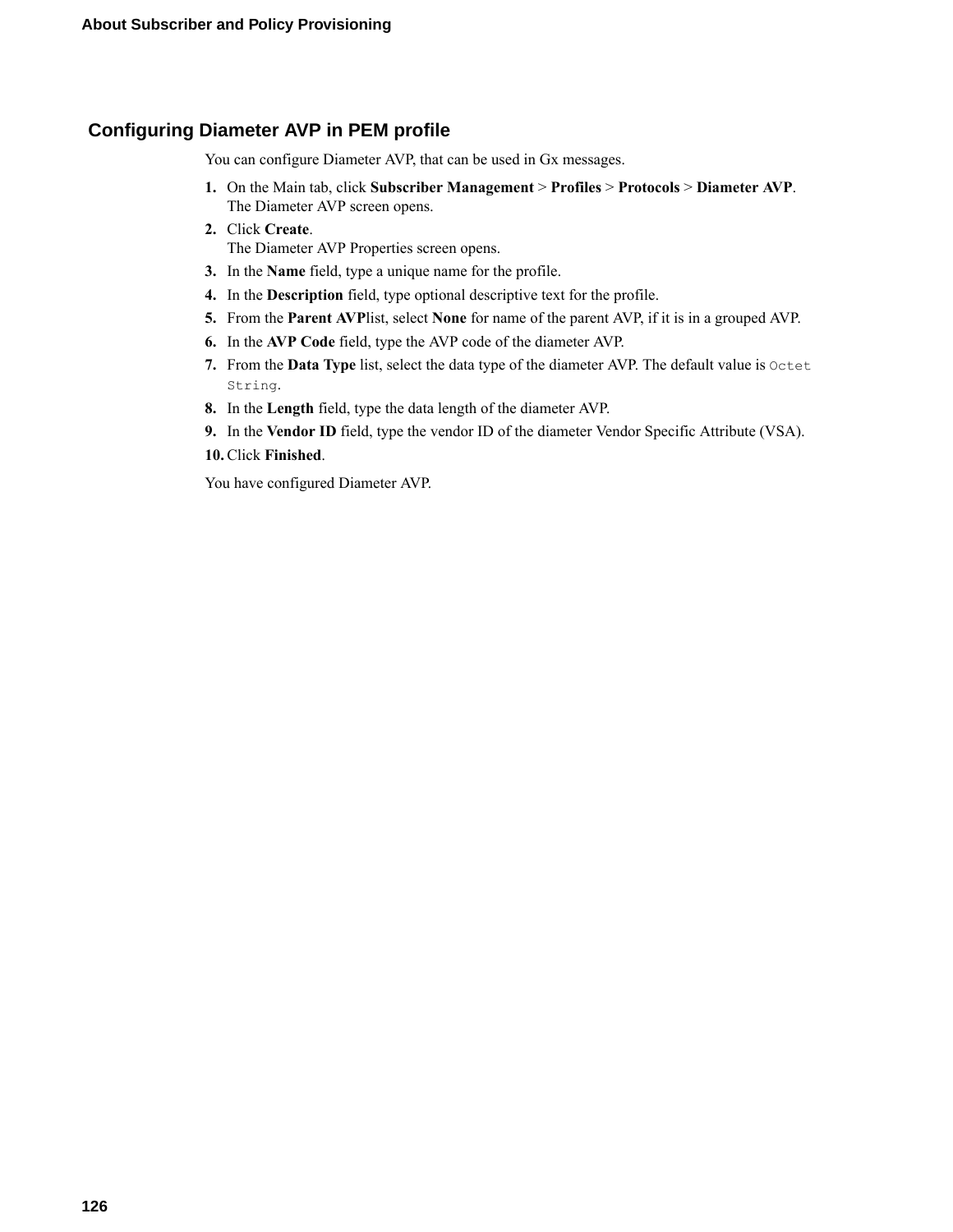## Configuring Diameter AVP in PEM profile

You can configure Diameter AVP, that can be used in Gx messages.

1. On the Main tab, click **Subscriber Management** > **Profiles** > **Protocols** > **Diameter AVP**.
   The Diameter AVP screen opens.
2. Click **Create**.
   The Diameter AVP Properties screen opens.
3. In the **Name** field, type a unique name for the profile.
4. In the **Description** field, type optional descriptive text for the profile.
5. From the **Parent AVP**list, select **None** for name of the parent AVP, if it is in a grouped AVP.
6. In the **AVP Code** field, type the AVP code of the diameter AVP.
7. From the **Data Type** list, select the data type of the diameter AVP. The default value is `Octet String`.
8. In the **Length** field, type the data length of the diameter AVP.
9. In the **Vendor ID** field, type the vendor ID of the diameter Vendor Specific Attribute (VSA).
10. Click **Finished**.

You have configured Diameter AVP.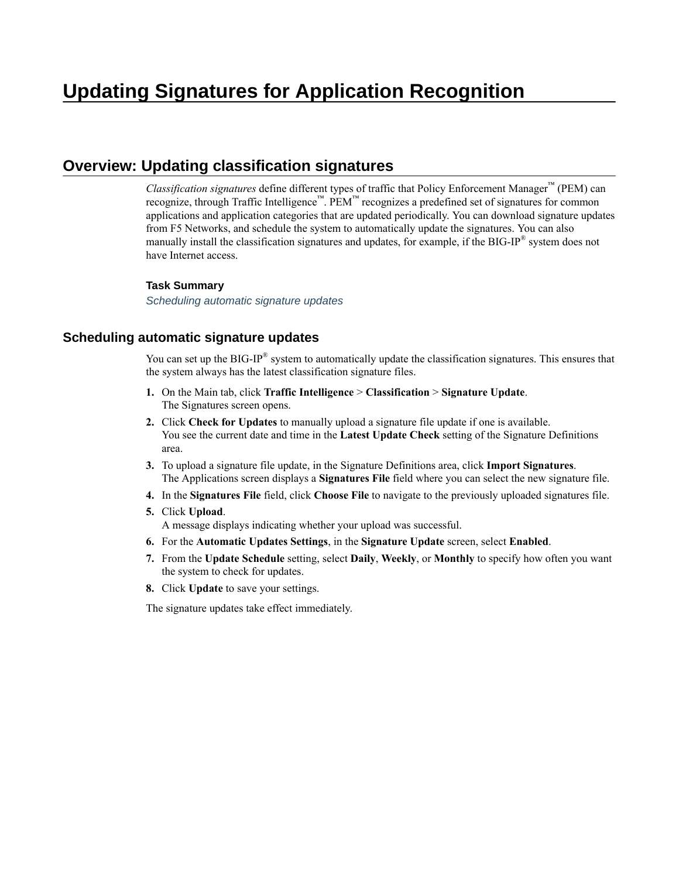# Updating Signatures for Application Recognition

## Overview: Updating classification signatures

*Classification signatures* define different types of traffic that Policy Enforcement Manager™ (PEM) can recognize, through Traffic Intelligence™. PEM™ recognizes a predefined set of signatures for common applications and application categories that are updated periodically. You can download signature updates from F5 Networks, and schedule the system to automatically update the signatures. You can also manually install the classification signatures and updates, for example, if the BIG-IP® system does not have Internet access.

**Task Summary**

*Scheduling automatic signature updates*

### Scheduling automatic signature updates

You can set up the BIG-IP® system to automatically update the classification signatures. This ensures that the system always has the latest classification signature files.

1. On the Main tab, click **Traffic Intelligence** > **Classification** > **Signature Update**.
   The Signatures screen opens.
2. Click **Check for Updates** to manually upload a signature file update if one is available.
   You see the current date and time in the **Latest Update Check** setting of the Signature Definitions area.
3. To upload a signature file update, in the Signature Definitions area, click **Import Signatures**.
   The Applications screen displays a **Signatures File** field where you can select the new signature file.
4. In the **Signatures File** field, click **Choose File** to navigate to the previously uploaded signatures file.
5. Click **Upload**.
   A message displays indicating whether your upload was successful.
6. For the **Automatic Updates Settings**, in the **Signature Update** screen, select **Enabled**.
7. From the **Update Schedule** setting, select **Daily**, **Weekly**, or **Monthly** to specify how often you want the system to check for updates.
8. Click **Update** to save your settings.

The signature updates take effect immediately.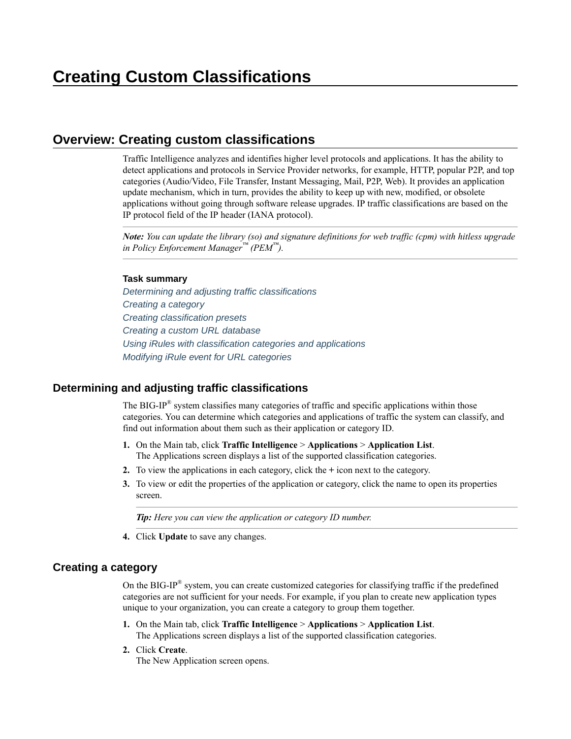# Creating Custom Classifications

## Overview: Creating custom classifications

Traffic Intelligence analyzes and identifies higher level protocols and applications. It has the ability to detect applications and protocols in Service Provider networks, for example, HTTP, popular P2P, and top categories (Audio/Video, File Transfer, Instant Messaging, Mail, P2P, Web). It provides an application update mechanism, which in turn, provides the ability to keep up with new, modified, or obsolete applications without going through software release upgrades. IP traffic classifications are based on the IP protocol field of the IP header (IANA protocol).

---

***Note:** You can update the library (so) and signature definitions for web traffic (cpm) with hitless upgrade in Policy Enforcement Manager™ (PEM™).*

---

**Task summary**

*Determining and adjusting traffic classifications*
*Creating a category*
*Creating classification presets*
*Creating a custom URL database*
*Using iRules with classification categories and applications*
*Modifying iRule event for URL categories*

### Determining and adjusting traffic classifications

The BIG-IP® system classifies many categories of traffic and specific applications within those categories. You can determine which categories and applications of traffic the system can classify, and find out information about them such as their application or category ID.

1. On the Main tab, click **Traffic Intelligence** > **Applications** > **Application List**.
   The Applications screen displays a list of the supported classification categories.
2. To view the applications in each category, click the **+** icon next to the category.
3. To view or edit the properties of the application or category, click the name to open its properties screen.

   ---

   ***Tip:** Here you can view the application or category ID number.*

   ---

4. Click **Update** to save any changes.

### Creating a category

On the BIG-IP® system, you can create customized categories for classifying traffic if the predefined categories are not sufficient for your needs. For example, if you plan to create new application types unique to your organization, you can create a category to group them together.

1. On the Main tab, click **Traffic Intelligence** > **Applications** > **Application List**.
   The Applications screen displays a list of the supported classification categories.
2. Click **Create**.
   The New Application screen opens.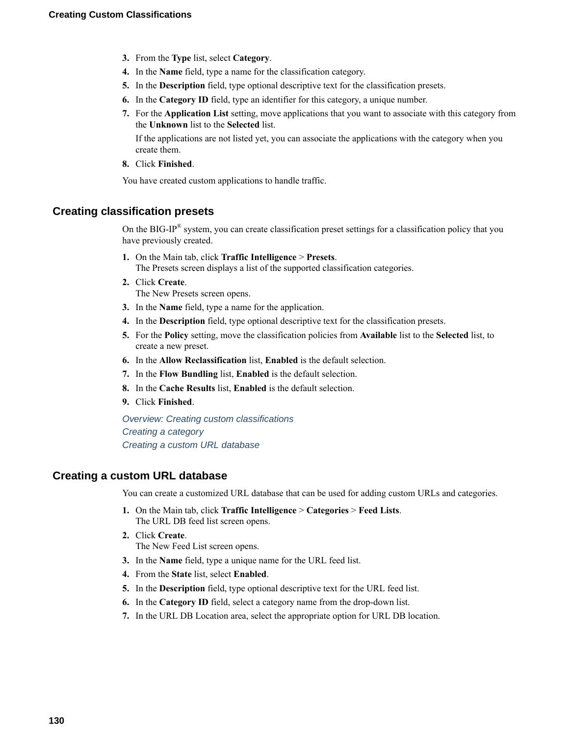3. From the **Type** list, select **Category**.
4. In the **Name** field, type a name for the classification category.
5. In the **Description** field, type optional descriptive text for the classification presets.
6. In the **Category ID** field, type an identifier for this category, a unique number.
7. For the **Application List** setting, move applications that you want to associate with this category from the **Unknown** list to the **Selected** list.

   If the applications are not listed yet, you can associate the applications with the category when you create them.
8. Click **Finished**.

You have created custom applications to handle traffic.

## Creating classification presets

On the BIG-IP® system, you can create classification preset settings for a classification policy that you have previously created.

1. On the Main tab, click **Traffic Intelligence** > **Presets**.
   The Presets screen displays a list of the supported classification categories.
2. Click **Create**.
   The New Presets screen opens.
3. In the **Name** field, type a name for the application.
4. In the **Description** field, type optional descriptive text for the classification presets.
5. For the **Policy** setting, move the classification policies from **Available** list to the **Selected** list, to create a new preset.
6. In the **Allow Reclassification** list, **Enabled** is the default selection.
7. In the **Flow Bundling** list, **Enabled** is the default selection.
8. In the **Cache Results** list, **Enabled** is the default selection.
9. Click **Finished**.

*Overview: Creating custom classifications*
*Creating a category*
*Creating a custom URL database*

## Creating a custom URL database

You can create a customized URL database that can be used for adding custom URLs and categories.

1. On the Main tab, click **Traffic Intelligence** > **Categories** > **Feed Lists**.
   The URL DB feed list screen opens.
2. Click **Create**.
   The New Feed List screen opens.
3. In the **Name** field, type a unique name for the URL feed list.
4. From the **State** list, select **Enabled**.
5. In the **Description** field, type optional descriptive text for the URL feed list.
6. In the **Category ID** field, select a category name from the drop-down list.
7. In the URL DB Location area, select the appropriate option for URL DB location.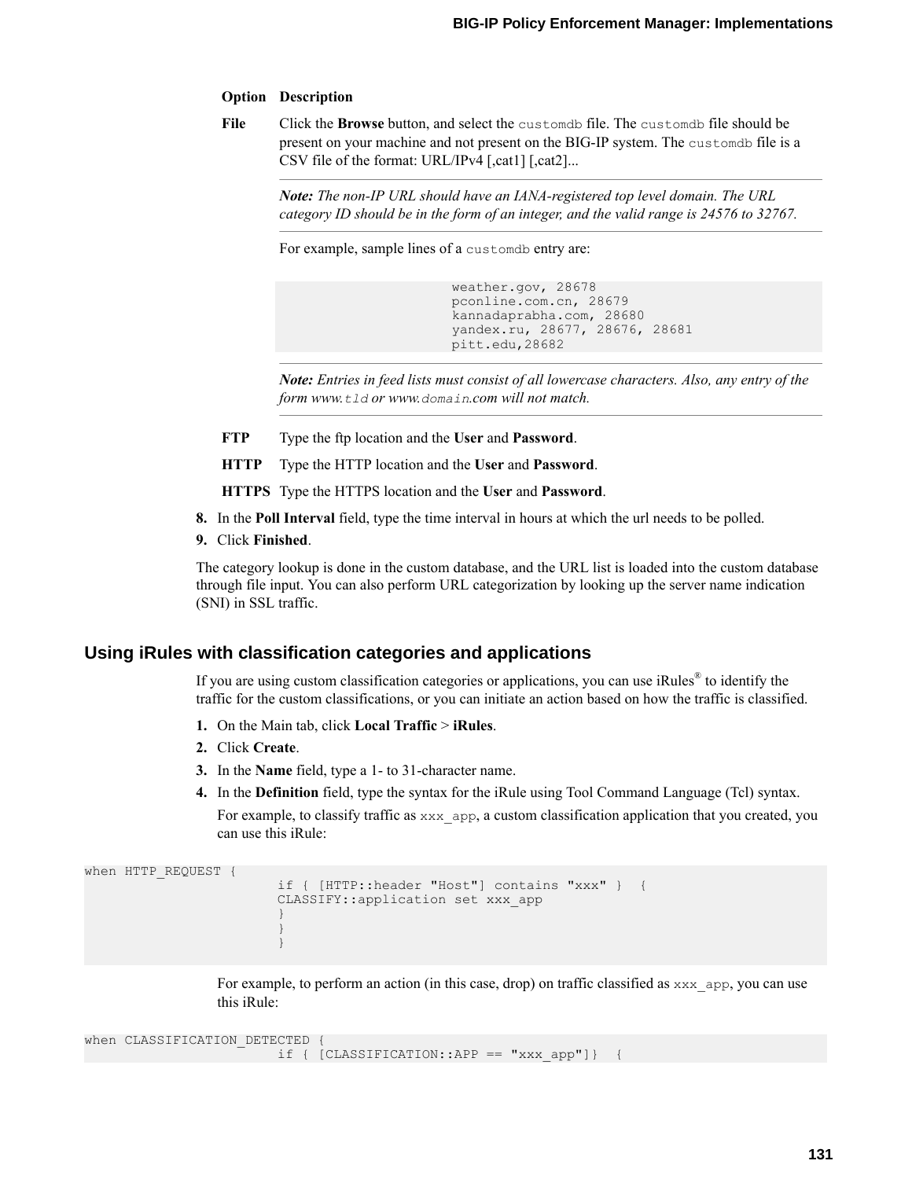| Option | Description |
| --- | --- |
| File | Click the **Browse** button, and select the `customdb` file. The `customdb` file should be present on your machine and not present on the BIG-IP system. The `customdb` file is a CSV file of the format: URL/IPv4 [,cat1] [,cat2]... |

> ***Note:*** *The non-IP URL should have an IANA-registered top level domain. The URL category ID should be in the form of an integer, and the valid range is 24576 to 32767.*

For example, sample lines of a `customdb` entry are:

```
weather.gov, 28678
pconline.com.cn, 28679
kannadaprabha.com, 28680
yandex.ru, 28677, 28676, 28681
pitt.edu,28682
```

> ***Note:*** *Entries in feed lists must consist of all lowercase characters. Also, any entry of the form www.`tld` or www.`domain`.com will not match.*

| Option | Description |
| --- | --- |
| FTP | Type the ftp location and the **User** and **Password**. |
| HTTP | Type the HTTP location and the **User** and **Password**. |
| HTTPS | Type the HTTPS location and the **User** and **Password**. |

8. In the **Poll Interval** field, type the time interval in hours at which the url needs to be polled.
9. Click **Finished**.

The category lookup is done in the custom database, and the URL list is loaded into the custom database through file input. You can also perform URL categorization by looking up the server name indication (SNI) in SSL traffic.

## Using iRules with classification categories and applications

If you are using custom classification categories or applications, you can use iRules® to identify the traffic for the custom classifications, or you can initiate an action based on how the traffic is classified.

1. On the Main tab, click **Local Traffic** > **iRules**.
2. Click **Create**.
3. In the **Name** field, type a 1- to 31-character name.
4. In the **Definition** field, type the syntax for the iRule using Tool Command Language (Tcl) syntax.

   For example, to classify traffic as `xxx_app`, a custom classification application that you created, you can use this iRule:

```
when HTTP_REQUEST {
                        if { [HTTP::header "Host"] contains "xxx" }  {
                        CLASSIFY::application set xxx_app
                        }
                        }
                        }
```

For example, to perform an action (in this case, drop) on traffic classified as `xxx_app`, you can use this iRule:

```
when CLASSIFICATION_DETECTED {
                        if { [CLASSIFICATION::APP == "xxx_app"]}  {
```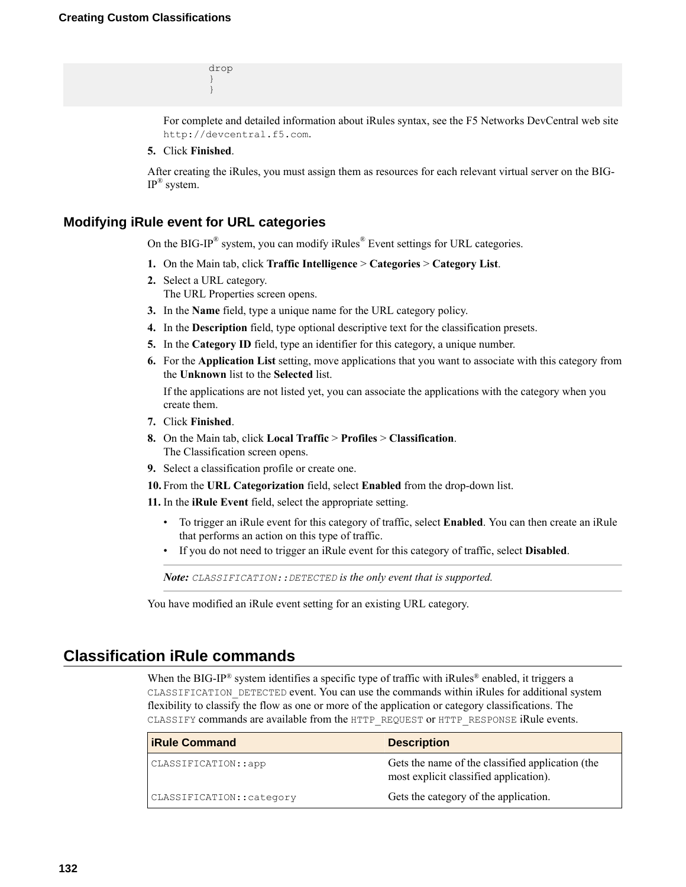```
                    drop
                    }
                    }
```

For complete and detailed information about iRules syntax, see the F5 Networks DevCentral web site `http://devcentral.f5.com`.

5. Click **Finished**.

After creating the iRules, you must assign them as resources for each relevant virtual server on the BIG-IP® system.

### Modifying iRule event for URL categories

On the BIG-IP® system, you can modify iRules® Event settings for URL categories.

1. On the Main tab, click **Traffic Intelligence** > **Categories** > **Category List**.
2. Select a URL category.
   The URL Properties screen opens.
3. In the **Name** field, type a unique name for the URL category policy.
4. In the **Description** field, type optional descriptive text for the classification presets.
5. In the **Category ID** field, type an identifier for this category, a unique number.
6. For the **Application List** setting, move applications that you want to associate with this category from the **Unknown** list to the **Selected** list.

   If the applications are not listed yet, you can associate the applications with the category when you create them.
7. Click **Finished**.
8. On the Main tab, click **Local Traffic** > **Profiles** > **Classification**.
   The Classification screen opens.
9. Select a classification profile or create one.
10. From the **URL Categorization** field, select **Enabled** from the drop-down list.
11. In the **iRule Event** field, select the appropriate setting.
    - To trigger an iRule event for this category of traffic, select **Enabled**. You can then create an iRule that performs an action on this type of traffic.
    - If you do not need to trigger an iRule event for this category of traffic, select **Disabled**.

    ***Note:*** *`CLASSIFICATION::DETECTED` is the only event that is supported.*

You have modified an iRule event setting for an existing URL category.

## Classification iRule commands

When the BIG-IP® system identifies a specific type of traffic with iRules® enabled, it triggers a `CLASSIFICATION_DETECTED` event. You can use the commands within iRules for additional system flexibility to classify the flow as one or more of the application or category classifications. The `CLASSIFY` commands are available from the `HTTP_REQUEST` or `HTTP_RESPONSE` iRule events.

| iRule Command | Description |
|---|---|
| `CLASSIFICATION::app` | Gets the name of the classified application (the most explicit classified application). |
| `CLASSIFICATION::category` | Gets the category of the application. |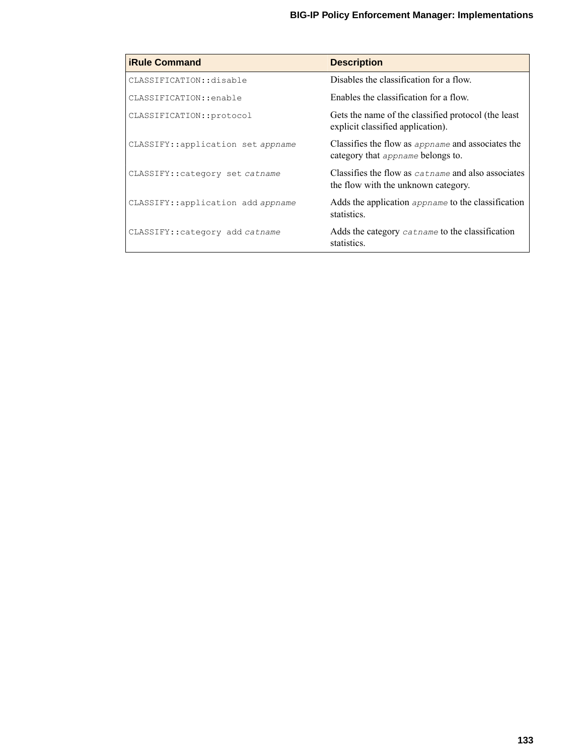| iRule Command | Description |
| --- | --- |
| `CLASSIFICATION::disable` | Disables the classification for a flow. |
| `CLASSIFICATION::enable` | Enables the classification for a flow. |
| `CLASSIFICATION::protocol` | Gets the name of the classified protocol (the least explicit classified application). |
| `CLASSIFY::application set` *`appname`* | Classifies the flow as *`appname`* and associates the category that *`appname`* belongs to. |
| `CLASSIFY::category set` *`catname`* | Classifies the flow as *`catname`* and also associates the flow with the unknown category. |
| `CLASSIFY::application add` *`appname`* | Adds the application *`appname`* to the classification statistics. |
| `CLASSIFY::category add` *`catname`* | Adds the category *`catname`* to the classification statistics. |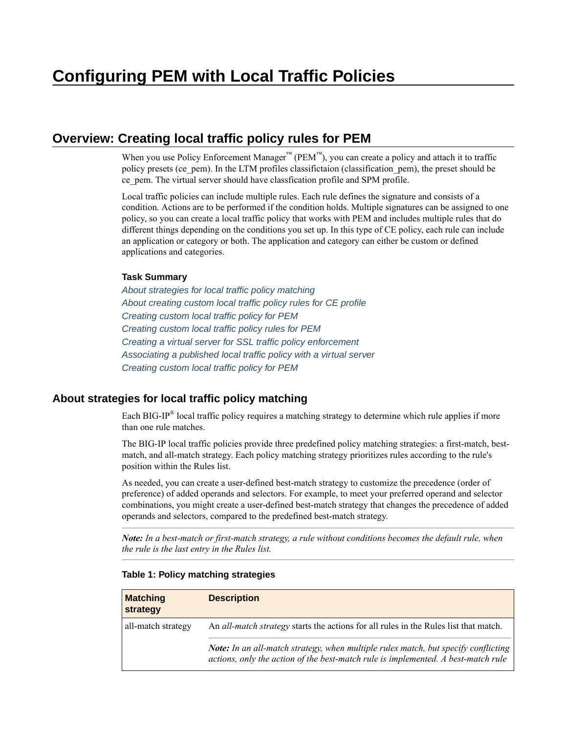# Configuring PEM with Local Traffic Policies

## Overview: Creating local traffic policy rules for PEM

When you use Policy Enforcement Manager™ (PEM™), you can create a policy and attach it to traffic policy presets (ce_pem). In the LTM profiles classifictaion (classification_pem), the preset should be ce_pem. The virtual server should have classfication profile and SPM profile.

Local traffic policies can include multiple rules. Each rule defines the signature and consists of a condition. Actions are to be performed if the condition holds. Multiple signatures can be assigned to one policy, so you can create a local traffic policy that works with PEM and includes multiple rules that do different things depending on the conditions you set up. In this type of CE policy, each rule can include an application or category or both. The application and category can either be custom or defined applications and categories.

#### Task Summary

*About strategies for local traffic policy matching*
*About creating custom local traffic policy rules for CE profile*
*Creating custom local traffic policy for PEM*
*Creating custom local traffic policy rules for PEM*
*Creating a virtual server for SSL traffic policy enforcement*
*Associating a published local traffic policy with a virtual server*
*Creating custom local traffic policy for PEM*

### About strategies for local traffic policy matching

Each BIG-IP® local traffic policy requires a matching strategy to determine which rule applies if more than one rule matches.

The BIG-IP local traffic policies provide three predefined policy matching strategies: a first-match, best-match, and all-match strategy. Each policy matching strategy prioritizes rules according to the rule's position within the Rules list.

As needed, you can create a user-defined best-match strategy to customize the precedence (order of preference) of added operands and selectors. For example, to meet your preferred operand and selector combinations, you might create a user-defined best-match strategy that changes the precedence of added operands and selectors, compared to the predefined best-match strategy.

***Note:*** *In a best-match or first-match strategy, a rule without conditions becomes the default rule, when the rule is the last entry in the Rules list.*

**Table 1: Policy matching strategies**

| Matching strategy | Description |
|---|---|
| all-match strategy | An *all-match strategy* starts the actions for all rules in the Rules list that match. ***Note:*** *In an all-match strategy, when multiple rules match, but specify conflicting actions, only the action of the best-match rule is implemented. A best-match rule* |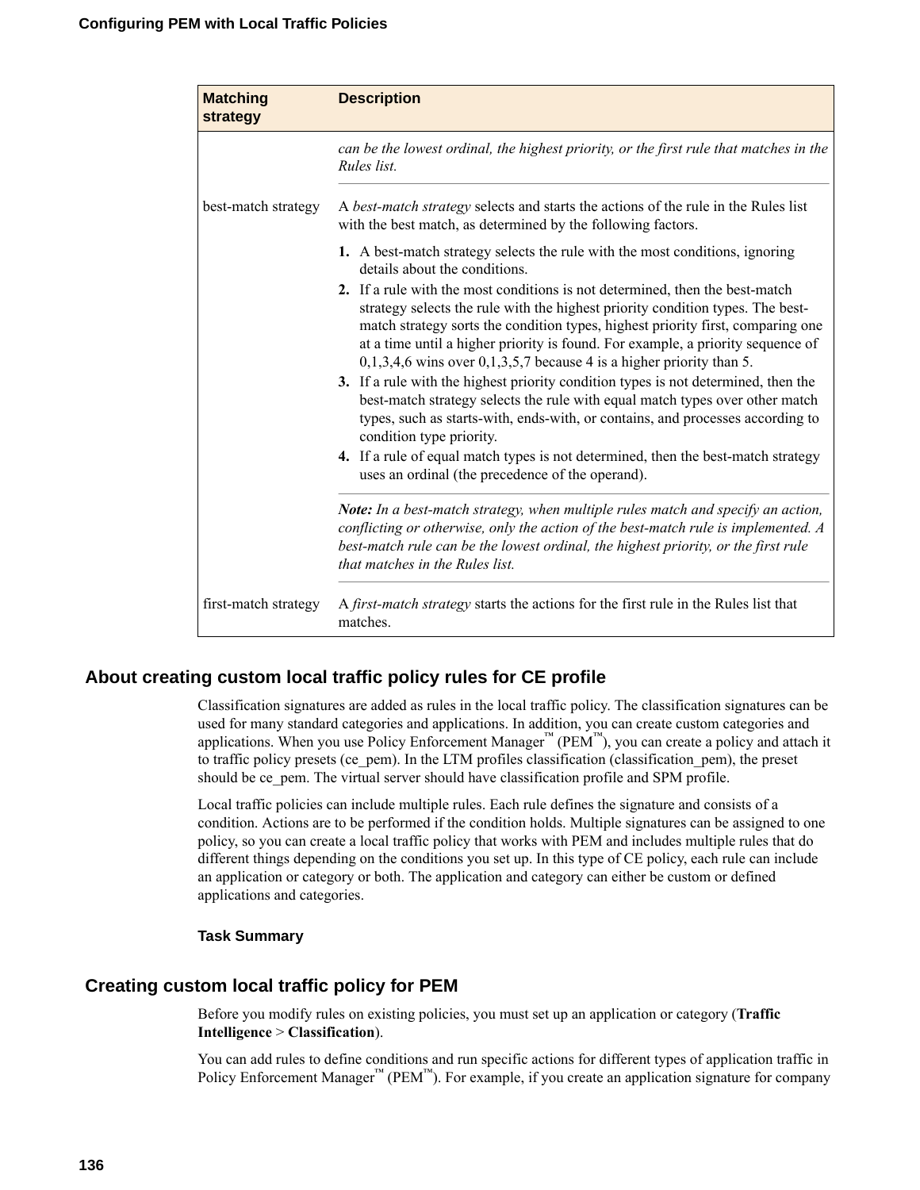| Matching strategy | Description |
|---|---|
| | *can be the lowest ordinal, the highest priority, or the first rule that matches in the Rules list.* |
| best-match strategy | A *best-match strategy* selects and starts the actions of the rule in the Rules list with the best match, as determined by the following factors.<br><br>**1.** A best-match strategy selects the rule with the most conditions, ignoring details about the conditions.<br>**2.** If a rule with the most conditions is not determined, then the best-match strategy selects the rule with the highest priority condition types. The best-match strategy sorts the condition types, highest priority first, comparing one at a time until a higher priority is found. For example, a priority sequence of 0,1,3,4,6 wins over 0,1,3,5,7 because 4 is a higher priority than 5.<br>**3.** If a rule with the highest priority condition types is not determined, then the best-match strategy selects the rule with equal match types over other match types, such as starts-with, ends-with, or contains, and processes according to condition type priority.<br>**4.** If a rule of equal match types is not determined, then the best-match strategy uses an ordinal (the precedence of the operand).<br><br>***Note:*** *In a best-match strategy, when multiple rules match and specify an action, conflicting or otherwise, only the action of the best-match rule is implemented. A best-match rule can be the lowest ordinal, the highest priority, or the first rule that matches in the Rules list.* |
| first-match strategy | A *first-match strategy* starts the actions for the first rule in the Rules list that matches. |

## About creating custom local traffic policy rules for CE profile

Classification signatures are added as rules in the local traffic policy. The classification signatures can be used for many standard categories and applications. In addition, you can create custom categories and applications. When you use Policy Enforcement Manager™ (PEM™), you can create a policy and attach it to traffic policy presets (ce_pem). In the LTM profiles classification (classification_pem), the preset should be ce_pem. The virtual server should have classification profile and SPM profile.

Local traffic policies can include multiple rules. Each rule defines the signature and consists of a condition. Actions are to be performed if the condition holds. Multiple signatures can be assigned to one policy, so you can create a local traffic policy that works with PEM and includes multiple rules that do different things depending on the conditions you set up. In this type of CE policy, each rule can include an application or category or both. The application and category can either be custom or defined applications and categories.

#### Task Summary

## Creating custom local traffic policy for PEM

Before you modify rules on existing policies, you must set up an application or category (**Traffic Intelligence** > **Classification**).

You can add rules to define conditions and run specific actions for different types of application traffic in Policy Enforcement Manager™ (PEM™). For example, if you create an application signature for company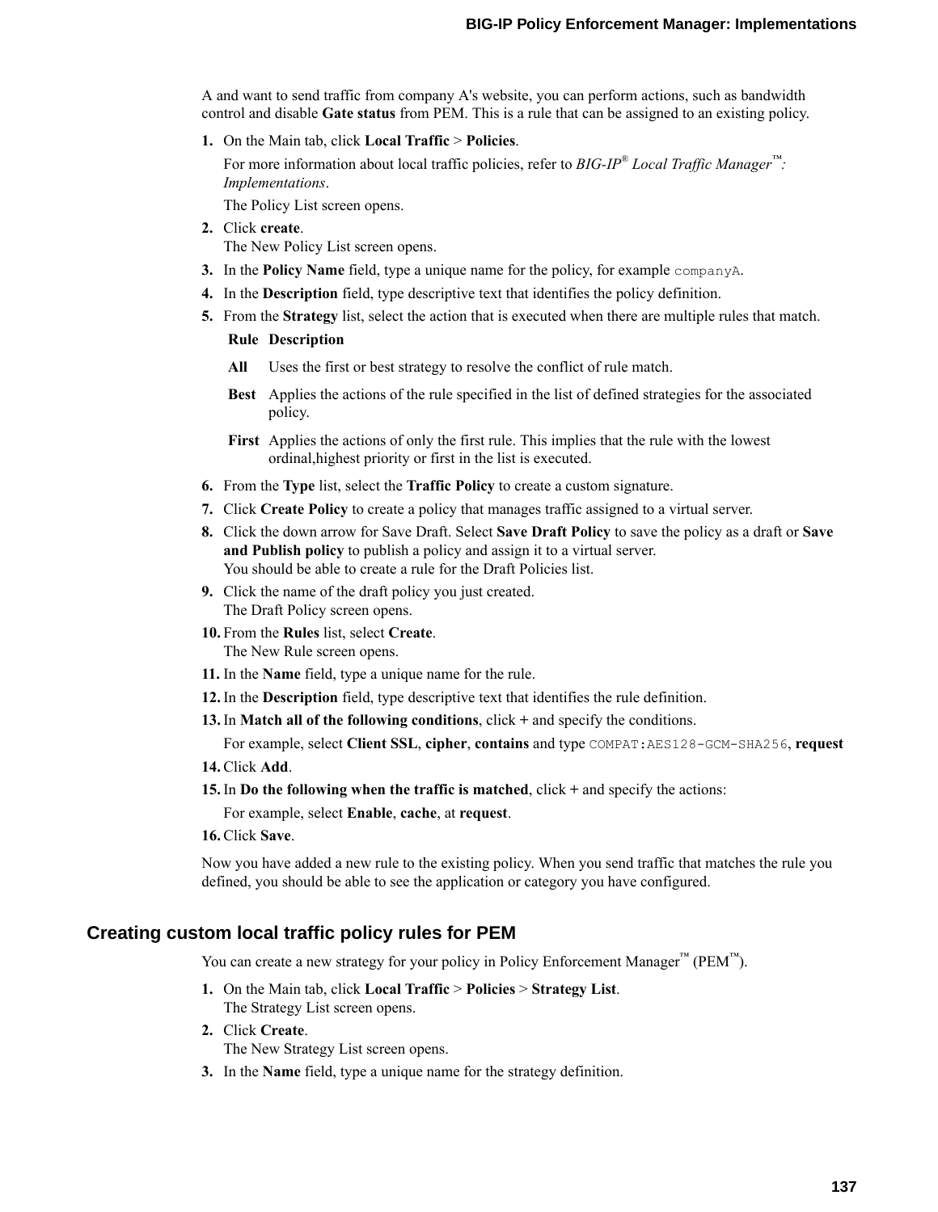A and want to send traffic from company A's website, you can perform actions, such as bandwidth control and disable **Gate status** from PEM. This is a rule that can be assigned to an existing policy.

1. On the Main tab, click **Local Traffic** > **Policies**.

   For more information about local traffic policies, refer to *BIG-IP® Local Traffic Manager™: Implementations*.

   The Policy List screen opens.
2. Click **create**.
   The New Policy List screen opens.
3. In the **Policy Name** field, type a unique name for the policy, for example `companyA`.
4. In the **Description** field, type descriptive text that identifies the policy definition.
5. From the **Strategy** list, select the action that is executed when there are multiple rules that match.

   | Rule | Description |
   | --- | --- |
   | **All** | Uses the first or best strategy to resolve the conflict of rule match. |
   | **Best** | Applies the actions of the rule specified in the list of defined strategies for the associated policy. |
   | **First** | Applies the actions of only the first rule. This implies that the rule with the lowest ordinal,highest priority or first in the list is executed. |

6. From the **Type** list, select the **Traffic Policy** to create a custom signature.
7. Click **Create Policy** to create a policy that manages traffic assigned to a virtual server.
8. Click the down arrow for Save Draft. Select **Save Draft Policy** to save the policy as a draft or **Save and Publish policy** to publish a policy and assign it to a virtual server.
   You should be able to create a rule for the Draft Policies list.
9. Click the name of the draft policy you just created.
   The Draft Policy screen opens.
10. From the **Rules** list, select **Create**.
    The New Rule screen opens.
11. In the **Name** field, type a unique name for the rule.
12. In the **Description** field, type descriptive text that identifies the rule definition.
13. In **Match all of the following conditions**, click **+** and specify the conditions.

    For example, select **Client SSL**, **cipher**, **contains** and type `COMPAT:AES128-GCM-SHA256`, **request**
14. Click **Add**.
15. In **Do the following when the traffic is matched**, click **+** and specify the actions:

    For example, select **Enable**, **cache**, at **request**.
16. Click **Save**.

Now you have added a new rule to the existing policy. When you send traffic that matches the rule you defined, you should be able to see the application or category you have configured.

## Creating custom local traffic policy rules for PEM

You can create a new strategy for your policy in Policy Enforcement Manager™ (PEM™).

1. On the Main tab, click **Local Traffic** > **Policies** > **Strategy List**.
   The Strategy List screen opens.
2. Click **Create**.
   The New Strategy List screen opens.
3. In the **Name** field, type a unique name for the strategy definition.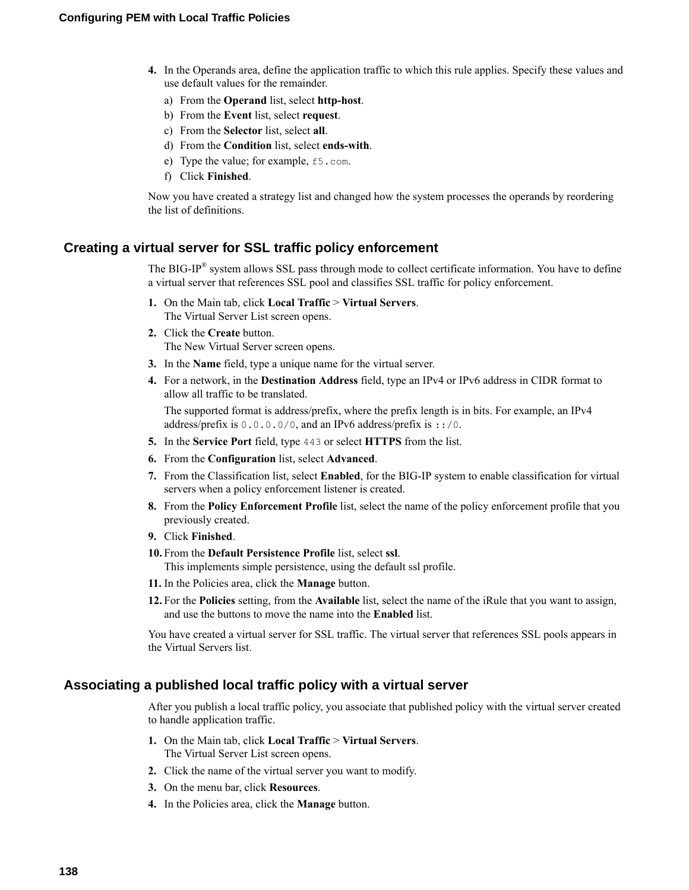4. In the Operands area, define the application traffic to which this rule applies. Specify these values and use default values for the remainder.
   a) From the **Operand** list, select **http-host**.
   b) From the **Event** list, select **request**.
   c) From the **Selector** list, select **all**.
   d) From the **Condition** list, select **ends-with**.
   e) Type the value; for example, `f5.com`.
   f) Click **Finished**.

Now you have created a strategy list and changed how the system processes the operands by reordering the list of definitions.

## Creating a virtual server for SSL traffic policy enforcement

The BIG-IP® system allows SSL pass through mode to collect certificate information. You have to define a virtual server that references SSL pool and classifies SSL traffic for policy enforcement.

1. On the Main tab, click **Local Traffic** > **Virtual Servers**.
   The Virtual Server List screen opens.
2. Click the **Create** button.
   The New Virtual Server screen opens.
3. In the **Name** field, type a unique name for the virtual server.
4. For a network, in the **Destination Address** field, type an IPv4 or IPv6 address in CIDR format to allow all traffic to be translated.

   The supported format is address/prefix, where the prefix length is in bits. For example, an IPv4 address/prefix is `0.0.0.0/0`, and an IPv6 address/prefix is `::/0`.
5. In the **Service Port** field, type `443` or select **HTTPS** from the list.
6. From the **Configuration** list, select **Advanced**.
7. From the Classification list, select **Enabled**, for the BIG-IP system to enable classification for virtual servers when a policy enforcement listener is created.
8. From the **Policy Enforcement Profile** list, select the name of the policy enforcement profile that you previously created.
9. Click **Finished**.
10. From the **Default Persistence Profile** list, select **ssl**.
    This implements simple persistence, using the default ssl profile.
11. In the Policies area, click the **Manage** button.
12. For the **Policies** setting, from the **Available** list, select the name of the iRule that you want to assign, and use the buttons to move the name into the **Enabled** list.

You have created a virtual server for SSL traffic. The virtual server that references SSL pools appears in the Virtual Servers list.

## Associating a published local traffic policy with a virtual server

After you publish a local traffic policy, you associate that published policy with the virtual server created to handle application traffic.

1. On the Main tab, click **Local Traffic** > **Virtual Servers**.
   The Virtual Server List screen opens.
2. Click the name of the virtual server you want to modify.
3. On the menu bar, click **Resources**.
4. In the Policies area, click the **Manage** button.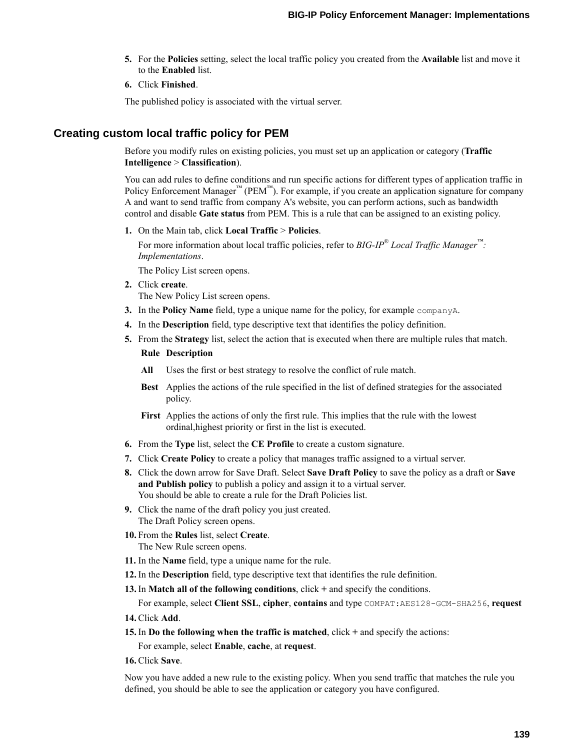5. For the **Policies** setting, select the local traffic policy you created from the **Available** list and move it to the **Enabled** list.
6. Click **Finished**.

The published policy is associated with the virtual server.

## Creating custom local traffic policy for PEM

Before you modify rules on existing policies, you must set up an application or category (**Traffic Intelligence** > **Classification**).

You can add rules to define conditions and run specific actions for different types of application traffic in Policy Enforcement Manager™ (PEM™). For example, if you create an application signature for company A and want to send traffic from company A's website, you can perform actions, such as bandwidth control and disable **Gate status** from PEM. This is a rule that can be assigned to an existing policy.

1. On the Main tab, click **Local Traffic** > **Policies**.

   For more information about local traffic policies, refer to *BIG-IP® Local Traffic Manager™: Implementations*.

   The Policy List screen opens.
2. Click **create**.
   The New Policy List screen opens.
3. In the **Policy Name** field, type a unique name for the policy, for example `companyA`.
4. In the **Description** field, type descriptive text that identifies the policy definition.
5. From the **Strategy** list, select the action that is executed when there are multiple rules that match.

   | Rule | Description |
   | --- | --- |
   | **All** | Uses the first or best strategy to resolve the conflict of rule match. |
   | **Best** | Applies the actions of the rule specified in the list of defined strategies for the associated policy. |
   | **First** | Applies the actions of only the first rule. This implies that the rule with the lowest ordinal,highest priority or first in the list is executed. |

6. From the **Type** list, select the **CE Profile** to create a custom signature.
7. Click **Create Policy** to create a policy that manages traffic assigned to a virtual server.
8. Click the down arrow for Save Draft. Select **Save Draft Policy** to save the policy as a draft or **Save and Publish policy** to publish a policy and assign it to a virtual server.
   You should be able to create a rule for the Draft Policies list.
9. Click the name of the draft policy you just created.
   The Draft Policy screen opens.
10. From the **Rules** list, select **Create**.
    The New Rule screen opens.
11. In the **Name** field, type a unique name for the rule.
12. In the **Description** field, type descriptive text that identifies the rule definition.
13. In **Match all of the following conditions**, click **+** and specify the conditions.

    For example, select **Client SSL**, **cipher**, **contains** and type `COMPAT:AES128-GCM-SHA256`, **request**
14. Click **Add**.
15. In **Do the following when the traffic is matched**, click **+** and specify the actions:

    For example, select **Enable**, **cache**, at **request**.
16. Click **Save**.

Now you have added a new rule to the existing policy. When you send traffic that matches the rule you defined, you should be able to see the application or category you have configured.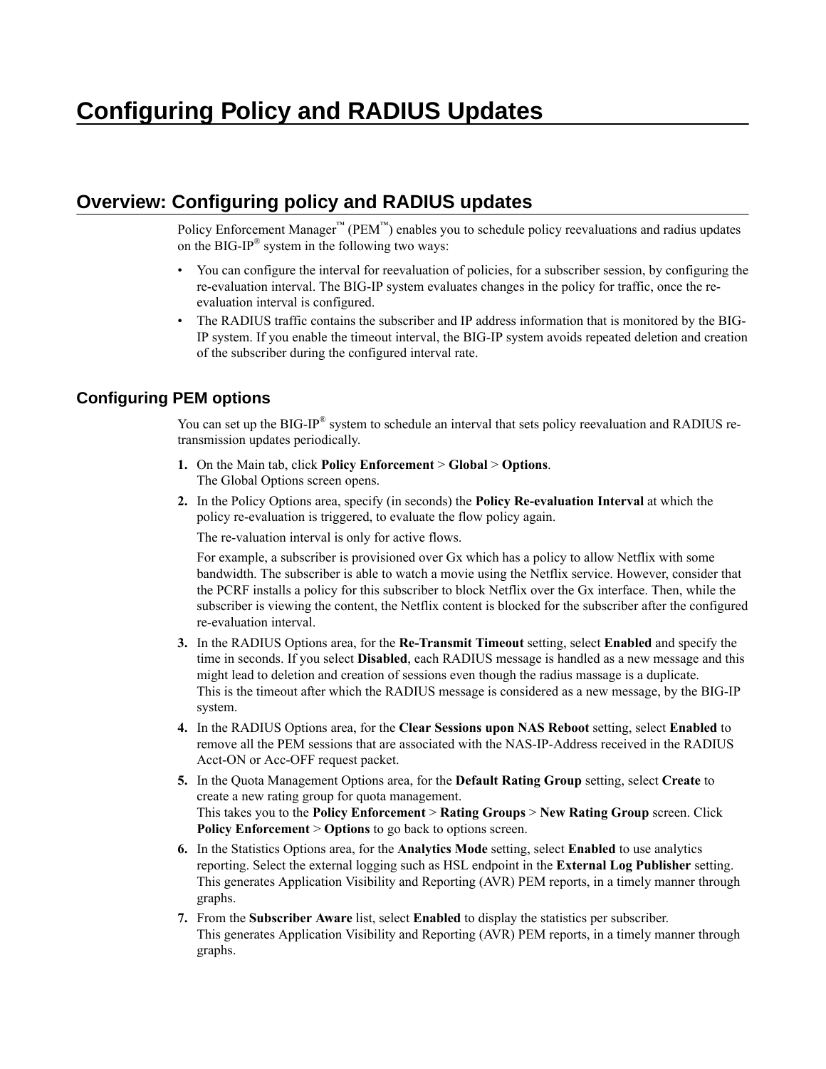# Configuring Policy and RADIUS Updates

## Overview: Configuring policy and RADIUS updates

Policy Enforcement Manager™ (PEM™) enables you to schedule policy reevaluations and radius updates on the BIG-IP® system in the following two ways:

- You can configure the interval for reevaluation of policies, for a subscriber session, by configuring the re-evaluation interval. The BIG-IP system evaluates changes in the policy for traffic, once the re-evaluation interval is configured.
- The RADIUS traffic contains the subscriber and IP address information that is monitored by the BIG-IP system. If you enable the timeout interval, the BIG-IP system avoids repeated deletion and creation of the subscriber during the configured interval rate.

### Configuring PEM options

You can set up the BIG-IP® system to schedule an interval that sets policy reevaluation and RADIUS re-transmission updates periodically.

1. On the Main tab, click **Policy Enforcement** > **Global** > **Options**.
   The Global Options screen opens.
2. In the Policy Options area, specify (in seconds) the **Policy Re-evaluation Interval** at which the policy re-evaluation is triggered, to evaluate the flow policy again.

   The re-valuation interval is only for active flows.

   For example, a subscriber is provisioned over Gx which has a policy to allow Netflix with some bandwidth. The subscriber is able to watch a movie using the Netflix service. However, consider that the PCRF installs a policy for this subscriber to block Netflix over the Gx interface. Then, while the subscriber is viewing the content, the Netflix content is blocked for the subscriber after the configured re-evaluation interval.
3. In the RADIUS Options area, for the **Re-Transmit Timeout** setting, select **Enabled** and specify the time in seconds. If you select **Disabled**, each RADIUS message is handled as a new message and this might lead to deletion and creation of sessions even though the radius massage is a duplicate.
   This is the timeout after which the RADIUS message is considered as a new message, by the BIG-IP system.
4. In the RADIUS Options area, for the **Clear Sessions upon NAS Reboot** setting, select **Enabled** to remove all the PEM sessions that are associated with the NAS-IP-Address received in the RADIUS Acct-ON or Acc-OFF request packet.
5. In the Quota Management Options area, for the **Default Rating Group** setting, select **Create** to create a new rating group for quota management.
   This takes you to the **Policy Enforcement** > **Rating Groups** > **New Rating Group** screen. Click **Policy Enforcement** > **Options** to go back to options screen.
6. In the Statistics Options area, for the **Analytics Mode** setting, select **Enabled** to use analytics reporting. Select the external logging such as HSL endpoint in the **External Log Publisher** setting.
   This generates Application Visibility and Reporting (AVR) PEM reports, in a timely manner through graphs.
7. From the **Subscriber Aware** list, select **Enabled** to display the statistics per subscriber.
   This generates Application Visibility and Reporting (AVR) PEM reports, in a timely manner through graphs.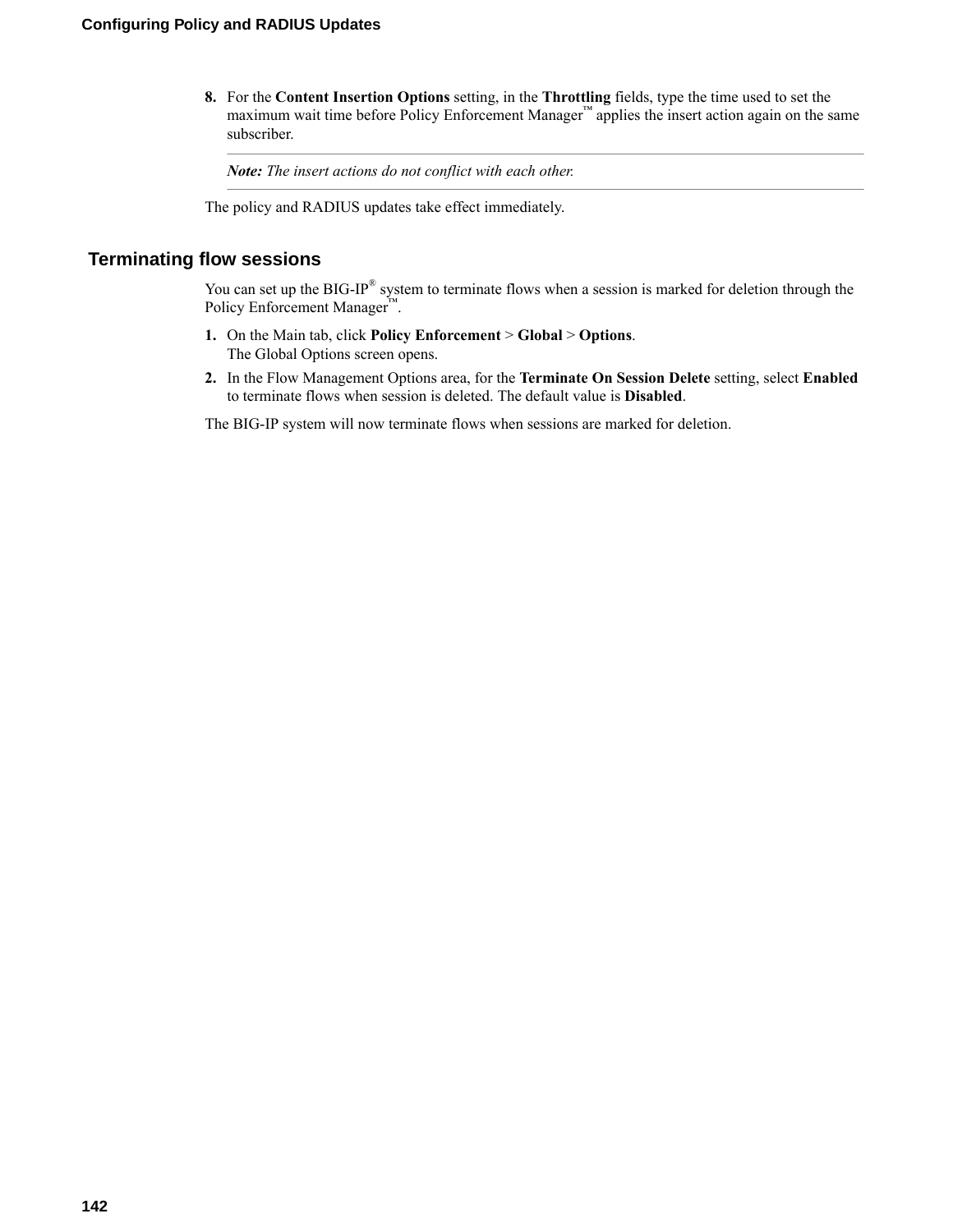8. For the **Content Insertion Options** setting, in the **Throttling** fields, type the time used to set the maximum wait time before Policy Enforcement Manager™ applies the insert action again on the same subscriber.

   ---

   ***Note:*** *The insert actions do not conflict with each other.*

   ---

The policy and RADIUS updates take effect immediately.

## Terminating flow sessions

You can set up the BIG-IP® system to terminate flows when a session is marked for deletion through the Policy Enforcement Manager™.

1. On the Main tab, click **Policy Enforcement** > **Global** > **Options**.
   The Global Options screen opens.
2. In the Flow Management Options area, for the **Terminate On Session Delete** setting, select **Enabled** to terminate flows when session is deleted. The default value is **Disabled**.

The BIG-IP system will now terminate flows when sessions are marked for deletion.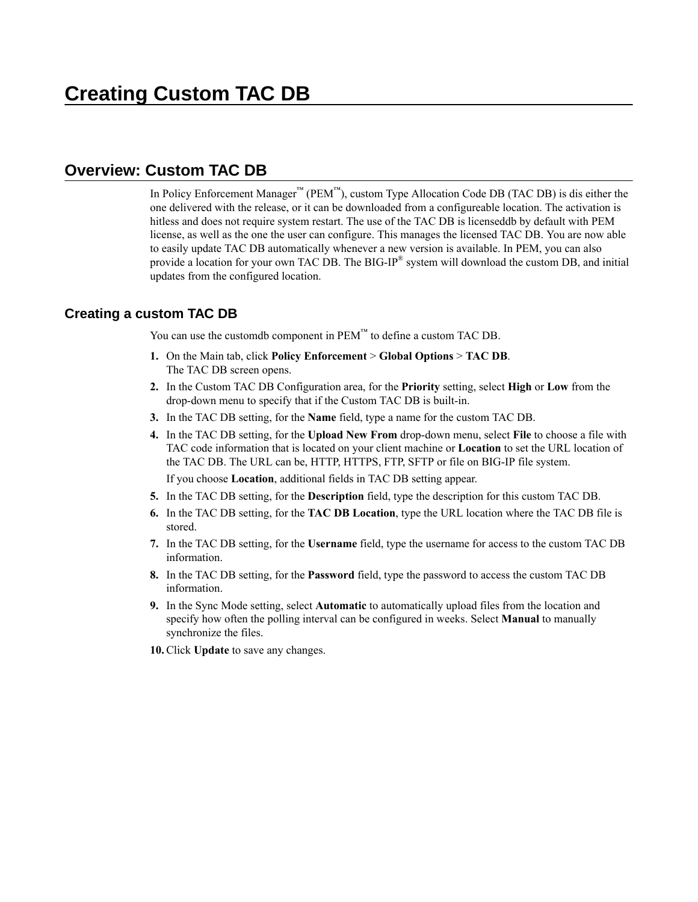# Creating Custom TAC DB

## Overview: Custom TAC DB

In Policy Enforcement Manager™ (PEM™), custom Type Allocation Code DB (TAC DB) is dis either the one delivered with the release, or it can be downloaded from a configureable location. The activation is hitless and does not require system restart. The use of the TAC DB is licenseddb by default with PEM license, as well as the one the user can configure. This manages the licensed TAC DB. You are now able to easily update TAC DB automatically whenever a new version is available. In PEM, you can also provide a location for your own TAC DB. The BIG-IP® system will download the custom DB, and initial updates from the configured location.

### Creating a custom TAC DB

You can use the customdb component in PEM™ to define a custom TAC DB.

1. On the Main tab, click **Policy Enforcement** > **Global Options** > **TAC DB**.
   The TAC DB screen opens.
2. In the Custom TAC DB Configuration area, for the **Priority** setting, select **High** or **Low** from the drop-down menu to specify that if the Custom TAC DB is built-in.
3. In the TAC DB setting, for the **Name** field, type a name for the custom TAC DB.
4. In the TAC DB setting, for the **Upload New From** drop-down menu, select **File** to choose a file with TAC code information that is located on your client machine or **Location** to set the URL location of the TAC DB. The URL can be, HTTP, HTTPS, FTP, SFTP or file on BIG-IP file system.

   If you choose **Location**, additional fields in TAC DB setting appear.
5. In the TAC DB setting, for the **Description** field, type the description for this custom TAC DB.
6. In the TAC DB setting, for the **TAC DB Location**, type the URL location where the TAC DB file is stored.
7. In the TAC DB setting, for the **Username** field, type the username for access to the custom TAC DB information.
8. In the TAC DB setting, for the **Password** field, type the password to access the custom TAC DB information.
9. In the Sync Mode setting, select **Automatic** to automatically upload files from the location and specify how often the polling interval can be configured in weeks. Select **Manual** to manually synchronize the files.
10. Click **Update** to save any changes.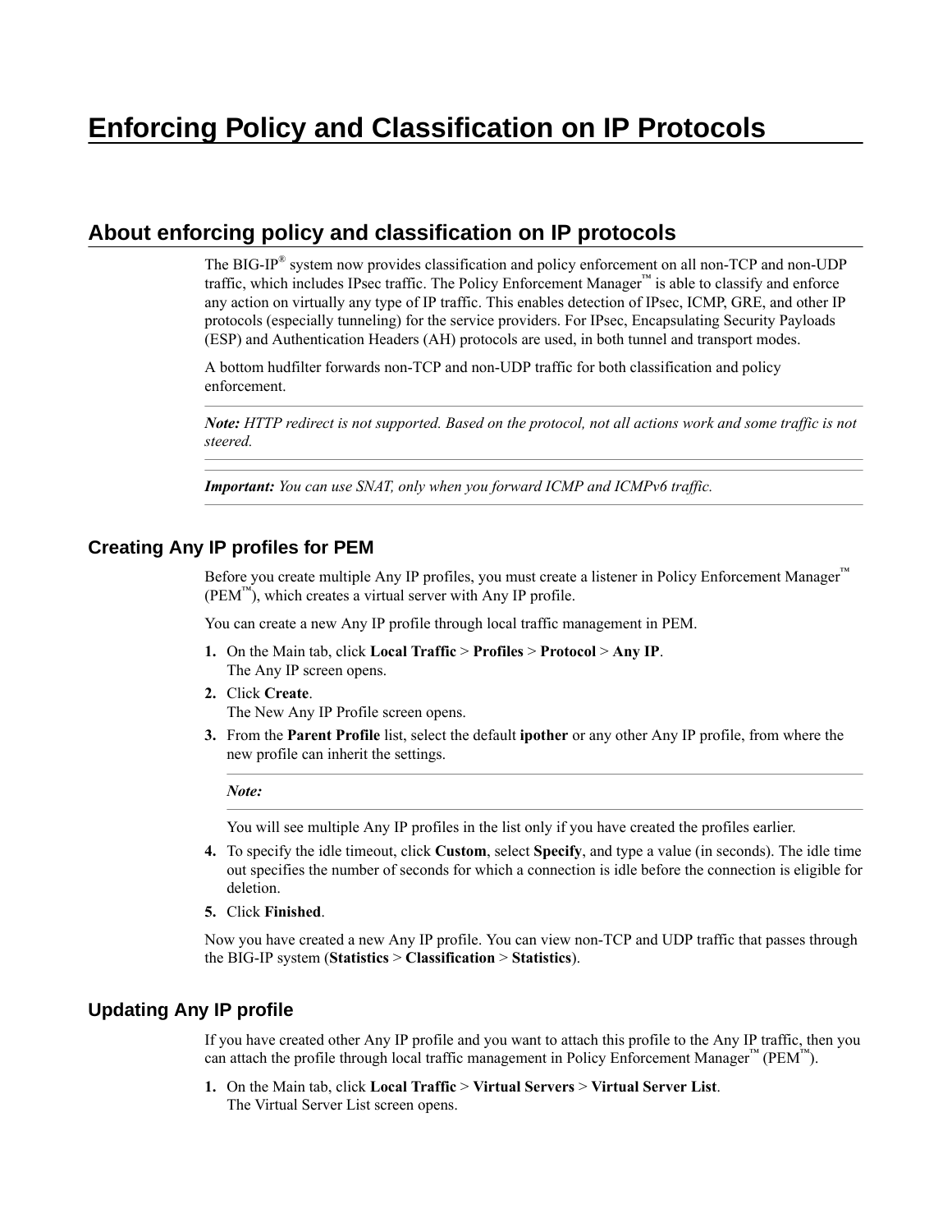# Enforcing Policy and Classification on IP Protocols

## About enforcing policy and classification on IP protocols

The BIG-IP® system now provides classification and policy enforcement on all non-TCP and non-UDP traffic, which includes IPsec traffic. The Policy Enforcement Manager™ is able to classify and enforce any action on virtually any type of IP traffic. This enables detection of IPsec, ICMP, GRE, and other IP protocols (especially tunneling) for the service providers. For IPsec, Encapsulating Security Payloads (ESP) and Authentication Headers (AH) protocols are used, in both tunnel and transport modes.

A bottom hudfilter forwards non-TCP and non-UDP traffic for both classification and policy enforcement.

---

***Note:*** *HTTP redirect is not supported. Based on the protocol, not all actions work and some traffic is not steered.*

---

***Important:*** *You can use SNAT, only when you forward ICMP and ICMPv6 traffic.*

---

### Creating Any IP profiles for PEM

Before you create multiple Any IP profiles, you must create a listener in Policy Enforcement Manager™ (PEM™), which creates a virtual server with Any IP profile.

You can create a new Any IP profile through local traffic management in PEM.

1. On the Main tab, click **Local Traffic** > **Profiles** > **Protocol** > **Any IP**.
   The Any IP screen opens.
2. Click **Create**.
   The New Any IP Profile screen opens.
3. From the **Parent Profile** list, select the default **ipother** or any other Any IP profile, from where the new profile can inherit the settings.

   ---

   ***Note:***

   ---

   You will see multiple Any IP profiles in the list only if you have created the profiles earlier.
4. To specify the idle timeout, click **Custom**, select **Specify**, and type a value (in seconds). The idle time out specifies the number of seconds for which a connection is idle before the connection is eligible for deletion.
5. Click **Finished**.

Now you have created a new Any IP profile. You can view non-TCP and UDP traffic that passes through the BIG-IP system (**Statistics** > **Classification** > **Statistics**).

### Updating Any IP profile

If you have created other Any IP profile and you want to attach this profile to the Any IP traffic, then you can attach the profile through local traffic management in Policy Enforcement Manager™ (PEM™).

1. On the Main tab, click **Local Traffic** > **Virtual Servers** > **Virtual Server List**.
   The Virtual Server List screen opens.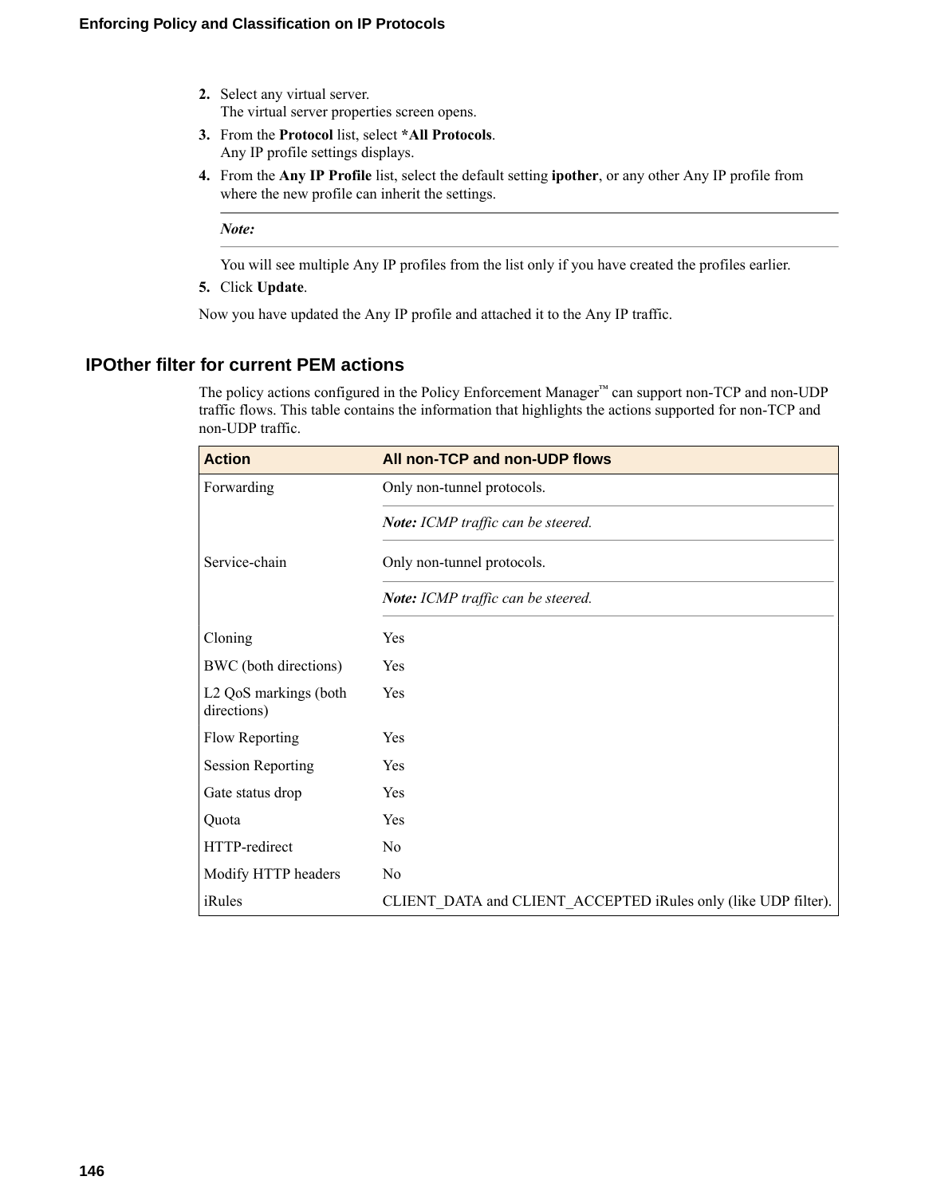2. Select any virtual server.
   The virtual server properties screen opens.
3. From the **Protocol** list, select ***All Protocols**.
   Any IP profile settings displays.
4. From the **Any IP Profile** list, select the default setting **ipother**, or any other Any IP profile from where the new profile can inherit the settings.

   ---

   ***Note:***

   ---

   You will see multiple Any IP profiles from the list only if you have created the profiles earlier.
5. Click **Update**.

Now you have updated the Any IP profile and attached it to the Any IP traffic.

## IPOther filter for current PEM actions

The policy actions configured in the Policy Enforcement Manager™ can support non-TCP and non-UDP traffic flows. This table contains the information that highlights the actions supported for non-TCP and non-UDP traffic.

| Action | All non-TCP and non-UDP flows |
|---|---|
| Forwarding | Only non-tunnel protocols. ***Note:*** *ICMP traffic can be steered.* |
| Service-chain | Only non-tunnel protocols. ***Note:*** *ICMP traffic can be steered.* |
| Cloning | Yes |
| BWC (both directions) | Yes |
| L2 QoS markings (both directions) | Yes |
| Flow Reporting | Yes |
| Session Reporting | Yes |
| Gate status drop | Yes |
| Quota | Yes |
| HTTP-redirect | No |
| Modify HTTP headers | No |
| iRules | CLIENT_DATA and CLIENT_ACCEPTED iRules only (like UDP filter). |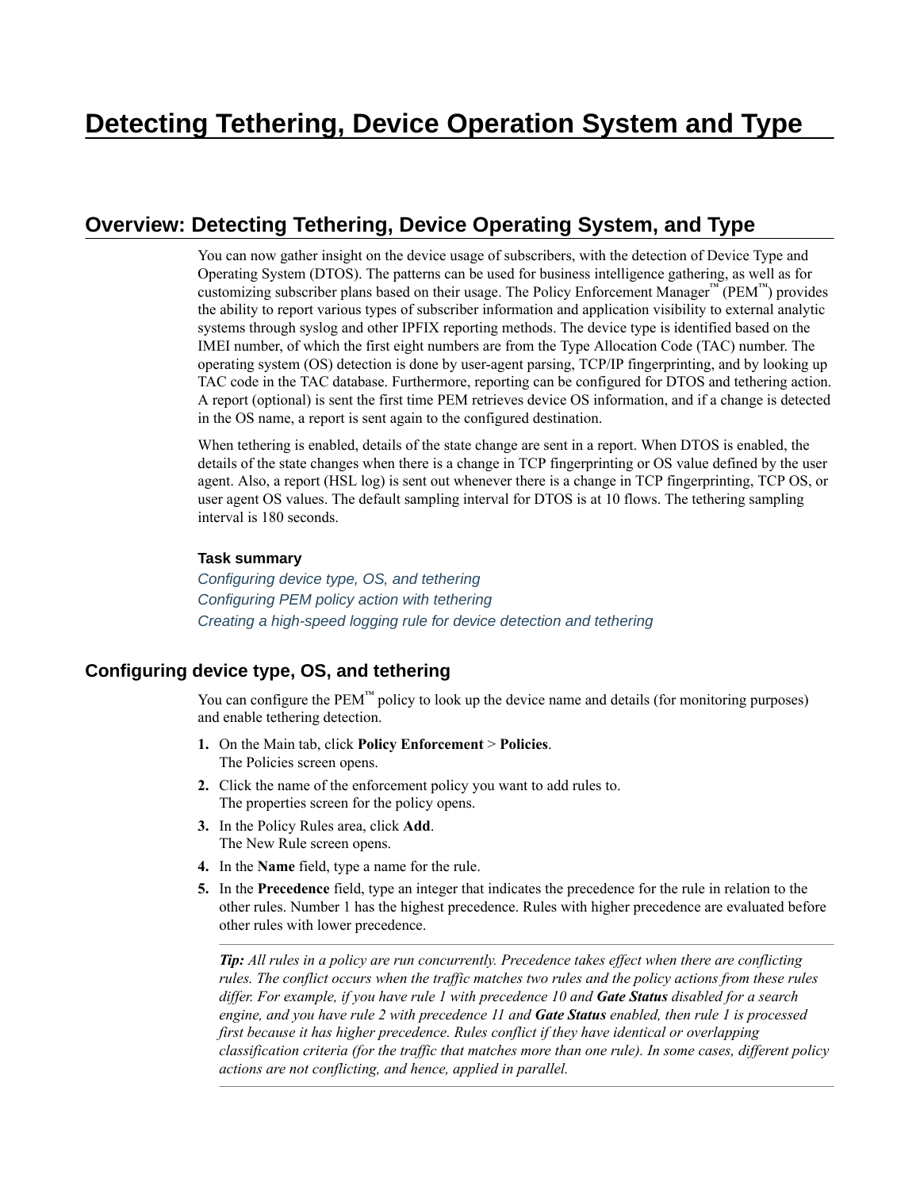# Detecting Tethering, Device Operation System and Type

## Overview: Detecting Tethering, Device Operating System, and Type

You can now gather insight on the device usage of subscribers, with the detection of Device Type and Operating System (DTOS). The patterns can be used for business intelligence gathering, as well as for customizing subscriber plans based on their usage. The Policy Enforcement Manager™ (PEM™) provides the ability to report various types of subscriber information and application visibility to external analytic systems through syslog and other IPFIX reporting methods. The device type is identified based on the IMEI number, of which the first eight numbers are from the Type Allocation Code (TAC) number. The operating system (OS) detection is done by user-agent parsing, TCP/IP fingerprinting, and by looking up TAC code in the TAC database. Furthermore, reporting can be configured for DTOS and tethering action. A report (optional) is sent the first time PEM retrieves device OS information, and if a change is detected in the OS name, a report is sent again to the configured destination.

When tethering is enabled, details of the state change are sent in a report. When DTOS is enabled, the details of the state changes when there is a change in TCP fingerprinting or OS value defined by the user agent. Also, a report (HSL log) is sent out whenever there is a change in TCP fingerprinting, TCP OS, or user agent OS values. The default sampling interval for DTOS is at 10 flows. The tethering sampling interval is 180 seconds.

#### Task summary

*Configuring device type, OS, and tethering*
*Configuring PEM policy action with tethering*
*Creating a high-speed logging rule for device detection and tethering*

### Configuring device type, OS, and tethering

You can configure the PEM™ policy to look up the device name and details (for monitoring purposes) and enable tethering detection.

1. On the Main tab, click **Policy Enforcement** > **Policies**.
   The Policies screen opens.
2. Click the name of the enforcement policy you want to add rules to.
   The properties screen for the policy opens.
3. In the Policy Rules area, click **Add**.
   The New Rule screen opens.
4. In the **Name** field, type a name for the rule.
5. In the **Precedence** field, type an integer that indicates the precedence for the rule in relation to the other rules. Number 1 has the highest precedence. Rules with higher precedence are evaluated before other rules with lower precedence.

   ***Tip:*** *All rules in a policy are run concurrently. Precedence takes effect when there are conflicting rules. The conflict occurs when the traffic matches two rules and the policy actions from these rules differ. For example, if you have rule 1 with precedence 10 and **Gate Status** disabled for a search engine, and you have rule 2 with precedence 11 and **Gate Status** enabled, then rule 1 is processed first because it has higher precedence. Rules conflict if they have identical or overlapping classification criteria (for the traffic that matches more than one rule). In some cases, different policy actions are not conflicting, and hence, applied in parallel.*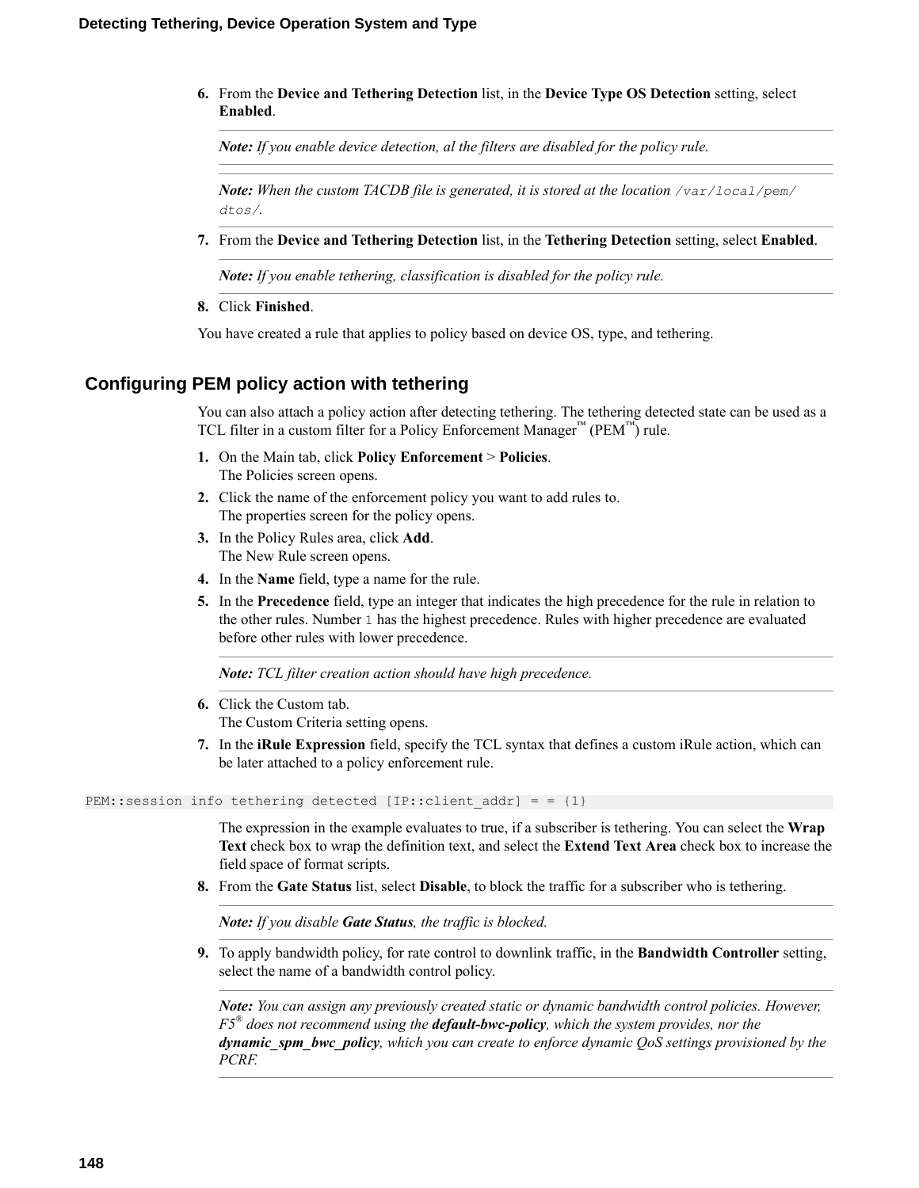6. From the **Device and Tethering Detection** list, in the **Device Type OS Detection** setting, select **Enabled**.

   ---

   ***Note:** If you enable device detection, al the filters are disabled for the policy rule.*

   ---

   ***Note:** When the custom TACDB file is generated, it is stored at the location `/var/local/pem/dtos/`.*

   ---

7. From the **Device and Tethering Detection** list, in the **Tethering Detection** setting, select **Enabled**.

   ---

   ***Note:** If you enable tethering, classification is disabled for the policy rule.*

   ---

8. Click **Finished**.

You have created a rule that applies to policy based on device OS, type, and tethering.

## Configuring PEM policy action with tethering

You can also attach a policy action after detecting tethering. The tethering detected state can be used as a TCL filter in a custom filter for a Policy Enforcement Manager™ (PEM™) rule.

1. On the Main tab, click **Policy Enforcement** > **Policies**.
   The Policies screen opens.
2. Click the name of the enforcement policy you want to add rules to.
   The properties screen for the policy opens.
3. In the Policy Rules area, click **Add**.
   The New Rule screen opens.
4. In the **Name** field, type a name for the rule.
5. In the **Precedence** field, type an integer that indicates the high precedence for the rule in relation to the other rules. Number `1` has the highest precedence. Rules with higher precedence are evaluated before other rules with lower precedence.

   ---

   ***Note:** TCL filter creation action should have high precedence.*

   ---

6. Click the Custom tab.
   The Custom Criteria setting opens.
7. In the **iRule Expression** field, specify the TCL syntax that defines a custom iRule action, which can be later attached to a policy enforcement rule.

```
PEM::session info tethering detected [IP::client_addr] = = {1}
```

   The expression in the example evaluates to true, if a subscriber is tethering. You can select the **Wrap Text** check box to wrap the definition text, and select the **Extend Text Area** check box to increase the field space of format scripts.

8. From the **Gate Status** list, select **Disable**, to block the traffic for a subscriber who is tethering.

   ---

   ***Note:** If you disable **Gate Status**, the traffic is blocked.*

   ---

9. To apply bandwidth policy, for rate control to downlink traffic, in the **Bandwidth Controller** setting, select the name of a bandwidth control policy.

   ---

   ***Note:** You can assign any previously created static or dynamic bandwidth control policies. However, F5® does not recommend using the **default-bwc-policy**, which the system provides, nor the **dynamic_spm_bwc_policy**, which you can create to enforce dynamic QoS settings provisioned by the PCRF.*

   ---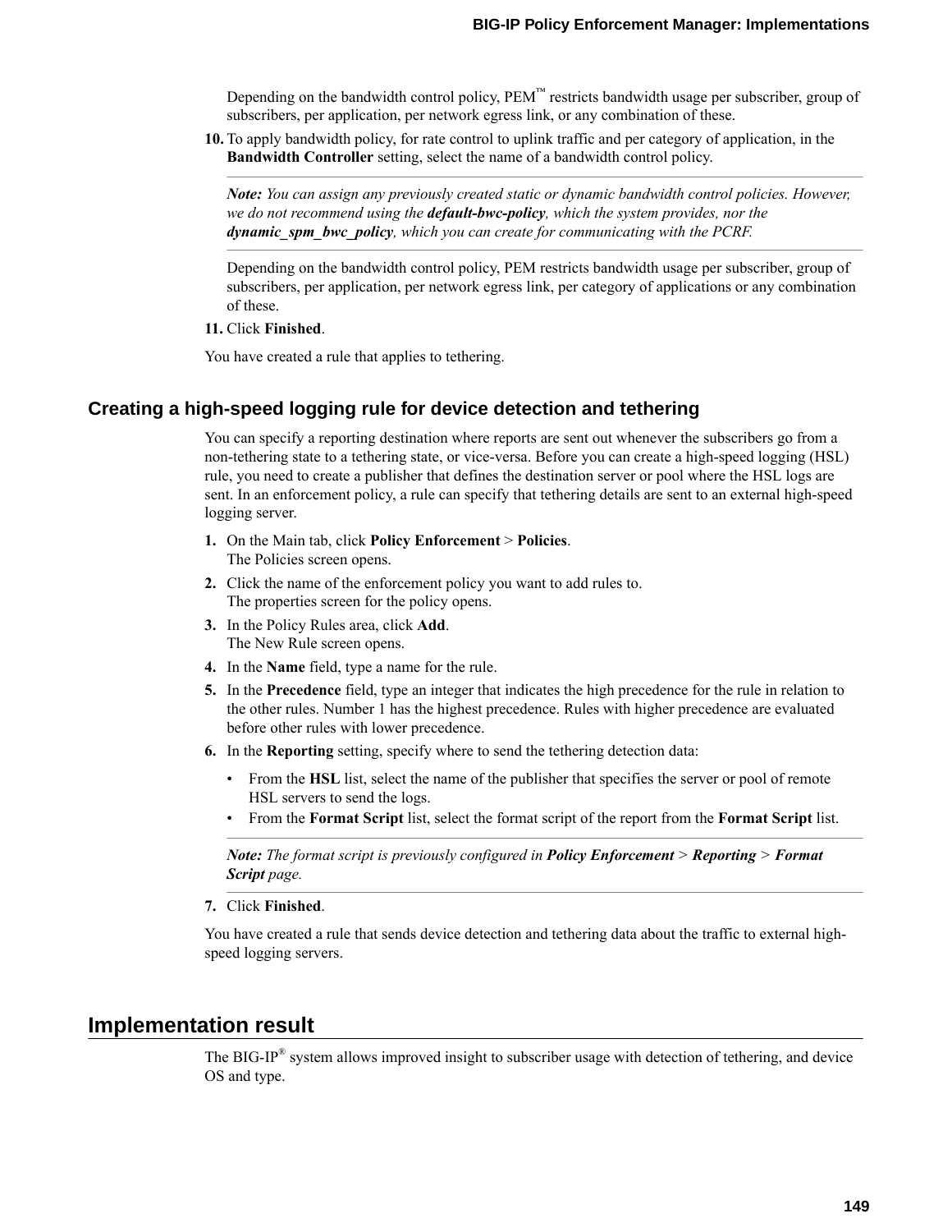Depending on the bandwidth control policy, PEM™ restricts bandwidth usage per subscriber, group of subscribers, per application, per network egress link, or any combination of these.

10. To apply bandwidth policy, for rate control to uplink traffic and per category of application, in the **Bandwidth Controller** setting, select the name of a bandwidth control policy.

    ---

    ***Note:*** *You can assign any previously created static or dynamic bandwidth control policies. However, we do not recommend using the* ***default-bwc-policy****, which the system provides, nor the* ***dynamic_spm_bwc_policy****, which you can create for communicating with the PCRF.*

    ---

    Depending on the bandwidth control policy, PEM restricts bandwidth usage per subscriber, group of subscribers, per application, per network egress link, per category of applications or any combination of these.

11. Click **Finished**.

You have created a rule that applies to tethering.

## Creating a high-speed logging rule for device detection and tethering

You can specify a reporting destination where reports are sent out whenever the subscribers go from a non-tethering state to a tethering state, or vice-versa. Before you can create a high-speed logging (HSL) rule, you need to create a publisher that defines the destination server or pool where the HSL logs are sent. In an enforcement policy, a rule can specify that tethering details are sent to an external high-speed logging server.

1. On the Main tab, click **Policy Enforcement** > **Policies**.
   The Policies screen opens.
2. Click the name of the enforcement policy you want to add rules to.
   The properties screen for the policy opens.
3. In the Policy Rules area, click **Add**.
   The New Rule screen opens.
4. In the **Name** field, type a name for the rule.
5. In the **Precedence** field, type an integer that indicates the high precedence for the rule in relation to the other rules. Number 1 has the highest precedence. Rules with higher precedence are evaluated before other rules with lower precedence.
6. In the **Reporting** setting, specify where to send the tethering detection data:
   - From the **HSL** list, select the name of the publisher that specifies the server or pool of remote HSL servers to send the logs.
   - From the **Format Script** list, select the format script of the report from the **Format Script** list.

   ---

   ***Note:*** *The format script is previously configured in* ***Policy Enforcement*** *>* ***Reporting*** *>* ***Format Script*** *page.*

   ---

7. Click **Finished**.

You have created a rule that sends device detection and tethering data about the traffic to external high-speed logging servers.

# Implementation result

The BIG-IP® system allows improved insight to subscriber usage with detection of tethering, and device OS and type.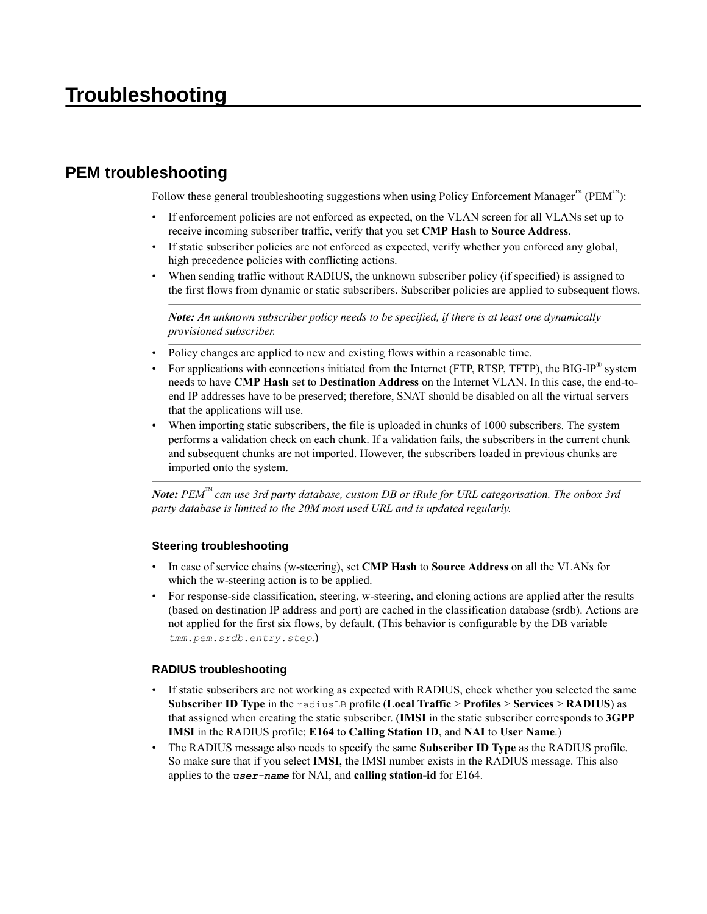# Troubleshooting

## PEM troubleshooting

Follow these general troubleshooting suggestions when using Policy Enforcement Manager™ (PEM™):

- If enforcement policies are not enforced as expected, on the VLAN screen for all VLANs set up to receive incoming subscriber traffic, verify that you set **CMP Hash** to **Source Address**.
- If static subscriber policies are not enforced as expected, verify whether you enforced any global, high precedence policies with conflicting actions.
- When sending traffic without RADIUS, the unknown subscriber policy (if specified) is assigned to the first flows from dynamic or static subscribers. Subscriber policies are applied to subsequent flows.

  ***Note:*** *An unknown subscriber policy needs to be specified, if there is at least one dynamically provisioned subscriber.*

- Policy changes are applied to new and existing flows within a reasonable time.
- For applications with connections initiated from the Internet (FTP, RTSP, TFTP), the BIG-IP® system needs to have **CMP Hash** set to **Destination Address** on the Internet VLAN. In this case, the end-to-end IP addresses have to be preserved; therefore, SNAT should be disabled on all the virtual servers that the applications will use.
- When importing static subscribers, the file is uploaded in chunks of 1000 subscribers. The system performs a validation check on each chunk. If a validation fails, the subscribers in the current chunk and subsequent chunks are not imported. However, the subscribers loaded in previous chunks are imported onto the system.

***Note:*** *PEM™ can use 3rd party database, custom DB or iRule for URL categorisation. The onbox 3rd party database is limited to the 20M most used URL and is updated regularly.*

### Steering troubleshooting

- In case of service chains (w-steering), set **CMP Hash** to **Source Address** on all the VLANs for which the w-steering action is to be applied.
- For response-side classification, steering, w-steering, and cloning actions are applied after the results (based on destination IP address and port) are cached in the classification database (srdb). Actions are not applied for the first six flows, by default. (This behavior is configurable by the DB variable *tmm.pem.srdb.entry.step*.)

### RADIUS troubleshooting

- If static subscribers are not working as expected with RADIUS, check whether you selected the same **Subscriber ID Type** in the `radiusLB` profile (**Local Traffic** > **Profiles** > **Services** > **RADIUS**) as that assigned when creating the static subscriber. (**IMSI** in the static subscriber corresponds to **3GPP IMSI** in the RADIUS profile; **E164** to **Calling Station ID**, and **NAI** to **User Name**.)
- The RADIUS message also needs to specify the same **Subscriber ID Type** as the RADIUS profile. So make sure that if you select **IMSI**, the IMSI number exists in the RADIUS message. This also applies to the ***user-name*** for NAI, and **calling station-id** for E164.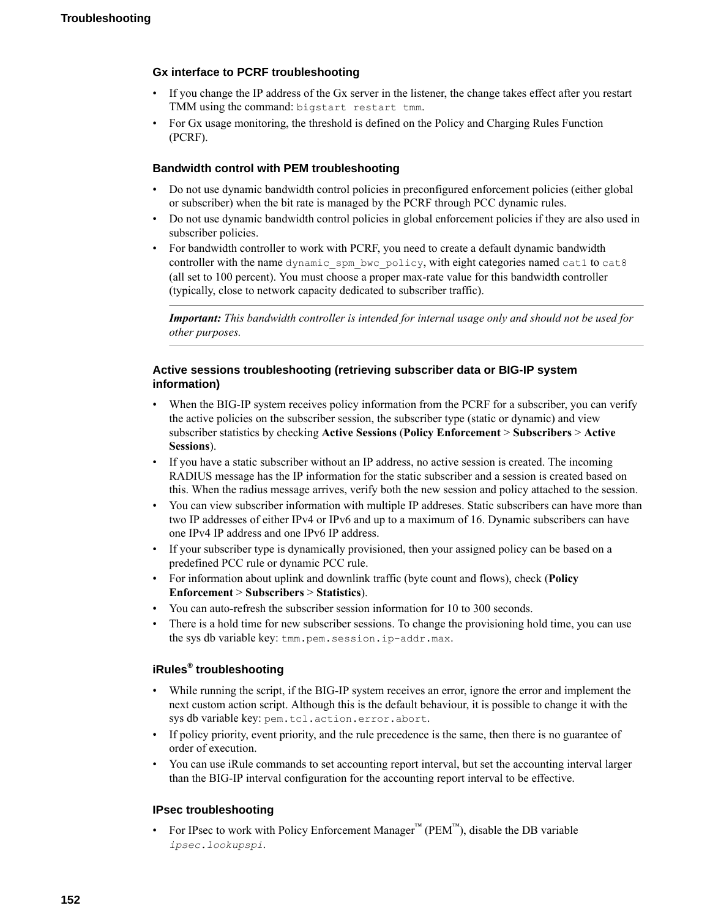### Gx interface to PCRF troubleshooting

- If you change the IP address of the Gx server in the listener, the change takes effect after you restart TMM using the command: `bigstart restart tmm`.
- For Gx usage monitoring, the threshold is defined on the Policy and Charging Rules Function (PCRF).

### Bandwidth control with PEM troubleshooting

- Do not use dynamic bandwidth control policies in preconfigured enforcement policies (either global or subscriber) when the bit rate is managed by the PCRF through PCC dynamic rules.
- Do not use dynamic bandwidth control policies in global enforcement policies if they are also used in subscriber policies.
- For bandwidth controller to work with PCRF, you need to create a default dynamic bandwidth controller with the name `dynamic_spm_bwc_policy`, with eight categories named `cat1` to `cat8` (all set to 100 percent). You must choose a proper max-rate value for this bandwidth controller (typically, close to network capacity dedicated to subscriber traffic).

---

***Important:*** *This bandwidth controller is intended for internal usage only and should not be used for other purposes.*

---

### Active sessions troubleshooting (retrieving subscriber data or BIG-IP system information)

- When the BIG-IP system receives policy information from the PCRF for a subscriber, you can verify the active policies on the subscriber session, the subscriber type (static or dynamic) and view subscriber statistics by checking **Active Sessions** (**Policy Enforcement** > **Subscribers** > **Active Sessions**).
- If you have a static subscriber without an IP address, no active session is created. The incoming RADIUS message has the IP information for the static subscriber and a session is created based on this. When the radius message arrives, verify both the new session and policy attached to the session.
- You can view subscriber information with multiple IP addreses. Static subscribers can have more than two IP addresses of either IPv4 or IPv6 and up to a maximum of 16. Dynamic subscribers can have one IPv4 IP address and one IPv6 IP address.
- If your subscriber type is dynamically provisioned, then your assigned policy can be based on a predefined PCC rule or dynamic PCC rule.
- For information about uplink and downlink traffic (byte count and flows), check (**Policy Enforcement** > **Subscribers** > **Statistics**).
- You can auto-refresh the subscriber session information for 10 to 300 seconds.
- There is a hold time for new subscriber sessions. To change the provisioning hold time, you can use the sys db variable key: `tmm.pem.session.ip-addr.max`.

### iRules® troubleshooting

- While running the script, if the BIG-IP system receives an error, ignore the error and implement the next custom action script. Although this is the default behaviour, it is possible to change it with the sys db variable key: `pem.tcl.action.error.abort`.
- If policy priority, event priority, and the rule precedence is the same, then there is no guarantee of order of execution.
- You can use iRule commands to set accounting report interval, but set the accounting interval larger than the BIG-IP interval configuration for the accounting report interval to be effective.

### IPsec troubleshooting

- For IPsec to work with Policy Enforcement Manager™ (PEM™), disable the DB variable *`ipsec.lookupspi`*.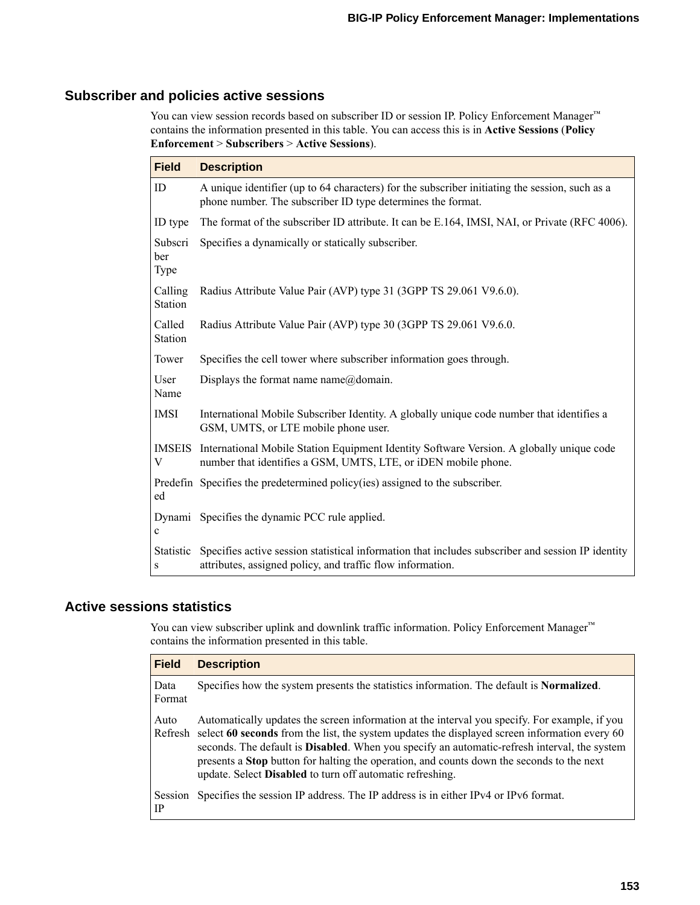## Subscriber and policies active sessions

You can view session records based on subscriber ID or session IP. Policy Enforcement Manager™ contains the information presented in this table. You can access this is in **Active Sessions** (**Policy Enforcement** > **Subscribers** > **Active Sessions**).

| Field | Description |
| --- | --- |
| ID | A unique identifier (up to 64 characters) for the subscriber initiating the session, such as a phone number. The subscriber ID type determines the format. |
| ID type | The format of the subscriber ID attribute. It can be E.164, IMSI, NAI, or Private (RFC 4006). |
| Subscriber Type | Specifies a dynamically or statically subscriber. |
| Calling Station | Radius Attribute Value Pair (AVP) type 31 (3GPP TS 29.061 V9.6.0). |
| Called Station | Radius Attribute Value Pair (AVP) type 30 (3GPP TS 29.061 V9.6.0. |
| Tower | Specifies the cell tower where subscriber information goes through. |
| User Name | Displays the format name name@domain. |
| IMSI | International Mobile Subscriber Identity. A globally unique code number that identifies a GSM, UMTS, or LTE mobile phone user. |
| IMSEISV | International Mobile Station Equipment Identity Software Version. A globally unique code number that identifies a GSM, UMTS, LTE, or iDEN mobile phone. |
| Predefined | Specifies the predetermined policy(ies) assigned to the subscriber. |
| Dynamic | Specifies the dynamic PCC rule applied. |
| Statistics | Specifies active session statistical information that includes subscriber and session IP identity attributes, assigned policy, and traffic flow information. |

## Active sessions statistics

You can view subscriber uplink and downlink traffic information. Policy Enforcement Manager™ contains the information presented in this table.

| Field | Description |
| --- | --- |
| Data Format | Specifies how the system presents the statistics information. The default is **Normalized**. |
| Auto Refresh | Automatically updates the screen information at the interval you specify. For example, if you select **60 seconds** from the list, the system updates the displayed screen information every 60 seconds. The default is **Disabled**. When you specify an automatic-refresh interval, the system presents a **Stop** button for halting the operation, and counts down the seconds to the next update. Select **Disabled** to turn off automatic refreshing. |
| Session IP | Specifies the session IP address. The IP address is in either IPv4 or IPv6 format. |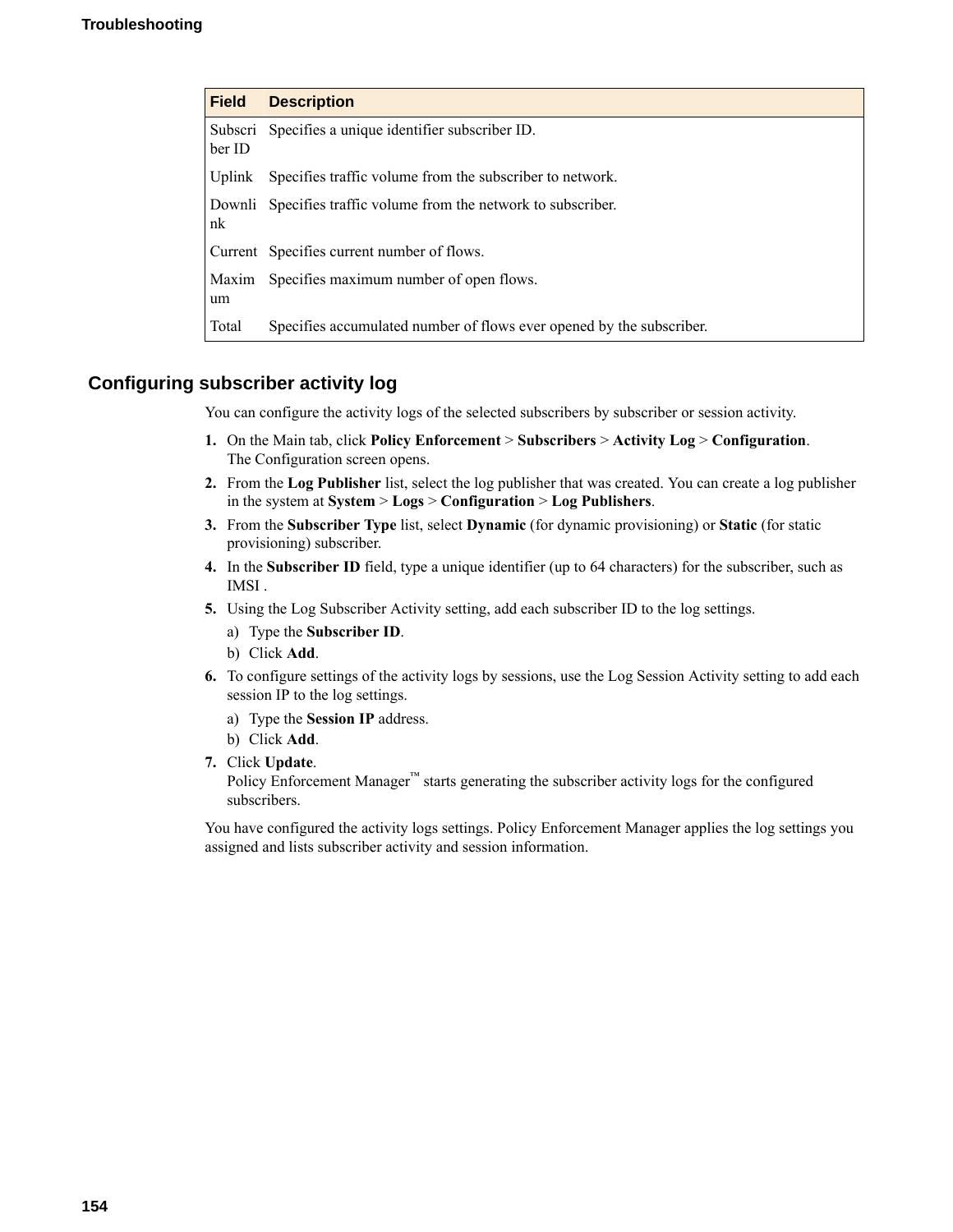| Field | Description |
| --- | --- |
| Subscriber ID | Specifies a unique identifier subscriber ID. |
| Uplink | Specifies traffic volume from the subscriber to network. |
| Downlink | Specifies traffic volume from the network to subscriber. |
| Current | Specifies current number of flows. |
| Maximum | Specifies maximum number of open flows. |
| Total | Specifies accumulated number of flows ever opened by the subscriber. |

## Configuring subscriber activity log

You can configure the activity logs of the selected subscribers by subscriber or session activity.

1. On the Main tab, click **Policy Enforcement** > **Subscribers** > **Activity Log** > **Configuration**.
   The Configuration screen opens.
2. From the **Log Publisher** list, select the log publisher that was created. You can create a log publisher in the system at **System** > **Logs** > **Configuration** > **Log Publishers**.
3. From the **Subscriber Type** list, select **Dynamic** (for dynamic provisioning) or **Static** (for static provisioning) subscriber.
4. In the **Subscriber ID** field, type a unique identifier (up to 64 characters) for the subscriber, such as IMSI .
5. Using the Log Subscriber Activity setting, add each subscriber ID to the log settings.
   a) Type the **Subscriber ID**.
   b) Click **Add**.
6. To configure settings of the activity logs by sessions, use the Log Session Activity setting to add each session IP to the log settings.
   a) Type the **Session IP** address.
   b) Click **Add**.
7. Click **Update**.
   Policy Enforcement Manager™ starts generating the subscriber activity logs for the configured subscribers.

You have configured the activity logs settings. Policy Enforcement Manager applies the log settings you assigned and lists subscriber activity and session information.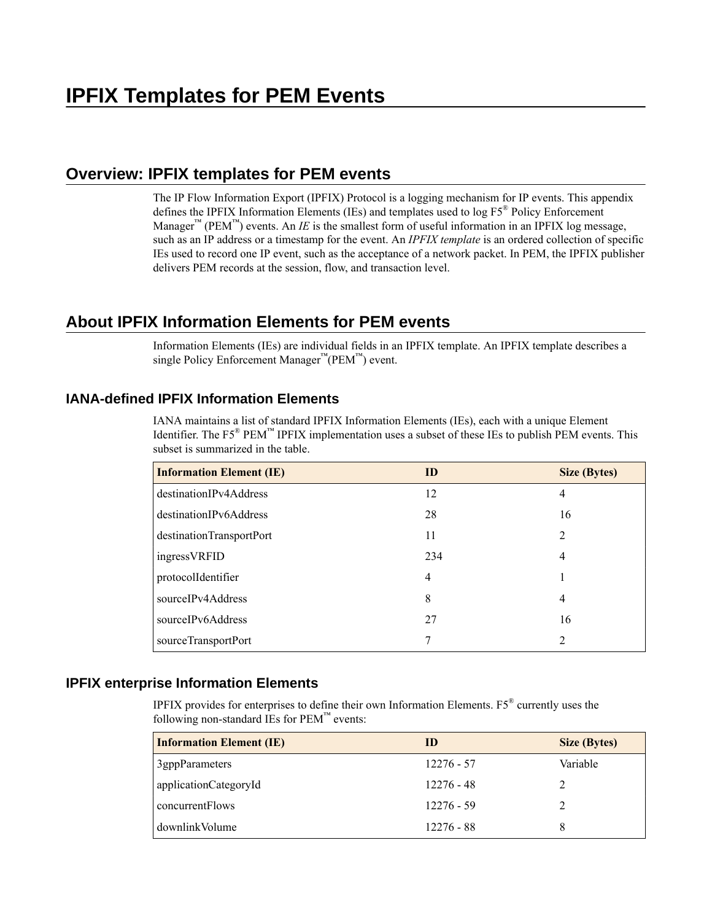# IPFIX Templates for PEM Events

## Overview: IPFIX templates for PEM events

The IP Flow Information Export (IPFIX) Protocol is a logging mechanism for IP events. This appendix defines the IPFIX Information Elements (IEs) and templates used to log F5® Policy Enforcement Manager™ (PEM™) events. An *IE* is the smallest form of useful information in an IPFIX log message, such as an IP address or a timestamp for the event. An *IPFIX template* is an ordered collection of specific IEs used to record one IP event, such as the acceptance of a network packet. In PEM, the IPFIX publisher delivers PEM records at the session, flow, and transaction level.

## About IPFIX Information Elements for PEM events

Information Elements (IEs) are individual fields in an IPFIX template. An IPFIX template describes a single Policy Enforcement Manager™(PEM™) event.

### IANA-defined IPFIX Information Elements

IANA maintains a list of standard IPFIX Information Elements (IEs), each with a unique Element Identifier. The F5® PEM™ IPFIX implementation uses a subset of these IEs to publish PEM events. This subset is summarized in the table.

| Information Element (IE) | ID | Size (Bytes) |
| --- | --- | --- |
| destinationIPv4Address | 12 | 4 |
| destinationIPv6Address | 28 | 16 |
| destinationTransportPort | 11 | 2 |
| ingressVRFID | 234 | 4 |
| protocolIdentifier | 4 | 1 |
| sourceIPv4Address | 8 | 4 |
| sourceIPv6Address | 27 | 16 |
| sourceTransportPort | 7 | 2 |

### IPFIX enterprise Information Elements

IPFIX provides for enterprises to define their own Information Elements. F5® currently uses the following non-standard IEs for PEM™ events:

| Information Element (IE) | ID | Size (Bytes) |
| --- | --- | --- |
| 3gppParameters | 12276 - 57 | Variable |
| applicationCategoryId | 12276 - 48 | 2 |
| concurrentFlows | 12276 - 59 | 2 |
| downlinkVolume | 12276 - 88 | 8 |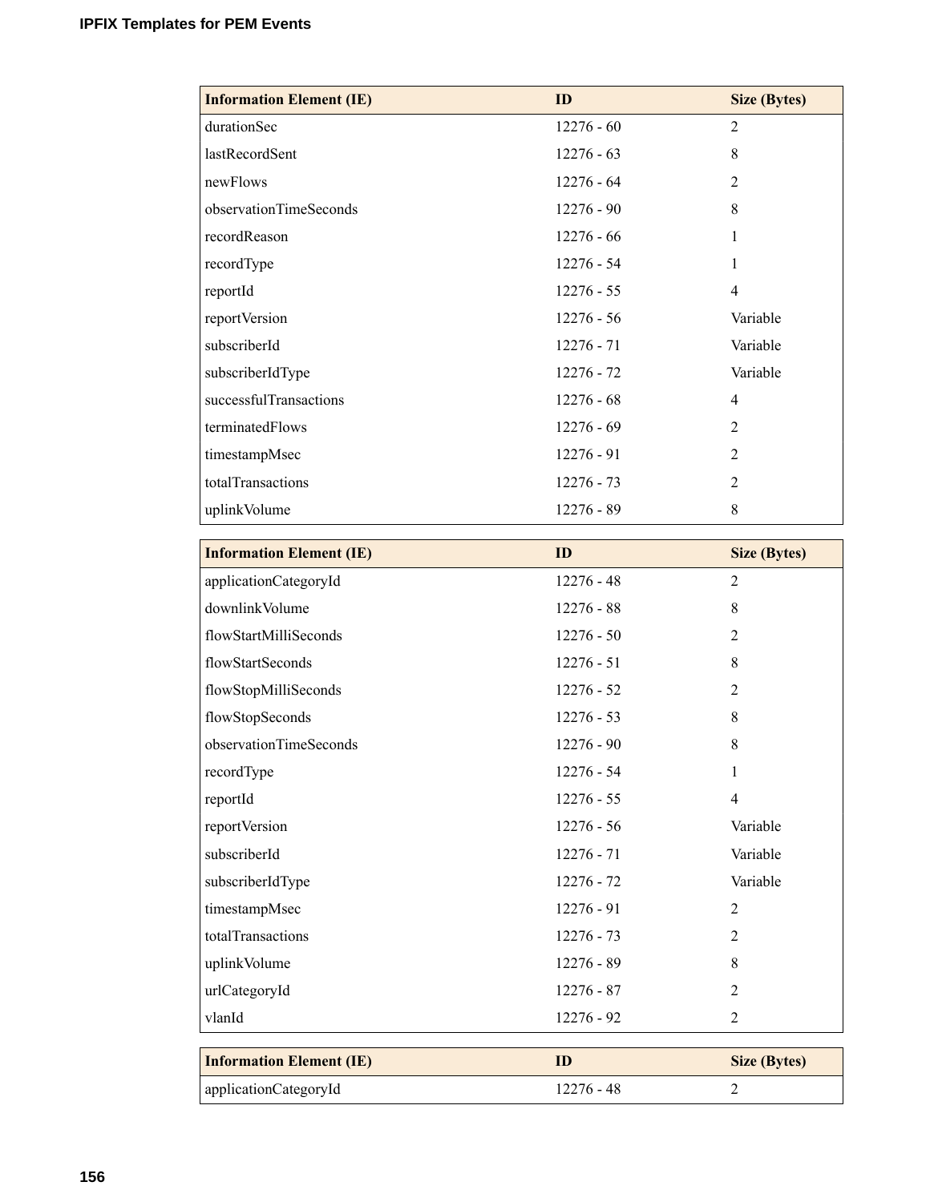| Information Element (IE) | ID | Size (Bytes) |
|---|---|---|
| durationSec | 12276 - 60 | 2 |
| lastRecordSent | 12276 - 63 | 8 |
| newFlows | 12276 - 64 | 2 |
| observationTimeSeconds | 12276 - 90 | 8 |
| recordReason | 12276 - 66 | 1 |
| recordType | 12276 - 54 | 1 |
| reportId | 12276 - 55 | 4 |
| reportVersion | 12276 - 56 | Variable |
| subscriberId | 12276 - 71 | Variable |
| subscriberIdType | 12276 - 72 | Variable |
| successfulTransactions | 12276 - 68 | 4 |
| terminatedFlows | 12276 - 69 | 2 |
| timestampMsec | 12276 - 91 | 2 |
| totalTransactions | 12276 - 73 | 2 |
| uplinkVolume | 12276 - 89 | 8 |

| Information Element (IE) | ID | Size (Bytes) |
|---|---|---|
| applicationCategoryId | 12276 - 48 | 2 |
| downlinkVolume | 12276 - 88 | 8 |
| flowStartMilliSeconds | 12276 - 50 | 2 |
| flowStartSeconds | 12276 - 51 | 8 |
| flowStopMilliSeconds | 12276 - 52 | 2 |
| flowStopSeconds | 12276 - 53 | 8 |
| observationTimeSeconds | 12276 - 90 | 8 |
| recordType | 12276 - 54 | 1 |
| reportId | 12276 - 55 | 4 |
| reportVersion | 12276 - 56 | Variable |
| subscriberId | 12276 - 71 | Variable |
| subscriberIdType | 12276 - 72 | Variable |
| timestampMsec | 12276 - 91 | 2 |
| totalTransactions | 12276 - 73 | 2 |
| uplinkVolume | 12276 - 89 | 8 |
| urlCategoryId | 12276 - 87 | 2 |
| vlanId | 12276 - 92 | 2 |

| Information Element (IE) | ID | Size (Bytes) |
|---|---|---|
| applicationCategoryId | 12276 - 48 | 2 |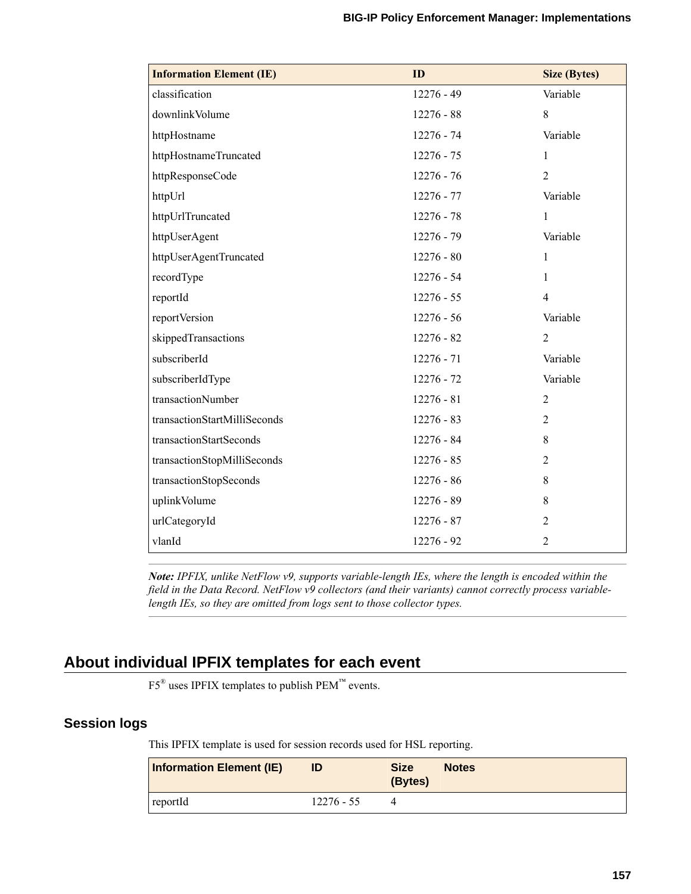| Information Element (IE) | ID | Size (Bytes) |
|---|---|---|
| classification | 12276 - 49 | Variable |
| downlinkVolume | 12276 - 88 | 8 |
| httpHostname | 12276 - 74 | Variable |
| httpHostnameTruncated | 12276 - 75 | 1 |
| httpResponseCode | 12276 - 76 | 2 |
| httpUrl | 12276 - 77 | Variable |
| httpUrlTruncated | 12276 - 78 | 1 |
| httpUserAgent | 12276 - 79 | Variable |
| httpUserAgentTruncated | 12276 - 80 | 1 |
| recordType | 12276 - 54 | 1 |
| reportId | 12276 - 55 | 4 |
| reportVersion | 12276 - 56 | Variable |
| skippedTransactions | 12276 - 82 | 2 |
| subscriberId | 12276 - 71 | Variable |
| subscriberIdType | 12276 - 72 | Variable |
| transactionNumber | 12276 - 81 | 2 |
| transactionStartMilliSeconds | 12276 - 83 | 2 |
| transactionStartSeconds | 12276 - 84 | 8 |
| transactionStopMilliSeconds | 12276 - 85 | 2 |
| transactionStopSeconds | 12276 - 86 | 8 |
| uplinkVolume | 12276 - 89 | 8 |
| urlCategoryId | 12276 - 87 | 2 |
| vlanId | 12276 - 92 | 2 |

***Note:*** *IPFIX, unlike NetFlow v9, supports variable-length IEs, where the length is encoded within the field in the Data Record. NetFlow v9 collectors (and their variants) cannot correctly process variable-length IEs, so they are omitted from logs sent to those collector types.*

## About individual IPFIX templates for each event

F5® uses IPFIX templates to publish PEM™ events.

### Session logs

This IPFIX template is used for session records used for HSL reporting.

| Information Element (IE) | ID | Size (Bytes) | Notes |
|---|---|---|---|
| reportId | 12276 - 55 | 4 | |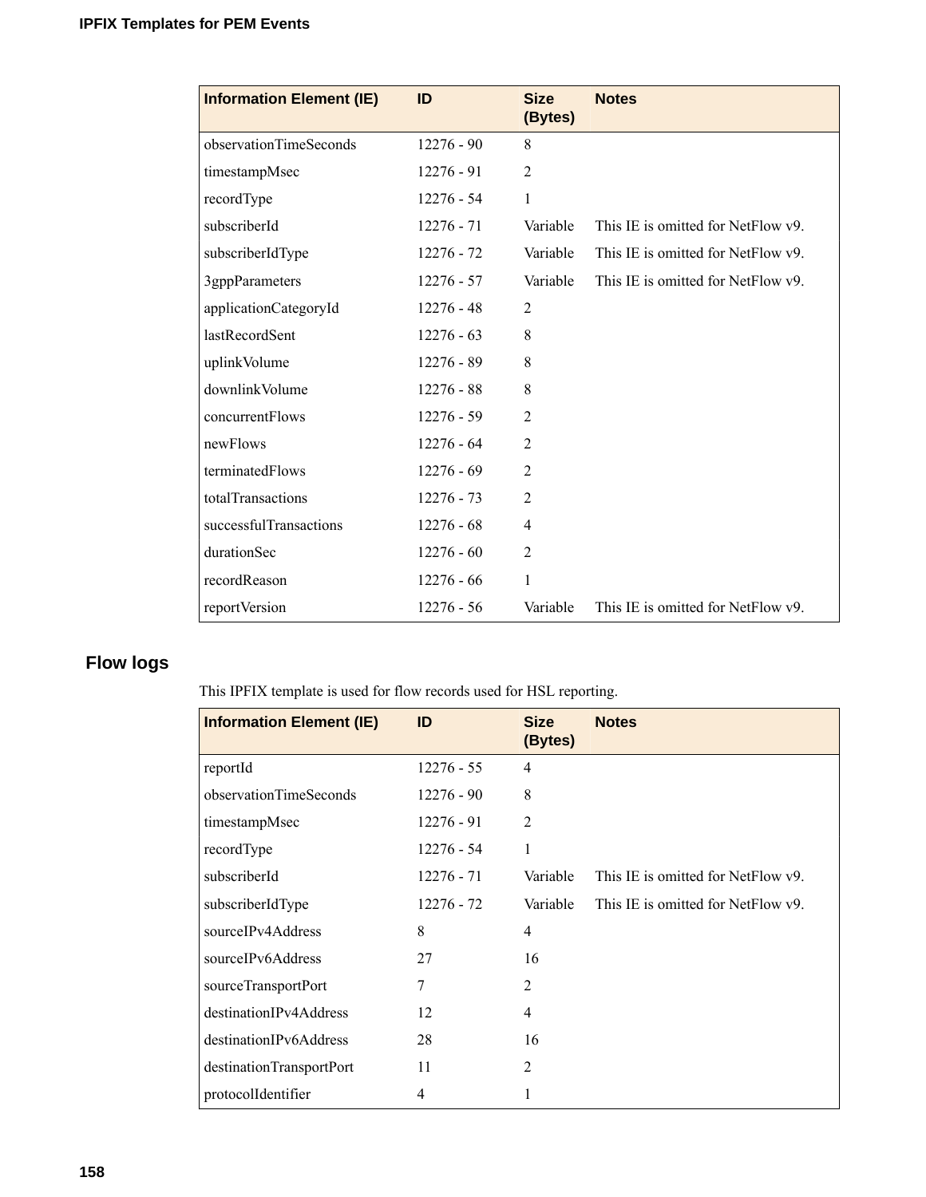| Information Element (IE) | ID | Size (Bytes) | Notes |
| --- | --- | --- | --- |
| observationTimeSeconds | 12276 - 90 | 8 | |
| timestampMsec | 12276 - 91 | 2 | |
| recordType | 12276 - 54 | 1 | |
| subscriberId | 12276 - 71 | Variable | This IE is omitted for NetFlow v9. |
| subscriberIdType | 12276 - 72 | Variable | This IE is omitted for NetFlow v9. |
| 3gppParameters | 12276 - 57 | Variable | This IE is omitted for NetFlow v9. |
| applicationCategoryId | 12276 - 48 | 2 | |
| lastRecordSent | 12276 - 63 | 8 | |
| uplinkVolume | 12276 - 89 | 8 | |
| downlinkVolume | 12276 - 88 | 8 | |
| concurrentFlows | 12276 - 59 | 2 | |
| newFlows | 12276 - 64 | 2 | |
| terminatedFlows | 12276 - 69 | 2 | |
| totalTransactions | 12276 - 73 | 2 | |
| successfulTransactions | 12276 - 68 | 4 | |
| durationSec | 12276 - 60 | 2 | |
| recordReason | 12276 - 66 | 1 | |
| reportVersion | 12276 - 56 | Variable | This IE is omitted for NetFlow v9. |

## Flow logs

This IPFIX template is used for flow records used for HSL reporting.

| Information Element (IE) | ID | Size (Bytes) | Notes |
| --- | --- | --- | --- |
| reportId | 12276 - 55 | 4 | |
| observationTimeSeconds | 12276 - 90 | 8 | |
| timestampMsec | 12276 - 91 | 2 | |
| recordType | 12276 - 54 | 1 | |
| subscriberId | 12276 - 71 | Variable | This IE is omitted for NetFlow v9. |
| subscriberIdType | 12276 - 72 | Variable | This IE is omitted for NetFlow v9. |
| sourceIPv4Address | 8 | 4 | |
| sourceIPv6Address | 27 | 16 | |
| sourceTransportPort | 7 | 2 | |
| destinationIPv4Address | 12 | 4 | |
| destinationIPv6Address | 28 | 16 | |
| destinationTransportPort | 11 | 2 | |
| protocolIdentifier | 4 | 1 | |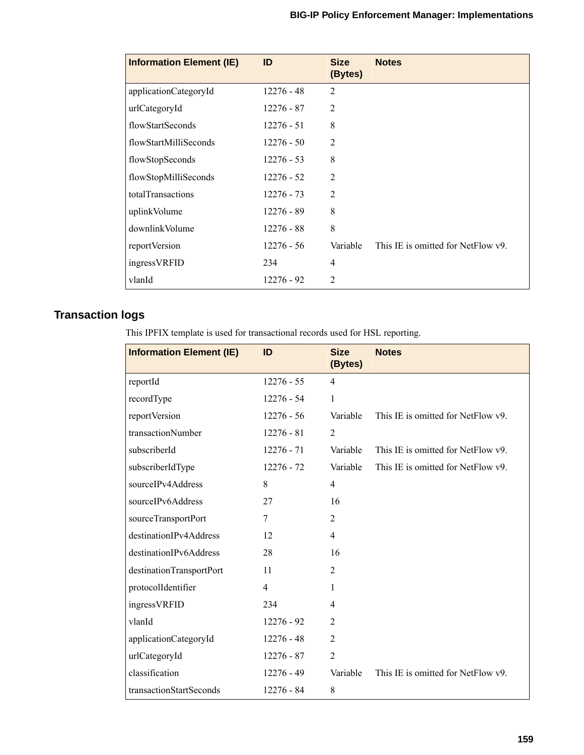| Information Element (IE) | ID | Size (Bytes) | Notes |
|---|---|---|---|
| applicationCategoryId | 12276 - 48 | 2 | |
| urlCategoryId | 12276 - 87 | 2 | |
| flowStartSeconds | 12276 - 51 | 8 | |
| flowStartMilliSeconds | 12276 - 50 | 2 | |
| flowStopSeconds | 12276 - 53 | 8 | |
| flowStopMilliSeconds | 12276 - 52 | 2 | |
| totalTransactions | 12276 - 73 | 2 | |
| uplinkVolume | 12276 - 89 | 8 | |
| downlinkVolume | 12276 - 88 | 8 | |
| reportVersion | 12276 - 56 | Variable | This IE is omitted for NetFlow v9. |
| ingressVRFID | 234 | 4 | |
| vlanId | 12276 - 92 | 2 | |

## Transaction logs

This IPFIX template is used for transactional records used for HSL reporting.

| Information Element (IE) | ID | Size (Bytes) | Notes |
|---|---|---|---|
| reportId | 12276 - 55 | 4 | |
| recordType | 12276 - 54 | 1 | |
| reportVersion | 12276 - 56 | Variable | This IE is omitted for NetFlow v9. |
| transactionNumber | 12276 - 81 | 2 | |
| subscriberId | 12276 - 71 | Variable | This IE is omitted for NetFlow v9. |
| subscriberIdType | 12276 - 72 | Variable | This IE is omitted for NetFlow v9. |
| sourceIPv4Address | 8 | 4 | |
| sourceIPv6Address | 27 | 16 | |
| sourceTransportPort | 7 | 2 | |
| destinationIPv4Address | 12 | 4 | |
| destinationIPv6Address | 28 | 16 | |
| destinationTransportPort | 11 | 2 | |
| protocolIdentifier | 4 | 1 | |
| ingressVRFID | 234 | 4 | |
| vlanId | 12276 - 92 | 2 | |
| applicationCategoryId | 12276 - 48 | 2 | |
| urlCategoryId | 12276 - 87 | 2 | |
| classification | 12276 - 49 | Variable | This IE is omitted for NetFlow v9. |
| transactionStartSeconds | 12276 - 84 | 8 | |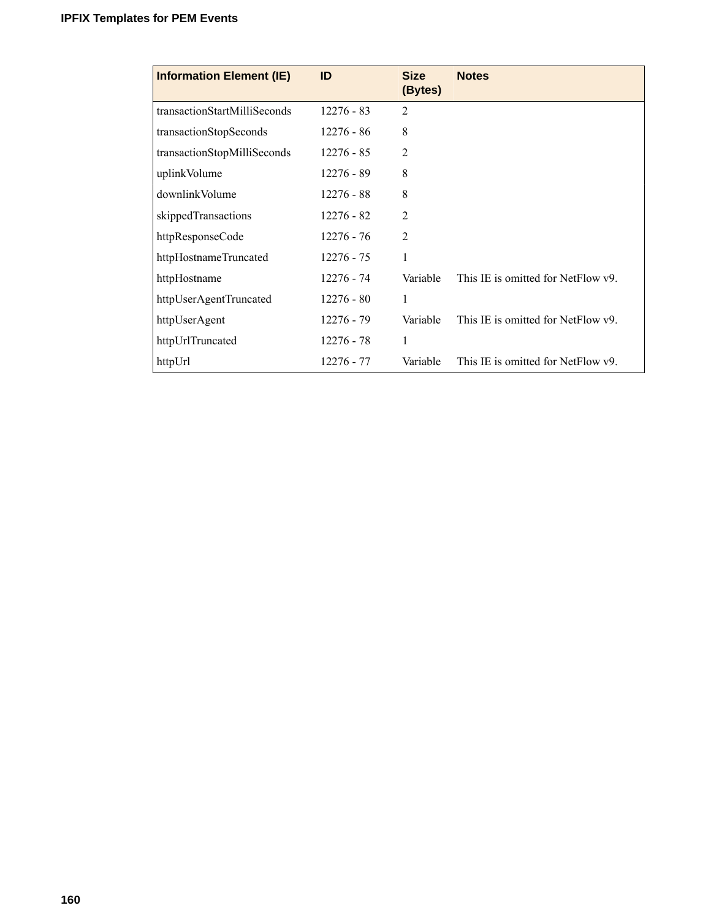| Information Element (IE) | ID | Size (Bytes) | Notes |
|---|---|---|---|
| transactionStartMilliSeconds | 12276 - 83 | 2 | |
| transactionStopSeconds | 12276 - 86 | 8 | |
| transactionStopMilliSeconds | 12276 - 85 | 2 | |
| uplinkVolume | 12276 - 89 | 8 | |
| downlinkVolume | 12276 - 88 | 8 | |
| skippedTransactions | 12276 - 82 | 2 | |
| httpResponseCode | 12276 - 76 | 2 | |
| httpHostnameTruncated | 12276 - 75 | 1 | |
| httpHostname | 12276 - 74 | Variable | This IE is omitted for NetFlow v9. |
| httpUserAgentTruncated | 12276 - 80 | 1 | |
| httpUserAgent | 12276 - 79 | Variable | This IE is omitted for NetFlow v9. |
| httpUrlTruncated | 12276 - 78 | 1 | |
| httpUrl | 12276 - 77 | Variable | This IE is omitted for NetFlow v9. |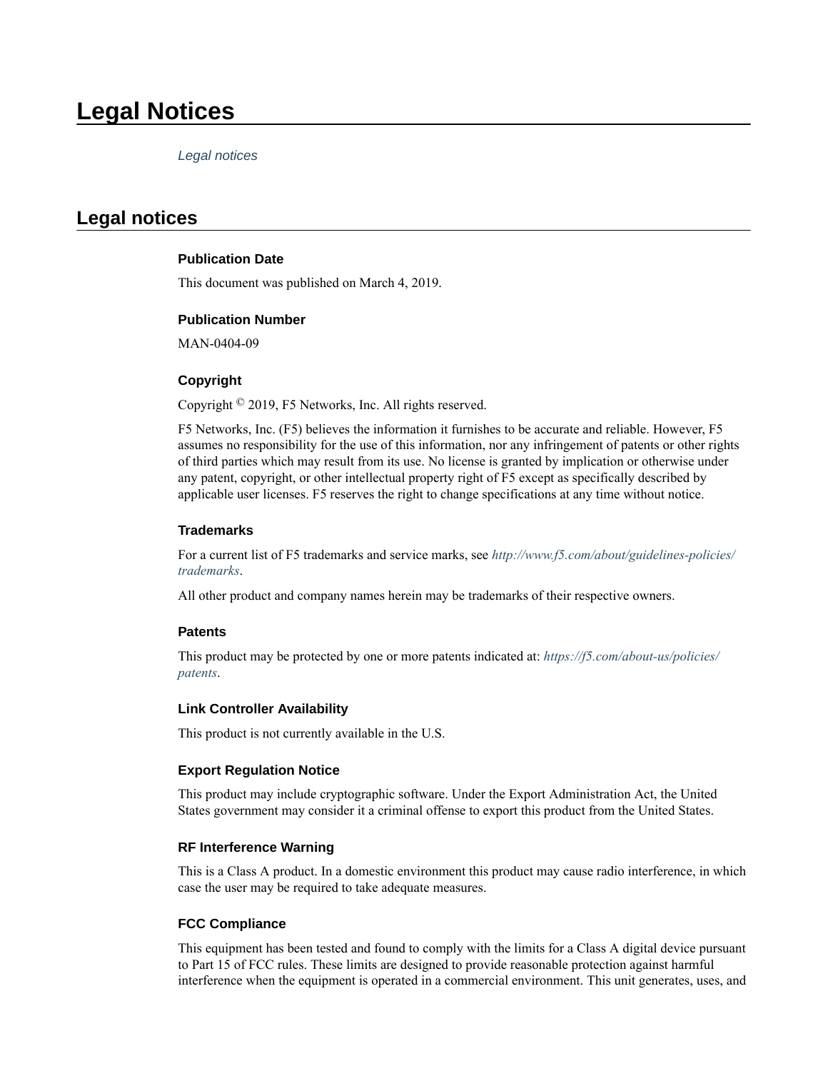# Legal Notices

*Legal notices*

## Legal notices

### Publication Date

This document was published on March 4, 2019.

### Publication Number

MAN-0404-09

### Copyright

Copyright © 2019, F5 Networks, Inc. All rights reserved.

F5 Networks, Inc. (F5) believes the information it furnishes to be accurate and reliable. However, F5 assumes no responsibility for the use of this information, nor any infringement of patents or other rights of third parties which may result from its use. No license is granted by implication or otherwise under any patent, copyright, or other intellectual property right of F5 except as specifically described by applicable user licenses. F5 reserves the right to change specifications at any time without notice.

### Trademarks

For a current list of F5 trademarks and service marks, see *http://www.f5.com/about/guidelines-policies/trademarks*.

All other product and company names herein may be trademarks of their respective owners.

### Patents

This product may be protected by one or more patents indicated at: *https://f5.com/about-us/policies/patents*.

### Link Controller Availability

This product is not currently available in the U.S.

### Export Regulation Notice

This product may include cryptographic software. Under the Export Administration Act, the United States government may consider it a criminal offense to export this product from the United States.

### RF Interference Warning

This is a Class A product. In a domestic environment this product may cause radio interference, in which case the user may be required to take adequate measures.

### FCC Compliance

This equipment has been tested and found to comply with the limits for a Class A digital device pursuant to Part 15 of FCC rules. These limits are designed to provide reasonable protection against harmful interference when the equipment is operated in a commercial environment. This unit generates, uses, and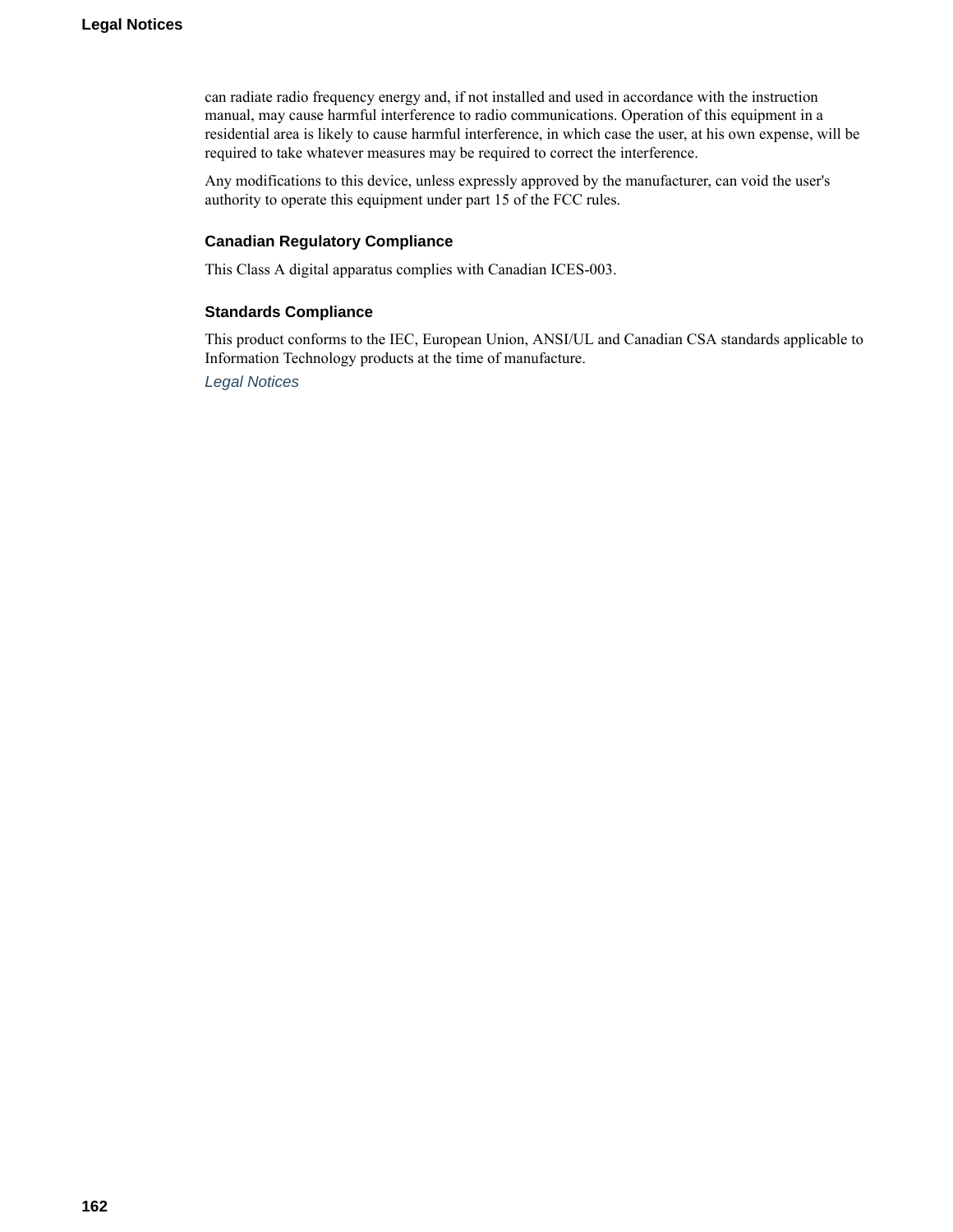can radiate radio frequency energy and, if not installed and used in accordance with the instruction manual, may cause harmful interference to radio communications. Operation of this equipment in a residential area is likely to cause harmful interference, in which case the user, at his own expense, will be required to take whatever measures may be required to correct the interference.

Any modifications to this device, unless expressly approved by the manufacturer, can void the user's authority to operate this equipment under part 15 of the FCC rules.

### Canadian Regulatory Compliance

This Class A digital apparatus complies with Canadian ICES-003.

### Standards Compliance

This product conforms to the IEC, European Union, ANSI/UL and Canadian CSA standards applicable to Information Technology products at the time of manufacture.

*Legal Notices*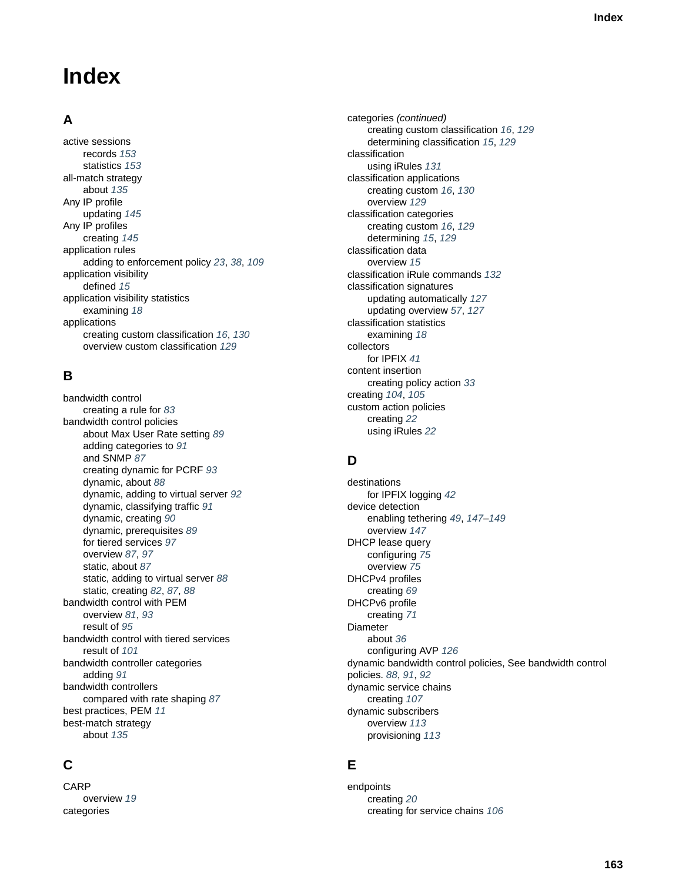# Index

## A

active sessions
- records *153*
- statistics *153*

all-match strategy
- about *135*

Any IP profile
- updating *145*

Any IP profiles
- creating *145*

application rules
- adding to enforcement policy *23*, *38*, *109*

application visibility
- defined *15*

application visibility statistics
- examining *18*

applications
- creating custom classification *16*, *130*
- overview custom classification *129*

## B

bandwidth control
- creating a rule for *83*

bandwidth control policies
- about Max User Rate setting *89*
- adding categories to *91*
- and SNMP *87*
- creating dynamic for PCRF *93*
- dynamic, about *88*
- dynamic, adding to virtual server *92*
- dynamic, classifying traffic *91*
- dynamic, creating *90*
- dynamic, prerequisites *89*
- for tiered services *97*
- overview *87*, *97*
- static, about *87*
- static, adding to virtual server *88*
- static, creating *82*, *87*, *88*

bandwidth control with PEM
- overview *81*, *93*
- result of *95*

bandwidth control with tiered services
- result of *101*

bandwidth controller categories
- adding *91*

bandwidth controllers
- compared with rate shaping *87*

best practices, PEM *11*

best-match strategy
- about *135*

## C

CARP
- overview *19*

categories
- creating custom classification *16*, *129*
- determining classification *15*, *129*

classification
- using iRules *131*

classification applications
- creating custom *16*, *130*
- overview *129*

classification categories
- creating custom *16*, *129*
- determining *15*, *129*

classification data
- overview *15*

classification iRule commands *132*

classification signatures
- updating automatically *127*
- updating overview *57*, *127*

classification statistics
- examining *18*

collectors
- for IPFIX *41*

content insertion
- creating policy action *33*

creating *104*, *105*

custom action policies
- creating *22*
- using iRules *22*

## D

destinations
- for IPFIX logging *42*

device detection
- enabling tethering *49*, *147*–*149*
- overview *147*

DHCP lease query
- configuring *75*
- overview *75*

DHCPv4 profiles
- creating *69*

DHCPv6 profile
- creating *71*

Diameter
- about *36*
- configuring AVP *126*

dynamic bandwidth control policies, See bandwidth control policies. *88*, *91*, *92*

dynamic service chains
- creating *107*

dynamic subscribers
- overview *113*
- provisioning *113*

## E

endpoints
- creating *20*
- creating for service chains *106*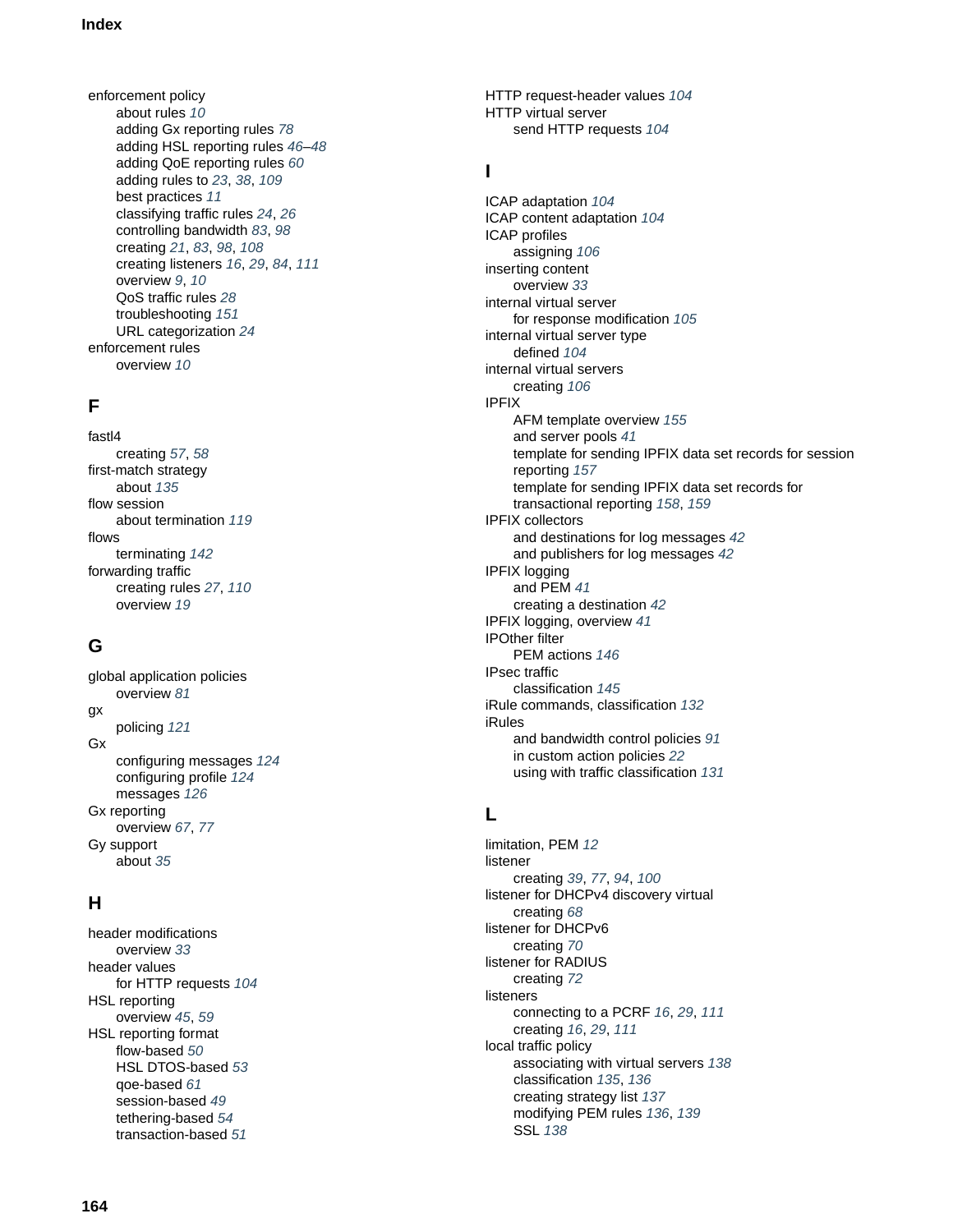enforcement policy
- about rules *10*
- adding Gx reporting rules *78*
- adding HSL reporting rules *46–48*
- adding QoE reporting rules *60*
- adding rules to *23*, *38*, *109*
- best practices *11*
- classifying traffic rules *24*, *26*
- controlling bandwidth *83*, *98*
- creating *21*, *83*, *98*, *108*
- creating listeners *16*, *29*, *84*, *111*
- overview *9*, *10*
- QoS traffic rules *28*
- troubleshooting *151*
- URL categorization *24*

enforcement rules
- overview *10*

## F

fastl4
- creating *57*, *58*

first-match strategy
- about *135*

flow session
- about termination *119*

flows
- terminating *142*

forwarding traffic
- creating rules *27*, *110*
- overview *19*

## G

global application policies
- overview *81*

gx
- policing *121*

Gx
- configuring messages *124*
- configuring profile *124*
- messages *126*

Gx reporting
- overview *67*, *77*

Gy support
- about *35*

## H

header modifications
- overview *33*

header values
- for HTTP requests *104*

HSL reporting
- overview *45*, *59*

HSL reporting format
- flow-based *50*
- HSL DTOS-based *53*
- qoe-based *61*
- session-based *49*
- tethering-based *54*
- transaction-based *51*

HTTP request-header values *104*

HTTP virtual server
- send HTTP requests *104*

## I

ICAP adaptation *104*

ICAP content adaptation *104*

ICAP profiles
- assigning *106*

inserting content
- overview *33*

internal virtual server
- for response modification *105*

internal virtual server type
- defined *104*

internal virtual servers
- creating *106*

IPFIX
- AFM template overview *155*
- and server pools *41*
- template for sending IPFIX data set records for session reporting *157*
- template for sending IPFIX data set records for transactional reporting *158*, *159*

IPFIX collectors
- and destinations for log messages *42*
- and publishers for log messages *42*

IPFIX logging
- and PEM *41*
- creating a destination *42*

IPFIX logging, overview *41*

IPOther filter
- PEM actions *146*

IPsec traffic
- classification *145*

iRule commands, classification *132*

iRules
- and bandwidth control policies *91*
- in custom action policies *22*
- using with traffic classification *131*

## L

limitation, PEM *12*

listener
- creating *39*, *77*, *94*, *100*

listener for DHCPv4 discovery virtual
- creating *68*

listener for DHCPv6
- creating *70*

listener for RADIUS
- creating *72*

listeners
- connecting to a PCRF *16*, *29*, *111*
- creating *16*, *29*, *111*

local traffic policy
- associating with virtual servers *138*
- classification *135*, *136*
- creating strategy list *137*
- modifying PEM rules *136*, *139*
- SSL *138*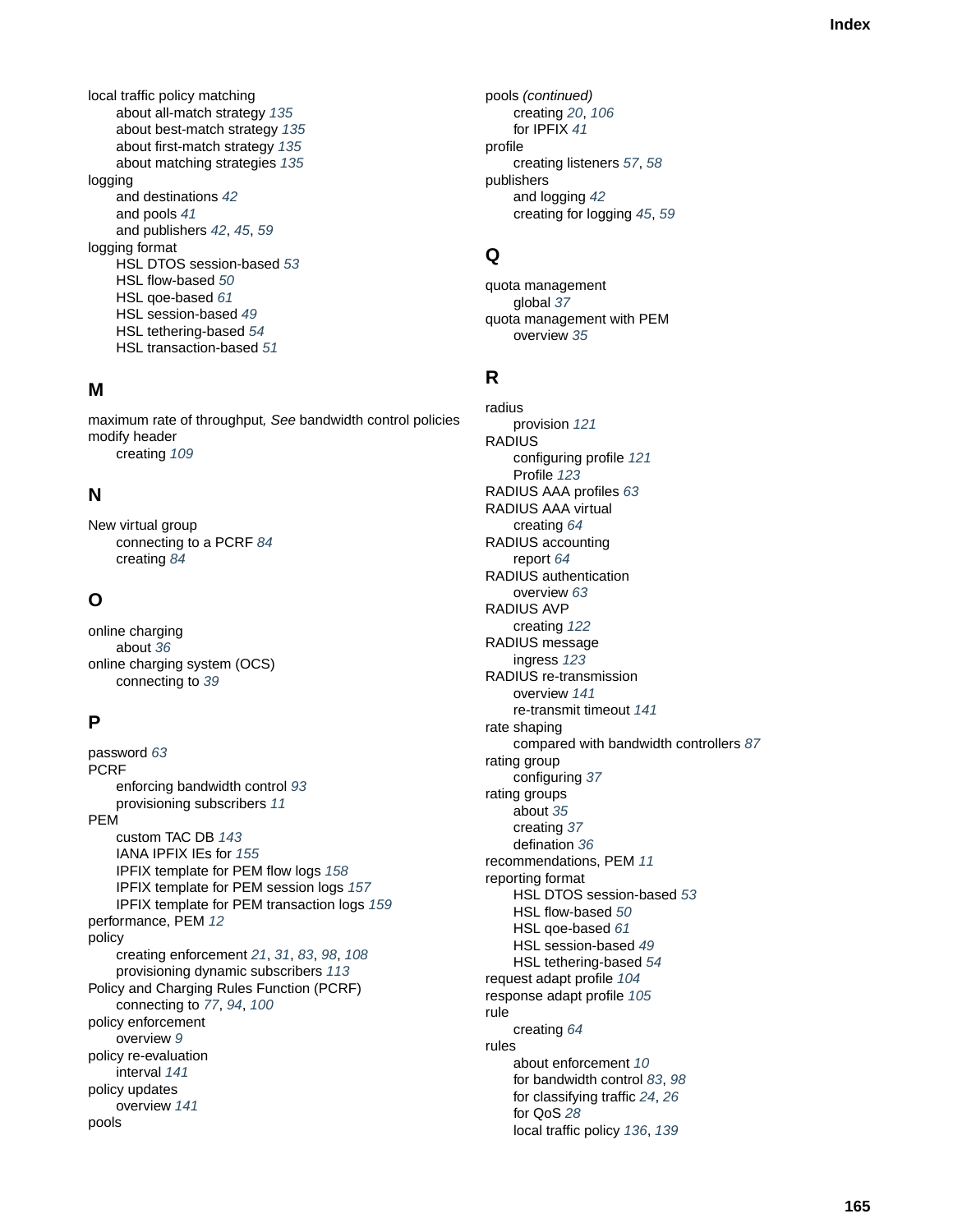local traffic policy matching
  about all-match strategy *135*
  about best-match strategy *135*
  about first-match strategy *135*
  about matching strategies *135*
logging
  and destinations *42*
  and pools *41*
  and publishers *42*, *45*, *59*
logging format
  HSL DTOS session-based *53*
  HSL flow-based *50*
  HSL qoe-based *61*
  HSL session-based *49*
  HSL tethering-based *54*
  HSL transaction-based *51*

## M

maximum rate of throughput, *See* bandwidth control policies
modify header
  creating *109*

## N

New virtual group
  connecting to a PCRF *84*
  creating *84*

## O

online charging
  about *36*
online charging system (OCS)
  connecting to *39*

## P

password *63*
PCRF
  enforcing bandwidth control *93*
  provisioning subscribers *11*
PEM
  custom TAC DB *143*
  IANA IPFIX IEs for *155*
  IPFIX template for PEM flow logs *158*
  IPFIX template for PEM session logs *157*
  IPFIX template for PEM transaction logs *159*
performance, PEM *12*
policy
  creating enforcement *21*, *31*, *83*, *98*, *108*
  provisioning dynamic subscribers *113*
Policy and Charging Rules Function (PCRF)
  connecting to *77*, *94*, *100*
policy enforcement
  overview *9*
policy re-evaluation
  interval *141*
policy updates
  overview *141*
pools
pools *(continued)*
  creating *20*, *106*
  for IPFIX *41*
profile
  creating listeners *57*, *58*
publishers
  and logging *42*
  creating for logging *45*, *59*

## Q

quota management
  global *37*
quota management with PEM
  overview *35*

## R

radius
  provision *121*
RADIUS
  configuring profile *121*
  Profile *123*
RADIUS AAA profiles *63*
RADIUS AAA virtual
  creating *64*
RADIUS accounting
  report *64*
RADIUS authentication
  overview *63*
RADIUS AVP
  creating *122*
RADIUS message
  ingress *123*
RADIUS re-transmission
  overview *141*
  re-transmit timeout *141*
rate shaping
  compared with bandwidth controllers *87*
rating group
  configuring *37*
rating groups
  about *35*
  creating *37*
  defination *36*
recommendations, PEM *11*
reporting format
  HSL DTOS session-based *53*
  HSL flow-based *50*
  HSL qoe-based *61*
  HSL session-based *49*
  HSL tethering-based *54*
request adapt profile *104*
response adapt profile *105*
rule
  creating *64*
rules
  about enforcement *10*
  for bandwidth control *83*, *98*
  for classifying traffic *24*, *26*
  for QoS *28*
  local traffic policy *136*, *139*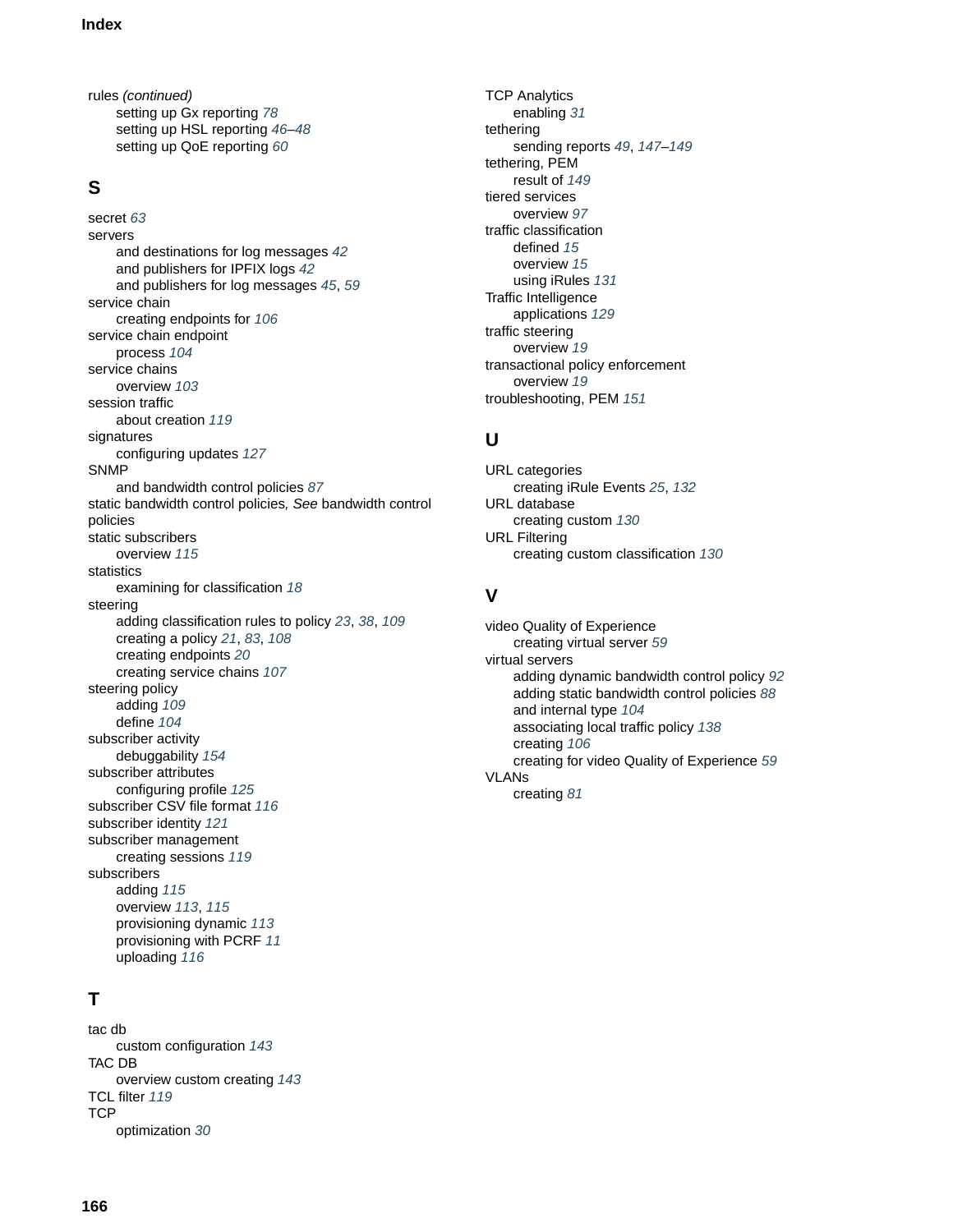rules *(continued)*
- setting up Gx reporting *78*
- setting up HSL reporting *46–48*
- setting up QoE reporting *60*

## S

secret *63*

servers
- and destinations for log messages *42*
- and publishers for IPFIX logs *42*
- and publishers for log messages *45*, *59*

service chain
- creating endpoints for *106*

service chain endpoint
- process *104*

service chains
- overview *103*

session traffic
- about creation *119*

signatures
- configuring updates *127*

SNMP
- and bandwidth control policies *87*

static bandwidth control policies*, See* bandwidth control policies

static subscribers
- overview *115*

statistics
- examining for classification *18*

steering
- adding classification rules to policy *23*, *38*, *109*
- creating a policy *21*, *83*, *108*
- creating endpoints *20*
- creating service chains *107*

steering policy
- adding *109*
- define *104*

subscriber activity
- debuggability *154*

subscriber attributes
- configuring profile *125*

subscriber CSV file format *116*

subscriber identity *121*

subscriber management
- creating sessions *119*

subscribers
- adding *115*
- overview *113*, *115*
- provisioning dynamic *113*
- provisioning with PCRF *11*
- uploading *116*

## T

tac db
- custom configuration *143*

TAC DB
- overview custom creating *143*

TCL filter *119*

TCP
- optimization *30*

TCP Analytics
- enabling *31*

tethering
- sending reports *49*, *147–149*

tethering, PEM
- result of *149*

tiered services
- overview *97*

traffic classification
- defined *15*
- overview *15*
- using iRules *131*

Traffic Intelligence
- applications *129*

traffic steering
- overview *19*

transactional policy enforcement
- overview *19*

troubleshooting, PEM *151*

## U

URL categories
- creating iRule Events *25*, *132*

URL database
- creating custom *130*

URL Filtering
- creating custom classification *130*

## V

video Quality of Experience
- creating virtual server *59*

virtual servers
- adding dynamic bandwidth control policy *92*
- adding static bandwidth control policies *88*
- and internal type *104*
- associating local traffic policy *138*
- creating *106*
- creating for video Quality of Experience *59*

VLANs
- creating *81*